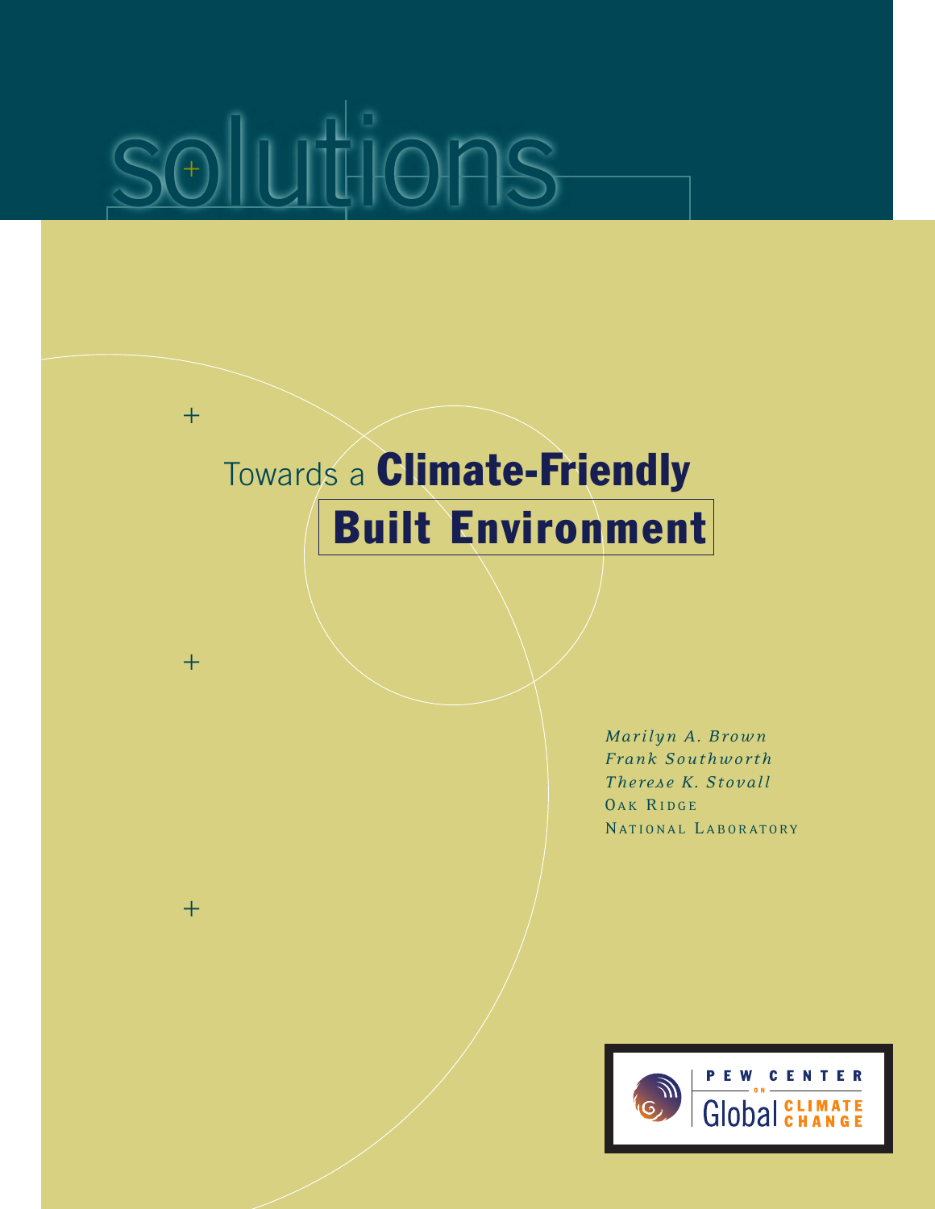solutions

# Towards a Climate-Friendly Built Environment

*Marilyn A. Brown*
*Frank Southworth*
*Therese K. Stovall*
Oak Ridge National Laboratory

PEW CENTER ON Global CLIMATE CHANGE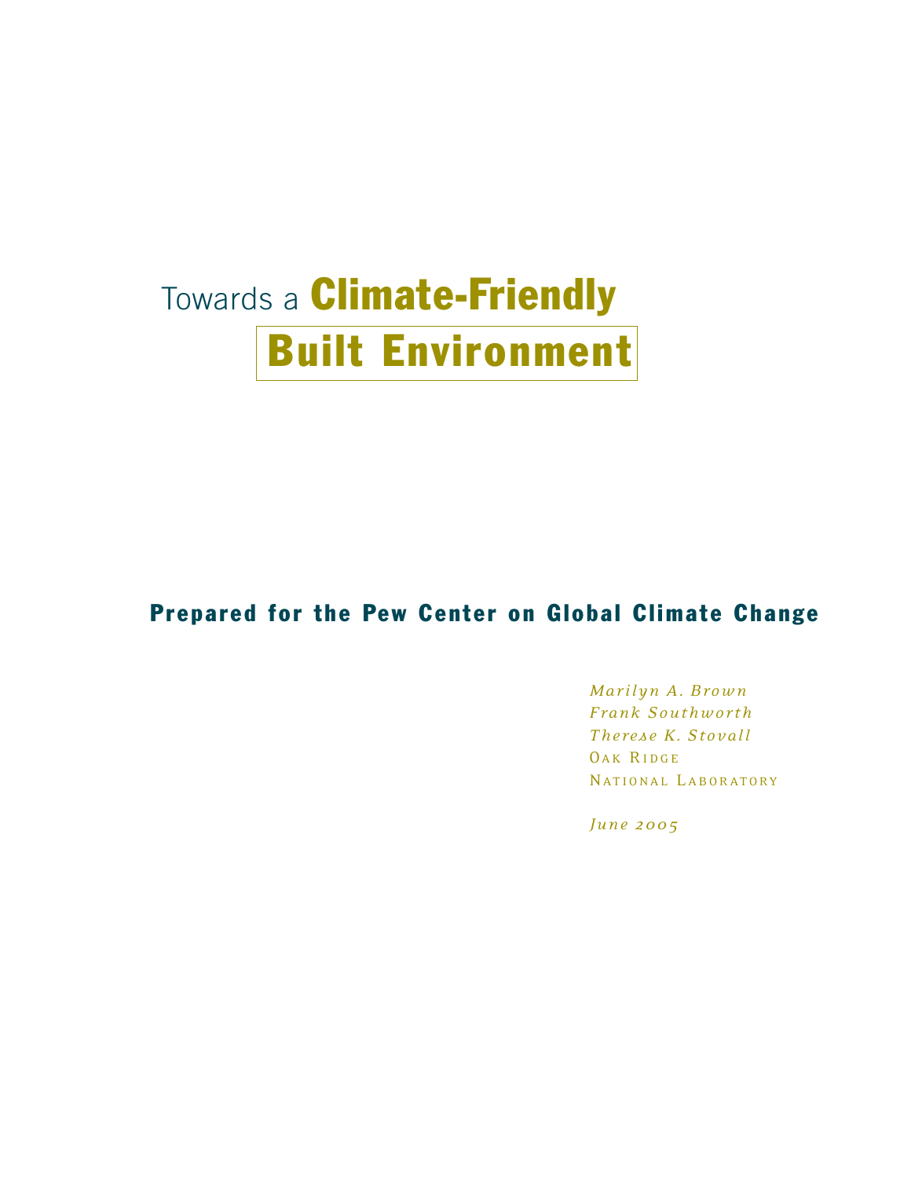# Towards a **Climate-Friendly Built Environment**

## Prepared for the Pew Center on Global Climate Change

*Marilyn A. Brown*
*Frank Southworth*
*Therese K. Stovall*
Oak Ridge
National Laboratory

*June 2005*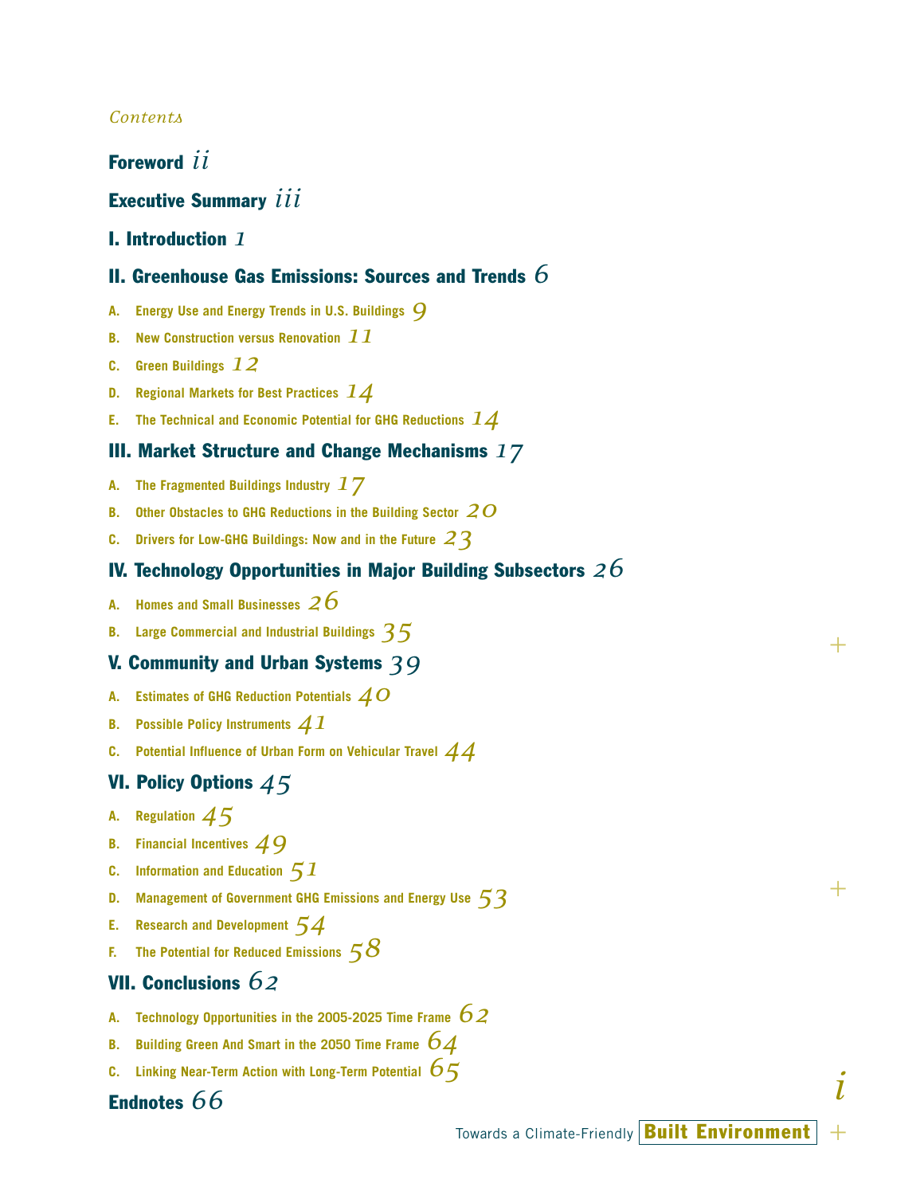*Contents*

**Foreword** *ii*

**Executive Summary** *iii*

**I. Introduction** *1*

**II. Greenhouse Gas Emissions: Sources and Trends** *6*

- **A. Energy Use and Energy Trends in U.S. Buildings** *9*
- **B. New Construction versus Renovation** *11*
- **C. Green Buildings** *12*
- **D. Regional Markets for Best Practices** *14*
- **E. The Technical and Economic Potential for GHG Reductions** *14*

**III. Market Structure and Change Mechanisms** *17*

- **A. The Fragmented Buildings Industry** *17*
- **B. Other Obstacles to GHG Reductions in the Building Sector** *20*
- **C. Drivers for Low-GHG Buildings: Now and in the Future** *23*

**IV. Technology Opportunities in Major Building Subsectors** *26*

- **A. Homes and Small Businesses** *26*
- **B. Large Commercial and Industrial Buildings** *35*

**V. Community and Urban Systems** *39*

- **A. Estimates of GHG Reduction Potentials** *40*
- **B. Possible Policy Instruments** *41*
- **C. Potential Influence of Urban Form on Vehicular Travel** *44*

**VI. Policy Options** *45*

- **A. Regulation** *45*
- **B. Financial Incentives** *49*
- **C. Information and Education** *51*
- **D. Management of Government GHG Emissions and Energy Use** *53*
- **E. Research and Development** *54*
- **F. The Potential for Reduced Emissions** *58*

**VII. Conclusions** *62*

- **A. Technology Opportunities in the 2005-2025 Time Frame** *62*
- **B. Building Green And Smart in the 2050 Time Frame** *64*
- **C. Linking Near-Term Action with Long-Term Potential** *65*

**Endnotes** *66*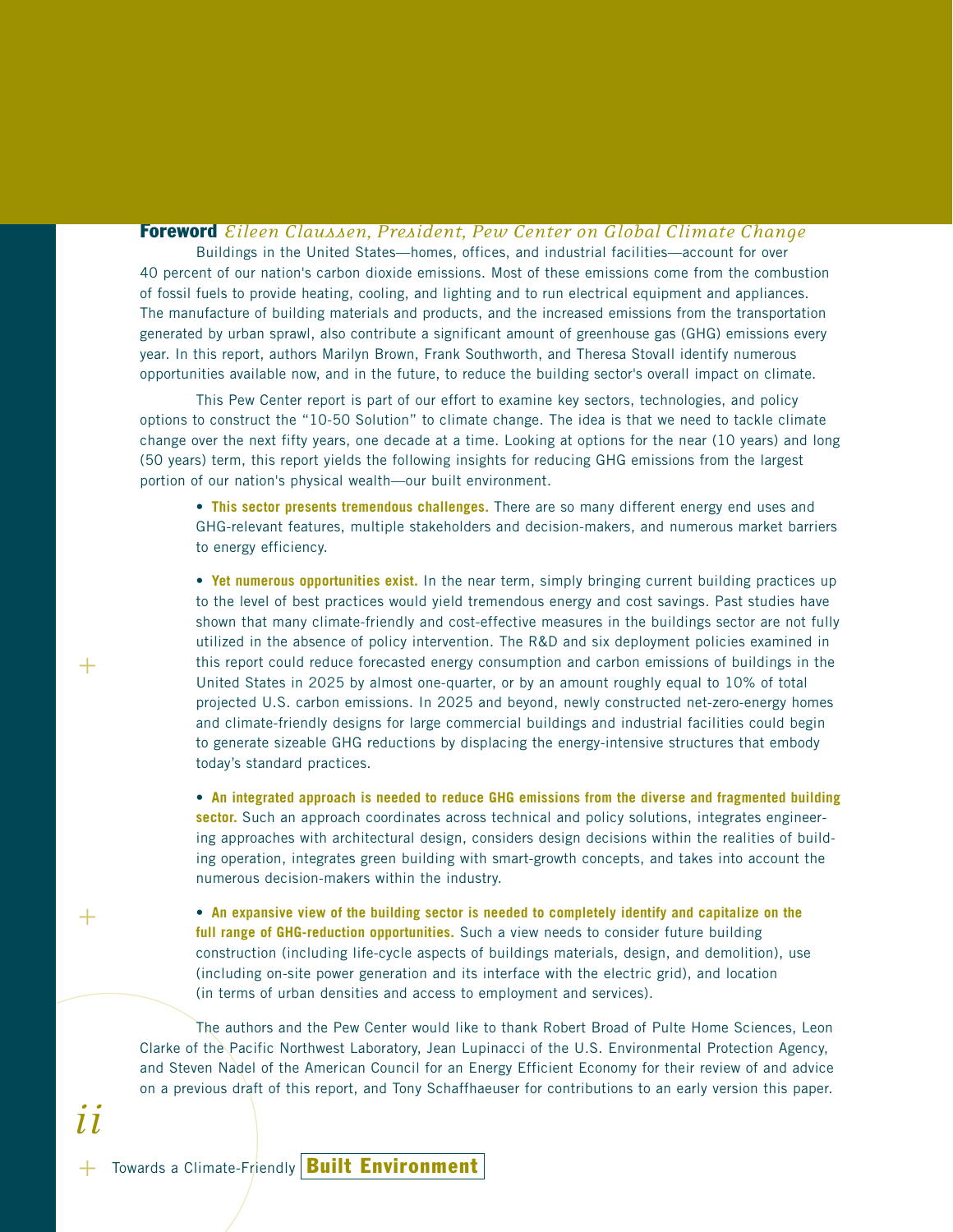## Foreword *Eileen Claussen, President, Pew Center on Global Climate Change*

Buildings in the United States—homes, offices, and industrial facilities—account for over 40 percent of our nation's carbon dioxide emissions. Most of these emissions come from the combustion of fossil fuels to provide heating, cooling, and lighting and to run electrical equipment and appliances. The manufacture of building materials and products, and the increased emissions from the transportation generated by urban sprawl, also contribute a significant amount of greenhouse gas (GHG) emissions every year. In this report, authors Marilyn Brown, Frank Southworth, and Theresa Stovall identify numerous opportunities available now, and in the future, to reduce the building sector's overall impact on climate.

This Pew Center report is part of our effort to examine key sectors, technologies, and policy options to construct the "10-50 Solution" to climate change. The idea is that we need to tackle climate change over the next fifty years, one decade at a time. Looking at options for the near (10 years) and long (50 years) term, this report yields the following insights for reducing GHG emissions from the largest portion of our nation's physical wealth—our built environment.

- **This sector presents tremendous challenges.** There are so many different energy end uses and GHG-relevant features, multiple stakeholders and decision-makers, and numerous market barriers to energy efficiency.

- **Yet numerous opportunities exist.** In the near term, simply bringing current building practices up to the level of best practices would yield tremendous energy and cost savings. Past studies have shown that many climate-friendly and cost-effective measures in the buildings sector are not fully utilized in the absence of policy intervention. The R&D and six deployment policies examined in this report could reduce forecasted energy consumption and carbon emissions of buildings in the United States in 2025 by almost one-quarter, or by an amount roughly equal to 10% of total projected U.S. carbon emissions. In 2025 and beyond, newly constructed net-zero-energy homes and climate-friendly designs for large commercial buildings and industrial facilities could begin to generate sizeable GHG reductions by displacing the energy-intensive structures that embody today's standard practices.

- **An integrated approach is needed to reduce GHG emissions from the diverse and fragmented building sector.** Such an approach coordinates across technical and policy solutions, integrates engineering approaches with architectural design, considers design decisions within the realities of building operation, integrates green building with smart-growth concepts, and takes into account the numerous decision-makers within the industry.

- **An expansive view of the building sector is needed to completely identify and capitalize on the full range of GHG-reduction opportunities.** Such a view needs to consider future building construction (including life-cycle aspects of buildings materials, design, and demolition), use (including on-site power generation and its interface with the electric grid), and location (in terms of urban densities and access to employment and services).

The authors and the Pew Center would like to thank Robert Broad of Pulte Home Sciences, Leon Clarke of the Pacific Northwest Laboratory, Jean Lupinacci of the U.S. Environmental Protection Agency, and Steven Nadel of the American Council for an Energy Efficient Economy for their review of and advice on a previous draft of this report, and Tony Schaffhaeuser for contributions to an early version this paper.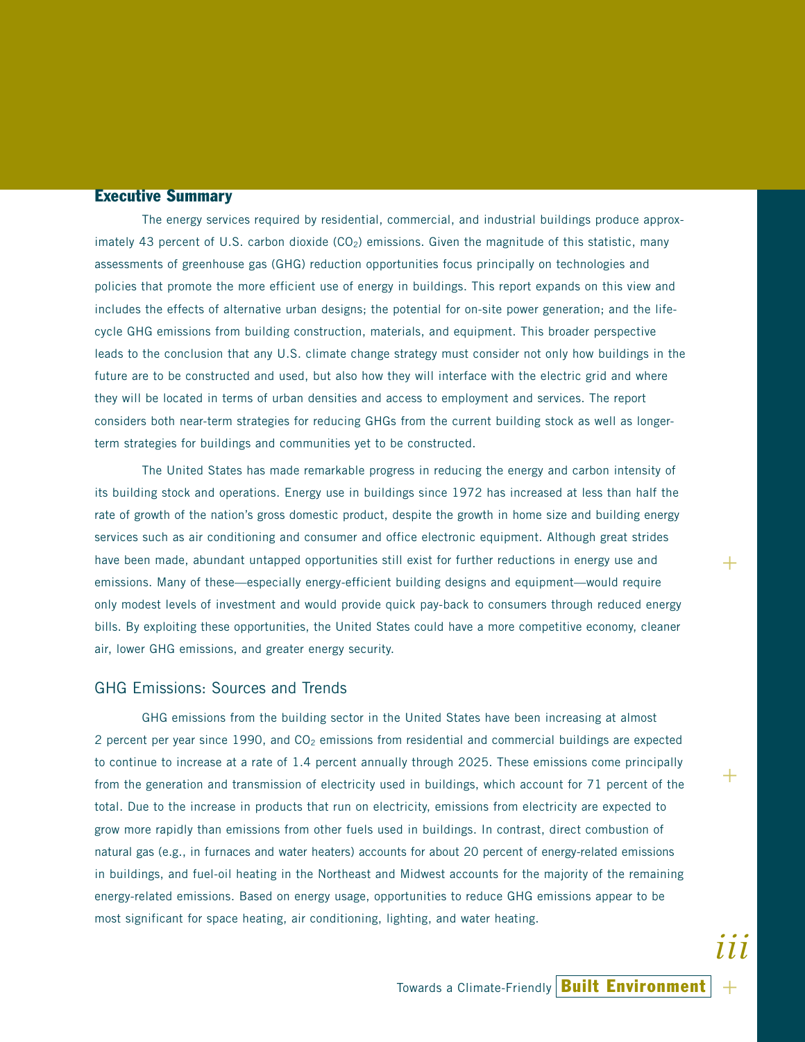## Executive Summary

The energy services required by residential, commercial, and industrial buildings produce approximately 43 percent of U.S. carbon dioxide ($CO_2$) emissions. Given the magnitude of this statistic, many assessments of greenhouse gas (GHG) reduction opportunities focus principally on technologies and policies that promote the more efficient use of energy in buildings. This report expands on this view and includes the effects of alternative urban designs; the potential for on-site power generation; and the life-cycle GHG emissions from building construction, materials, and equipment. This broader perspective leads to the conclusion that any U.S. climate change strategy must consider not only how buildings in the future are to be constructed and used, but also how they will interface with the electric grid and where they will be located in terms of urban densities and access to employment and services. The report considers both near-term strategies for reducing GHGs from the current building stock as well as longer-term strategies for buildings and communities yet to be constructed.

The United States has made remarkable progress in reducing the energy and carbon intensity of its building stock and operations. Energy use in buildings since 1972 has increased at less than half the rate of growth of the nation's gross domestic product, despite the growth in home size and building energy services such as air conditioning and consumer and office electronic equipment. Although great strides have been made, abundant untapped opportunities still exist for further reductions in energy use and emissions. Many of these—especially energy-efficient building designs and equipment—would require only modest levels of investment and would provide quick pay-back to consumers through reduced energy bills. By exploiting these opportunities, the United States could have a more competitive economy, cleaner air, lower GHG emissions, and greater energy security.

### GHG Emissions: Sources and Trends

GHG emissions from the building sector in the United States have been increasing at almost 2 percent per year since 1990, and $CO_2$ emissions from residential and commercial buildings are expected to continue to increase at a rate of 1.4 percent annually through 2025. These emissions come principally from the generation and transmission of electricity used in buildings, which account for 71 percent of the total. Due to the increase in products that run on electricity, emissions from electricity are expected to grow more rapidly than emissions from other fuels used in buildings. In contrast, direct combustion of natural gas (e.g., in furnaces and water heaters) accounts for about 20 percent of energy-related emissions in buildings, and fuel-oil heating in the Northeast and Midwest accounts for the majority of the remaining energy-related emissions. Based on energy usage, opportunities to reduce GHG emissions appear to be most significant for space heating, air conditioning, lighting, and water heating.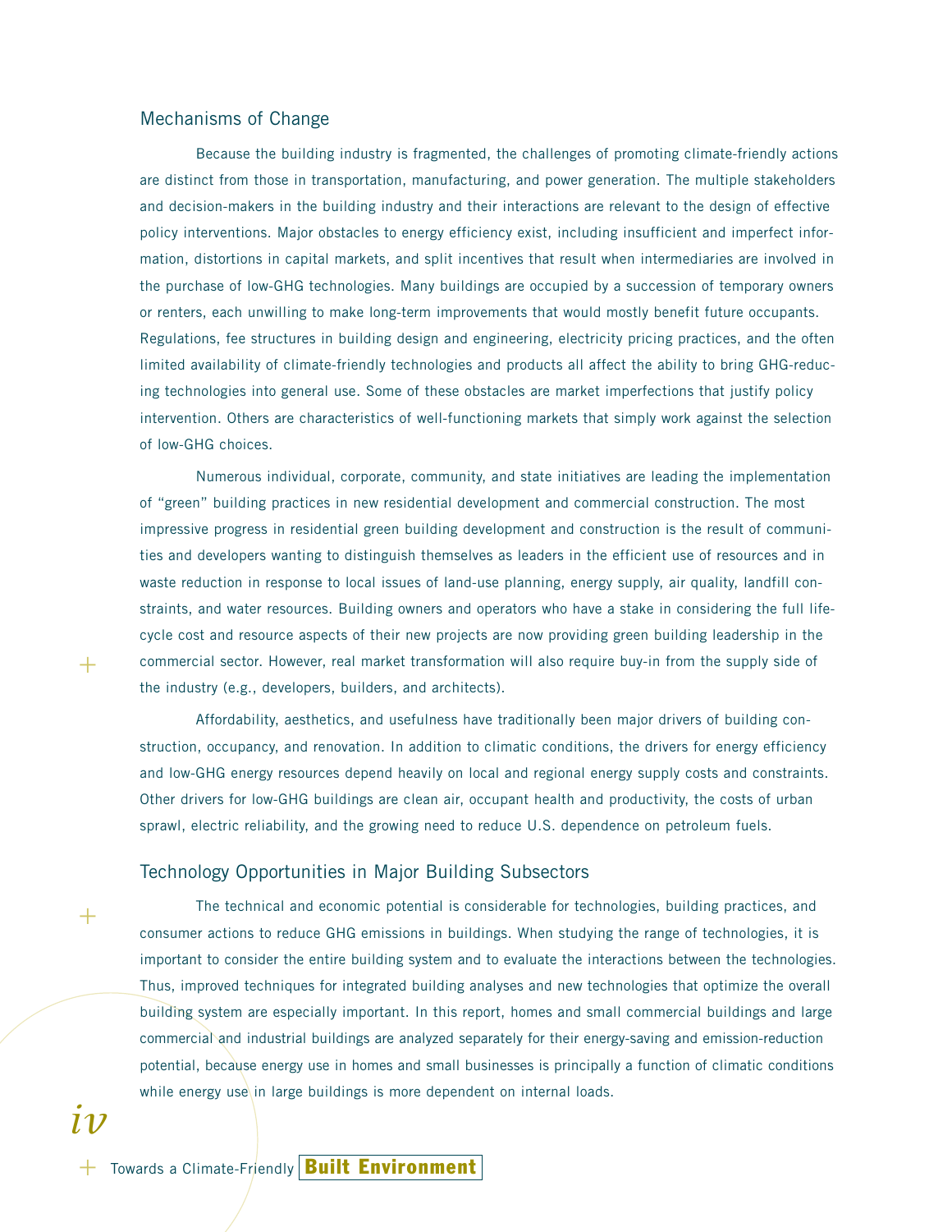## Mechanisms of Change

Because the building industry is fragmented, the challenges of promoting climate-friendly actions are distinct from those in transportation, manufacturing, and power generation. The multiple stakeholders and decision-makers in the building industry and their interactions are relevant to the design of effective policy interventions. Major obstacles to energy efficiency exist, including insufficient and imperfect information, distortions in capital markets, and split incentives that result when intermediaries are involved in the purchase of low-GHG technologies. Many buildings are occupied by a succession of temporary owners or renters, each unwilling to make long-term improvements that would mostly benefit future occupants. Regulations, fee structures in building design and engineering, electricity pricing practices, and the often limited availability of climate-friendly technologies and products all affect the ability to bring GHG-reducing technologies into general use. Some of these obstacles are market imperfections that justify policy intervention. Others are characteristics of well-functioning markets that simply work against the selection of low-GHG choices.

Numerous individual, corporate, community, and state initiatives are leading the implementation of "green" building practices in new residential development and commercial construction. The most impressive progress in residential green building development and construction is the result of communities and developers wanting to distinguish themselves as leaders in the efficient use of resources and in waste reduction in response to local issues of land-use planning, energy supply, air quality, landfill constraints, and water resources. Building owners and operators who have a stake in considering the full life-cycle cost and resource aspects of their new projects are now providing green building leadership in the commercial sector. However, real market transformation will also require buy-in from the supply side of the industry (e.g., developers, builders, and architects).

Affordability, aesthetics, and usefulness have traditionally been major drivers of building construction, occupancy, and renovation. In addition to climatic conditions, the drivers for energy efficiency and low-GHG energy resources depend heavily on local and regional energy supply costs and constraints. Other drivers for low-GHG buildings are clean air, occupant health and productivity, the costs of urban sprawl, electric reliability, and the growing need to reduce U.S. dependence on petroleum fuels.

## Technology Opportunities in Major Building Subsectors

The technical and economic potential is considerable for technologies, building practices, and consumer actions to reduce GHG emissions in buildings. When studying the range of technologies, it is important to consider the entire building system and to evaluate the interactions between the technologies. Thus, improved techniques for integrated building analyses and new technologies that optimize the overall building system are especially important. In this report, homes and small commercial buildings and large commercial and industrial buildings are analyzed separately for their energy-saving and emission-reduction potential, because energy use in homes and small businesses is principally a function of climatic conditions while energy use in large buildings is more dependent on internal loads.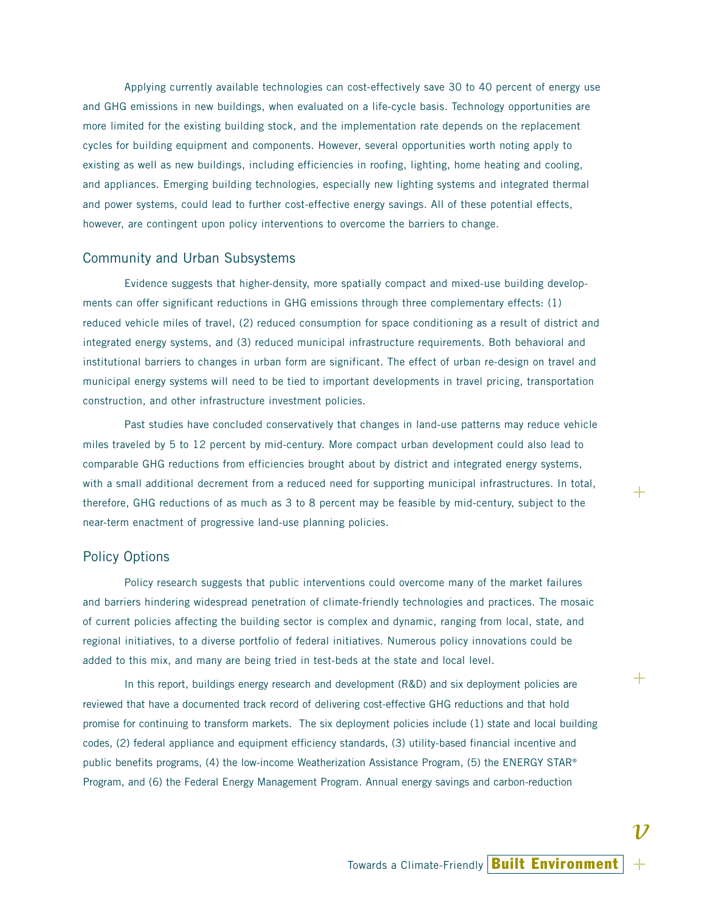Applying currently available technologies can cost-effectively save 30 to 40 percent of energy use and GHG emissions in new buildings, when evaluated on a life-cycle basis. Technology opportunities are more limited for the existing building stock, and the implementation rate depends on the replacement cycles for building equipment and components. However, several opportunities worth noting apply to existing as well as new buildings, including efficiencies in roofing, lighting, home heating and cooling, and appliances. Emerging building technologies, especially new lighting systems and integrated thermal and power systems, could lead to further cost-effective energy savings. All of these potential effects, however, are contingent upon policy interventions to overcome the barriers to change.

## Community and Urban Subsystems

Evidence suggests that higher-density, more spatially compact and mixed-use building developments can offer significant reductions in GHG emissions through three complementary effects: (1) reduced vehicle miles of travel, (2) reduced consumption for space conditioning as a result of district and integrated energy systems, and (3) reduced municipal infrastructure requirements. Both behavioral and institutional barriers to changes in urban form are significant. The effect of urban re-design on travel and municipal energy systems will need to be tied to important developments in travel pricing, transportation construction, and other infrastructure investment policies.

Past studies have concluded conservatively that changes in land-use patterns may reduce vehicle miles traveled by 5 to 12 percent by mid-century. More compact urban development could also lead to comparable GHG reductions from efficiencies brought about by district and integrated energy systems, with a small additional decrement from a reduced need for supporting municipal infrastructures. In total, therefore, GHG reductions of as much as 3 to 8 percent may be feasible by mid-century, subject to the near-term enactment of progressive land-use planning policies.

## Policy Options

Policy research suggests that public interventions could overcome many of the market failures and barriers hindering widespread penetration of climate-friendly technologies and practices. The mosaic of current policies affecting the building sector is complex and dynamic, ranging from local, state, and regional initiatives, to a diverse portfolio of federal initiatives. Numerous policy innovations could be added to this mix, and many are being tried in test-beds at the state and local level.

In this report, buildings energy research and development (R&D) and six deployment policies are reviewed that have a documented track record of delivering cost-effective GHG reductions and that hold promise for continuing to transform markets. The six deployment policies include (1) state and local building codes, (2) federal appliance and equipment efficiency standards, (3) utility-based financial incentive and public benefits programs, (4) the low-income Weatherization Assistance Program, (5) the ENERGY STAR® Program, and (6) the Federal Energy Management Program. Annual energy savings and carbon-reduction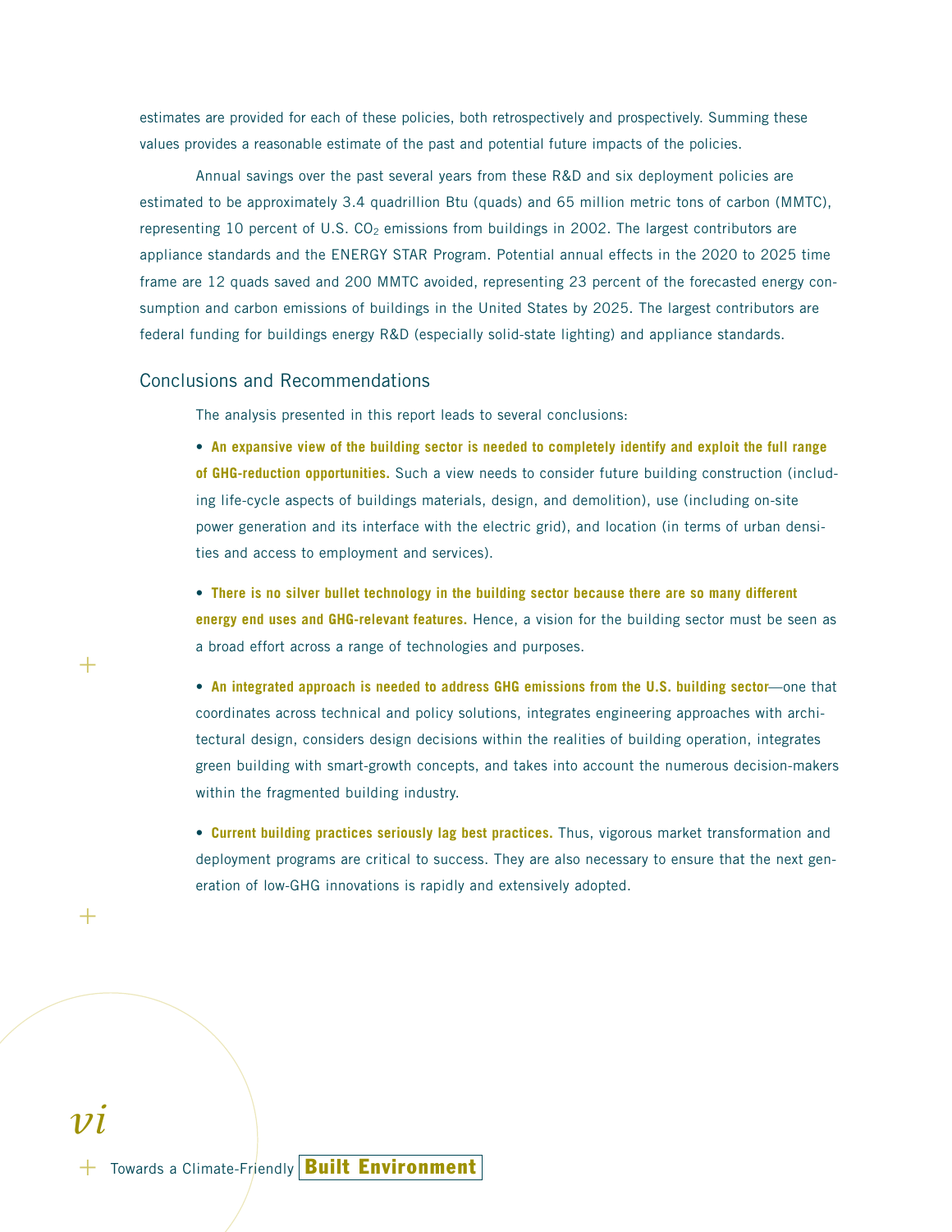estimates are provided for each of these policies, both retrospectively and prospectively. Summing these values provides a reasonable estimate of the past and potential future impacts of the policies.

Annual savings over the past several years from these R&D and six deployment policies are estimated to be approximately 3.4 quadrillion Btu (quads) and 65 million metric tons of carbon (MMTC), representing 10 percent of U.S. $CO_2$ emissions from buildings in 2002. The largest contributors are appliance standards and the ENERGY STAR Program. Potential annual effects in the 2020 to 2025 time frame are 12 quads saved and 200 MMTC avoided, representing 23 percent of the forecasted energy consumption and carbon emissions of buildings in the United States by 2025. The largest contributors are federal funding for buildings energy R&D (especially solid-state lighting) and appliance standards.

## Conclusions and Recommendations

The analysis presented in this report leads to several conclusions:

- **An expansive view of the building sector is needed to completely identify and exploit the full range of GHG-reduction opportunities.** Such a view needs to consider future building construction (including life-cycle aspects of buildings materials, design, and demolition), use (including on-site power generation and its interface with the electric grid), and location (in terms of urban densities and access to employment and services).

- **There is no silver bullet technology in the building sector because there are so many different energy end uses and GHG-relevant features.** Hence, a vision for the building sector must be seen as a broad effort across a range of technologies and purposes.

- **An integrated approach is needed to address GHG emissions from the U.S. building sector**—one that coordinates across technical and policy solutions, integrates engineering approaches with architectural design, considers design decisions within the realities of building operation, integrates green building with smart-growth concepts, and takes into account the numerous decision-makers within the fragmented building industry.

- **Current building practices seriously lag best practices.** Thus, vigorous market transformation and deployment programs are critical to success. They are also necessary to ensure that the next generation of low-GHG innovations is rapidly and extensively adopted.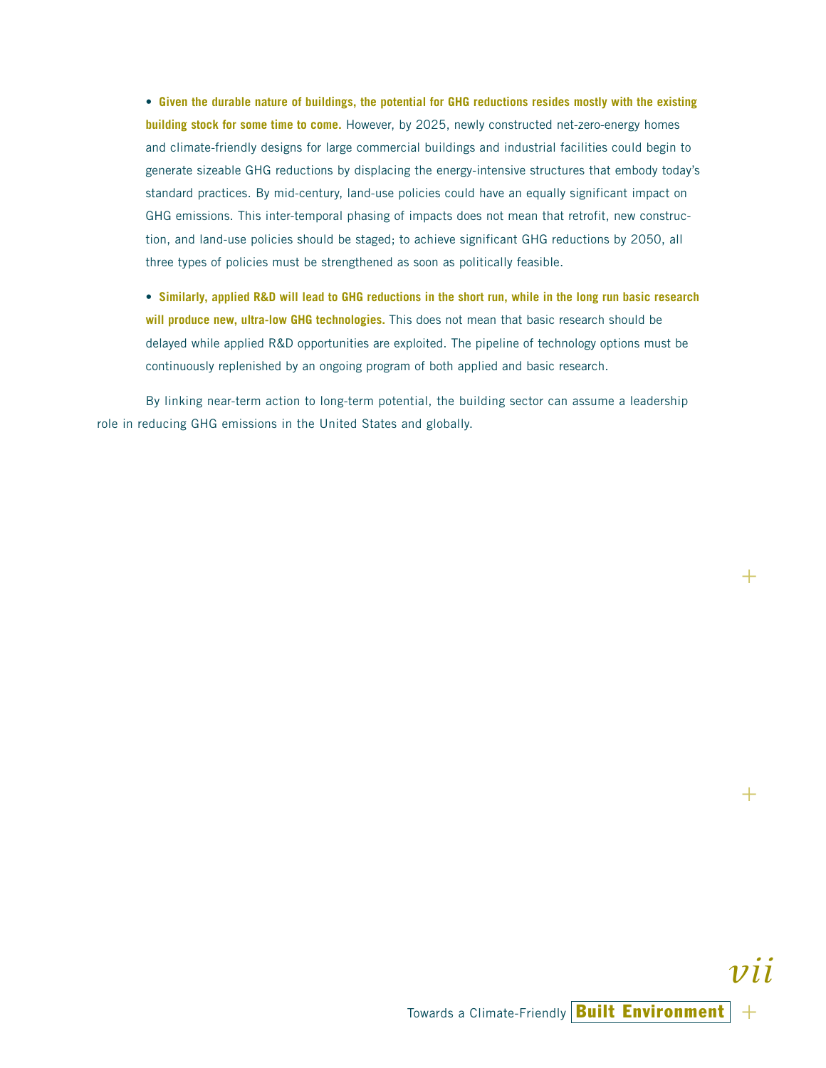- **Given the durable nature of buildings, the potential for GHG reductions resides mostly with the existing building stock for some time to come.** However, by 2025, newly constructed net-zero-energy homes and climate-friendly designs for large commercial buildings and industrial facilities could begin to generate sizeable GHG reductions by displacing the energy-intensive structures that embody today's standard practices. By mid-century, land-use policies could have an equally significant impact on GHG emissions. This inter-temporal phasing of impacts does not mean that retrofit, new construction, and land-use policies should be staged; to achieve significant GHG reductions by 2050, all three types of policies must be strengthened as soon as politically feasible.

- **Similarly, applied R&D will lead to GHG reductions in the short run, while in the long run basic research will produce new, ultra-low GHG technologies.** This does not mean that basic research should be delayed while applied R&D opportunities are exploited. The pipeline of technology options must be continuously replenished by an ongoing program of both applied and basic research.

By linking near-term action to long-term potential, the building sector can assume a leadership role in reducing GHG emissions in the United States and globally.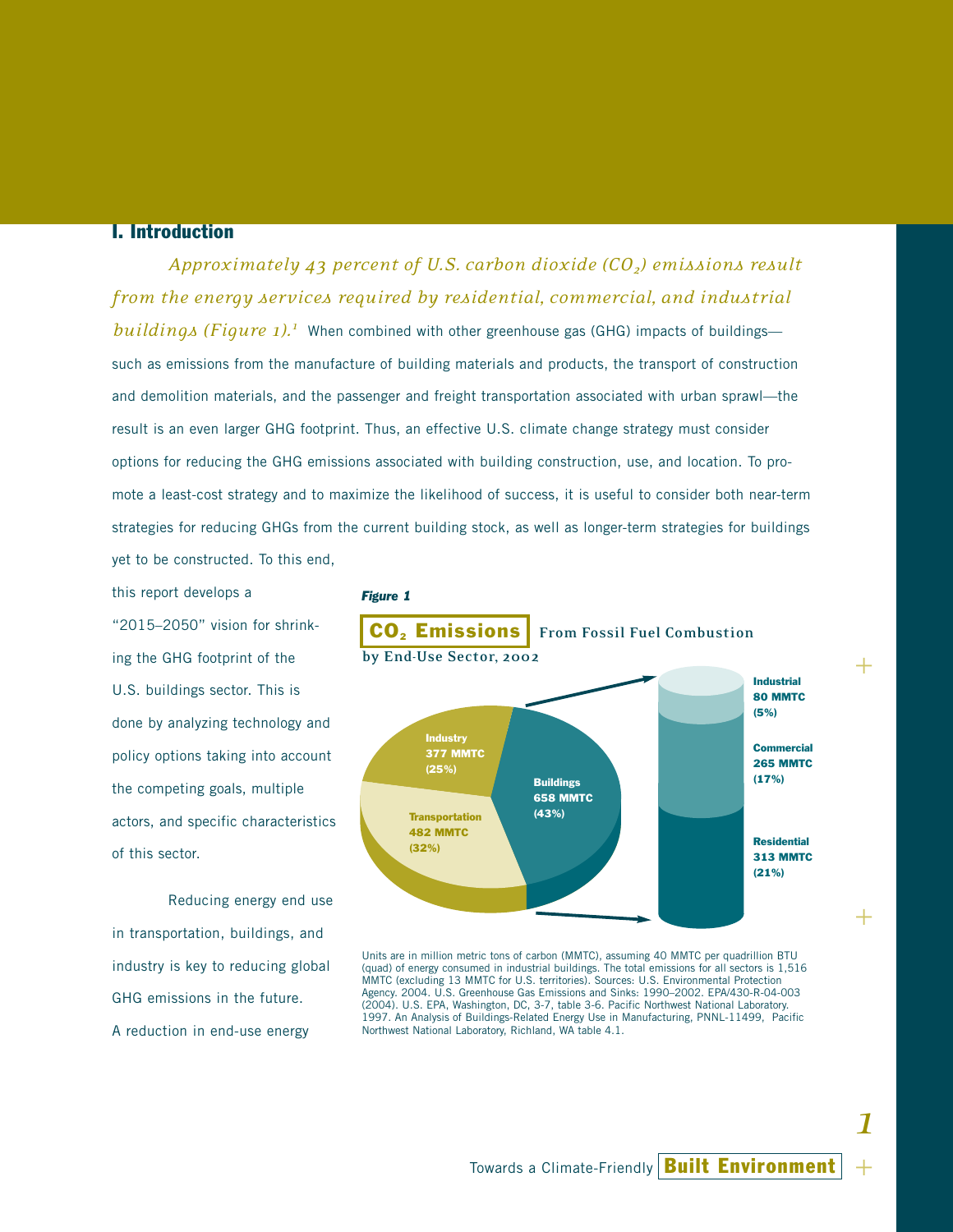# I. Introduction

*Approximately 43 percent of U.S. carbon dioxide ($CO_2$) emissions result from the energy services required by residential, commercial, and industrial buildings (Figure 1).*[1] When combined with other greenhouse gas (GHG) impacts of buildings—such as emissions from the manufacture of building materials and products, the transport of construction and demolition materials, and the passenger and freight transportation associated with urban sprawl—the result is an even larger GHG footprint. Thus, an effective U.S. climate change strategy must consider options for reducing the GHG emissions associated with building construction, use, and location. To promote a least-cost strategy and to maximize the likelihood of success, it is useful to consider both near-term strategies for reducing GHGs from the current building stock, as well as longer-term strategies for buildings yet to be constructed. To this end, this report develops a "2015–2050" vision for shrinking the GHG footprint of the U.S. buildings sector. This is done by analyzing technology and policy options taking into account the competing goals, multiple actors, and specific characteristics of this sector.

Reducing energy end use in transportation, buildings, and industry is key to reducing global GHG emissions in the future. A reduction in end-use energy

***Figure 1***

**$CO_2$ Emissions From Fossil Fuel Combustion by End-Use Sector, 2002**

Industry
377 MMTC
(25%)

Transportation
482 MMTC
(32%)

Buildings
658 MMTC
(43%)

Industrial
80 MMTC
(5%)

Commercial
265 MMTC
(17%)

Residential
313 MMTC
(21%)

Units are in million metric tons of carbon (MMTC), assuming 40 MMTC per quadrillion BTU (quad) of energy consumed in industrial buildings. The total emissions for all sectors is 1,516 MMTC (excluding 13 MMTC for U.S. territories). Sources: U.S. Environmental Protection Agency. 2004. U.S. Greenhouse Gas Emissions and Sinks: 1990–2002. EPA/430-R-04-003 (2004). U.S. EPA, Washington, DC, 3-7, table 3-6. Pacific Northwest National Laboratory. 1997. An Analysis of Buildings-Related Energy Use in Manufacturing, PNNL-11499, Pacific Northwest National Laboratory, Richland, WA table 4.1.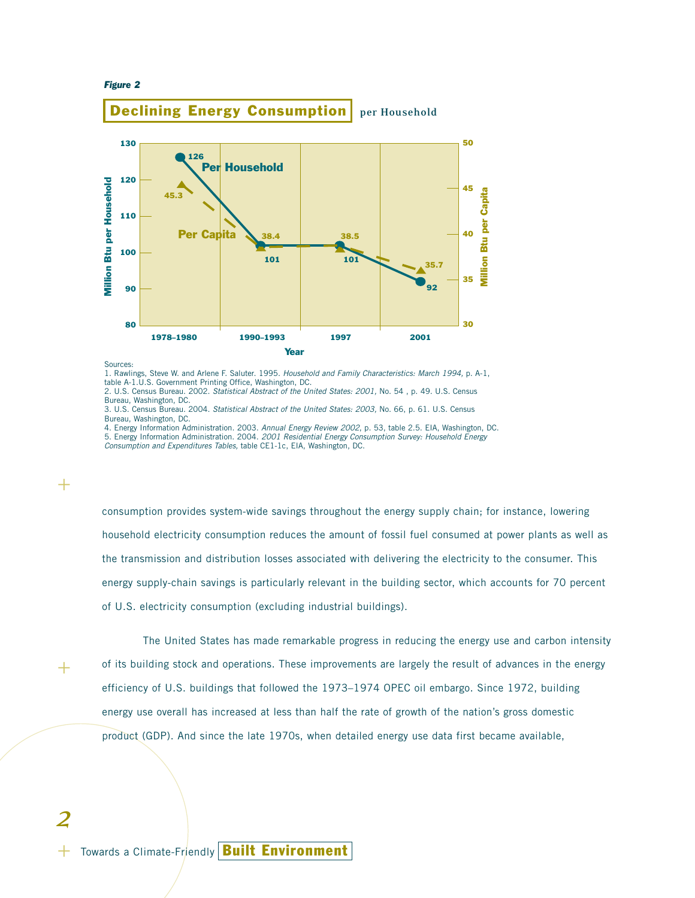*Figure 2*

**Declining Energy Consumption** per Household

Million Btu per Household

130
120
110
100
90
80

Million Btu per Capita

50
45
40
35
30

Per Household

Per Capita

126
45.3
38.4
101
38.5
101
35.7
92

1978–1980
1990–1993
1997
2001

Year

Sources:
1. Rawlings, Steve W. and Arlene F. Saluter. 1995. *Household and Family Characteristics: March 1994,* p. A-1, table A-1.U.S. Government Printing Office, Washington, DC.
2. U.S. Census Bureau. 2002. *Statistical Abstract of the United States: 2001*, No. 54 , p. 49. U.S. Census Bureau, Washington, DC.
3. U.S. Census Bureau. 2004. *Statistical Abstract of the United States: 2003,* No. 66, p. 61. U.S. Census Bureau, Washington, DC.
4. Energy Information Administration. 2003. *Annual Energy Review 2002*, p. 53, table 2.5. EIA, Washington, DC.
5. Energy Information Administration. 2004. *2001 Residential Energy Consumption Survey: Household Energy Consumption and Expenditures Tables,* table CE1-1c, EIA, Washington, DC.

consumption provides system-wide savings throughout the energy supply chain; for instance, lowering household electricity consumption reduces the amount of fossil fuel consumed at power plants as well as the transmission and distribution losses associated with delivering the electricity to the consumer. This energy supply-chain savings is particularly relevant in the building sector, which accounts for 70 percent of U.S. electricity consumption (excluding industrial buildings).

The United States has made remarkable progress in reducing the energy use and carbon intensity of its building stock and operations. These improvements are largely the result of advances in the energy efficiency of U.S. buildings that followed the 1973–1974 OPEC oil embargo. Since 1972, building energy use overall has increased at less than half the rate of growth of the nation's gross domestic product (GDP). And since the late 1970s, when detailed energy use data first became available,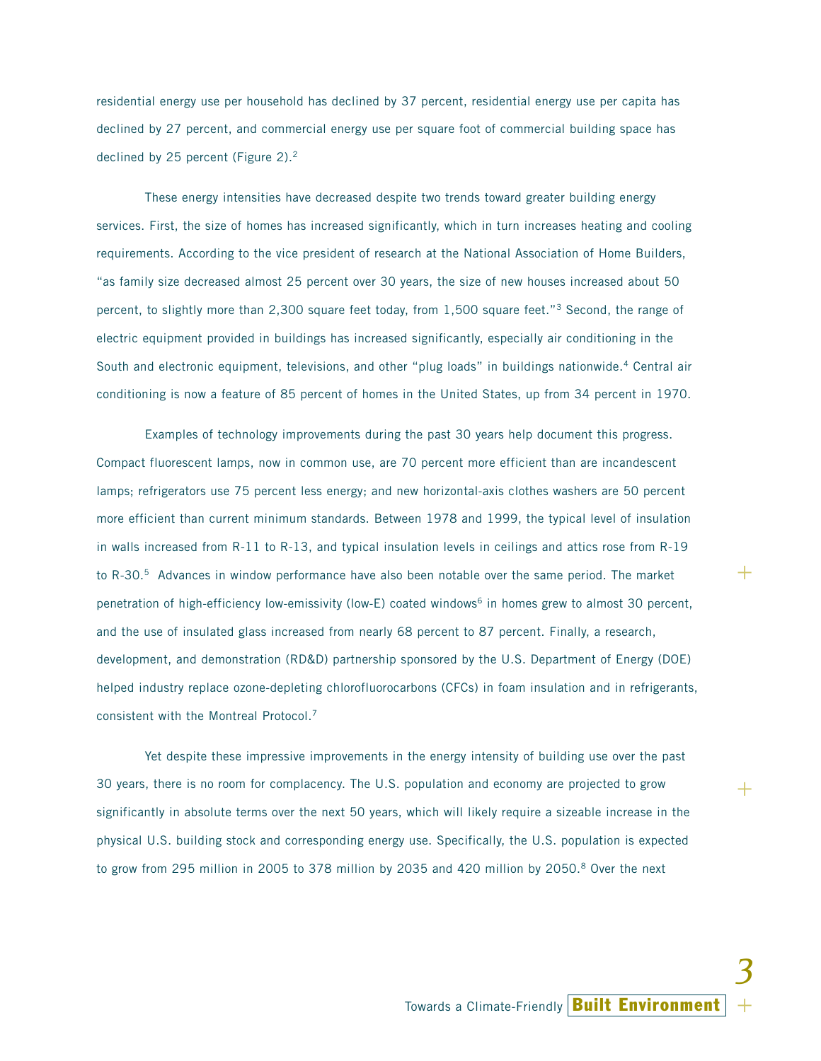residential energy use per household has declined by 37 percent, residential energy use per capita has declined by 27 percent, and commercial energy use per square foot of commercial building space has declined by 25 percent (Figure 2).[2]

These energy intensities have decreased despite two trends toward greater building energy services. First, the size of homes has increased significantly, which in turn increases heating and cooling requirements. According to the vice president of research at the National Association of Home Builders, "as family size decreased almost 25 percent over 30 years, the size of new houses increased about 50 percent, to slightly more than 2,300 square feet today, from 1,500 square feet."[3] Second, the range of electric equipment provided in buildings has increased significantly, especially air conditioning in the South and electronic equipment, televisions, and other "plug loads" in buildings nationwide.[4] Central air conditioning is now a feature of 85 percent of homes in the United States, up from 34 percent in 1970.

Examples of technology improvements during the past 30 years help document this progress. Compact fluorescent lamps, now in common use, are 70 percent more efficient than are incandescent lamps; refrigerators use 75 percent less energy; and new horizontal-axis clothes washers are 50 percent more efficient than current minimum standards. Between 1978 and 1999, the typical level of insulation in walls increased from R-11 to R-13, and typical insulation levels in ceilings and attics rose from R-19 to R-30.[5] Advances in window performance have also been notable over the same period. The market penetration of high-efficiency low-emissivity (low-E) coated windows[6] in homes grew to almost 30 percent, and the use of insulated glass increased from nearly 68 percent to 87 percent. Finally, a research, development, and demonstration (RD&D) partnership sponsored by the U.S. Department of Energy (DOE) helped industry replace ozone-depleting chlorofluorocarbons (CFCs) in foam insulation and in refrigerants, consistent with the Montreal Protocol.[7]

Yet despite these impressive improvements in the energy intensity of building use over the past 30 years, there is no room for complacency. The U.S. population and economy are projected to grow significantly in absolute terms over the next 50 years, which will likely require a sizeable increase in the physical U.S. building stock and corresponding energy use. Specifically, the U.S. population is expected to grow from 295 million in 2005 to 378 million by 2035 and 420 million by 2050.[8] Over the next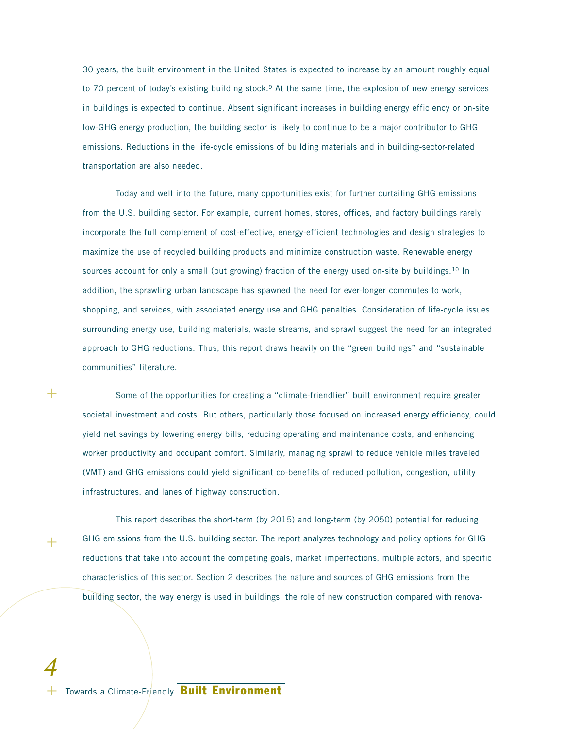30 years, the built environment in the United States is expected to increase by an amount roughly equal to 70 percent of today's existing building stock.[9] At the same time, the explosion of new energy services in buildings is expected to continue. Absent significant increases in building energy efficiency or on-site low-GHG energy production, the building sector is likely to continue to be a major contributor to GHG emissions. Reductions in the life-cycle emissions of building materials and in building-sector-related transportation are also needed.

Today and well into the future, many opportunities exist for further curtailing GHG emissions from the U.S. building sector. For example, current homes, stores, offices, and factory buildings rarely incorporate the full complement of cost-effective, energy-efficient technologies and design strategies to maximize the use of recycled building products and minimize construction waste. Renewable energy sources account for only a small (but growing) fraction of the energy used on-site by buildings.[10] In addition, the sprawling urban landscape has spawned the need for ever-longer commutes to work, shopping, and services, with associated energy use and GHG penalties. Consideration of life-cycle issues surrounding energy use, building materials, waste streams, and sprawl suggest the need for an integrated approach to GHG reductions. Thus, this report draws heavily on the "green buildings" and "sustainable communities" literature.

Some of the opportunities for creating a "climate-friendlier" built environment require greater societal investment and costs. But others, particularly those focused on increased energy efficiency, could yield net savings by lowering energy bills, reducing operating and maintenance costs, and enhancing worker productivity and occupant comfort. Similarly, managing sprawl to reduce vehicle miles traveled (VMT) and GHG emissions could yield significant co-benefits of reduced pollution, congestion, utility infrastructures, and lanes of highway construction.

This report describes the short-term (by 2015) and long-term (by 2050) potential for reducing GHG emissions from the U.S. building sector. The report analyzes technology and policy options for GHG reductions that take into account the competing goals, market imperfections, multiple actors, and specific characteristics of this sector. Section 2 describes the nature and sources of GHG emissions from the building sector, the way energy is used in buildings, the role of new construction compared with renova-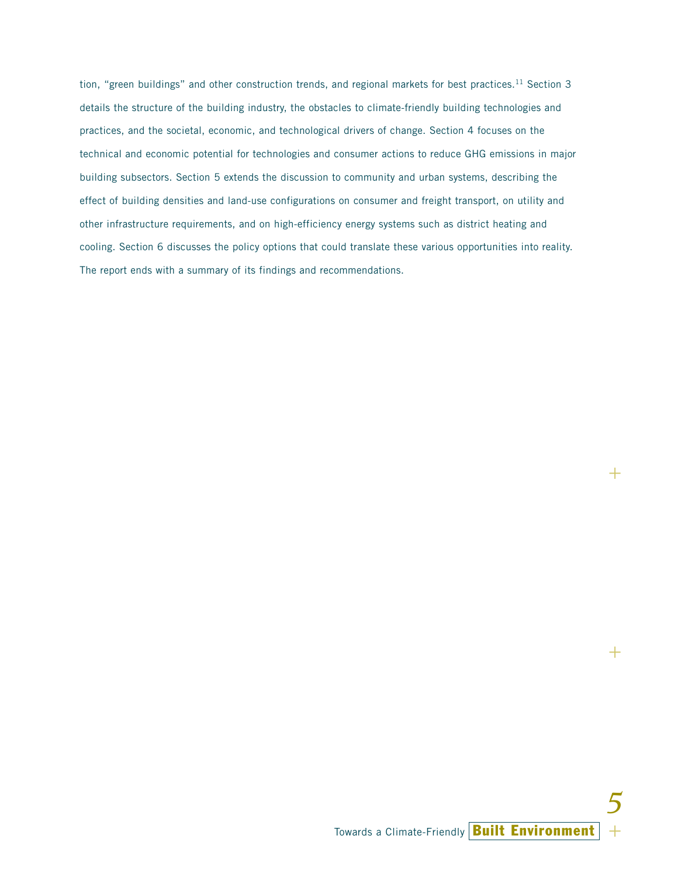tion, "green buildings" and other construction trends, and regional markets for best practices.[11] Section 3 details the structure of the building industry, the obstacles to climate-friendly building technologies and practices, and the societal, economic, and technological drivers of change. Section 4 focuses on the technical and economic potential for technologies and consumer actions to reduce GHG emissions in major building subsectors. Section 5 extends the discussion to community and urban systems, describing the effect of building densities and land-use configurations on consumer and freight transport, on utility and other infrastructure requirements, and on high-efficiency energy systems such as district heating and cooling. Section 6 discusses the policy options that could translate these various opportunities into reality. The report ends with a summary of its findings and recommendations.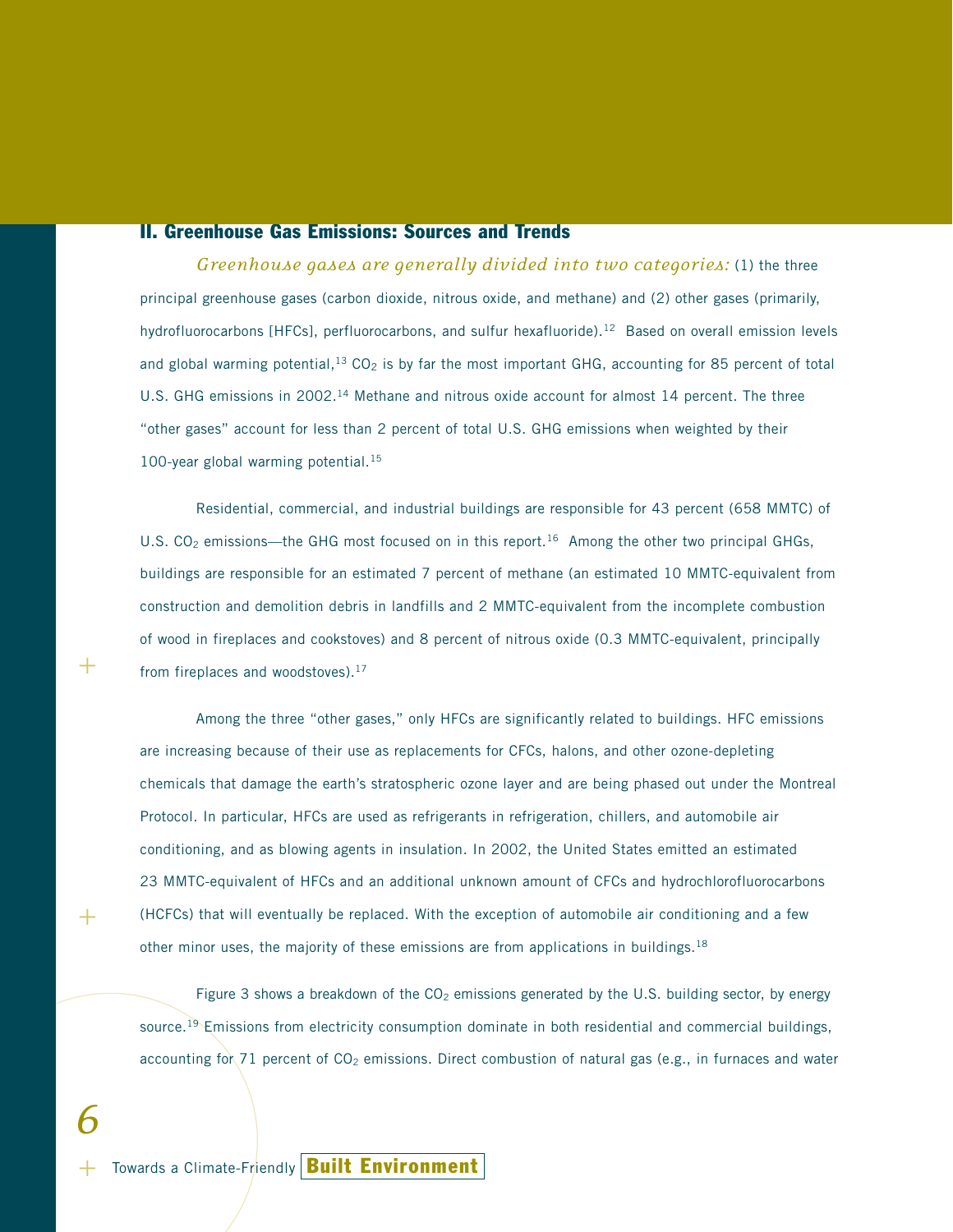## II. Greenhouse Gas Emissions: Sources and Trends

*Greenhouse gases are generally divided into two categories:* (1) the three principal greenhouse gases (carbon dioxide, nitrous oxide, and methane) and (2) other gases (primarily, hydrofluorocarbons [HFCs], perfluorocarbons, and sulfur hexafluoride).[12] Based on overall emission levels and global warming potential,[13] $CO_2$ is by far the most important GHG, accounting for 85 percent of total U.S. GHG emissions in 2002.[14] Methane and nitrous oxide account for almost 14 percent. The three "other gases" account for less than 2 percent of total U.S. GHG emissions when weighted by their 100-year global warming potential.[15]

Residential, commercial, and industrial buildings are responsible for 43 percent (658 MMTC) of U.S. $CO_2$ emissions—the GHG most focused on in this report.[16] Among the other two principal GHGs, buildings are responsible for an estimated 7 percent of methane (an estimated 10 MMTC-equivalent from construction and demolition debris in landfills and 2 MMTC-equivalent from the incomplete combustion of wood in fireplaces and cookstoves) and 8 percent of nitrous oxide (0.3 MMTC-equivalent, principally from fireplaces and woodstoves).[17]

Among the three "other gases," only HFCs are significantly related to buildings. HFC emissions are increasing because of their use as replacements for CFCs, halons, and other ozone-depleting chemicals that damage the earth's stratospheric ozone layer and are being phased out under the Montreal Protocol. In particular, HFCs are used as refrigerants in refrigeration, chillers, and automobile air conditioning, and as blowing agents in insulation. In 2002, the United States emitted an estimated 23 MMTC-equivalent of HFCs and an additional unknown amount of CFCs and hydrochlorofluorocarbons (HCFCs) that will eventually be replaced. With the exception of automobile air conditioning and a few other minor uses, the majority of these emissions are from applications in buildings.[18]

Figure 3 shows a breakdown of the $CO_2$ emissions generated by the U.S. building sector, by energy source.[19] Emissions from electricity consumption dominate in both residential and commercial buildings, accounting for 71 percent of $CO_2$ emissions. Direct combustion of natural gas (e.g., in furnaces and water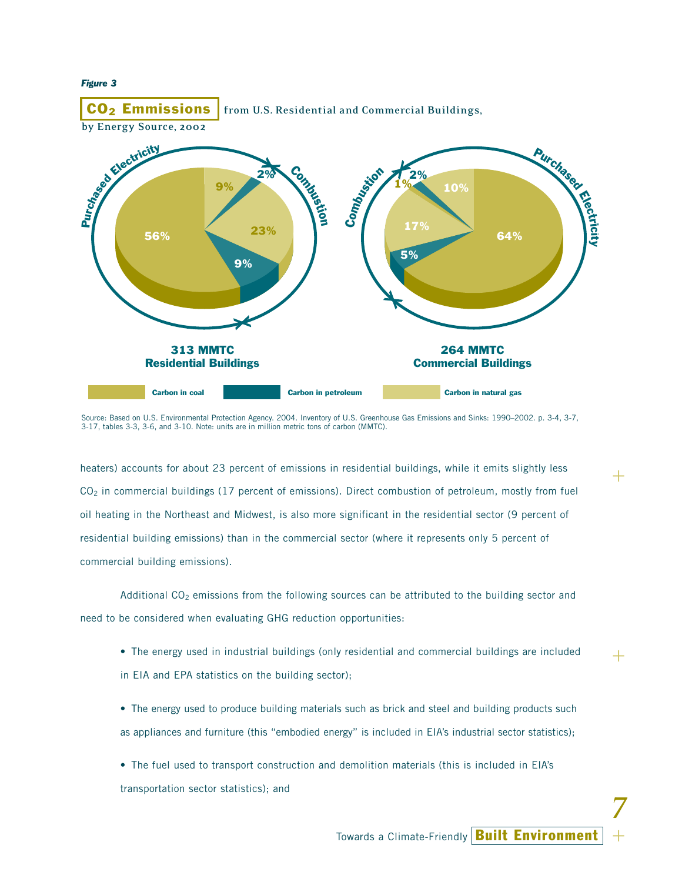*Figure 3*

**$CO_2$ Emissions** from U.S. Residential and Commercial Buildings, by Energy Source, 2002

Purchased Electricity
Combustion
9%
2%
56%
23%
9%

313 MMTC
Residential Buildings

Combustion
Purchased Electricity
1%
2%
10%
17%
64%
5%

264 MMTC
Commercial Buildings

Carbon in coal
Carbon in petroleum
Carbon in natural gas

Source: Based on U.S. Environmental Protection Agency. 2004. Inventory of U.S. Greenhouse Gas Emissions and Sinks: 1990–2002. p. 3-4, 3-7, 3-17, tables 3-3, 3-6, and 3-10. Note: units are in million metric tons of carbon (MMTC).

heaters) accounts for about 23 percent of emissions in residential buildings, while it emits slightly less $CO_2$ in commercial buildings (17 percent of emissions). Direct combustion of petroleum, mostly from fuel oil heating in the Northeast and Midwest, is also more significant in the residential sector (9 percent of residential building emissions) than in the commercial sector (where it represents only 5 percent of commercial building emissions).

Additional $CO_2$ emissions from the following sources can be attributed to the building sector and need to be considered when evaluating GHG reduction opportunities:

- The energy used in industrial buildings (only residential and commercial buildings are included in EIA and EPA statistics on the building sector);
- The energy used to produce building materials such as brick and steel and building products such as appliances and furniture (this "embodied energy" is included in EIA's industrial sector statistics);
- The fuel used to transport construction and demolition materials (this is included in EIA's transportation sector statistics); and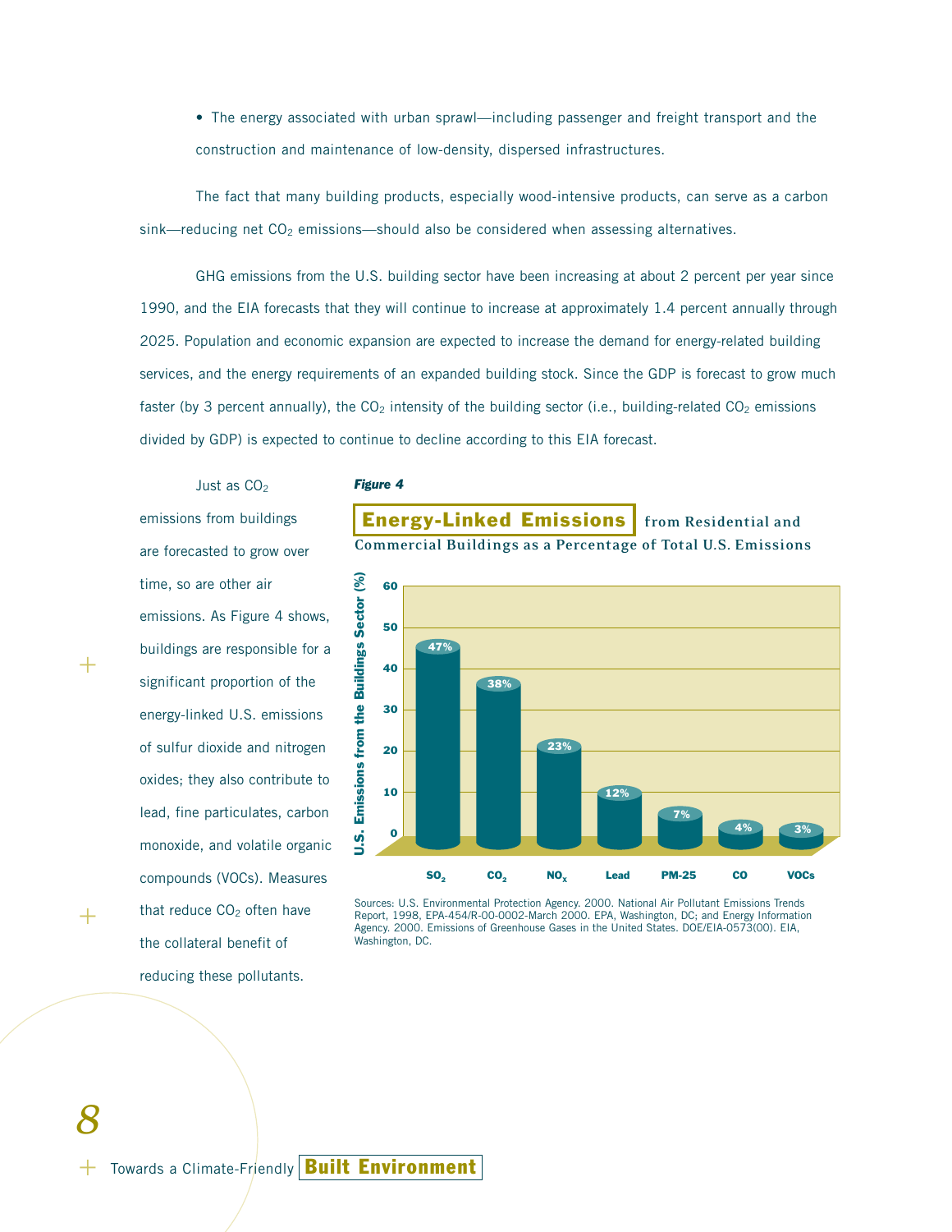- The energy associated with urban sprawl—including passenger and freight transport and the construction and maintenance of low-density, dispersed infrastructures.

The fact that many building products, especially wood-intensive products, can serve as a carbon sink—reducing net $CO_2$ emissions—should also be considered when assessing alternatives.

GHG emissions from the U.S. building sector have been increasing at about 2 percent per year since 1990, and the EIA forecasts that they will continue to increase at approximately 1.4 percent annually through 2025. Population and economic expansion are expected to increase the demand for energy-related building services, and the energy requirements of an expanded building stock. Since the GDP is forecast to grow much faster (by 3 percent annually), the $CO_2$ intensity of the building sector (i.e., building-related $CO_2$ emissions divided by GDP) is expected to continue to decline according to this EIA forecast.

Just as $CO_2$ emissions from buildings are forecasted to grow over time, so are other air emissions. As Figure 4 shows, buildings are responsible for a significant proportion of the energy-linked U.S. emissions of sulfur dioxide and nitrogen oxides; they also contribute to lead, fine particulates, carbon monoxide, and volatile organic compounds (VOCs). Measures that reduce $CO_2$ often have the collateral benefit of reducing these pollutants.

*Figure 4*

**Energy-Linked Emissions from Residential and Commercial Buildings as a Percentage of Total U.S. Emissions**

U.S. Emissions from the Buildings Sector (%)

60
50
40
30
20
10
0

47%
38%
23%
12%
7%
4%
3%

$SO_2$ $CO_2$ $NO_x$ Lead PM-25 CO VOCs

Sources: U.S. Environmental Protection Agency. 2000. National Air Pollutant Emissions Trends Report, 1998, EPA-454/R-00-0002-March 2000. EPA, Washington, DC; and Energy Information Agency. 2000. Emissions of Greenhouse Gases in the United States. DOE/EIA-0573(00). EIA, Washington, DC.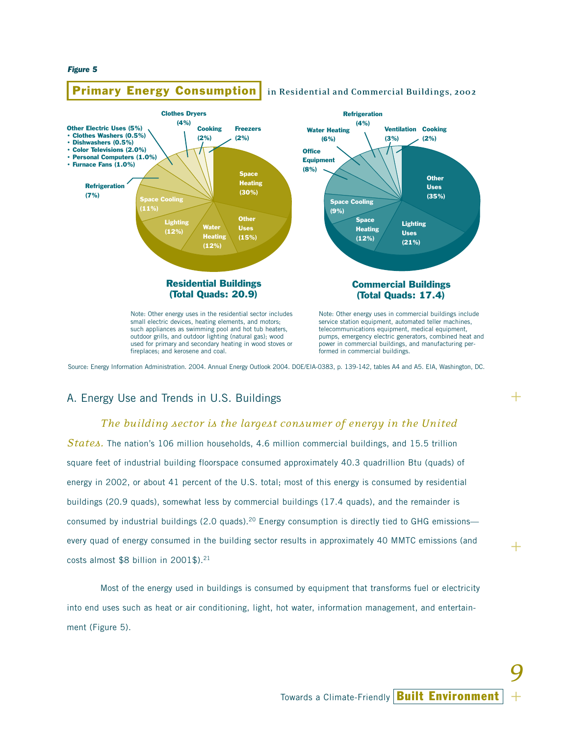*Figure 5*

**Primary Energy Consumption** in Residential and Commercial Buildings, 2002

Space Heating (30%)
Other Uses (15%)
Water Heating (12%)
Lighting (12%)
Space Cooling (11%)
Refrigeration (7%)
Other Electric Uses (5%)
- Clothes Washers (0.5%)
- Dishwashers (0.5%)
- Color Televisions (2.0%)
- Personal Computers (1.0%)
- Furnace Fans (1.0%)

Clothes Dryers (4%)
Cooking (2%)
Freezers (2%)

**Residential Buildings (Total Quads: 20.9)**

Note: Other energy uses in the residential sector includes small electric devices, heating elements, and motors; such appliances as swimming pool and hot tub heaters, outdoor grills, and outdoor lighting (natural gas); wood used for primary and secondary heating in wood stoves or fireplaces; and kerosene and coal.

Other Uses (35%)
Lighting Uses (21%)
Space Heating (12%)
Space Cooling (9%)
Office Equipment (8%)
Water Heating (6%)
Refrigeration (4%)
Ventilation (3%)
Cooking (2%)

**Commercial Buildings (Total Quads: 17.4)**

Note: Other energy uses in commercial buildings include service station equipment, automated teller machines, telecommunications equipment, medical equipment, pumps, emergency electric generators, combined heat and power in commercial buildings, and manufacturing performed in commercial buildings.

Source: Energy Information Administration. 2004. Annual Energy Outlook 2004. DOE/EIA-0383, p. 139-142, tables A4 and A5. EIA, Washington, DC.

## A. Energy Use and Trends in U.S. Buildings

*The building sector is the largest consumer of energy in the United States.* The nation's 106 million households, 4.6 million commercial buildings, and 15.5 trillion square feet of industrial building floorspace consumed approximately 40.3 quadrillion Btu (quads) of energy in 2002, or about 41 percent of the U.S. total; most of this energy is consumed by residential buildings (20.9 quads), somewhat less by commercial buildings (17.4 quads), and the remainder is consumed by industrial buildings (2.0 quads).[20] Energy consumption is directly tied to GHG emissions—every quad of energy consumed in the building sector results in approximately 40 MMTC emissions (and costs almost $8 billion in 2001$).[21]

Most of the energy used in buildings is consumed by equipment that transforms fuel or electricity into end uses such as heat or air conditioning, light, hot water, information management, and entertainment (Figure 5).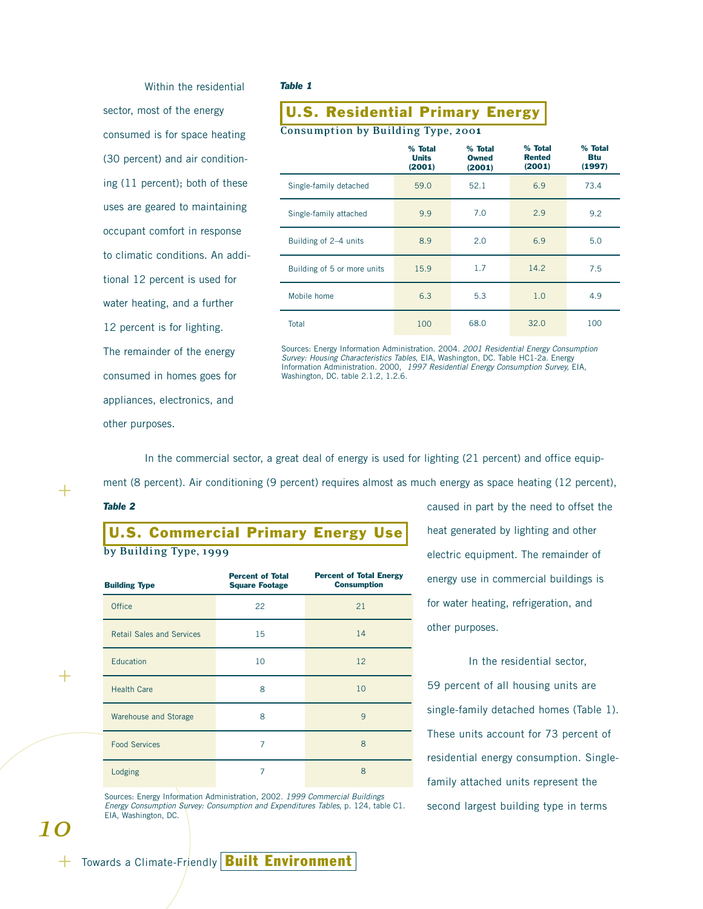Within the residential sector, most of the energy consumed is for space heating (30 percent) and air conditioning (11 percent); both of these uses are geared to maintaining occupant comfort in response to climatic conditions. An additional 12 percent is used for water heating, and a further 12 percent is for lighting. The remainder of the energy consumed in homes goes for appliances, electronics, and other purposes.

***Table 1***

**U.S. Residential Primary Energy Consumption by Building Type, 2001**

| | % Total Units (2001) | % Total Owned (2001) | % Total Rented (2001) | % Total Btu (1997) |
|---|---|---|---|---|
| Single-family detached | 59.0 | 52.1 | 6.9 | 73.4 |
| Single-family attached | 9.9 | 7.0 | 2.9 | 9.2 |
| Building of 2–4 units | 8.9 | 2.0 | 6.9 | 5.0 |
| Building of 5 or more units | 15.9 | 1.7 | 14.2 | 7.5 |
| Mobile home | 6.3 | 5.3 | 1.0 | 4.9 |
| Total | 100 | 68.0 | 32.0 | 100 |

Sources: Energy Information Administration. 2004. *2001 Residential Energy Consumption Survey: Housing Characteristics Tables*, EIA, Washington, DC. Table HC1-2a. Energy Information Administration. 2000, *1997 Residential Energy Consumption Survey*, EIA, Washington, DC. table 2.1.2, 1.2.6.

In the commercial sector, a great deal of energy is used for lighting (21 percent) and office equipment (8 percent). Air conditioning (9 percent) requires almost as much energy as space heating (12 percent), caused in part by the need to offset the heat generated by lighting and other electric equipment. The remainder of energy use in commercial buildings is for water heating, refrigeration, and other purposes.

***Table 2***

**U.S. Commercial Primary Energy Use by Building Type, 1999**

| Building Type | Percent of Total Square Footage | Percent of Total Energy Consumption |
|---|---|---|
| Office | 22 | 21 |
| Retail Sales and Services | 15 | 14 |
| Education | 10 | 12 |
| Health Care | 8 | 10 |
| Warehouse and Storage | 8 | 9 |
| Food Services | 7 | 8 |
| Lodging | 7 | 8 |

Sources: Energy Information Administration, 2002. *1999 Commercial Buildings Energy Consumption Survey: Consumption and Expenditures Tables*, p. 124, table C1. EIA, Washington, DC.

In the residential sector, 59 percent of all housing units are single-family detached homes (Table 1). These units account for 73 percent of residential energy consumption. Single-family attached units represent the second largest building type in terms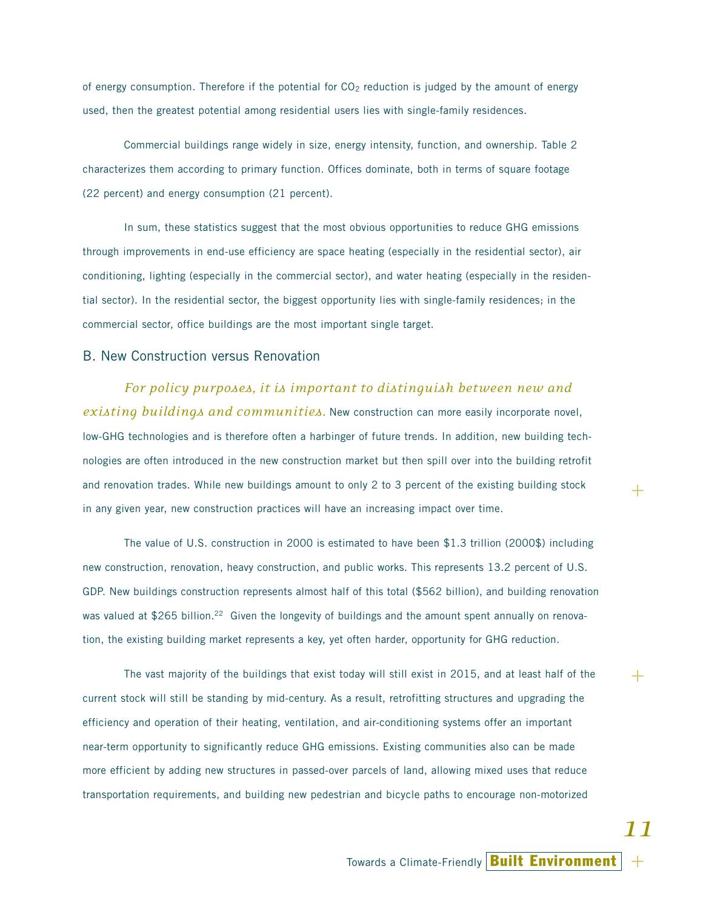of energy consumption. Therefore if the potential for $CO_2$ reduction is judged by the amount of energy used, then the greatest potential among residential users lies with single-family residences.

Commercial buildings range widely in size, energy intensity, function, and ownership. Table 2 characterizes them according to primary function. Offices dominate, both in terms of square footage (22 percent) and energy consumption (21 percent).

In sum, these statistics suggest that the most obvious opportunities to reduce GHG emissions through improvements in end-use efficiency are space heating (especially in the residential sector), air conditioning, lighting (especially in the commercial sector), and water heating (especially in the residential sector). In the residential sector, the biggest opportunity lies with single-family residences; in the commercial sector, office buildings are the most important single target.

## B. New Construction versus Renovation

*For policy purposes, it is important to distinguish between new and existing buildings and communities.* New construction can more easily incorporate novel, low-GHG technologies and is therefore often a harbinger of future trends. In addition, new building technologies are often introduced in the new construction market but then spill over into the building retrofit and renovation trades. While new buildings amount to only 2 to 3 percent of the existing building stock in any given year, new construction practices will have an increasing impact over time.

The value of U.S. construction in 2000 is estimated to have been $1.3 trillion (2000$) including new construction, renovation, heavy construction, and public works. This represents 13.2 percent of U.S. GDP. New buildings construction represents almost half of this total ($562 billion), and building renovation was valued at $265 billion.[22] Given the longevity of buildings and the amount spent annually on renovation, the existing building market represents a key, yet often harder, opportunity for GHG reduction.

The vast majority of the buildings that exist today will still exist in 2015, and at least half of the current stock will still be standing by mid-century. As a result, retrofitting structures and upgrading the efficiency and operation of their heating, ventilation, and air-conditioning systems offer an important near-term opportunity to significantly reduce GHG emissions. Existing communities also can be made more efficient by adding new structures in passed-over parcels of land, allowing mixed uses that reduce transportation requirements, and building new pedestrian and bicycle paths to encourage non-motorized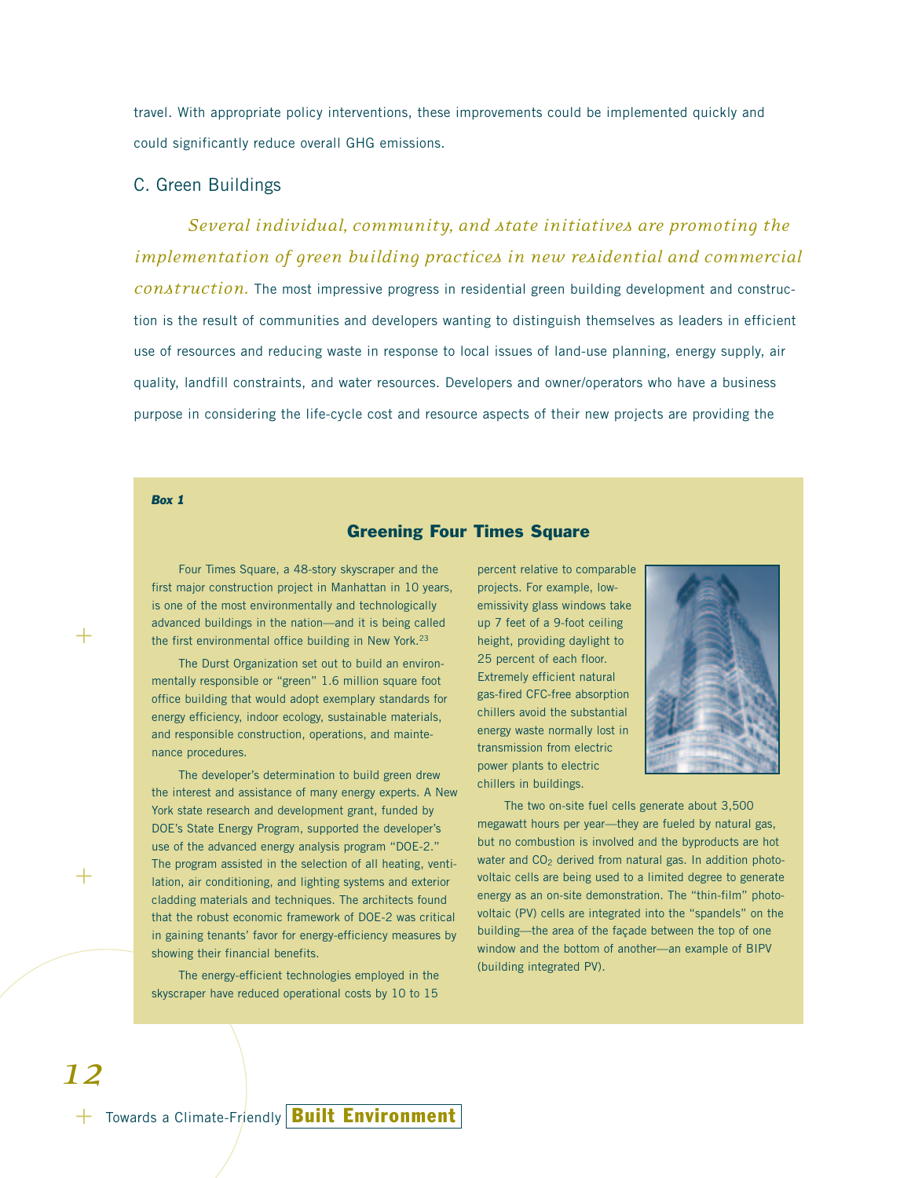travel. With appropriate policy interventions, these improvements could be implemented quickly and could significantly reduce overall GHG emissions.

## C. Green Buildings

*Several individual, community, and state initiatives are promoting the implementation of green building practices in new residential and commercial construction.* The most impressive progress in residential green building development and construction is the result of communities and developers wanting to distinguish themselves as leaders in efficient use of resources and reducing waste in response to local issues of land-use planning, energy supply, air quality, landfill constraints, and water resources. Developers and owner/operators who have a business purpose in considering the life-cycle cost and resource aspects of their new projects are providing the

***Box 1***

### Greening Four Times Square

Four Times Square, a 48-story skyscraper and the first major construction project in Manhattan in 10 years, is one of the most environmentally and technologically advanced buildings in the nation—and it is being called the first environmental office building in New York.[23]

The Durst Organization set out to build an environmentally responsible or "green" 1.6 million square foot office building that would adopt exemplary standards for energy efficiency, indoor ecology, sustainable materials, and responsible construction, operations, and maintenance procedures.

The developer's determination to build green drew the interest and assistance of many energy experts. A New York state research and development grant, funded by DOE's State Energy Program, supported the developer's use of the advanced energy analysis program "DOE-2." The program assisted in the selection of all heating, ventilation, air conditioning, and lighting systems and exterior cladding materials and techniques. The architects found that the robust economic framework of DOE-2 was critical in gaining tenants' favor for energy-efficiency measures by showing their financial benefits.

The energy-efficient technologies employed in the skyscraper have reduced operational costs by 10 to 15 percent relative to comparable projects. For example, low-emissivity glass windows take up 7 feet of a 9-foot ceiling height, providing daylight to 25 percent of each floor. Extremely efficient natural gas-fired CFC-free absorption chillers avoid the substantial energy waste normally lost in transmission from electric power plants to electric chillers in buildings.

The two on-site fuel cells generate about 3,500 megawatt hours per year—they are fueled by natural gas, but no combustion is involved and the byproducts are hot water and $CO_2$ derived from natural gas. In addition photovoltaic cells are being used to a limited degree to generate energy as an on-site demonstration. The "thin-film" photovoltaic (PV) cells are integrated into the "spandels" on the building—the area of the façade between the top of one window and the bottom of another—an example of BIPV (building integrated PV).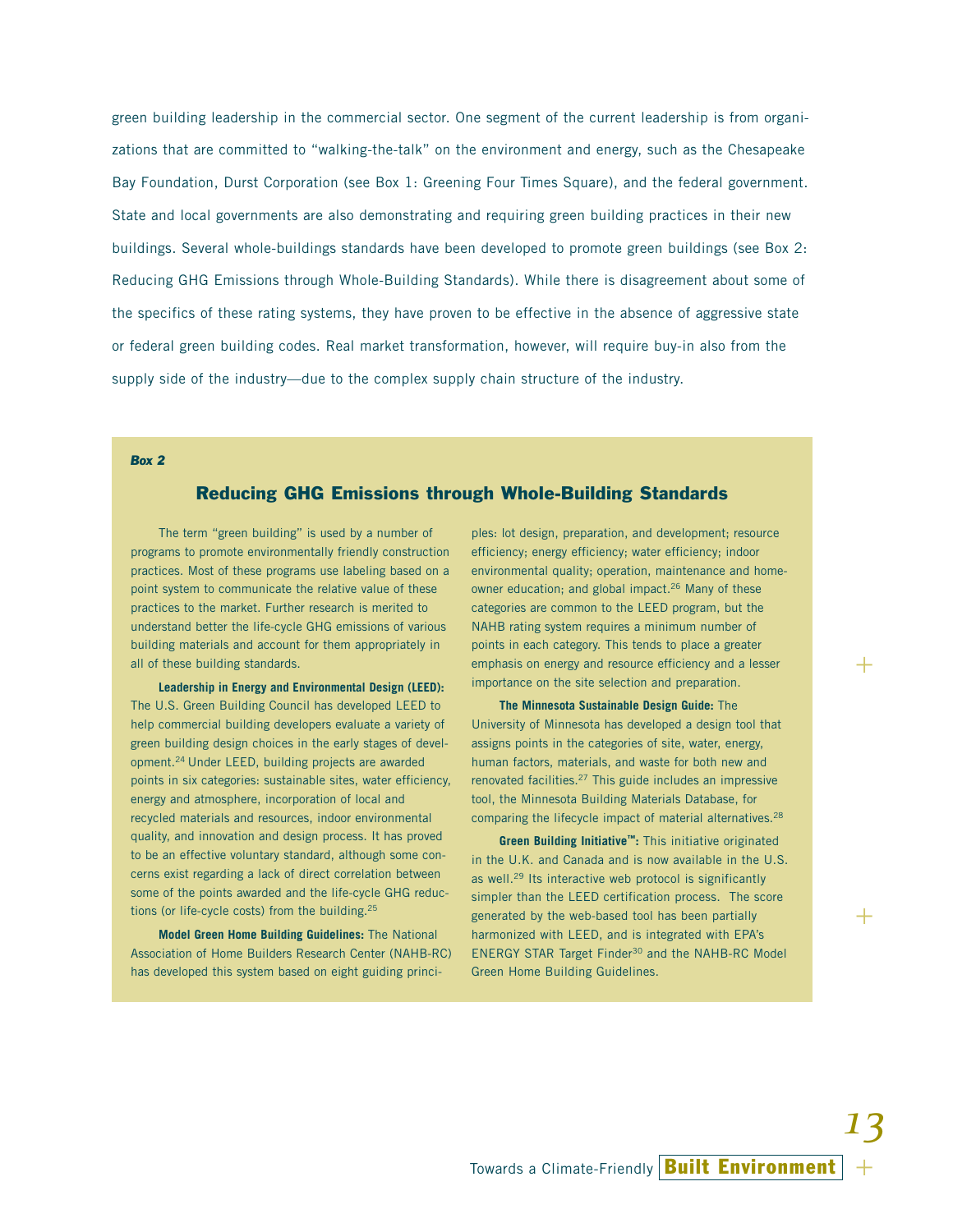green building leadership in the commercial sector. One segment of the current leadership is from organizations that are committed to "walking-the-talk" on the environment and energy, such as the Chesapeake Bay Foundation, Durst Corporation (see Box 1: Greening Four Times Square), and the federal government. State and local governments are also demonstrating and requiring green building practices in their new buildings. Several whole-buildings standards have been developed to promote green buildings (see Box 2: Reducing GHG Emissions through Whole-Building Standards). While there is disagreement about some of the specifics of these rating systems, they have proven to be effective in the absence of aggressive state or federal green building codes. Real market transformation, however, will require buy-in also from the supply side of the industry—due to the complex supply chain structure of the industry.

***Box 2***

## Reducing GHG Emissions through Whole-Building Standards

The term "green building" is used by a number of programs to promote environmentally friendly construction practices. Most of these programs use labeling based on a point system to communicate the relative value of these practices to the market. Further research is merited to understand better the life-cycle GHG emissions of various building materials and account for them appropriately in all of these building standards.

**Leadership in Energy and Environmental Design (LEED):** The U.S. Green Building Council has developed LEED to help commercial building developers evaluate a variety of green building design choices in the early stages of development.[24] Under LEED, building projects are awarded points in six categories: sustainable sites, water efficiency, energy and atmosphere, incorporation of local and recycled materials and resources, indoor environmental quality, and innovation and design process. It has proved to be an effective voluntary standard, although some concerns exist regarding a lack of direct correlation between some of the points awarded and the life-cycle GHG reductions (or life-cycle costs) from the building.[25]

**Model Green Home Building Guidelines:** The National Association of Home Builders Research Center (NAHB-RC) has developed this system based on eight guiding principles: lot design, preparation, and development; resource efficiency; energy efficiency; water efficiency; indoor environmental quality; operation, maintenance and homeowner education; and global impact.[26] Many of these categories are common to the LEED program, but the NAHB rating system requires a minimum number of points in each category. This tends to place a greater emphasis on energy and resource efficiency and a lesser importance on the site selection and preparation.

**The Minnesota Sustainable Design Guide:** The University of Minnesota has developed a design tool that assigns points in the categories of site, water, energy, human factors, materials, and waste for both new and renovated facilities.[27] This guide includes an impressive tool, the Minnesota Building Materials Database, for comparing the lifecycle impact of material alternatives.[28]

**Green Building Initiative™:** This initiative originated in the U.K. and Canada and is now available in the U.S. as well.[29] Its interactive web protocol is significantly simpler than the LEED certification process. The score generated by the web-based tool has been partially harmonized with LEED, and is integrated with EPA's ENERGY STAR Target Finder[30] and the NAHB-RC Model Green Home Building Guidelines.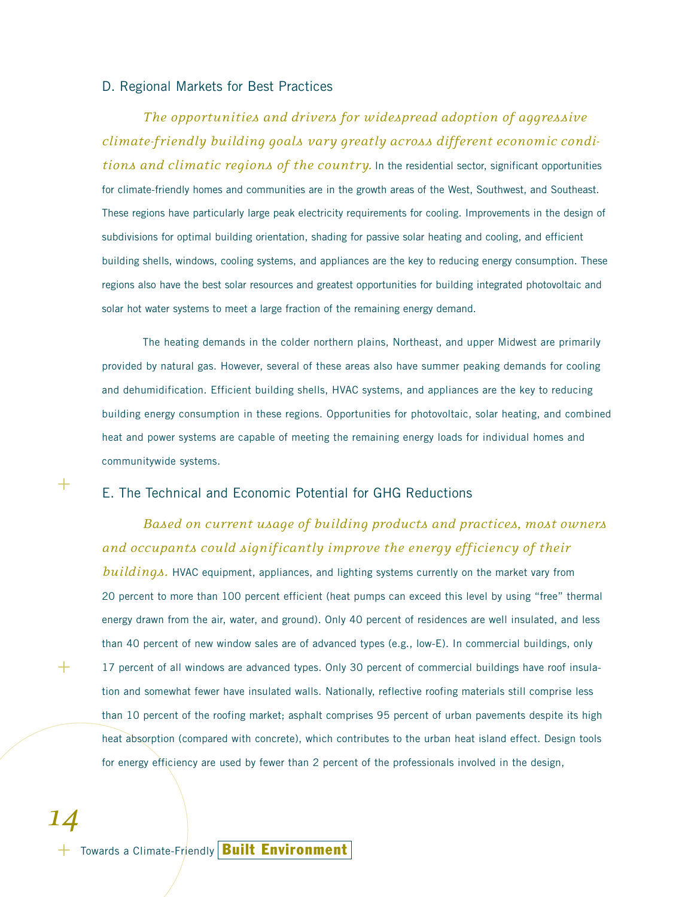### D. Regional Markets for Best Practices

*The opportunities and drivers for widespread adoption of aggressive climate-friendly building goals vary greatly across different economic conditions and climatic regions of the country.* In the residential sector, significant opportunities for climate-friendly homes and communities are in the growth areas of the West, Southwest, and Southeast. These regions have particularly large peak electricity requirements for cooling. Improvements in the design of subdivisions for optimal building orientation, shading for passive solar heating and cooling, and efficient building shells, windows, cooling systems, and appliances are the key to reducing energy consumption. These regions also have the best solar resources and greatest opportunities for building integrated photovoltaic and solar hot water systems to meet a large fraction of the remaining energy demand.

The heating demands in the colder northern plains, Northeast, and upper Midwest are primarily provided by natural gas. However, several of these areas also have summer peaking demands for cooling and dehumidification. Efficient building shells, HVAC systems, and appliances are the key to reducing building energy consumption in these regions. Opportunities for photovoltaic, solar heating, and combined heat and power systems are capable of meeting the remaining energy loads for individual homes and communitywide systems.

### E. The Technical and Economic Potential for GHG Reductions

*Based on current usage of building products and practices, most owners and occupants could significantly improve the energy efficiency of their buildings.* HVAC equipment, appliances, and lighting systems currently on the market vary from 20 percent to more than 100 percent efficient (heat pumps can exceed this level by using "free" thermal energy drawn from the air, water, and ground). Only 40 percent of residences are well insulated, and less than 40 percent of new window sales are of advanced types (e.g., low-E). In commercial buildings, only 17 percent of all windows are advanced types. Only 30 percent of commercial buildings have roof insulation and somewhat fewer have insulated walls. Nationally, reflective roofing materials still comprise less than 10 percent of the roofing market; asphalt comprises 95 percent of urban pavements despite its high heat absorption (compared with concrete), which contributes to the urban heat island effect. Design tools for energy efficiency are used by fewer than 2 percent of the professionals involved in the design,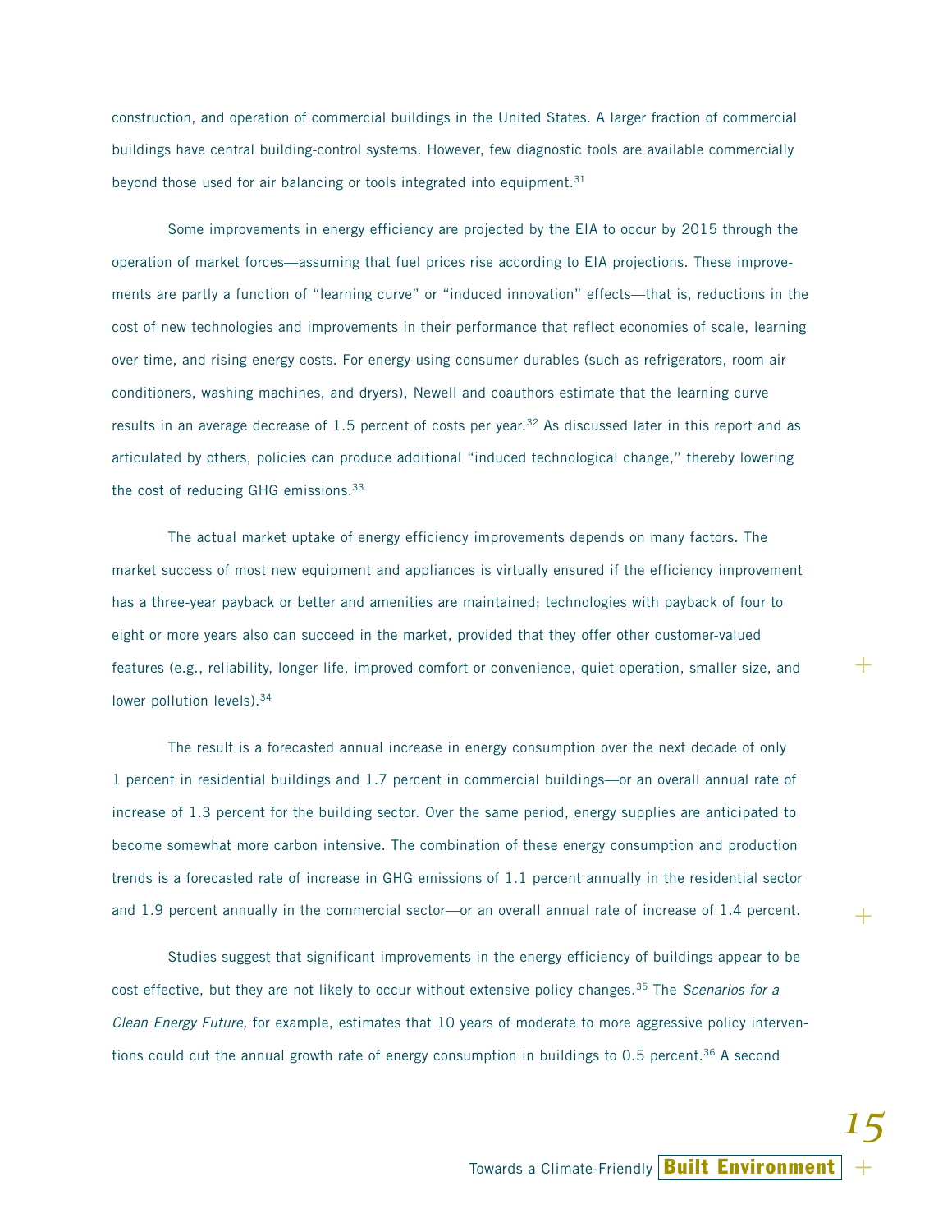construction, and operation of commercial buildings in the United States. A larger fraction of commercial buildings have central building-control systems. However, few diagnostic tools are available commercially beyond those used for air balancing or tools integrated into equipment.[31]

Some improvements in energy efficiency are projected by the EIA to occur by 2015 through the operation of market forces—assuming that fuel prices rise according to EIA projections. These improvements are partly a function of "learning curve" or "induced innovation" effects—that is, reductions in the cost of new technologies and improvements in their performance that reflect economies of scale, learning over time, and rising energy costs. For energy-using consumer durables (such as refrigerators, room air conditioners, washing machines, and dryers), Newell and coauthors estimate that the learning curve results in an average decrease of 1.5 percent of costs per year.[32] As discussed later in this report and as articulated by others, policies can produce additional "induced technological change," thereby lowering the cost of reducing GHG emissions.[33]

The actual market uptake of energy efficiency improvements depends on many factors. The market success of most new equipment and appliances is virtually ensured if the efficiency improvement has a three-year payback or better and amenities are maintained; technologies with payback of four to eight or more years also can succeed in the market, provided that they offer other customer-valued features (e.g., reliability, longer life, improved comfort or convenience, quiet operation, smaller size, and lower pollution levels).[34]

The result is a forecasted annual increase in energy consumption over the next decade of only 1 percent in residential buildings and 1.7 percent in commercial buildings—or an overall annual rate of increase of 1.3 percent for the building sector. Over the same period, energy supplies are anticipated to become somewhat more carbon intensive. The combination of these energy consumption and production trends is a forecasted rate of increase in GHG emissions of 1.1 percent annually in the residential sector and 1.9 percent annually in the commercial sector—or an overall annual rate of increase of 1.4 percent.

Studies suggest that significant improvements in the energy efficiency of buildings appear to be cost-effective, but they are not likely to occur without extensive policy changes.[35] The *Scenarios for a Clean Energy Future,* for example, estimates that 10 years of moderate to more aggressive policy interventions could cut the annual growth rate of energy consumption in buildings to 0.5 percent.[36] A second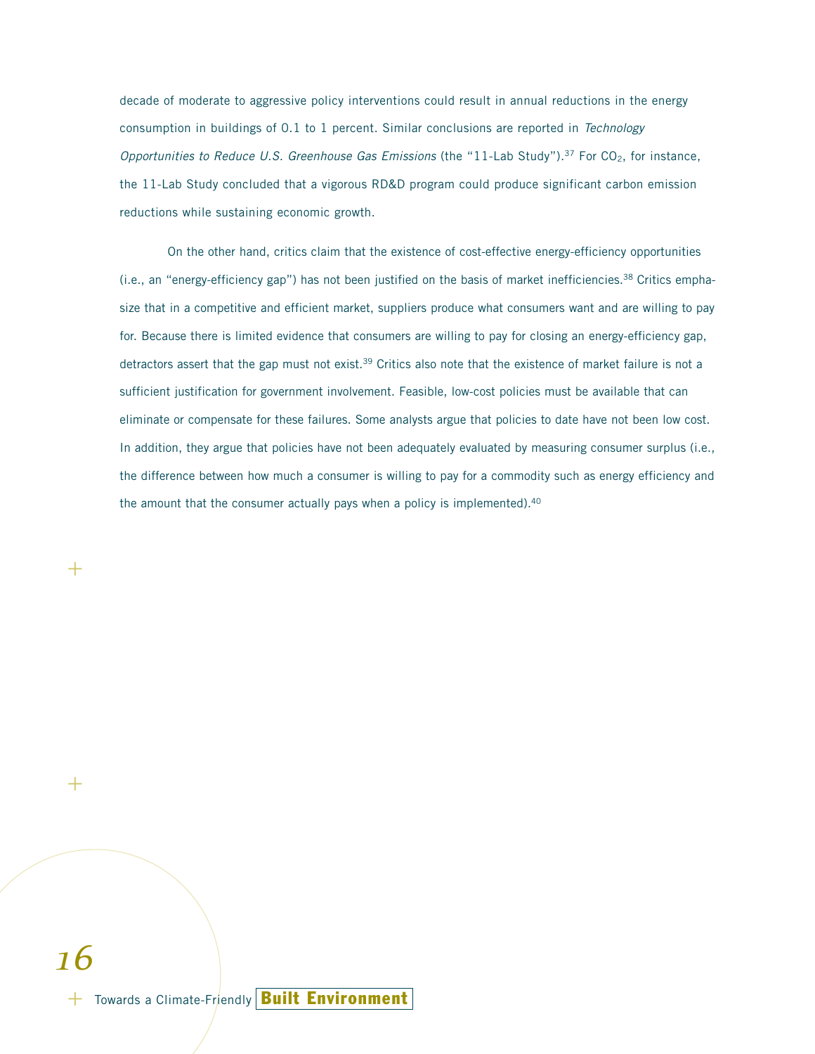decade of moderate to aggressive policy interventions could result in annual reductions in the energy consumption in buildings of 0.1 to 1 percent. Similar conclusions are reported in *Technology Opportunities to Reduce U.S. Greenhouse Gas Emissions* (the "11-Lab Study").[37] For $CO_2$, for instance, the 11-Lab Study concluded that a vigorous RD&D program could produce significant carbon emission reductions while sustaining economic growth.

On the other hand, critics claim that the existence of cost-effective energy-efficiency opportunities (i.e., an "energy-efficiency gap") has not been justified on the basis of market inefficiencies.[38] Critics emphasize that in a competitive and efficient market, suppliers produce what consumers want and are willing to pay for. Because there is limited evidence that consumers are willing to pay for closing an energy-efficiency gap, detractors assert that the gap must not exist.[39] Critics also note that the existence of market failure is not a sufficient justification for government involvement. Feasible, low-cost policies must be available that can eliminate or compensate for these failures. Some analysts argue that policies to date have not been low cost. In addition, they argue that policies have not been adequately evaluated by measuring consumer surplus (i.e., the difference between how much a consumer is willing to pay for a commodity such as energy efficiency and the amount that the consumer actually pays when a policy is implemented).[40]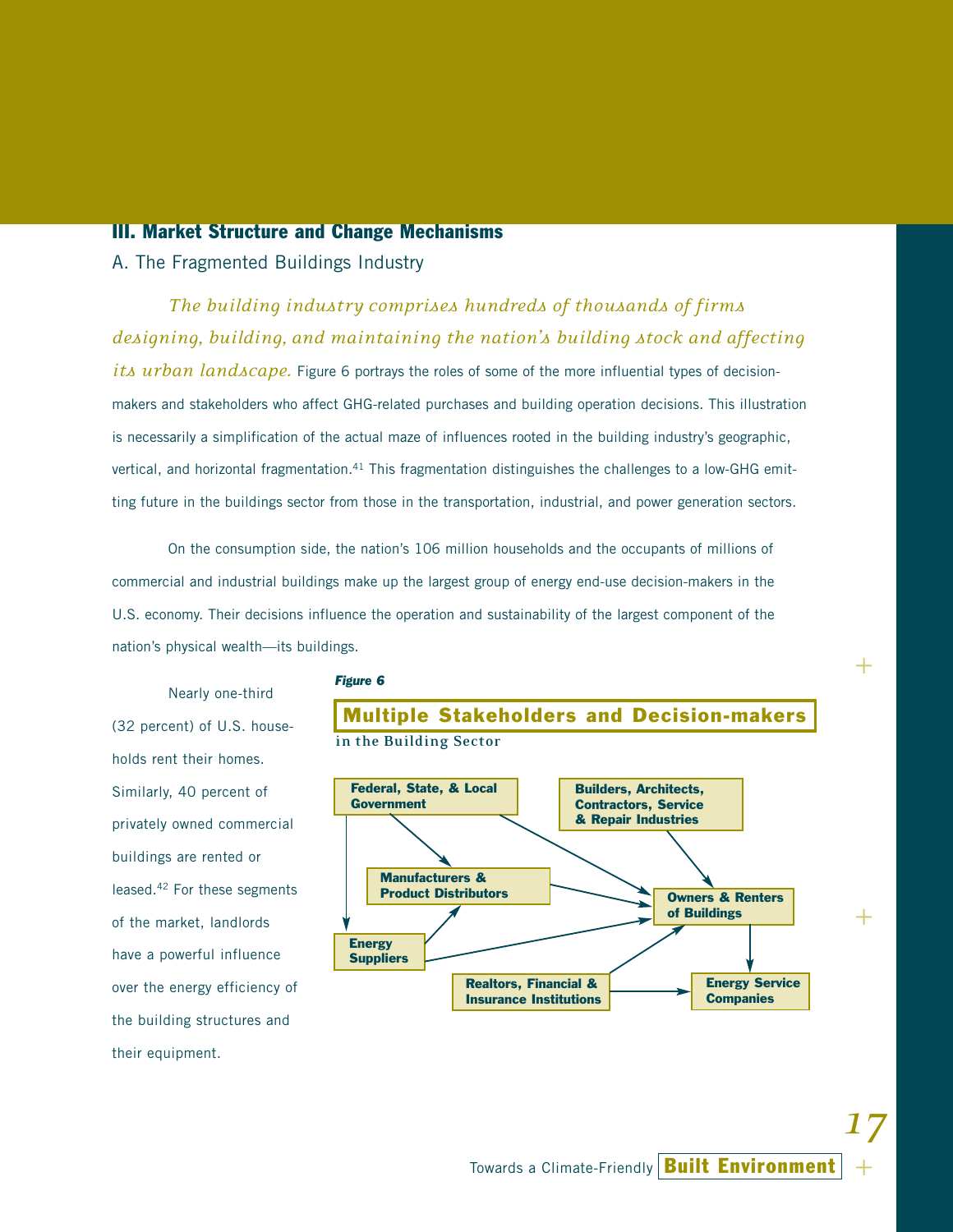## III. Market Structure and Change Mechanisms

### A. The Fragmented Buildings Industry

*The building industry comprises hundreds of thousands of firms designing, building, and maintaining the nation's building stock and affecting its urban landscape.* Figure 6 portrays the roles of some of the more influential types of decision-makers and stakeholders who affect GHG-related purchases and building operation decisions. This illustration is necessarily a simplification of the actual maze of influences rooted in the building industry's geographic, vertical, and horizontal fragmentation.[41] This fragmentation distinguishes the challenges to a low-GHG emitting future in the buildings sector from those in the transportation, industrial, and power generation sectors.

On the consumption side, the nation's 106 million households and the occupants of millions of commercial and industrial buildings make up the largest group of energy end-use decision-makers in the U.S. economy. Their decisions influence the operation and sustainability of the largest component of the nation's physical wealth—its buildings.

Nearly one-third (32 percent) of U.S. households rent their homes. Similarly, 40 percent of privately owned commercial buildings are rented or leased.[42] For these segments of the market, landlords have a powerful influence over the energy efficiency of the building structures and their equipment.

***Figure 6***

**Multiple Stakeholders and Decision-makers in the Building Sector**

Federal, State, & Local Government

Builders, Architects, Contractors, Service & Repair Industries

Manufacturers & Product Distributors

Owners & Renters of Buildings

Energy Suppliers

Realtors, Financial & Insurance Institutions

Energy Service Companies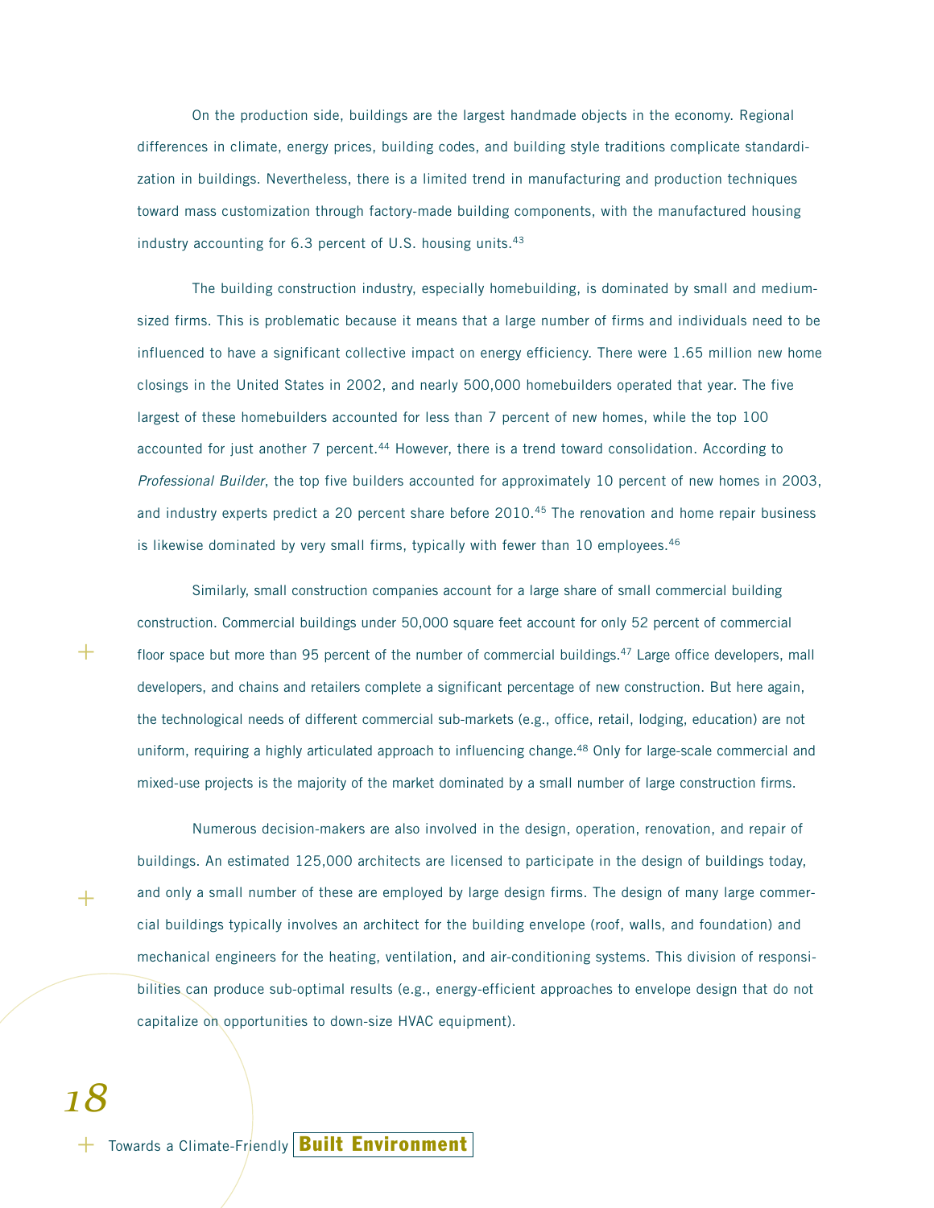On the production side, buildings are the largest handmade objects in the economy. Regional differences in climate, energy prices, building codes, and building style traditions complicate standardization in buildings. Nevertheless, there is a limited trend in manufacturing and production techniques toward mass customization through factory-made building components, with the manufactured housing industry accounting for 6.3 percent of U.S. housing units.[43]

The building construction industry, especially homebuilding, is dominated by small and medium-sized firms. This is problematic because it means that a large number of firms and individuals need to be influenced to have a significant collective impact on energy efficiency. There were 1.65 million new home closings in the United States in 2002, and nearly 500,000 homebuilders operated that year. The five largest of these homebuilders accounted for less than 7 percent of new homes, while the top 100 accounted for just another 7 percent.[44] However, there is a trend toward consolidation. According to *Professional Builder*, the top five builders accounted for approximately 10 percent of new homes in 2003, and industry experts predict a 20 percent share before 2010.[45] The renovation and home repair business is likewise dominated by very small firms, typically with fewer than 10 employees.[46]

Similarly, small construction companies account for a large share of small commercial building construction. Commercial buildings under 50,000 square feet account for only 52 percent of commercial floor space but more than 95 percent of the number of commercial buildings.[47] Large office developers, mall developers, and chains and retailers complete a significant percentage of new construction. But here again, the technological needs of different commercial sub-markets (e.g., office, retail, lodging, education) are not uniform, requiring a highly articulated approach to influencing change.[48] Only for large-scale commercial and mixed-use projects is the majority of the market dominated by a small number of large construction firms.

Numerous decision-makers are also involved in the design, operation, renovation, and repair of buildings. An estimated 125,000 architects are licensed to participate in the design of buildings today, and only a small number of these are employed by large design firms. The design of many large commercial buildings typically involves an architect for the building envelope (roof, walls, and foundation) and mechanical engineers for the heating, ventilation, and air-conditioning systems. This division of responsibilities can produce sub-optimal results (e.g., energy-efficient approaches to envelope design that do not capitalize on opportunities to down-size HVAC equipment).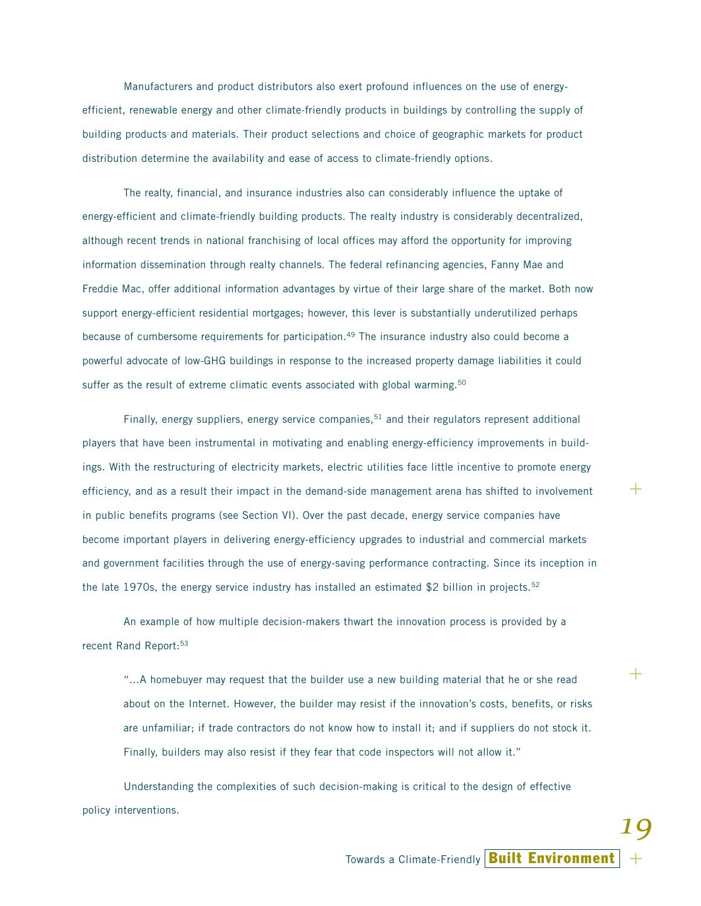Manufacturers and product distributors also exert profound influences on the use of energy-efficient, renewable energy and other climate-friendly products in buildings by controlling the supply of building products and materials. Their product selections and choice of geographic markets for product distribution determine the availability and ease of access to climate-friendly options.

The realty, financial, and insurance industries also can considerably influence the uptake of energy-efficient and climate-friendly building products. The realty industry is considerably decentralized, although recent trends in national franchising of local offices may afford the opportunity for improving information dissemination through realty channels. The federal refinancing agencies, Fanny Mae and Freddie Mac, offer additional information advantages by virtue of their large share of the market. Both now support energy-efficient residential mortgages; however, this lever is substantially underutilized perhaps because of cumbersome requirements for participation.[49] The insurance industry also could become a powerful advocate of low-GHG buildings in response to the increased property damage liabilities it could suffer as the result of extreme climatic events associated with global warming.[50]

Finally, energy suppliers, energy service companies,[51] and their regulators represent additional players that have been instrumental in motivating and enabling energy-efficiency improvements in buildings. With the restructuring of electricity markets, electric utilities face little incentive to promote energy efficiency, and as a result their impact in the demand-side management arena has shifted to involvement in public benefits programs (see Section VI). Over the past decade, energy service companies have become important players in delivering energy-efficiency upgrades to industrial and commercial markets and government facilities through the use of energy-saving performance contracting. Since its inception in the late 1970s, the energy service industry has installed an estimated $2 billion in projects.[52]

An example of how multiple decision-makers thwart the innovation process is provided by a recent Rand Report:[53]

> "…A homebuyer may request that the builder use a new building material that he or she read about on the Internet. However, the builder may resist if the innovation's costs, benefits, or risks are unfamiliar; if trade contractors do not know how to install it; and if suppliers do not stock it. Finally, builders may also resist if they fear that code inspectors will not allow it."

Understanding the complexities of such decision-making is critical to the design of effective policy interventions.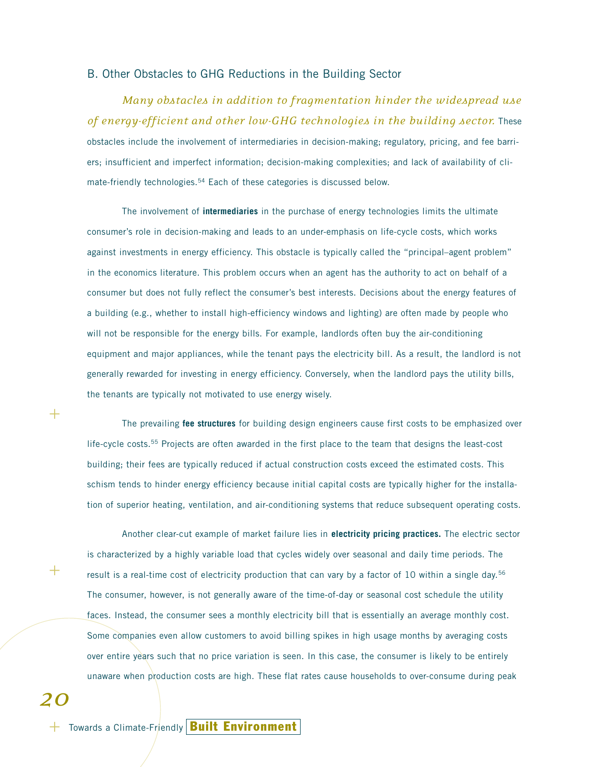## B. Other Obstacles to GHG Reductions in the Building Sector

*Many obstacles in addition to fragmentation hinder the widespread use of energy-efficient and other low-GHG technologies in the building sector.* These obstacles include the involvement of intermediaries in decision-making; regulatory, pricing, and fee barriers; insufficient and imperfect information; decision-making complexities; and lack of availability of climate-friendly technologies.[54] Each of these categories is discussed below.

The involvement of **intermediaries** in the purchase of energy technologies limits the ultimate consumer's role in decision-making and leads to an under-emphasis on life-cycle costs, which works against investments in energy efficiency. This obstacle is typically called the "principal–agent problem" in the economics literature. This problem occurs when an agent has the authority to act on behalf of a consumer but does not fully reflect the consumer's best interests. Decisions about the energy features of a building (e.g., whether to install high-efficiency windows and lighting) are often made by people who will not be responsible for the energy bills. For example, landlords often buy the air-conditioning equipment and major appliances, while the tenant pays the electricity bill. As a result, the landlord is not generally rewarded for investing in energy efficiency. Conversely, when the landlord pays the utility bills, the tenants are typically not motivated to use energy wisely.

The prevailing **fee structures** for building design engineers cause first costs to be emphasized over life-cycle costs.[55] Projects are often awarded in the first place to the team that designs the least-cost building; their fees are typically reduced if actual construction costs exceed the estimated costs. This schism tends to hinder energy efficiency because initial capital costs are typically higher for the installation of superior heating, ventilation, and air-conditioning systems that reduce subsequent operating costs.

Another clear-cut example of market failure lies in **electricity pricing practices.** The electric sector is characterized by a highly variable load that cycles widely over seasonal and daily time periods. The result is a real-time cost of electricity production that can vary by a factor of 10 within a single day.[56] The consumer, however, is not generally aware of the time-of-day or seasonal cost schedule the utility faces. Instead, the consumer sees a monthly electricity bill that is essentially an average monthly cost. Some companies even allow customers to avoid billing spikes in high usage months by averaging costs over entire years such that no price variation is seen. In this case, the consumer is likely to be entirely unaware when production costs are high. These flat rates cause households to over-consume during peak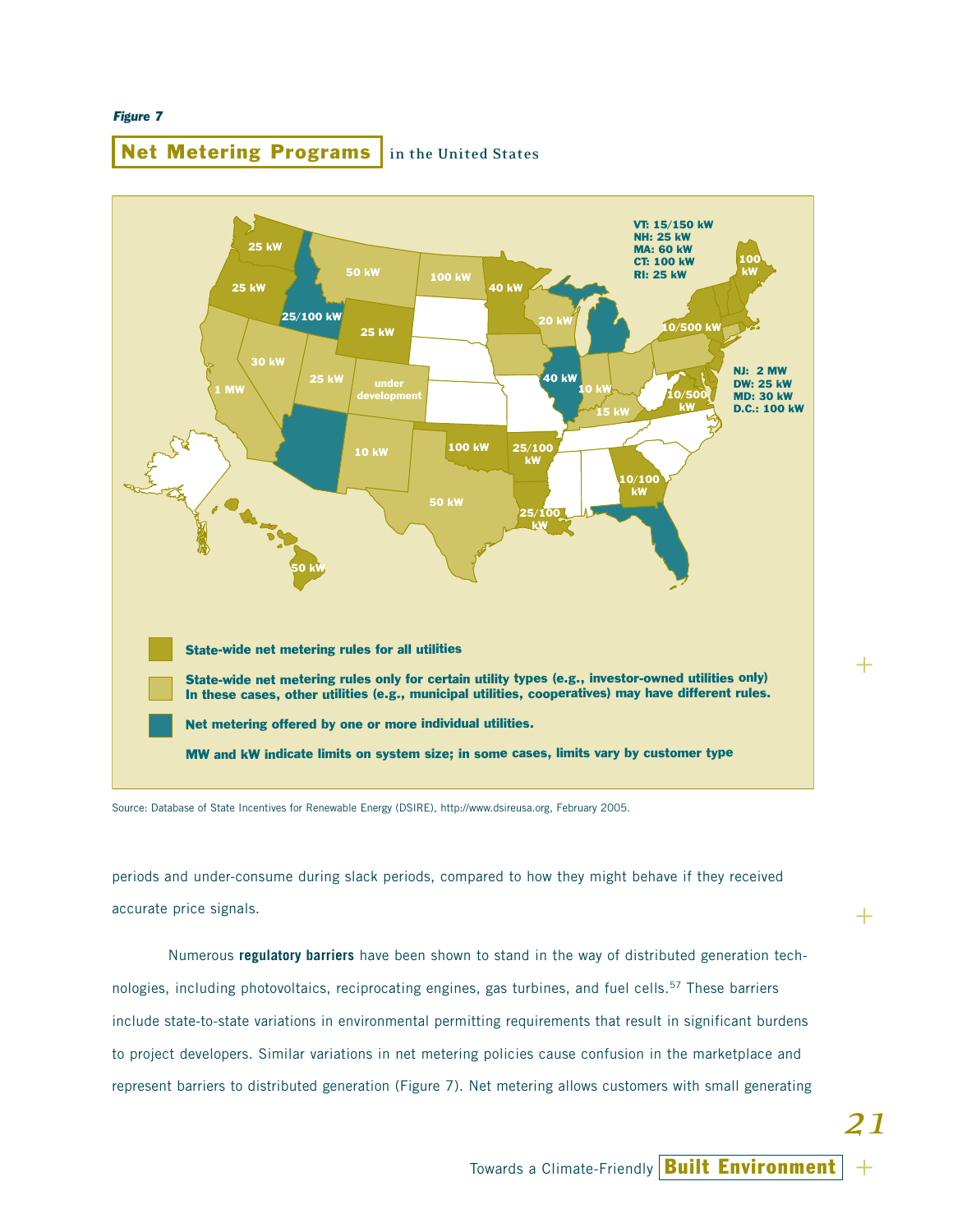*Figure 7*

**Net Metering Programs** in the United States

VT: 15/150 kW
NH: 25 kW
MA: 60 kW
CT: 100 kW
RI: 25 kW

25 kW

25 kW

25/100 kW

50 kW

100 kW

40 kW

25 kW

20 kW

100 kW

10/500 kW

1 MW

30 kW

25 kW

under development

40 kW

10 kW

15 kW

10/500 kW

NJ: 2 MW
DW: 25 kW
MD: 30 kW
D.C.: 100 kW

100 kW

25/100 kW

10 kW

10/100 kW

50 kW

25/100 kW

50 kW

State-wide net metering rules for all utilities

State-wide net metering rules only for certain utility types (e.g., investor-owned utilities only) In these cases, other utilities (e.g., municipal utilities, cooperatives) may have different rules.

Net metering offered by one or more individual utilities.

MW and kW indicate limits on system size; in some cases, limits vary by customer type

Source: Database of State Incentives for Renewable Energy (DSIRE), http://www.dsireusa.org, February 2005.

periods and under-consume during slack periods, compared to how they might behave if they received accurate price signals.

Numerous **regulatory barriers** have been shown to stand in the way of distributed generation technologies, including photovoltaics, reciprocating engines, gas turbines, and fuel cells.[57] These barriers include state-to-state variations in environmental permitting requirements that result in significant burdens to project developers. Similar variations in net metering policies cause confusion in the marketplace and represent barriers to distributed generation (Figure 7). Net metering allows customers with small generating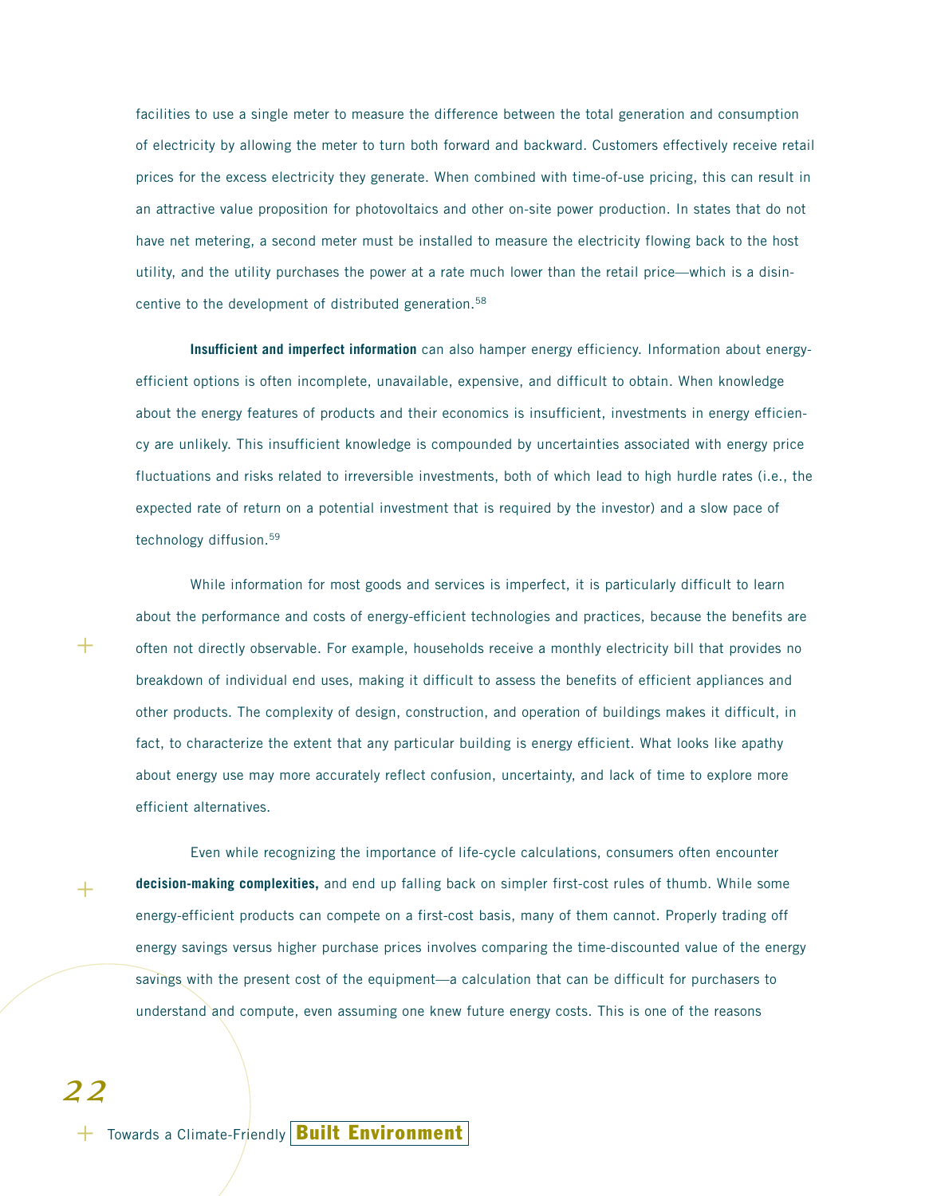facilities to use a single meter to measure the difference between the total generation and consumption of electricity by allowing the meter to turn both forward and backward. Customers effectively receive retail prices for the excess electricity they generate. When combined with time-of-use pricing, this can result in an attractive value proposition for photovoltaics and other on-site power production. In states that do not have net metering, a second meter must be installed to measure the electricity flowing back to the host utility, and the utility purchases the power at a rate much lower than the retail price—which is a disincentive to the development of distributed generation.[58]

**Insufficient and imperfect information** can also hamper energy efficiency. Information about energy-efficient options is often incomplete, unavailable, expensive, and difficult to obtain. When knowledge about the energy features of products and their economics is insufficient, investments in energy efficiency are unlikely. This insufficient knowledge is compounded by uncertainties associated with energy price fluctuations and risks related to irreversible investments, both of which lead to high hurdle rates (i.e., the expected rate of return on a potential investment that is required by the investor) and a slow pace of technology diffusion.[59]

While information for most goods and services is imperfect, it is particularly difficult to learn about the performance and costs of energy-efficient technologies and practices, because the benefits are often not directly observable. For example, households receive a monthly electricity bill that provides no breakdown of individual end uses, making it difficult to assess the benefits of efficient appliances and other products. The complexity of design, construction, and operation of buildings makes it difficult, in fact, to characterize the extent that any particular building is energy efficient. What looks like apathy about energy use may more accurately reflect confusion, uncertainty, and lack of time to explore more efficient alternatives.

Even while recognizing the importance of life-cycle calculations, consumers often encounter **decision-making complexities,** and end up falling back on simpler first-cost rules of thumb. While some energy-efficient products can compete on a first-cost basis, many of them cannot. Properly trading off energy savings versus higher purchase prices involves comparing the time-discounted value of the energy savings with the present cost of the equipment—a calculation that can be difficult for purchasers to understand and compute, even assuming one knew future energy costs. This is one of the reasons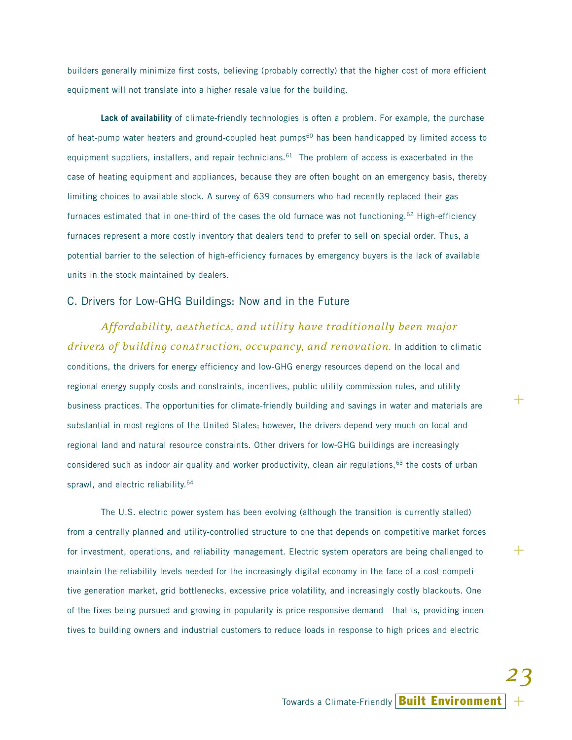builders generally minimize first costs, believing (probably correctly) that the higher cost of more efficient equipment will not translate into a higher resale value for the building.

**Lack of availability** of climate-friendly technologies is often a problem. For example, the purchase of heat-pump water heaters and ground-coupled heat pumps[60] has been handicapped by limited access to equipment suppliers, installers, and repair technicians.[61] The problem of access is exacerbated in the case of heating equipment and appliances, because they are often bought on an emergency basis, thereby limiting choices to available stock. A survey of 639 consumers who had recently replaced their gas furnaces estimated that in one-third of the cases the old furnace was not functioning.[62] High-efficiency furnaces represent a more costly inventory that dealers tend to prefer to sell on special order. Thus, a potential barrier to the selection of high-efficiency furnaces by emergency buyers is the lack of available units in the stock maintained by dealers.

## C. Drivers for Low-GHG Buildings: Now and in the Future

*Affordability, aesthetics, and utility have traditionally been major drivers of building construction, occupancy, and renovation.* In addition to climatic conditions, the drivers for energy efficiency and low-GHG energy resources depend on the local and regional energy supply costs and constraints, incentives, public utility commission rules, and utility business practices. The opportunities for climate-friendly building and savings in water and materials are substantial in most regions of the United States; however, the drivers depend very much on local and regional land and natural resource constraints. Other drivers for low-GHG buildings are increasingly considered such as indoor air quality and worker productivity, clean air regulations,[63] the costs of urban sprawl, and electric reliability.[64]

The U.S. electric power system has been evolving (although the transition is currently stalled) from a centrally planned and utility-controlled structure to one that depends on competitive market forces for investment, operations, and reliability management. Electric system operators are being challenged to maintain the reliability levels needed for the increasingly digital economy in the face of a cost-competitive generation market, grid bottlenecks, excessive price volatility, and increasingly costly blackouts. One of the fixes being pursued and growing in popularity is price-responsive demand—that is, providing incentives to building owners and industrial customers to reduce loads in response to high prices and electric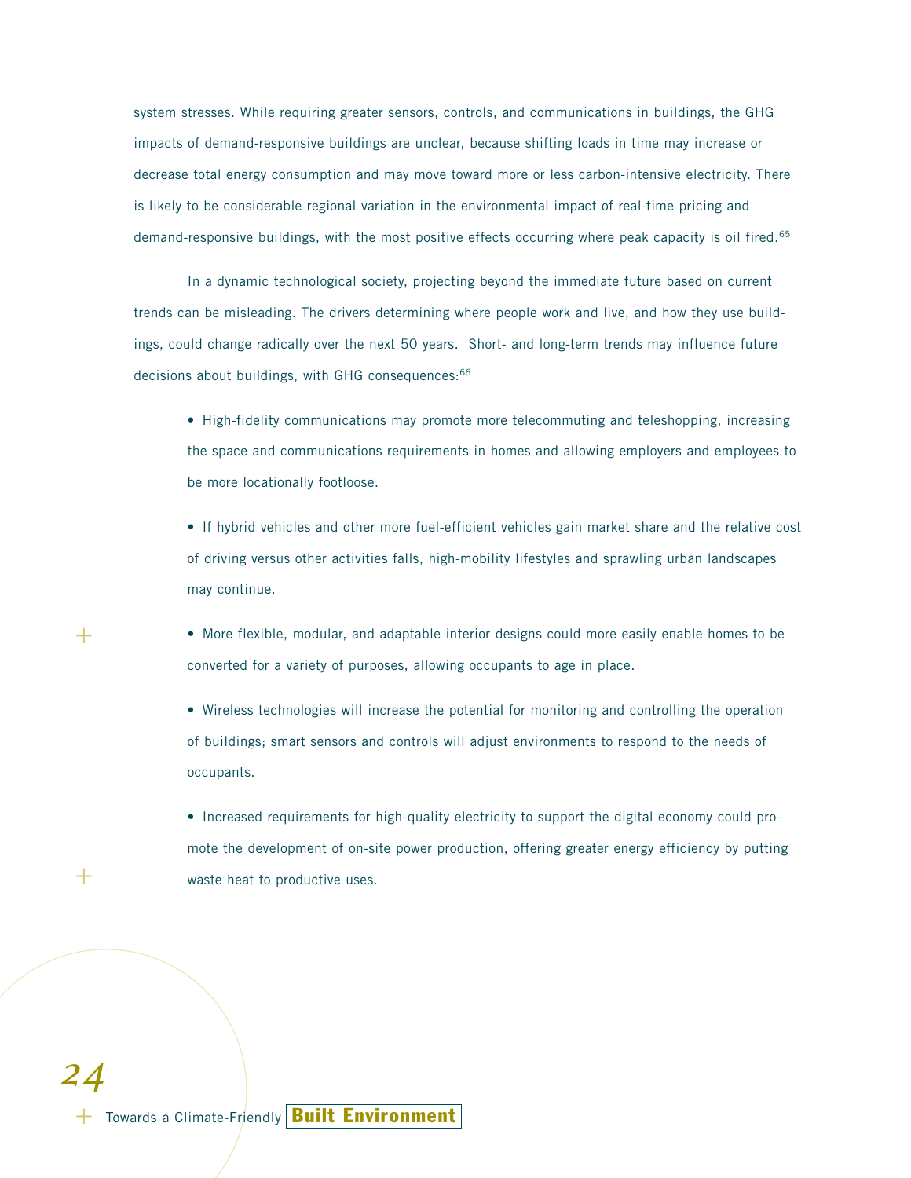system stresses. While requiring greater sensors, controls, and communications in buildings, the GHG impacts of demand-responsive buildings are unclear, because shifting loads in time may increase or decrease total energy consumption and may move toward more or less carbon-intensive electricity. There is likely to be considerable regional variation in the environmental impact of real-time pricing and demand-responsive buildings, with the most positive effects occurring where peak capacity is oil fired.[65]

In a dynamic technological society, projecting beyond the immediate future based on current trends can be misleading. The drivers determining where people work and live, and how they use buildings, could change radically over the next 50 years. Short- and long-term trends may influence future decisions about buildings, with GHG consequences:[66]

- High-fidelity communications may promote more telecommuting and teleshopping, increasing the space and communications requirements in homes and allowing employers and employees to be more locationally footloose.
- If hybrid vehicles and other more fuel-efficient vehicles gain market share and the relative cost of driving versus other activities falls, high-mobility lifestyles and sprawling urban landscapes may continue.
- More flexible, modular, and adaptable interior designs could more easily enable homes to be converted for a variety of purposes, allowing occupants to age in place.
- Wireless technologies will increase the potential for monitoring and controlling the operation of buildings; smart sensors and controls will adjust environments to respond to the needs of occupants.
- Increased requirements for high-quality electricity to support the digital economy could promote the development of on-site power production, offering greater energy efficiency by putting waste heat to productive uses.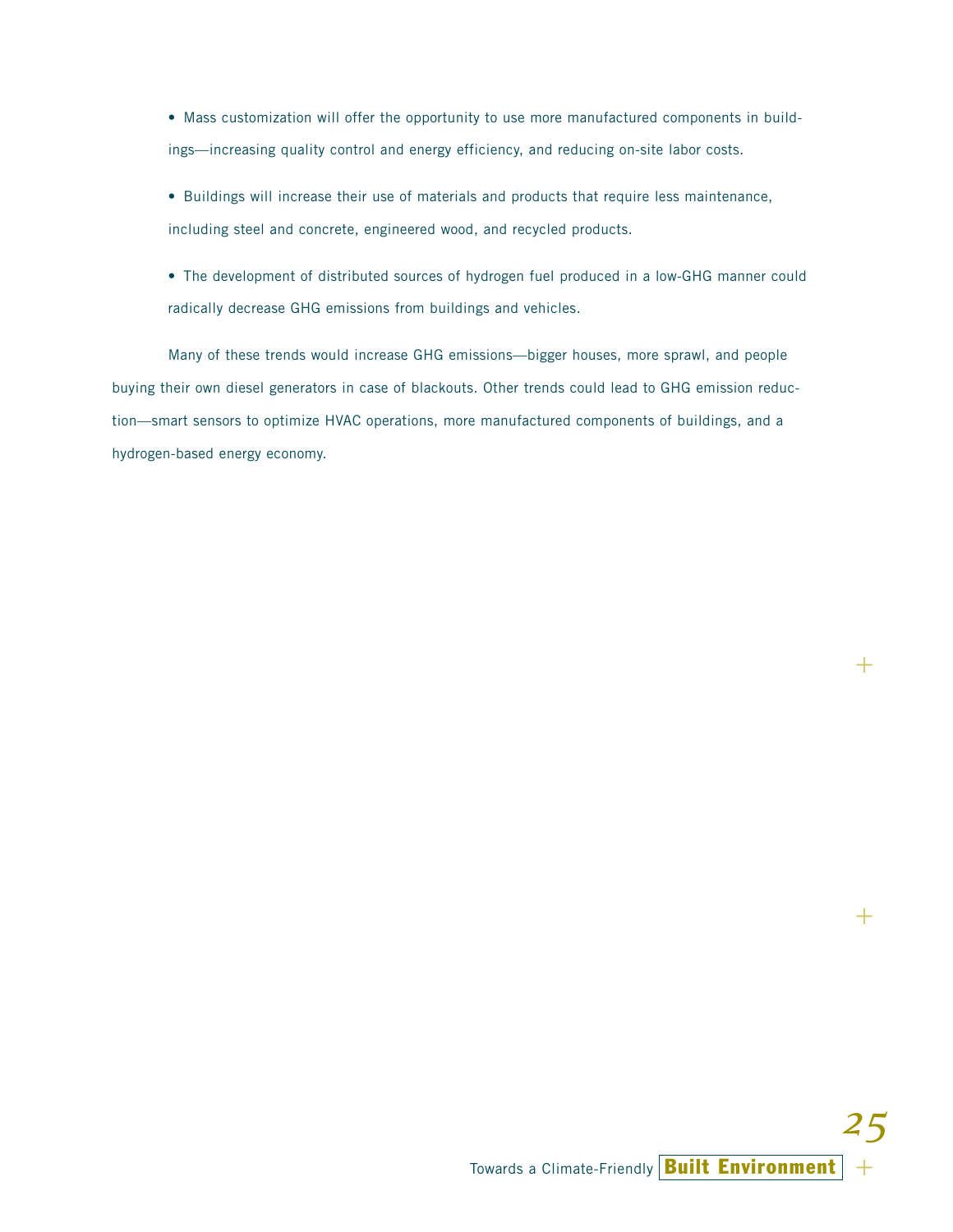- Mass customization will offer the opportunity to use more manufactured components in buildings—increasing quality control and energy efficiency, and reducing on-site labor costs.
- Buildings will increase their use of materials and products that require less maintenance, including steel and concrete, engineered wood, and recycled products.
- The development of distributed sources of hydrogen fuel produced in a low-GHG manner could radically decrease GHG emissions from buildings and vehicles.

Many of these trends would increase GHG emissions—bigger houses, more sprawl, and people buying their own diesel generators in case of blackouts. Other trends could lead to GHG emission reduction—smart sensors to optimize HVAC operations, more manufactured components of buildings, and a hydrogen-based energy economy.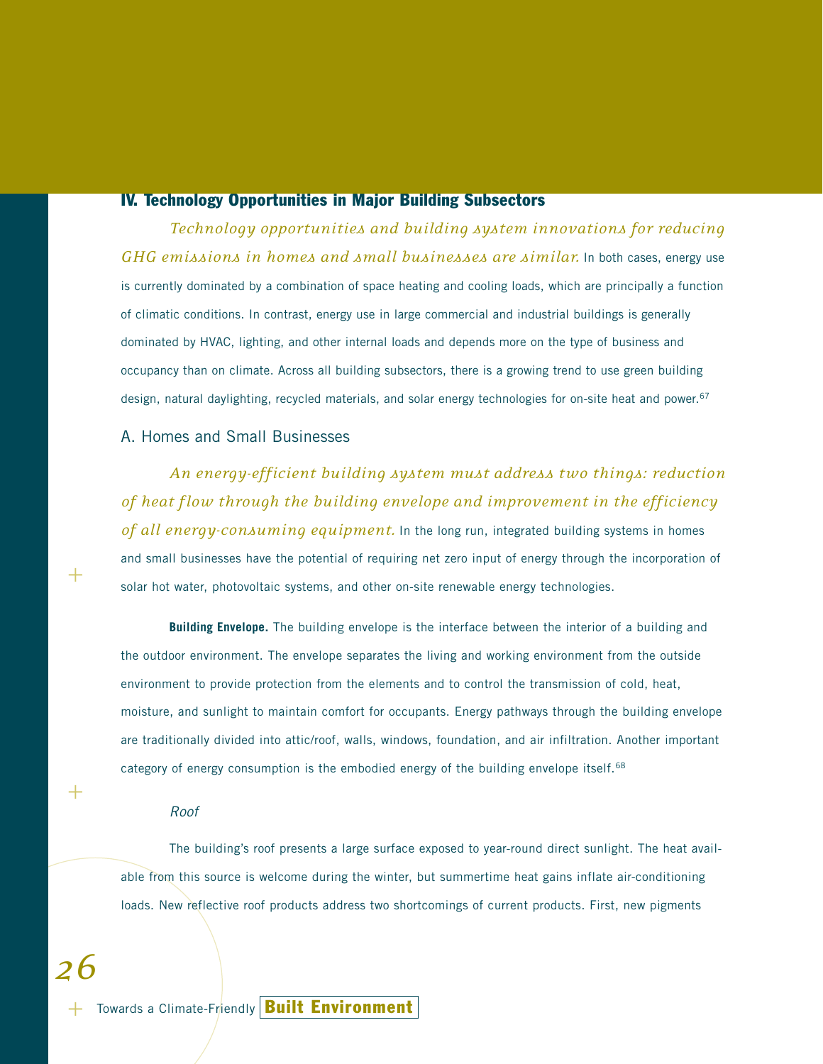## IV. Technology Opportunities in Major Building Subsectors

*Technology opportunities and building system innovations for reducing GHG emissions in homes and small businesses are similar.* In both cases, energy use is currently dominated by a combination of space heating and cooling loads, which are principally a function of climatic conditions. In contrast, energy use in large commercial and industrial buildings is generally dominated by HVAC, lighting, and other internal loads and depends more on the type of business and occupancy than on climate. Across all building subsectors, there is a growing trend to use green building design, natural daylighting, recycled materials, and solar energy technologies for on-site heat and power.[67]

### A. Homes and Small Businesses

*An energy-efficient building system must address two things: reduction of heat flow through the building envelope and improvement in the efficiency of all energy-consuming equipment.* In the long run, integrated building systems in homes and small businesses have the potential of requiring net zero input of energy through the incorporation of solar hot water, photovoltaic systems, and other on-site renewable energy technologies.

**Building Envelope.** The building envelope is the interface between the interior of a building and the outdoor environment. The envelope separates the living and working environment from the outside environment to provide protection from the elements and to control the transmission of cold, heat, moisture, and sunlight to maintain comfort for occupants. Energy pathways through the building envelope are traditionally divided into attic/roof, walls, windows, foundation, and air infiltration. Another important category of energy consumption is the embodied energy of the building envelope itself.[68]

*Roof*

The building's roof presents a large surface exposed to year-round direct sunlight. The heat available from this source is welcome during the winter, but summertime heat gains inflate air-conditioning loads. New reflective roof products address two shortcomings of current products. First, new pigments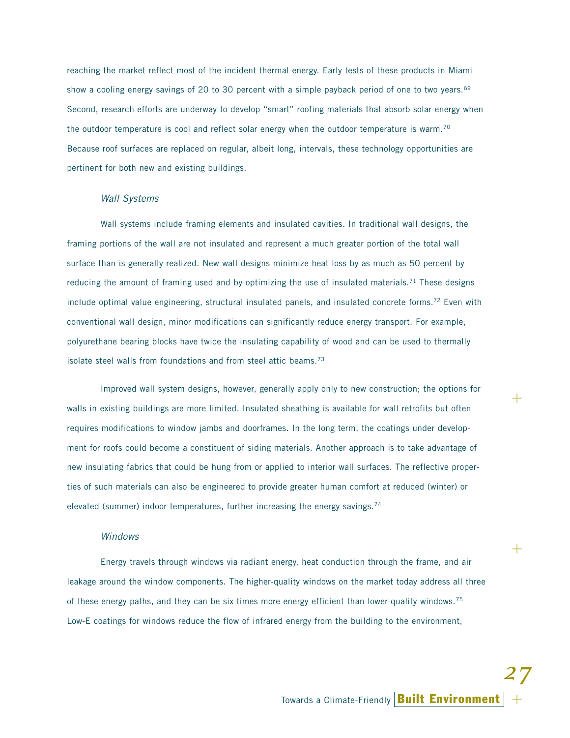reaching the market reflect most of the incident thermal energy. Early tests of these products in Miami show a cooling energy savings of 20 to 30 percent with a simple payback period of one to two years.[69] Second, research efforts are underway to develop "smart" roofing materials that absorb solar energy when the outdoor temperature is cool and reflect solar energy when the outdoor temperature is warm.[70] Because roof surfaces are replaced on regular, albeit long, intervals, these technology opportunities are pertinent for both new and existing buildings.

*Wall Systems*

Wall systems include framing elements and insulated cavities. In traditional wall designs, the framing portions of the wall are not insulated and represent a much greater portion of the total wall surface than is generally realized. New wall designs minimize heat loss by as much as 50 percent by reducing the amount of framing used and by optimizing the use of insulated materials.[71] These designs include optimal value engineering, structural insulated panels, and insulated concrete forms.[72] Even with conventional wall design, minor modifications can significantly reduce energy transport. For example, polyurethane bearing blocks have twice the insulating capability of wood and can be used to thermally isolate steel walls from foundations and from steel attic beams.[73]

Improved wall system designs, however, generally apply only to new construction; the options for walls in existing buildings are more limited. Insulated sheathing is available for wall retrofits but often requires modifications to window jambs and doorframes. In the long term, the coatings under development for roofs could become a constituent of siding materials. Another approach is to take advantage of new insulating fabrics that could be hung from or applied to interior wall surfaces. The reflective properties of such materials can also be engineered to provide greater human comfort at reduced (winter) or elevated (summer) indoor temperatures, further increasing the energy savings.[74]

*Windows*

Energy travels through windows via radiant energy, heat conduction through the frame, and air leakage around the window components. The higher-quality windows on the market today address all three of these energy paths, and they can be six times more energy efficient than lower-quality windows.[75] Low-E coatings for windows reduce the flow of infrared energy from the building to the environment,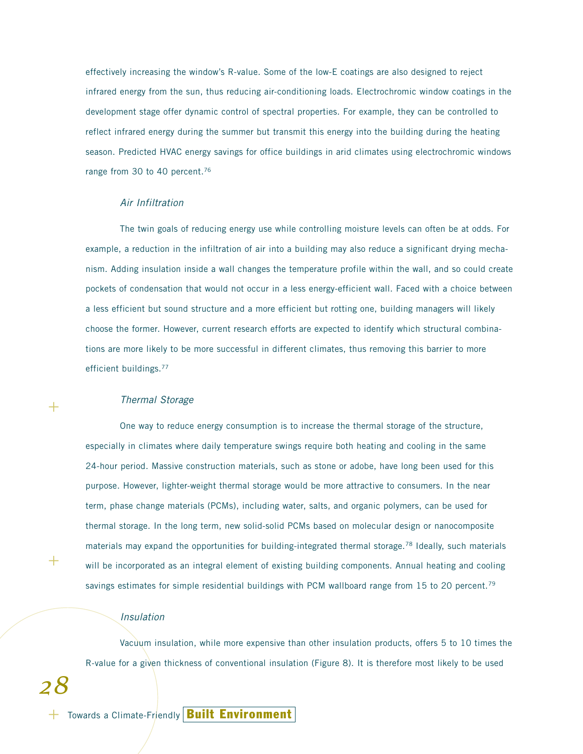effectively increasing the window's R-value. Some of the low-E coatings are also designed to reject infrared energy from the sun, thus reducing air-conditioning loads. Electrochromic window coatings in the development stage offer dynamic control of spectral properties. For example, they can be controlled to reflect infrared energy during the summer but transmit this energy into the building during the heating season. Predicted HVAC energy savings for office buildings in arid climates using electrochromic windows range from 30 to 40 percent.[76]

### *Air Infiltration*

The twin goals of reducing energy use while controlling moisture levels can often be at odds. For example, a reduction in the infiltration of air into a building may also reduce a significant drying mechanism. Adding insulation inside a wall changes the temperature profile within the wall, and so could create pockets of condensation that would not occur in a less energy-efficient wall. Faced with a choice between a less efficient but sound structure and a more efficient but rotting one, building managers will likely choose the former. However, current research efforts are expected to identify which structural combinations are more likely to be more successful in different climates, thus removing this barrier to more efficient buildings.[77]

### *Thermal Storage*

One way to reduce energy consumption is to increase the thermal storage of the structure, especially in climates where daily temperature swings require both heating and cooling in the same 24-hour period. Massive construction materials, such as stone or adobe, have long been used for this purpose. However, lighter-weight thermal storage would be more attractive to consumers. In the near term, phase change materials (PCMs), including water, salts, and organic polymers, can be used for thermal storage. In the long term, new solid-solid PCMs based on molecular design or nanocomposite materials may expand the opportunities for building-integrated thermal storage.[78] Ideally, such materials will be incorporated as an integral element of existing building components. Annual heating and cooling savings estimates for simple residential buildings with PCM wallboard range from 15 to 20 percent.[79]

### *Insulation*

Vacuum insulation, while more expensive than other insulation products, offers 5 to 10 times the R-value for a given thickness of conventional insulation (Figure 8). It is therefore most likely to be used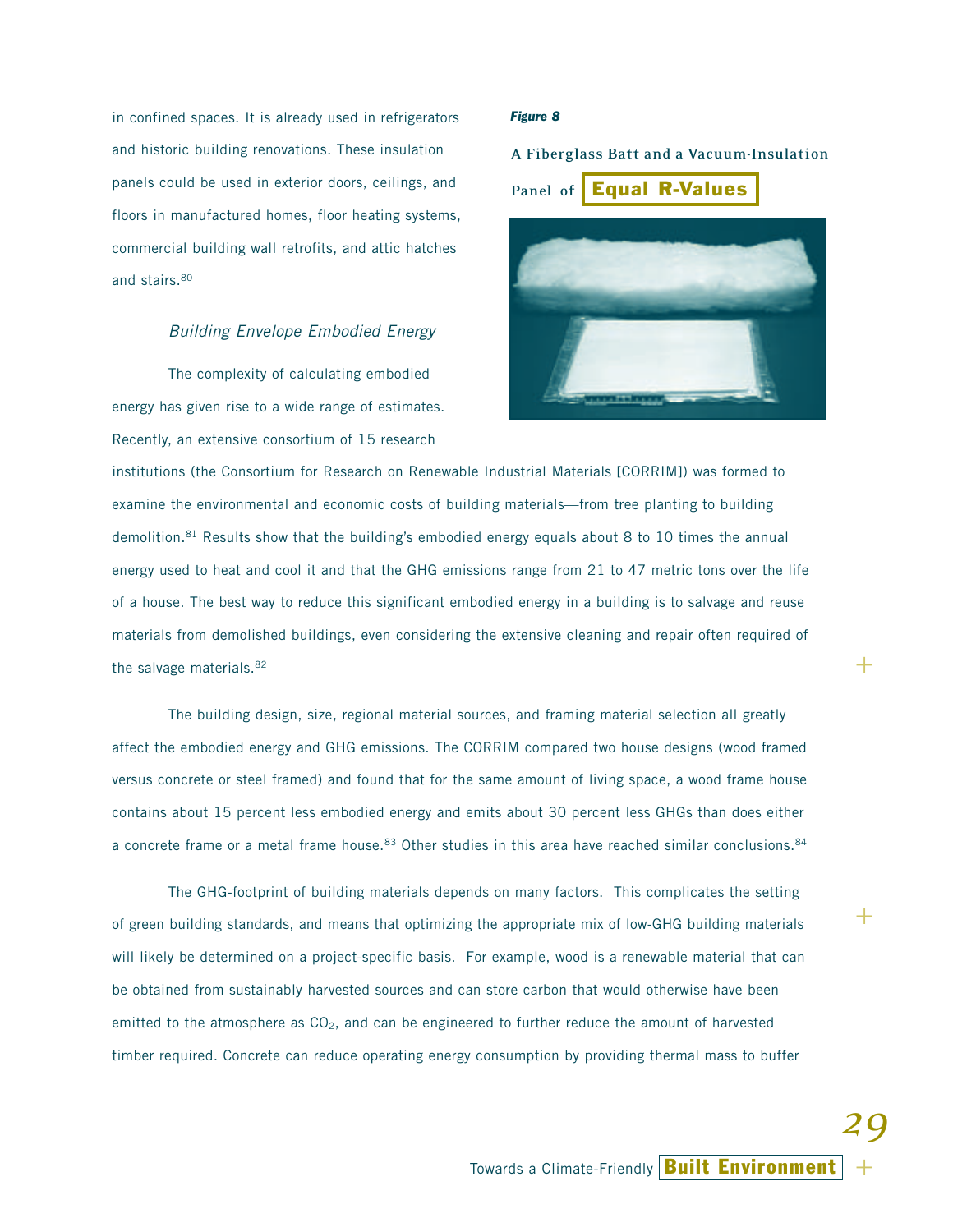in confined spaces. It is already used in refrigerators and historic building renovations. These insulation panels could be used in exterior doors, ceilings, and floors in manufactured homes, floor heating systems, commercial building wall retrofits, and attic hatches and stairs.[80]

*Figure 8*

**A Fiberglass Batt and a Vacuum-Insulation Panel of Equal R-Values**

### *Building Envelope Embodied Energy*

The complexity of calculating embodied energy has given rise to a wide range of estimates. Recently, an extensive consortium of 15 research institutions (the Consortium for Research on Renewable Industrial Materials [CORRIM]) was formed to examine the environmental and economic costs of building materials—from tree planting to building demolition.[81] Results show that the building's embodied energy equals about 8 to 10 times the annual energy used to heat and cool it and that the GHG emissions range from 21 to 47 metric tons over the life of a house. The best way to reduce this significant embodied energy in a building is to salvage and reuse materials from demolished buildings, even considering the extensive cleaning and repair often required of the salvage materials.[82]

The building design, size, regional material sources, and framing material selection all greatly affect the embodied energy and GHG emissions. The CORRIM compared two house designs (wood framed versus concrete or steel framed) and found that for the same amount of living space, a wood frame house contains about 15 percent less embodied energy and emits about 30 percent less GHGs than does either a concrete frame or a metal frame house.[83] Other studies in this area have reached similar conclusions.[84]

The GHG-footprint of building materials depends on many factors. This complicates the setting of green building standards, and means that optimizing the appropriate mix of low-GHG building materials will likely be determined on a project-specific basis. For example, wood is a renewable material that can be obtained from sustainably harvested sources and can store carbon that would otherwise have been emitted to the atmosphere as $CO_2$, and can be engineered to further reduce the amount of harvested timber required. Concrete can reduce operating energy consumption by providing thermal mass to buffer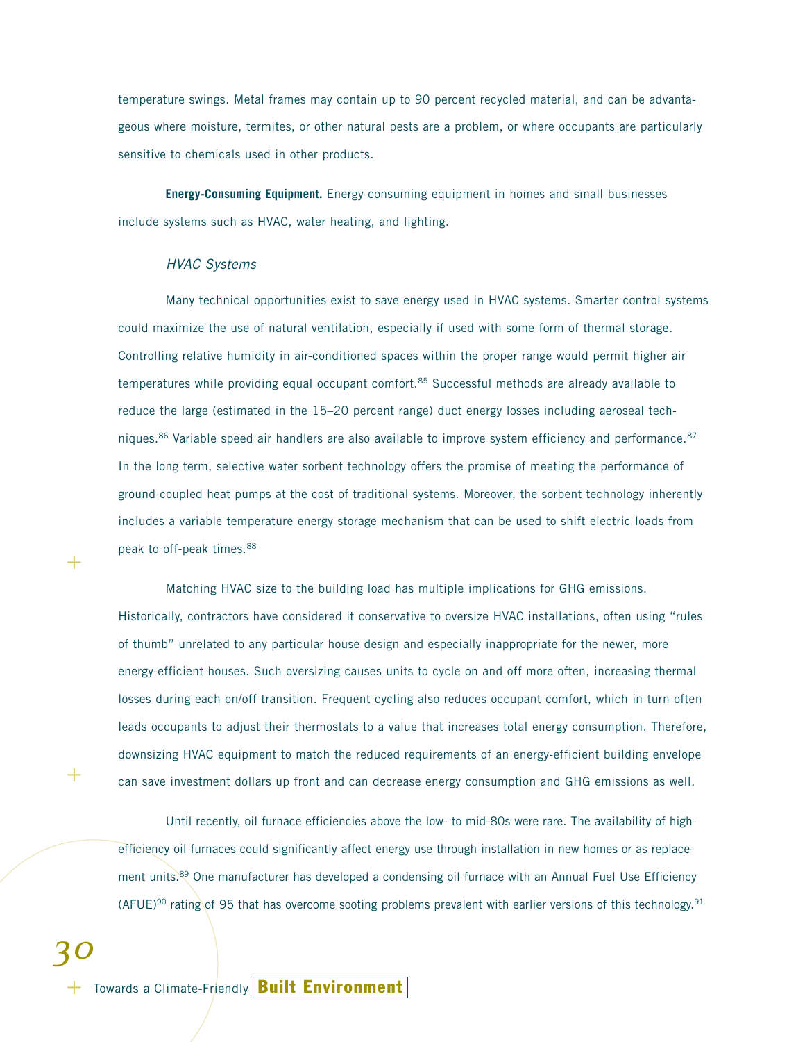temperature swings. Metal frames may contain up to 90 percent recycled material, and can be advantageous where moisture, termites, or other natural pests are a problem, or where occupants are particularly sensitive to chemicals used in other products.

**Energy-Consuming Equipment.** Energy-consuming equipment in homes and small businesses include systems such as HVAC, water heating, and lighting.

*HVAC Systems*

Many technical opportunities exist to save energy used in HVAC systems. Smarter control systems could maximize the use of natural ventilation, especially if used with some form of thermal storage. Controlling relative humidity in air-conditioned spaces within the proper range would permit higher air temperatures while providing equal occupant comfort.[85] Successful methods are already available to reduce the large (estimated in the 15–20 percent range) duct energy losses including aeroseal techniques.[86] Variable speed air handlers are also available to improve system efficiency and performance.[87] In the long term, selective water sorbent technology offers the promise of meeting the performance of ground-coupled heat pumps at the cost of traditional systems. Moreover, the sorbent technology inherently includes a variable temperature energy storage mechanism that can be used to shift electric loads from peak to off-peak times.[88]

Matching HVAC size to the building load has multiple implications for GHG emissions. Historically, contractors have considered it conservative to oversize HVAC installations, often using "rules of thumb" unrelated to any particular house design and especially inappropriate for the newer, more energy-efficient houses. Such oversizing causes units to cycle on and off more often, increasing thermal losses during each on/off transition. Frequent cycling also reduces occupant comfort, which in turn often leads occupants to adjust their thermostats to a value that increases total energy consumption. Therefore, downsizing HVAC equipment to match the reduced requirements of an energy-efficient building envelope can save investment dollars up front and can decrease energy consumption and GHG emissions as well.

Until recently, oil furnace efficiencies above the low- to mid-80s were rare. The availability of high-efficiency oil furnaces could significantly affect energy use through installation in new homes or as replacement units.[89] One manufacturer has developed a condensing oil furnace with an Annual Fuel Use Efficiency (AFUE)[90] rating of 95 that has overcome sooting problems prevalent with earlier versions of this technology.[91]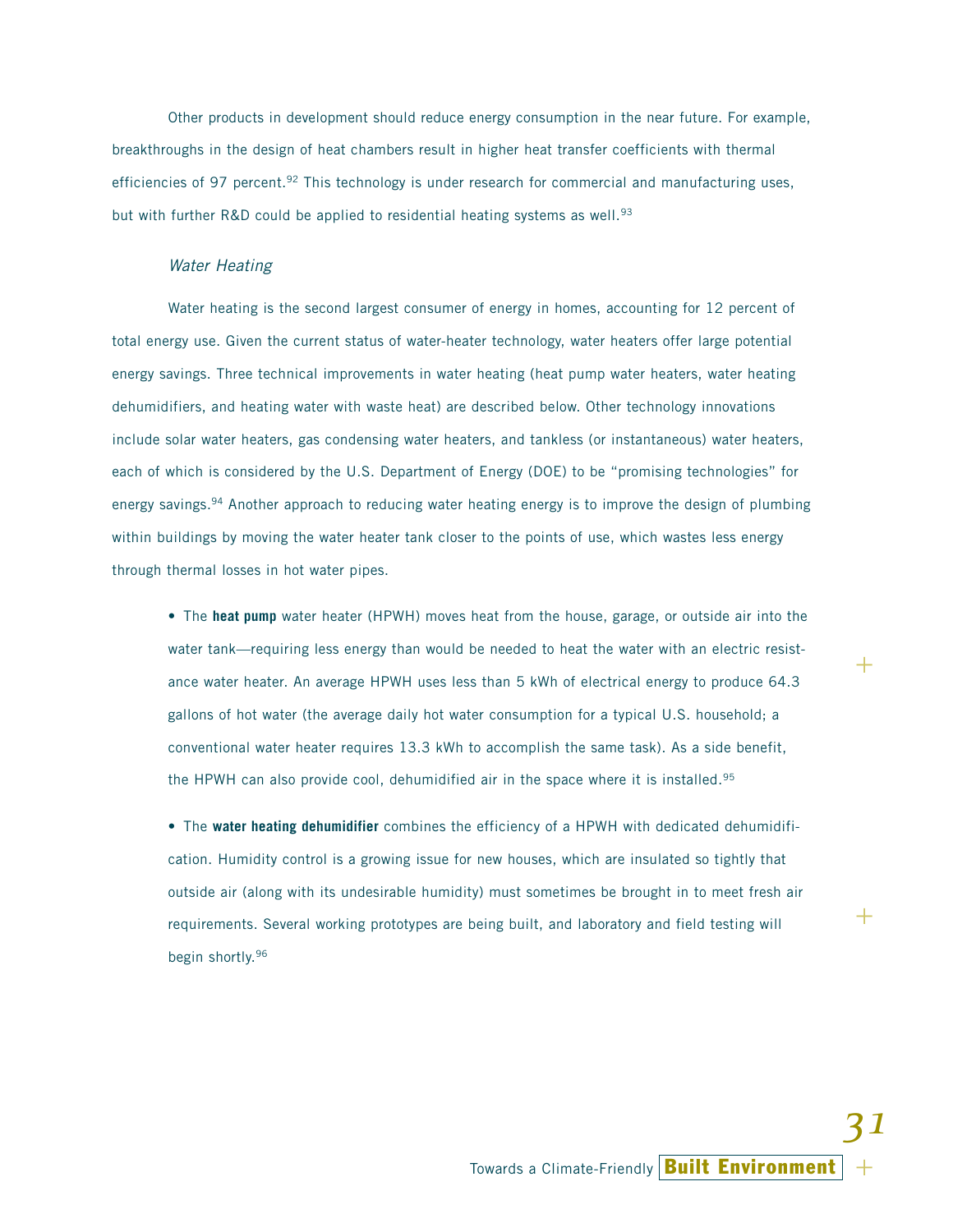Other products in development should reduce energy consumption in the near future. For example, breakthroughs in the design of heat chambers result in higher heat transfer coefficients with thermal efficiencies of 97 percent.[92] This technology is under research for commercial and manufacturing uses, but with further R&D could be applied to residential heating systems as well.[93]

### *Water Heating*

Water heating is the second largest consumer of energy in homes, accounting for 12 percent of total energy use. Given the current status of water-heater technology, water heaters offer large potential energy savings. Three technical improvements in water heating (heat pump water heaters, water heating dehumidifiers, and heating water with waste heat) are described below. Other technology innovations include solar water heaters, gas condensing water heaters, and tankless (or instantaneous) water heaters, each of which is considered by the U.S. Department of Energy (DOE) to be "promising technologies" for energy savings.[94] Another approach to reducing water heating energy is to improve the design of plumbing within buildings by moving the water heater tank closer to the points of use, which wastes less energy through thermal losses in hot water pipes.

- The **heat pump** water heater (HPWH) moves heat from the house, garage, or outside air into the water tank—requiring less energy than would be needed to heat the water with an electric resistance water heater. An average HPWH uses less than 5 kWh of electrical energy to produce 64.3 gallons of hot water (the average daily hot water consumption for a typical U.S. household; a conventional water heater requires 13.3 kWh to accomplish the same task). As a side benefit, the HPWH can also provide cool, dehumidified air in the space where it is installed.[95]

- The **water heating dehumidifier** combines the efficiency of a HPWH with dedicated dehumidification. Humidity control is a growing issue for new houses, which are insulated so tightly that outside air (along with its undesirable humidity) must sometimes be brought in to meet fresh air requirements. Several working prototypes are being built, and laboratory and field testing will begin shortly.[96]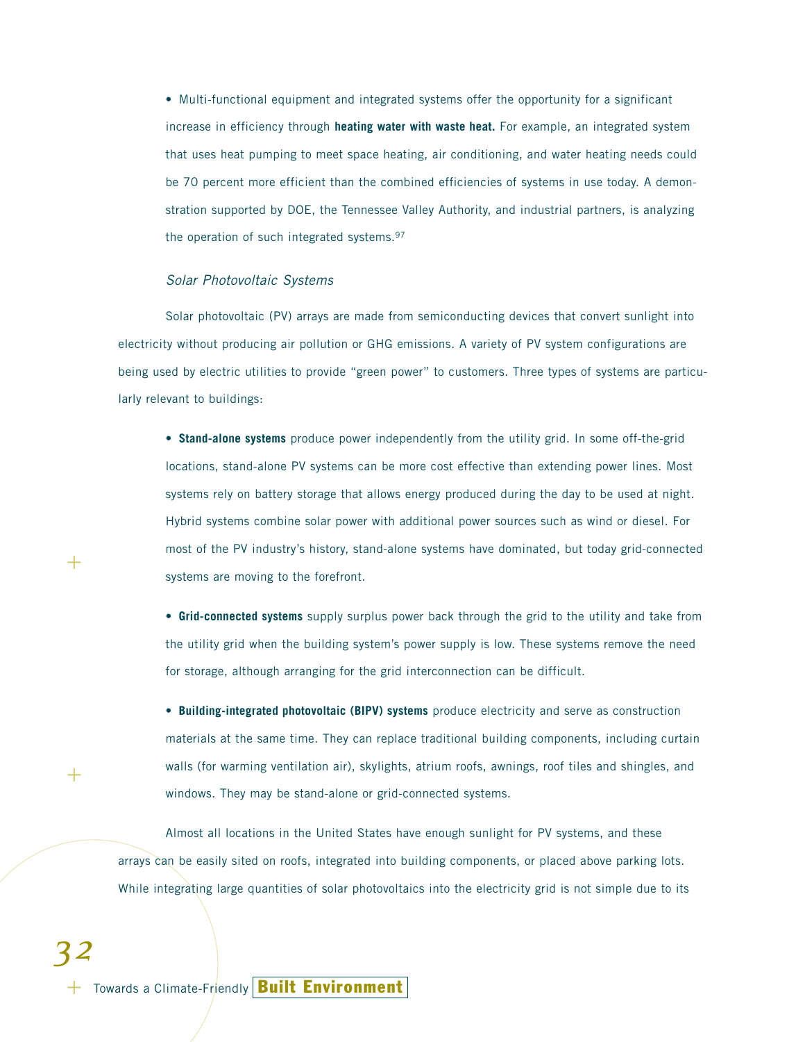- Multi-functional equipment and integrated systems offer the opportunity for a significant increase in efficiency through **heating water with waste heat.** For example, an integrated system that uses heat pumping to meet space heating, air conditioning, and water heating needs could be 70 percent more efficient than the combined efficiencies of systems in use today. A demonstration supported by DOE, the Tennessee Valley Authority, and industrial partners, is analyzing the operation of such integrated systems.[97]

*Solar Photovoltaic Systems*

Solar photovoltaic (PV) arrays are made from semiconducting devices that convert sunlight into electricity without producing air pollution or GHG emissions. A variety of PV system configurations are being used by electric utilities to provide "green power" to customers. Three types of systems are particularly relevant to buildings:

- **Stand-alone systems** produce power independently from the utility grid. In some off-the-grid locations, stand-alone PV systems can be more cost effective than extending power lines. Most systems rely on battery storage that allows energy produced during the day to be used at night. Hybrid systems combine solar power with additional power sources such as wind or diesel. For most of the PV industry's history, stand-alone systems have dominated, but today grid-connected systems are moving to the forefront.

- **Grid-connected systems** supply surplus power back through the grid to the utility and take from the utility grid when the building system's power supply is low. These systems remove the need for storage, although arranging for the grid interconnection can be difficult.

- **Building-integrated photovoltaic (BIPV) systems** produce electricity and serve as construction materials at the same time. They can replace traditional building components, including curtain walls (for warming ventilation air), skylights, atrium roofs, awnings, roof tiles and shingles, and windows. They may be stand-alone or grid-connected systems.

Almost all locations in the United States have enough sunlight for PV systems, and these arrays can be easily sited on roofs, integrated into building components, or placed above parking lots. While integrating large quantities of solar photovoltaics into the electricity grid is not simple due to its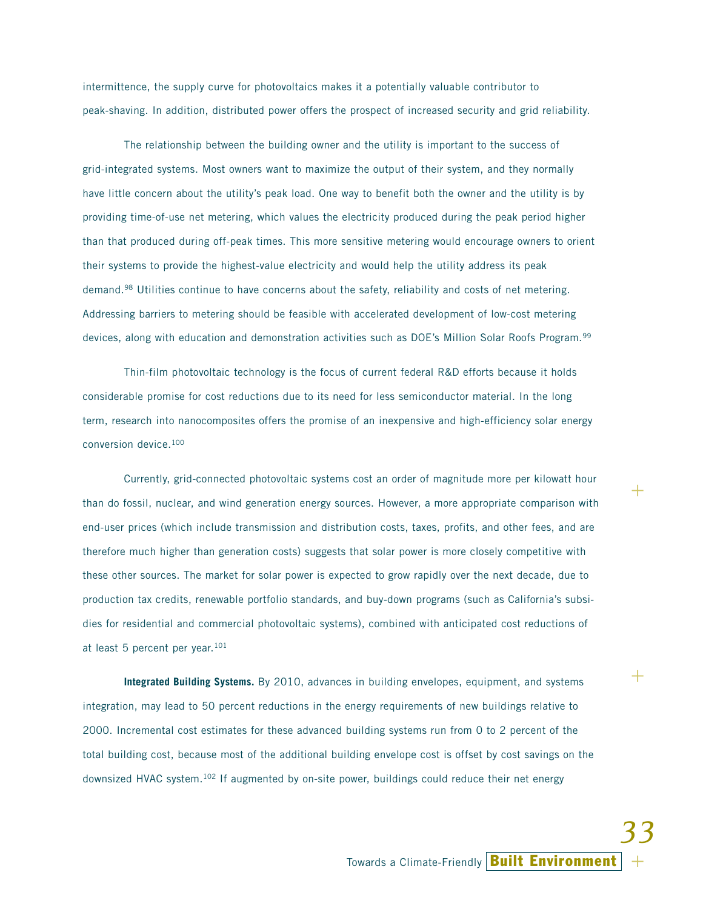intermittence, the supply curve for photovoltaics makes it a potentially valuable contributor to peak-shaving. In addition, distributed power offers the prospect of increased security and grid reliability.

The relationship between the building owner and the utility is important to the success of grid-integrated systems. Most owners want to maximize the output of their system, and they normally have little concern about the utility's peak load. One way to benefit both the owner and the utility is by providing time-of-use net metering, which values the electricity produced during the peak period higher than that produced during off-peak times. This more sensitive metering would encourage owners to orient their systems to provide the highest-value electricity and would help the utility address its peak demand.[98] Utilities continue to have concerns about the safety, reliability and costs of net metering. Addressing barriers to metering should be feasible with accelerated development of low-cost metering devices, along with education and demonstration activities such as DOE's Million Solar Roofs Program.[99]

Thin-film photovoltaic technology is the focus of current federal R&D efforts because it holds considerable promise for cost reductions due to its need for less semiconductor material. In the long term, research into nanocomposites offers the promise of an inexpensive and high-efficiency solar energy conversion device.[100]

Currently, grid-connected photovoltaic systems cost an order of magnitude more per kilowatt hour than do fossil, nuclear, and wind generation energy sources. However, a more appropriate comparison with end-user prices (which include transmission and distribution costs, taxes, profits, and other fees, and are therefore much higher than generation costs) suggests that solar power is more closely competitive with these other sources. The market for solar power is expected to grow rapidly over the next decade, due to production tax credits, renewable portfolio standards, and buy-down programs (such as California's subsidies for residential and commercial photovoltaic systems), combined with anticipated cost reductions of at least 5 percent per year.[101]

**Integrated Building Systems.** By 2010, advances in building envelopes, equipment, and systems integration, may lead to 50 percent reductions in the energy requirements of new buildings relative to 2000. Incremental cost estimates for these advanced building systems run from 0 to 2 percent of the total building cost, because most of the additional building envelope cost is offset by cost savings on the downsized HVAC system.[102] If augmented by on-site power, buildings could reduce their net energy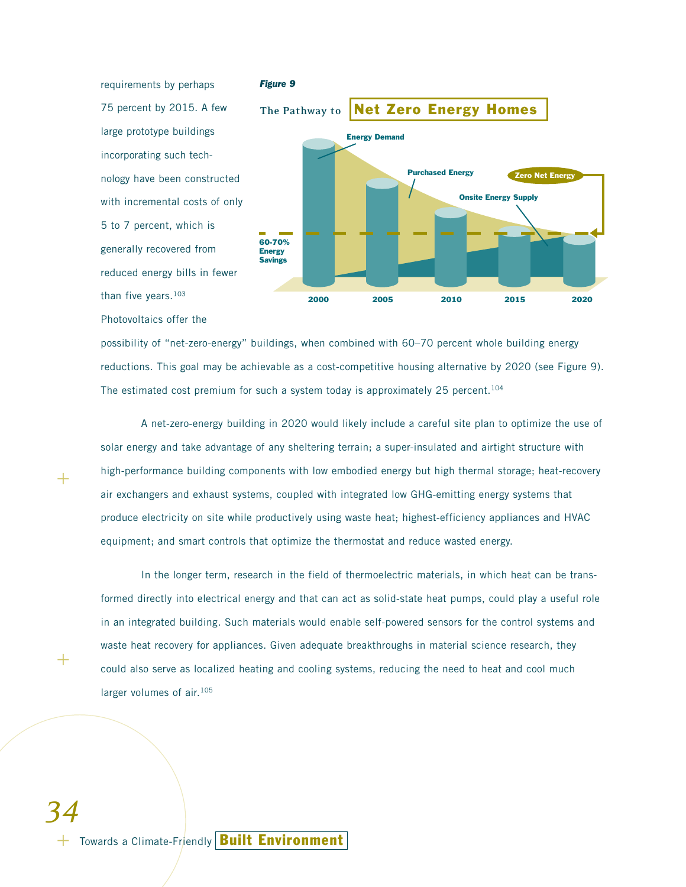requirements by perhaps 75 percent by 2015. A few large prototype buildings incorporating such technology have been constructed with incremental costs of only 5 to 7 percent, which is generally recovered from reduced energy bills in fewer than five years.[103] Photovoltaics offer the possibility of "net-zero-energy" buildings, when combined with 60–70 percent whole building energy reductions. This goal may be achievable as a cost-competitive housing alternative by 2020 (see Figure 9). The estimated cost premium for such a system today is approximately 25 percent.[104]

*Figure 9*

The Pathway to **Net Zero Energy Homes**

Energy Demand

Purchased Energy

Zero Net Energy

Onsite Energy Supply

60-70% Energy Savings

2000
2005
2010
2015
2020

A net-zero-energy building in 2020 would likely include a careful site plan to optimize the use of solar energy and take advantage of any sheltering terrain; a super-insulated and airtight structure with high-performance building components with low embodied energy but high thermal storage; heat-recovery air exchangers and exhaust systems, coupled with integrated low GHG-emitting energy systems that produce electricity on site while productively using waste heat; highest-efficiency appliances and HVAC equipment; and smart controls that optimize the thermostat and reduce wasted energy.

In the longer term, research in the field of thermoelectric materials, in which heat can be transformed directly into electrical energy and that can act as solid-state heat pumps, could play a useful role in an integrated building. Such materials would enable self-powered sensors for the control systems and waste heat recovery for appliances. Given adequate breakthroughs in material science research, they could also serve as localized heating and cooling systems, reducing the need to heat and cool much larger volumes of air.[105]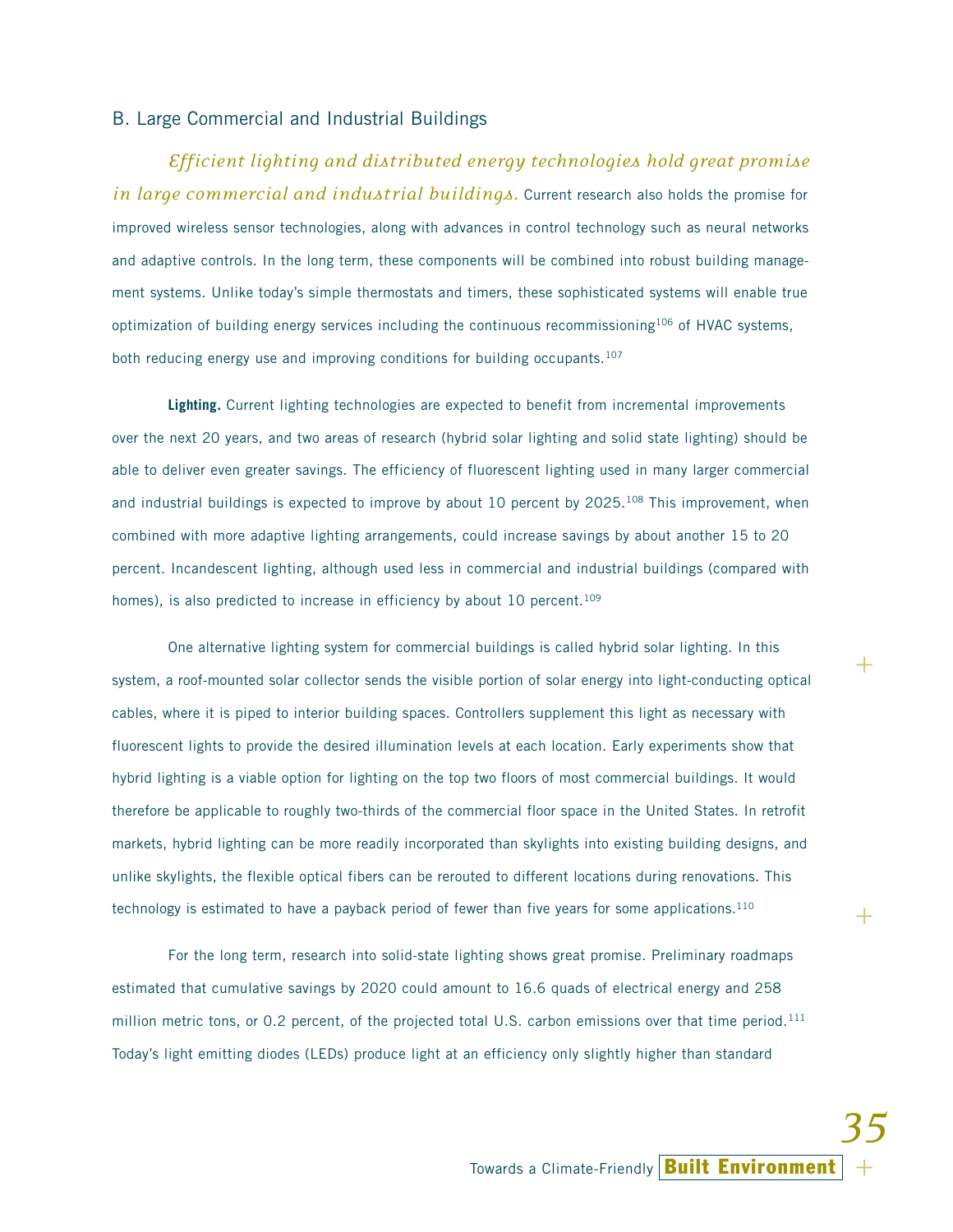## B. Large Commercial and Industrial Buildings

*Efficient lighting and distributed energy technologies hold great promise in large commercial and industrial buildings.* Current research also holds the promise for improved wireless sensor technologies, along with advances in control technology such as neural networks and adaptive controls. In the long term, these components will be combined into robust building management systems. Unlike today's simple thermostats and timers, these sophisticated systems will enable true optimization of building energy services including the continuous recommissioning[106] of HVAC systems, both reducing energy use and improving conditions for building occupants.[107]

**Lighting.** Current lighting technologies are expected to benefit from incremental improvements over the next 20 years, and two areas of research (hybrid solar lighting and solid state lighting) should be able to deliver even greater savings. The efficiency of fluorescent lighting used in many larger commercial and industrial buildings is expected to improve by about 10 percent by 2025.[108] This improvement, when combined with more adaptive lighting arrangements, could increase savings by about another 15 to 20 percent. Incandescent lighting, although used less in commercial and industrial buildings (compared with homes), is also predicted to increase in efficiency by about 10 percent.[109]

One alternative lighting system for commercial buildings is called hybrid solar lighting. In this system, a roof-mounted solar collector sends the visible portion of solar energy into light-conducting optical cables, where it is piped to interior building spaces. Controllers supplement this light as necessary with fluorescent lights to provide the desired illumination levels at each location. Early experiments show that hybrid lighting is a viable option for lighting on the top two floors of most commercial buildings. It would therefore be applicable to roughly two-thirds of the commercial floor space in the United States. In retrofit markets, hybrid lighting can be more readily incorporated than skylights into existing building designs, and unlike skylights, the flexible optical fibers can be rerouted to different locations during renovations. This technology is estimated to have a payback period of fewer than five years for some applications.[110]

For the long term, research into solid-state lighting shows great promise. Preliminary roadmaps estimated that cumulative savings by 2020 could amount to 16.6 quads of electrical energy and 258 million metric tons, or 0.2 percent, of the projected total U.S. carbon emissions over that time period.[111] Today's light emitting diodes (LEDs) produce light at an efficiency only slightly higher than standard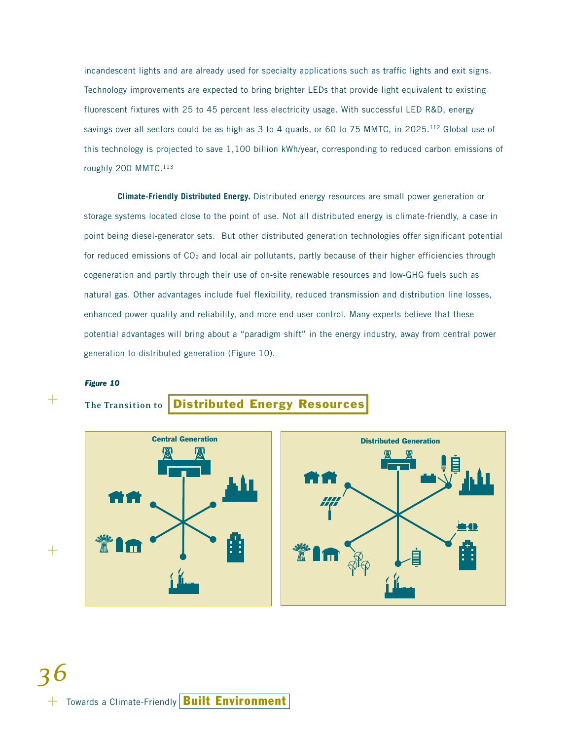incandescent lights and are already used for specialty applications such as traffic lights and exit signs. Technology improvements are expected to bring brighter LEDs that provide light equivalent to existing fluorescent fixtures with 25 to 45 percent less electricity usage. With successful LED R&D, energy savings over all sectors could be as high as 3 to 4 quads, or 60 to 75 MMTC, in 2025.[112] Global use of this technology is projected to save 1,100 billion kWh/year, corresponding to reduced carbon emissions of roughly 200 MMTC.[113]

**Climate-Friendly Distributed Energy.** Distributed energy resources are small power generation or storage systems located close to the point of use. Not all distributed energy is climate-friendly, a case in point being diesel-generator sets. But other distributed generation technologies offer significant potential for reduced emissions of $CO_2$ and local air pollutants, partly because of their higher efficiencies through cogeneration and partly through their use of on-site renewable resources and low-GHG fuels such as natural gas. Other advantages include fuel flexibility, reduced transmission and distribution line losses, enhanced power quality and reliability, and more end-user control. Many experts believe that these potential advantages will bring about a "paradigm shift" in the energy industry, away from central power generation to distributed generation (Figure 10).

***Figure 10***

The Transition to **Distributed Energy Resources**

Central Generation

Distributed Generation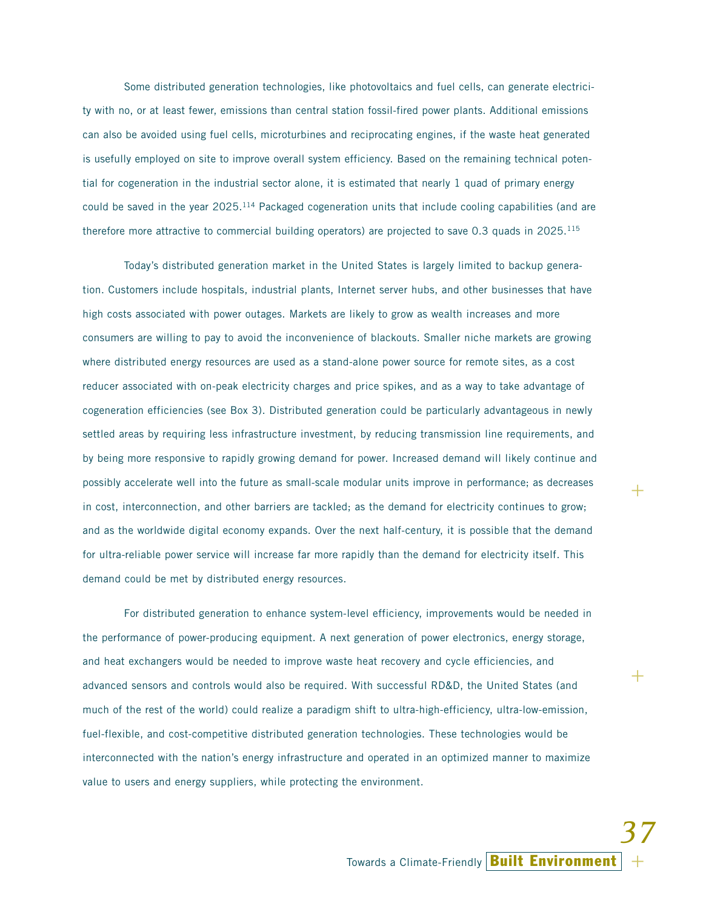Some distributed generation technologies, like photovoltaics and fuel cells, can generate electricity with no, or at least fewer, emissions than central station fossil-fired power plants. Additional emissions can also be avoided using fuel cells, microturbines and reciprocating engines, if the waste heat generated is usefully employed on site to improve overall system efficiency. Based on the remaining technical potential for cogeneration in the industrial sector alone, it is estimated that nearly 1 quad of primary energy could be saved in the year 2025.[114] Packaged cogeneration units that include cooling capabilities (and are therefore more attractive to commercial building operators) are projected to save 0.3 quads in 2025.[115]

Today's distributed generation market in the United States is largely limited to backup generation. Customers include hospitals, industrial plants, Internet server hubs, and other businesses that have high costs associated with power outages. Markets are likely to grow as wealth increases and more consumers are willing to pay to avoid the inconvenience of blackouts. Smaller niche markets are growing where distributed energy resources are used as a stand-alone power source for remote sites, as a cost reducer associated with on-peak electricity charges and price spikes, and as a way to take advantage of cogeneration efficiencies (see Box 3). Distributed generation could be particularly advantageous in newly settled areas by requiring less infrastructure investment, by reducing transmission line requirements, and by being more responsive to rapidly growing demand for power. Increased demand will likely continue and possibly accelerate well into the future as small-scale modular units improve in performance; as decreases in cost, interconnection, and other barriers are tackled; as the demand for electricity continues to grow; and as the worldwide digital economy expands. Over the next half-century, it is possible that the demand for ultra-reliable power service will increase far more rapidly than the demand for electricity itself. This demand could be met by distributed energy resources.

For distributed generation to enhance system-level efficiency, improvements would be needed in the performance of power-producing equipment. A next generation of power electronics, energy storage, and heat exchangers would be needed to improve waste heat recovery and cycle efficiencies, and advanced sensors and controls would also be required. With successful RD&D, the United States (and much of the rest of the world) could realize a paradigm shift to ultra-high-efficiency, ultra-low-emission, fuel-flexible, and cost-competitive distributed generation technologies. These technologies would be interconnected with the nation's energy infrastructure and operated in an optimized manner to maximize value to users and energy suppliers, while protecting the environment.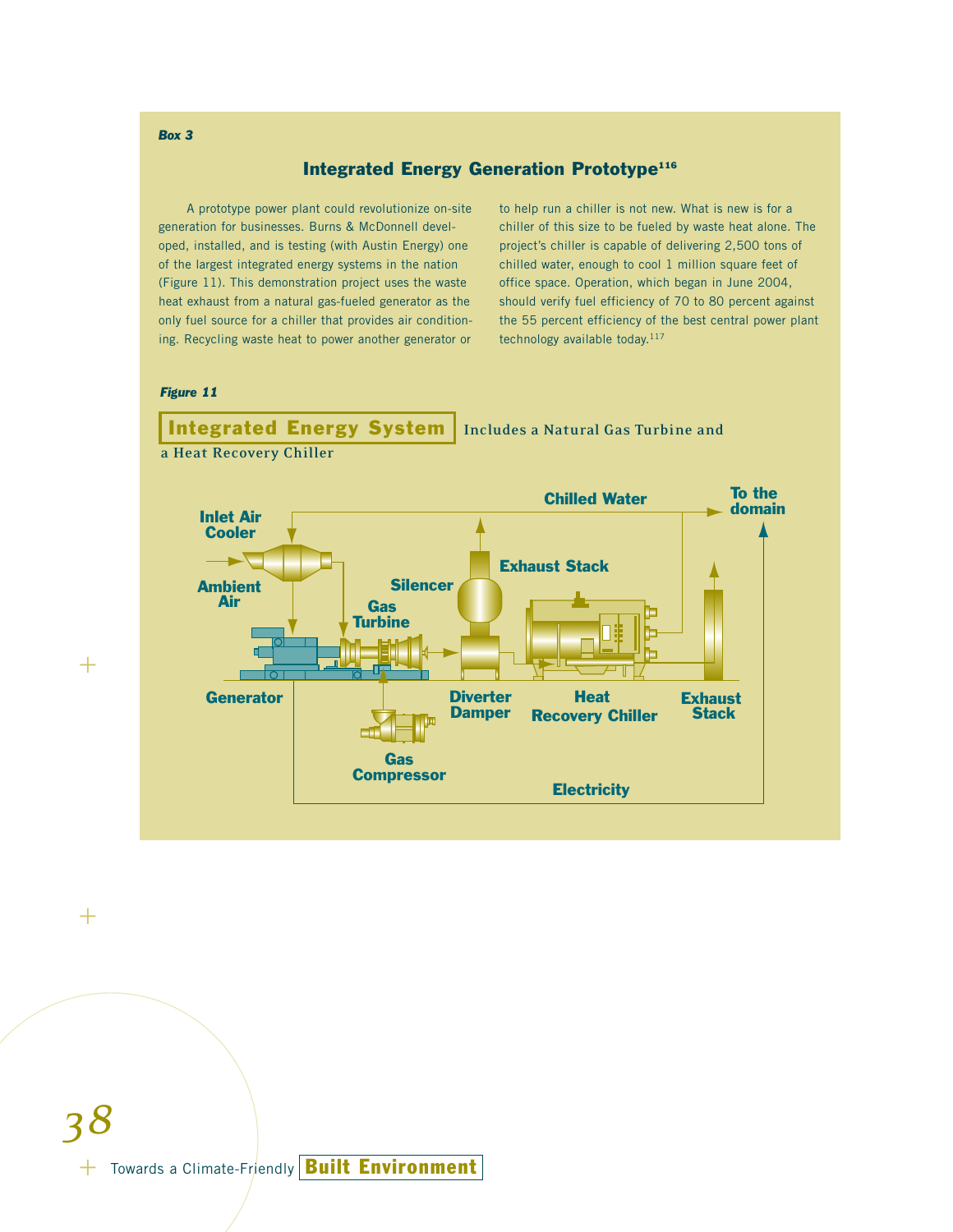*Box 3*

## Integrated Energy Generation Prototype[116]

A prototype power plant could revolutionize on-site generation for businesses. Burns & McDonnell developed, installed, and is testing (with Austin Energy) one of the largest integrated energy systems in the nation (Figure 11). This demonstration project uses the waste heat exhaust from a natural gas-fueled generator as the only fuel source for a chiller that provides air conditioning. Recycling waste heat to power another generator or to help run a chiller is not new. What is new is for a chiller of this size to be fueled by waste heat alone. The project's chiller is capable of delivering 2,500 tons of chilled water, enough to cool 1 million square feet of office space. Operation, which began in June 2004, should verify fuel efficiency of 70 to 80 percent against the 55 percent efficiency of the best central power plant technology available today.[117]

*Figure 11*

**Integrated Energy System** Includes a Natural Gas Turbine and a Heat Recovery Chiller

Inlet Air Cooler
Ambient Air
Chilled Water
To the domain
Exhaust Stack
Silencer
Gas Turbine
Generator
Diverter Damper
Heat Recovery Chiller
Exhaust Stack
Gas Compressor
Electricity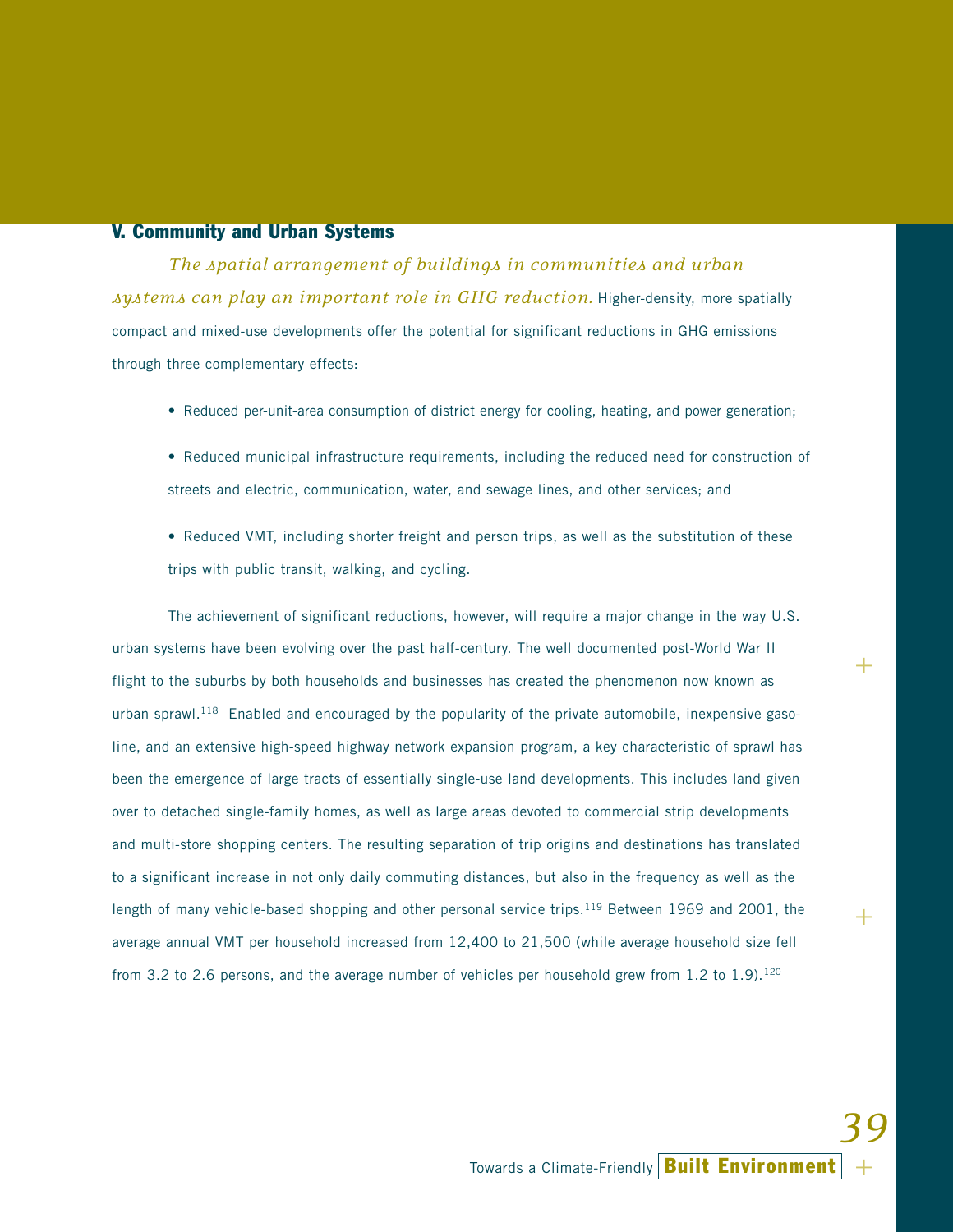## V. Community and Urban Systems

*The spatial arrangement of buildings in communities and urban systems can play an important role in GHG reduction.* Higher-density, more spatially compact and mixed-use developments offer the potential for significant reductions in GHG emissions through three complementary effects:

- Reduced per-unit-area consumption of district energy for cooling, heating, and power generation;
- Reduced municipal infrastructure requirements, including the reduced need for construction of streets and electric, communication, water, and sewage lines, and other services; and
- Reduced VMT, including shorter freight and person trips, as well as the substitution of these trips with public transit, walking, and cycling.

The achievement of significant reductions, however, will require a major change in the way U.S. urban systems have been evolving over the past half-century. The well documented post-World War II flight to the suburbs by both households and businesses has created the phenomenon now known as urban sprawl.[118] Enabled and encouraged by the popularity of the private automobile, inexpensive gasoline, and an extensive high-speed highway network expansion program, a key characteristic of sprawl has been the emergence of large tracts of essentially single-use land developments. This includes land given over to detached single-family homes, as well as large areas devoted to commercial strip developments and multi-store shopping centers. The resulting separation of trip origins and destinations has translated to a significant increase in not only daily commuting distances, but also in the frequency as well as the length of many vehicle-based shopping and other personal service trips.[119] Between 1969 and 2001, the average annual VMT per household increased from 12,400 to 21,500 (while average household size fell from 3.2 to 2.6 persons, and the average number of vehicles per household grew from 1.2 to 1.9).[120]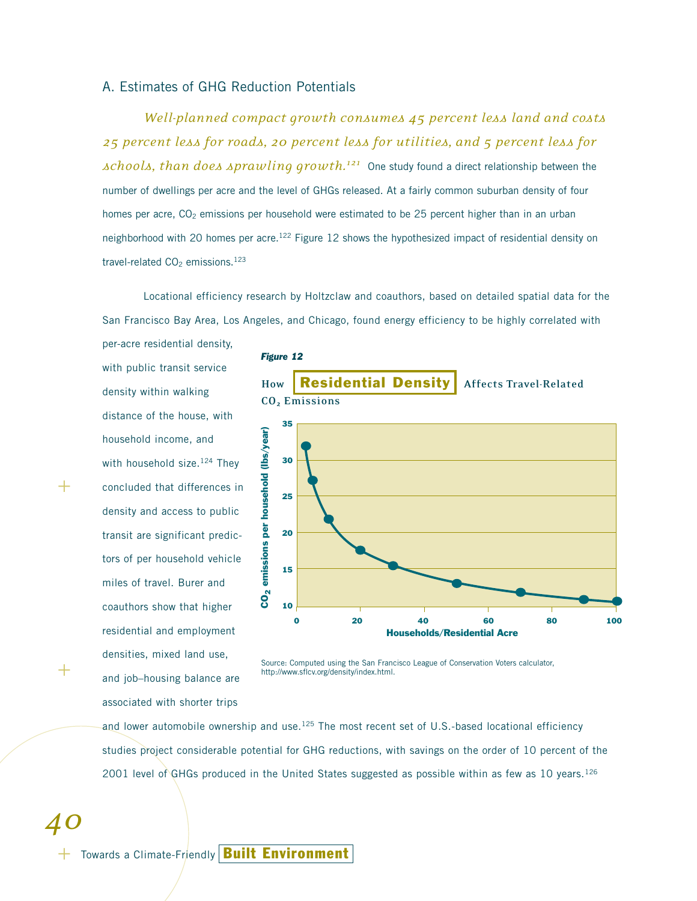## A. Estimates of GHG Reduction Potentials

*Well-planned compact growth consumes 45 percent less land and costs 25 percent less for roads, 20 percent less for utilities, and 5 percent less for schools, than does sprawling growth.*[121] One study found a direct relationship between the number of dwellings per acre and the level of GHGs released. At a fairly common suburban density of four homes per acre, $CO_2$ emissions per household were estimated to be 25 percent higher than in an urban neighborhood with 20 homes per acre.[122] Figure 12 shows the hypothesized impact of residential density on travel-related $CO_2$ emissions.[123]

Locational efficiency research by Holtzclaw and coauthors, based on detailed spatial data for the San Francisco Bay Area, Los Angeles, and Chicago, found energy efficiency to be highly correlated with per-acre residential density, with public transit service density within walking distance of the house, with household income, and with household size.[124] They concluded that differences in density and access to public transit are significant predictors of per household vehicle miles of travel. Burer and coauthors show that higher residential and employment densities, mixed land use, and job–housing balance are associated with shorter trips and lower automobile ownership and use.[125] The most recent set of U.S.-based locational efficiency studies project considerable potential for GHG reductions, with savings on the order of 10 percent of the 2001 level of GHGs produced in the United States suggested as possible within as few as 10 years.[126]

***Figure 12***

**How Residential Density Affects Travel-Related $CO_2$ Emissions**

$CO_2$ emissions per household (lbs/year)

35
30
25
20
15
10

0
20
40
60
80
100

Households/Residential Acre

Source: Computed using the San Francisco League of Conservation Voters calculator, http://www.sflcv.org/density/index.html.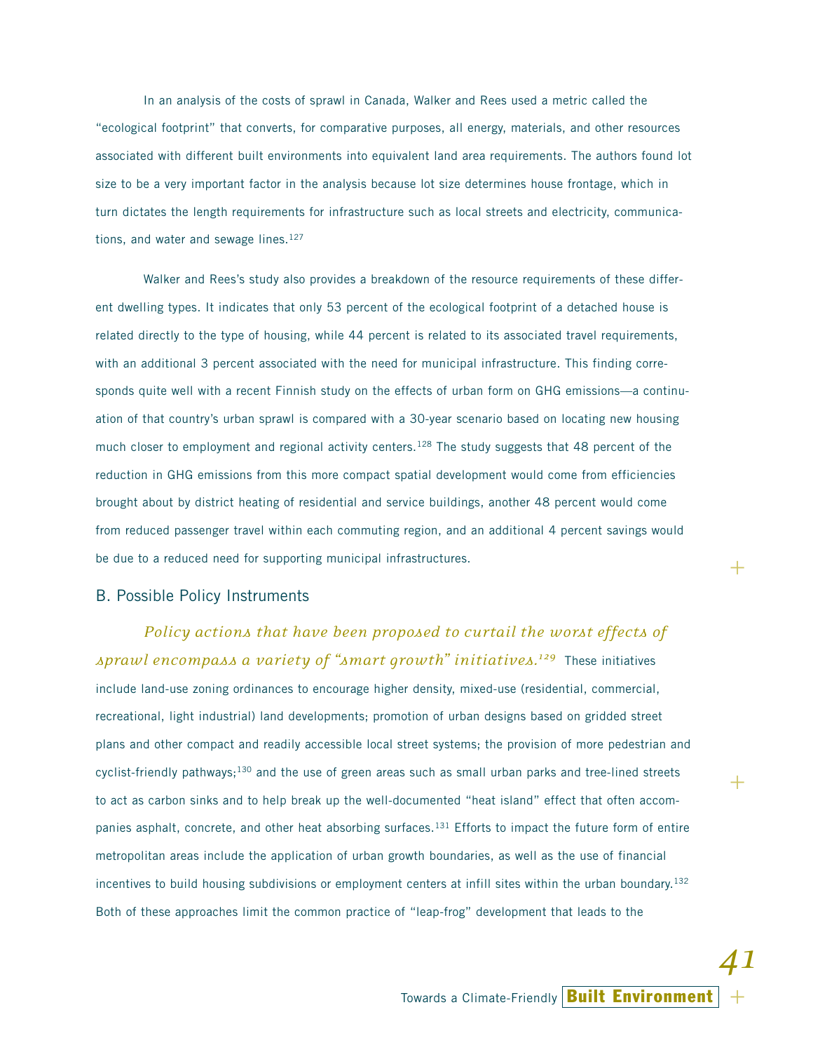In an analysis of the costs of sprawl in Canada, Walker and Rees used a metric called the "ecological footprint" that converts, for comparative purposes, all energy, materials, and other resources associated with different built environments into equivalent land area requirements. The authors found lot size to be a very important factor in the analysis because lot size determines house frontage, which in turn dictates the length requirements for infrastructure such as local streets and electricity, communications, and water and sewage lines.[127]

Walker and Rees's study also provides a breakdown of the resource requirements of these different dwelling types. It indicates that only 53 percent of the ecological footprint of a detached house is related directly to the type of housing, while 44 percent is related to its associated travel requirements, with an additional 3 percent associated with the need for municipal infrastructure. This finding corresponds quite well with a recent Finnish study on the effects of urban form on GHG emissions—a continuation of that country's urban sprawl is compared with a 30-year scenario based on locating new housing much closer to employment and regional activity centers.[128] The study suggests that 48 percent of the reduction in GHG emissions from this more compact spatial development would come from efficiencies brought about by district heating of residential and service buildings, another 48 percent would come from reduced passenger travel within each commuting region, and an additional 4 percent savings would be due to a reduced need for supporting municipal infrastructures.

## B. Possible Policy Instruments

*Policy actions that have been proposed to curtail the worst effects of sprawl encompass a variety of "smart growth" initiatives.*[129] These initiatives include land-use zoning ordinances to encourage higher density, mixed-use (residential, commercial, recreational, light industrial) land developments; promotion of urban designs based on gridded street plans and other compact and readily accessible local street systems; the provision of more pedestrian and cyclist-friendly pathways;[130] and the use of green areas such as small urban parks and tree-lined streets to act as carbon sinks and to help break up the well-documented "heat island" effect that often accompanies asphalt, concrete, and other heat absorbing surfaces.[131] Efforts to impact the future form of entire metropolitan areas include the application of urban growth boundaries, as well as the use of financial incentives to build housing subdivisions or employment centers at infill sites within the urban boundary.[132] Both of these approaches limit the common practice of "leap-frog" development that leads to the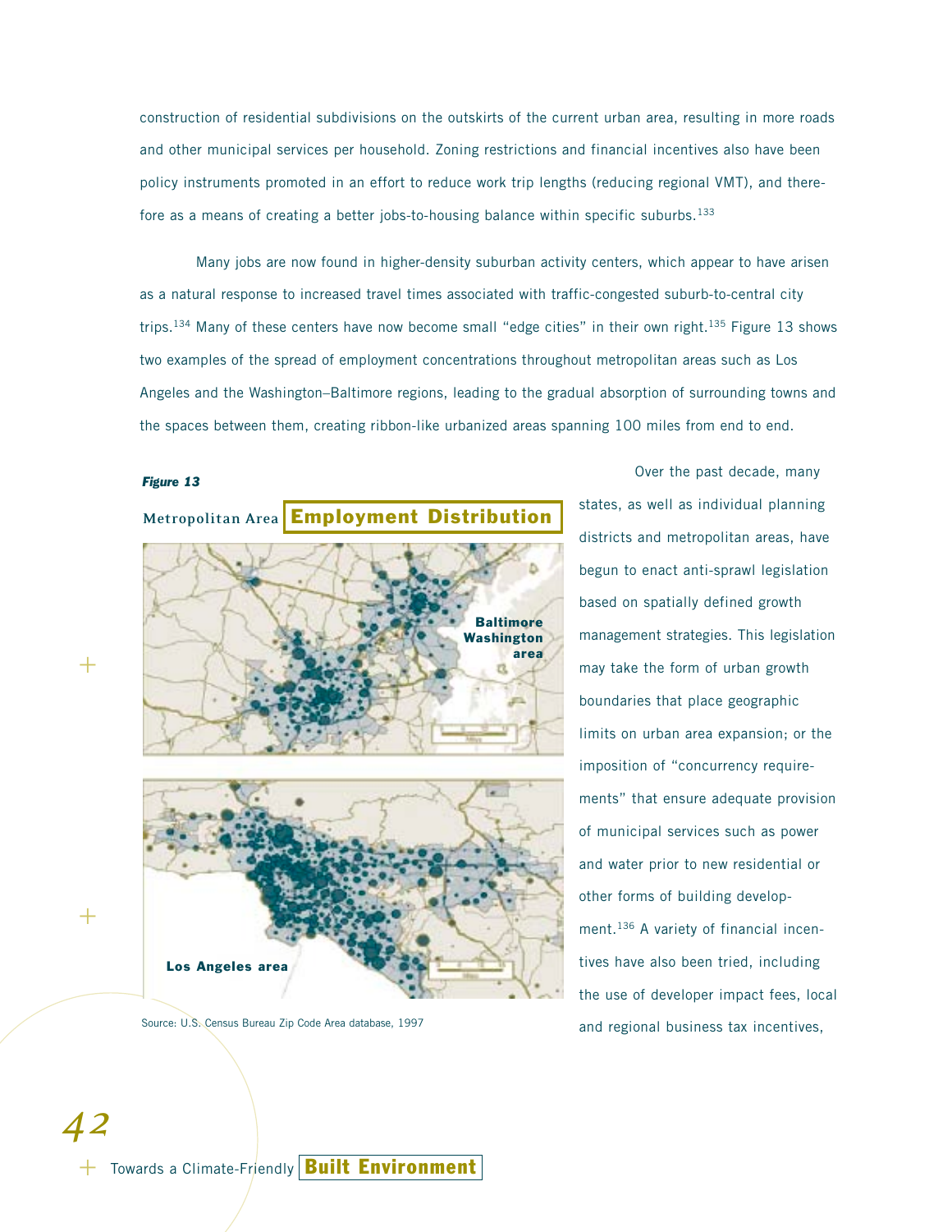construction of residential subdivisions on the outskirts of the current urban area, resulting in more roads and other municipal services per household. Zoning restrictions and financial incentives also have been policy instruments promoted in an effort to reduce work trip lengths (reducing regional VMT), and therefore as a means of creating a better jobs-to-housing balance within specific suburbs.[133]

Many jobs are now found in higher-density suburban activity centers, which appear to have arisen as a natural response to increased travel times associated with traffic-congested suburb-to-central city trips.[134] Many of these centers have now become small "edge cities" in their own right.[135] Figure 13 shows two examples of the spread of employment concentrations throughout metropolitan areas such as Los Angeles and the Washington–Baltimore regions, leading to the gradual absorption of surrounding towns and the spaces between them, creating ribbon-like urbanized areas spanning 100 miles from end to end.

***Figure 13***

**Metropolitan Area Employment Distribution**

Baltimore Washington area

Los Angeles area

Source: U.S. Census Bureau Zip Code Area database, 1997

Over the past decade, many states, as well as individual planning districts and metropolitan areas, have begun to enact anti-sprawl legislation based on spatially defined growth management strategies. This legislation may take the form of urban growth boundaries that place geographic limits on urban area expansion; or the imposition of "concurrency requirements" that ensure adequate provision of municipal services such as power and water prior to new residential or other forms of building development.[136] A variety of financial incentives have also been tried, including the use of developer impact fees, local and regional business tax incentives,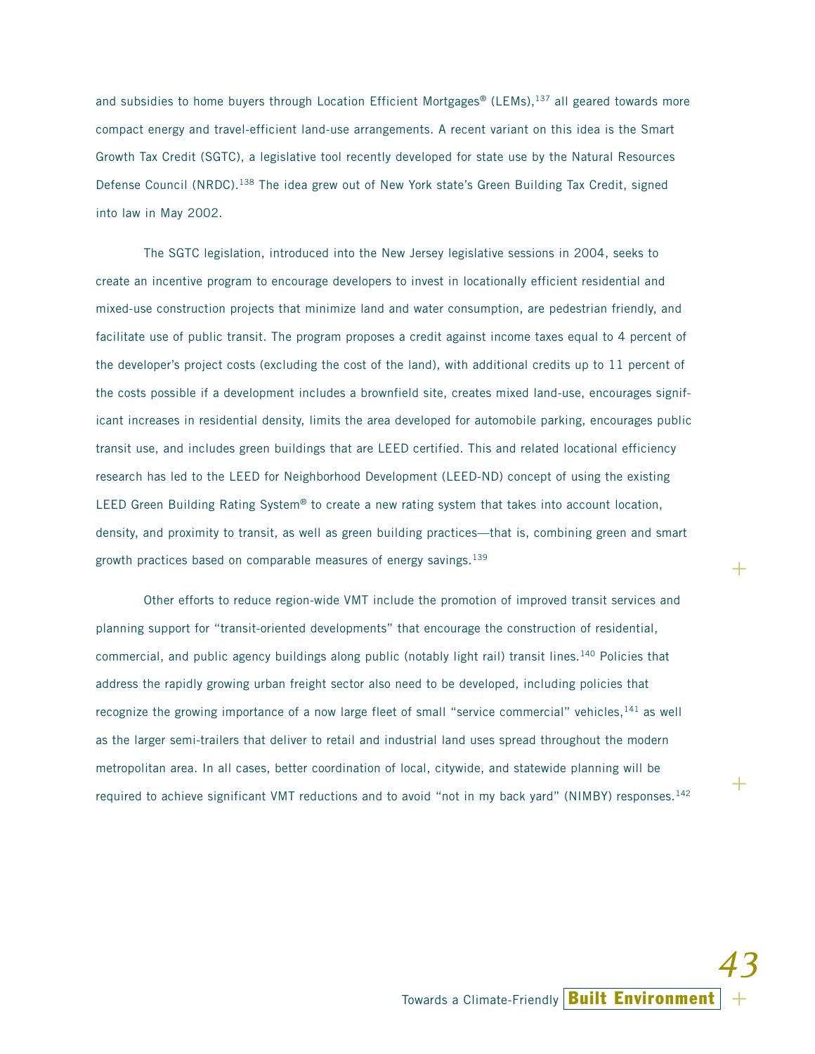and subsidies to home buyers through Location Efficient Mortgages® (LEMs),[137] all geared towards more compact energy and travel-efficient land-use arrangements. A recent variant on this idea is the Smart Growth Tax Credit (SGTC), a legislative tool recently developed for state use by the Natural Resources Defense Council (NRDC).[138] The idea grew out of New York state's Green Building Tax Credit, signed into law in May 2002.

The SGTC legislation, introduced into the New Jersey legislative sessions in 2004, seeks to create an incentive program to encourage developers to invest in locationally efficient residential and mixed-use construction projects that minimize land and water consumption, are pedestrian friendly, and facilitate use of public transit. The program proposes a credit against income taxes equal to 4 percent of the developer's project costs (excluding the cost of the land), with additional credits up to 11 percent of the costs possible if a development includes a brownfield site, creates mixed land-use, encourages significant increases in residential density, limits the area developed for automobile parking, encourages public transit use, and includes green buildings that are LEED certified. This and related locational efficiency research has led to the LEED for Neighborhood Development (LEED-ND) concept of using the existing LEED Green Building Rating System® to create a new rating system that takes into account location, density, and proximity to transit, as well as green building practices—that is, combining green and smart growth practices based on comparable measures of energy savings.[139]

Other efforts to reduce region-wide VMT include the promotion of improved transit services and planning support for "transit-oriented developments" that encourage the construction of residential, commercial, and public agency buildings along public (notably light rail) transit lines.[140] Policies that address the rapidly growing urban freight sector also need to be developed, including policies that recognize the growing importance of a now large fleet of small "service commercial" vehicles,[141] as well as the larger semi-trailers that deliver to retail and industrial land uses spread throughout the modern metropolitan area. In all cases, better coordination of local, citywide, and statewide planning will be required to achieve significant VMT reductions and to avoid "not in my back yard" (NIMBY) responses.[142]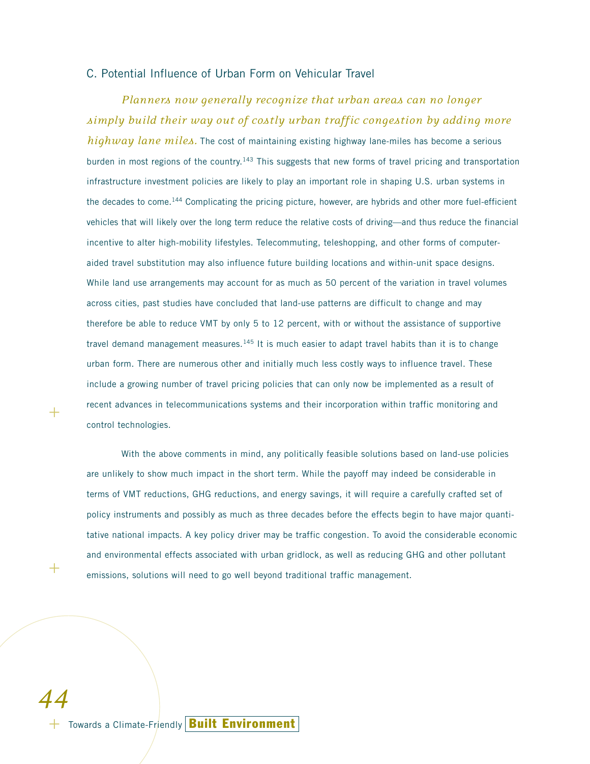### C. Potential Influence of Urban Form on Vehicular Travel

*Planners now generally recognize that urban areas can no longer simply build their way out of costly urban traffic congestion by adding more highway lane miles.* The cost of maintaining existing highway lane-miles has become a serious burden in most regions of the country.[143] This suggests that new forms of travel pricing and transportation infrastructure investment policies are likely to play an important role in shaping U.S. urban systems in the decades to come.[144] Complicating the pricing picture, however, are hybrids and other more fuel-efficient vehicles that will likely over the long term reduce the relative costs of driving—and thus reduce the financial incentive to alter high-mobility lifestyles. Telecommuting, teleshopping, and other forms of computer-aided travel substitution may also influence future building locations and within-unit space designs. While land use arrangements may account for as much as 50 percent of the variation in travel volumes across cities, past studies have concluded that land-use patterns are difficult to change and may therefore be able to reduce VMT by only 5 to 12 percent, with or without the assistance of supportive travel demand management measures.[145] It is much easier to adapt travel habits than it is to change urban form. There are numerous other and initially much less costly ways to influence travel. These include a growing number of travel pricing policies that can only now be implemented as a result of recent advances in telecommunications systems and their incorporation within traffic monitoring and control technologies.

With the above comments in mind, any politically feasible solutions based on land-use policies are unlikely to show much impact in the short term. While the payoff may indeed be considerable in terms of VMT reductions, GHG reductions, and energy savings, it will require a carefully crafted set of policy instruments and possibly as much as three decades before the effects begin to have major quantitative national impacts. A key policy driver may be traffic congestion. To avoid the considerable economic and environmental effects associated with urban gridlock, as well as reducing GHG and other pollutant emissions, solutions will need to go well beyond traditional traffic management.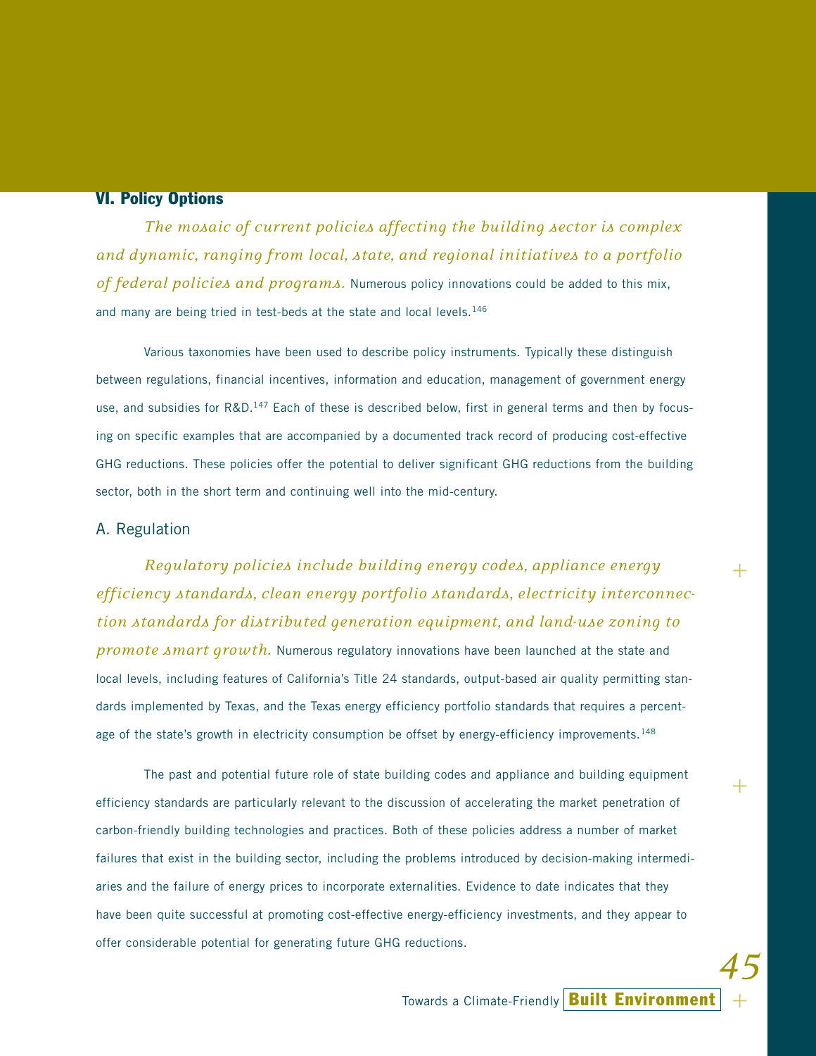## VI. Policy Options

*The mosaic of current policies affecting the building sector is complex and dynamic, ranging from local, state, and regional initiatives to a portfolio of federal policies and programs.* Numerous policy innovations could be added to this mix, and many are being tried in test-beds at the state and local levels.[146]

Various taxonomies have been used to describe policy instruments. Typically these distinguish between regulations, financial incentives, information and education, management of government energy use, and subsidies for R&D.[147] Each of these is described below, first in general terms and then by focusing on specific examples that are accompanied by a documented track record of producing cost-effective GHG reductions. These policies offer the potential to deliver significant GHG reductions from the building sector, both in the short term and continuing well into the mid-century.

### A. Regulation

*Regulatory policies include building energy codes, appliance energy efficiency standards, clean energy portfolio standards, electricity interconnection standards for distributed generation equipment, and land-use zoning to promote smart growth.* Numerous regulatory innovations have been launched at the state and local levels, including features of California's Title 24 standards, output-based air quality permitting standards implemented by Texas, and the Texas energy efficiency portfolio standards that requires a percentage of the state's growth in electricity consumption be offset by energy-efficiency improvements.[148]

The past and potential future role of state building codes and appliance and building equipment efficiency standards are particularly relevant to the discussion of accelerating the market penetration of carbon-friendly building technologies and practices. Both of these policies address a number of market failures that exist in the building sector, including the problems introduced by decision-making intermediaries and the failure of energy prices to incorporate externalities. Evidence to date indicates that they have been quite successful at promoting cost-effective energy-efficiency investments, and they appear to offer considerable potential for generating future GHG reductions.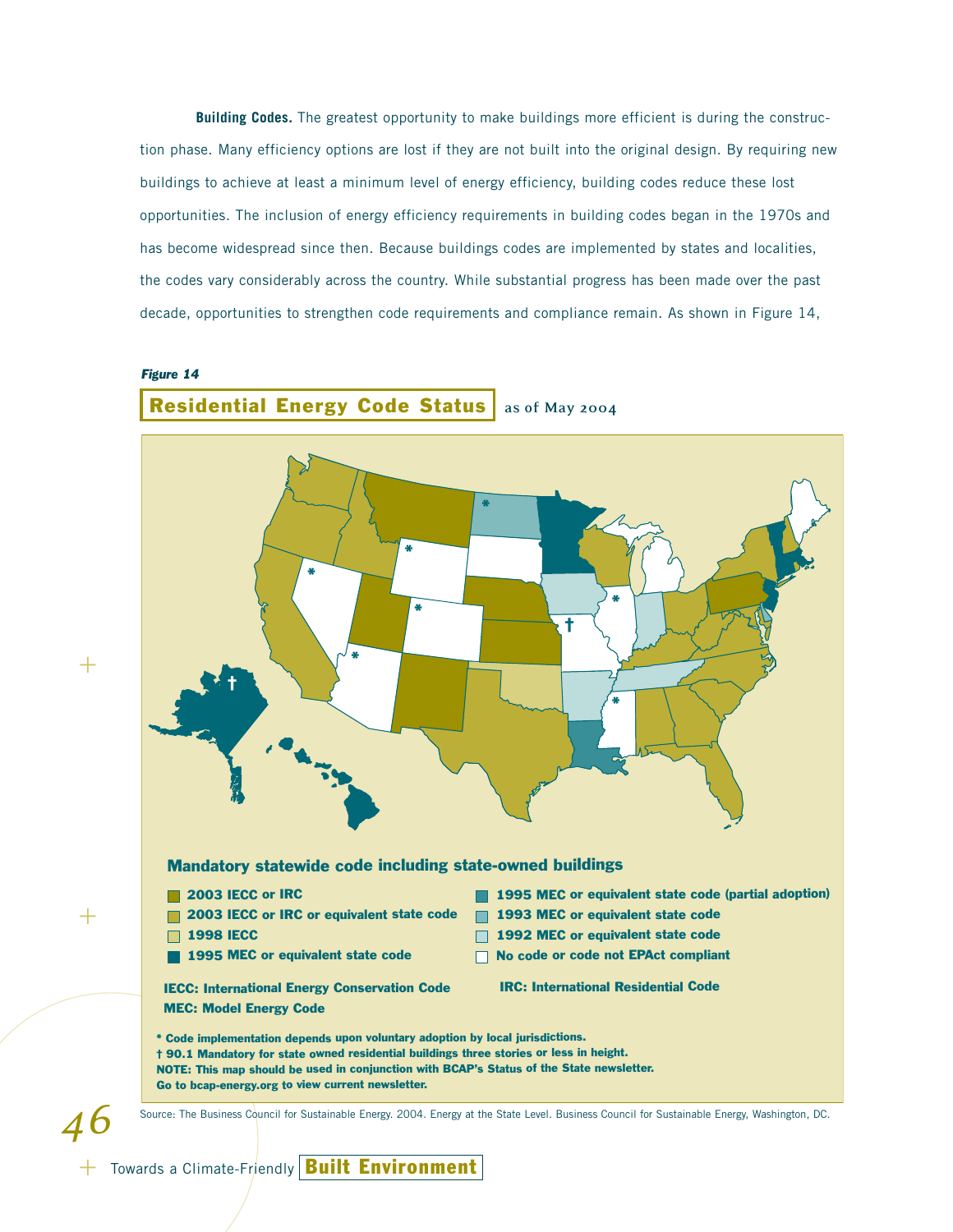**Building Codes.** The greatest opportunity to make buildings more efficient is during the construction phase. Many efficiency options are lost if they are not built into the original design. By requiring new buildings to achieve at least a minimum level of energy efficiency, building codes reduce these lost opportunities. The inclusion of energy efficiency requirements in building codes began in the 1970s and has become widespread since then. Because buildings codes are implemented by states and localities, the codes vary considerably across the country. While substantial progress has been made over the past decade, opportunities to strengthen code requirements and compliance remain. As shown in Figure 14,

*Figure 14*

**Residential Energy Code Status** as of May 2004

**Mandatory statewide code including state-owned buildings**

- 2003 IECC or IRC
- 2003 IECC or IRC or equivalent state code
- 1998 IECC
- 1995 MEC or equivalent state code
- 1995 MEC or equivalent state code (partial adoption)
- 1993 MEC or equivalent state code
- 1992 MEC or equivalent state code
- No code or code not EPAct compliant

IECC: International Energy Conservation Code

MEC: Model Energy Code

IRC: International Residential Code

* Code implementation depends upon voluntary adoption by local jurisdictions.

† 90.1 Mandatory for state owned residential buildings three stories or less in height.

NOTE: This map should be used in conjunction with BCAP's Status of the State newsletter. Go to bcap-energy.org to view current newsletter.

Source: The Business Council for Sustainable Energy. 2004. Energy at the State Level. Business Council for Sustainable Energy, Washington, DC.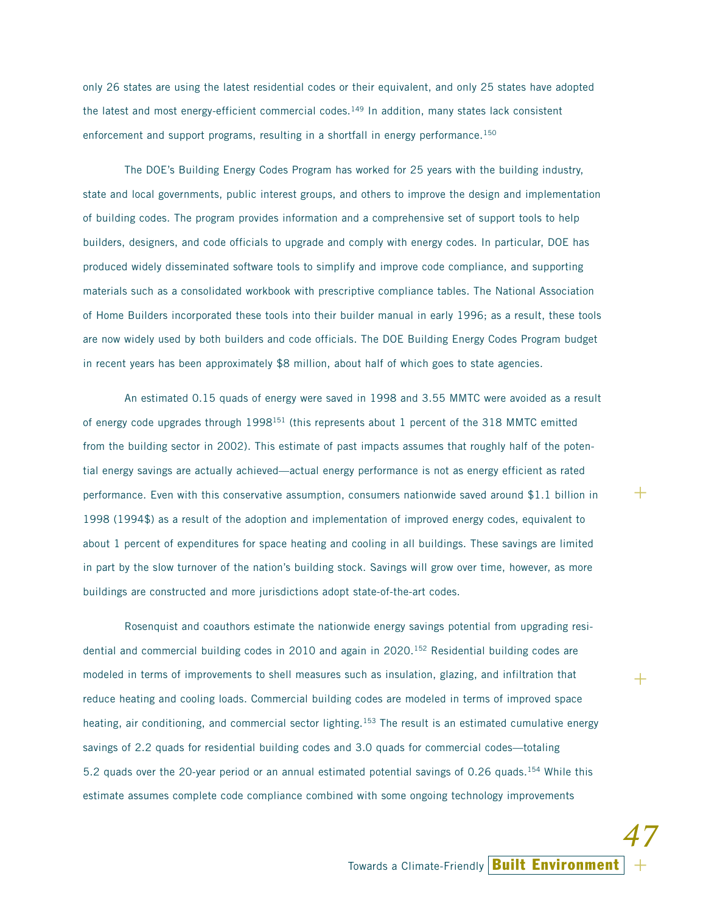only 26 states are using the latest residential codes or their equivalent, and only 25 states have adopted the latest and most energy-efficient commercial codes.[149] In addition, many states lack consistent enforcement and support programs, resulting in a shortfall in energy performance.[150]

The DOE's Building Energy Codes Program has worked for 25 years with the building industry, state and local governments, public interest groups, and others to improve the design and implementation of building codes. The program provides information and a comprehensive set of support tools to help builders, designers, and code officials to upgrade and comply with energy codes. In particular, DOE has produced widely disseminated software tools to simplify and improve code compliance, and supporting materials such as a consolidated workbook with prescriptive compliance tables. The National Association of Home Builders incorporated these tools into their builder manual in early 1996; as a result, these tools are now widely used by both builders and code officials. The DOE Building Energy Codes Program budget in recent years has been approximately $8 million, about half of which goes to state agencies.

An estimated 0.15 quads of energy were saved in 1998 and 3.55 MMTC were avoided as a result of energy code upgrades through 1998[151] (this represents about 1 percent of the 318 MMTC emitted from the building sector in 2002). This estimate of past impacts assumes that roughly half of the potential energy savings are actually achieved—actual energy performance is not as energy efficient as rated performance. Even with this conservative assumption, consumers nationwide saved around $1.1 billion in 1998 (1994$) as a result of the adoption and implementation of improved energy codes, equivalent to about 1 percent of expenditures for space heating and cooling in all buildings. These savings are limited in part by the slow turnover of the nation's building stock. Savings will grow over time, however, as more buildings are constructed and more jurisdictions adopt state-of-the-art codes.

Rosenquist and coauthors estimate the nationwide energy savings potential from upgrading residential and commercial building codes in 2010 and again in 2020.[152] Residential building codes are modeled in terms of improvements to shell measures such as insulation, glazing, and infiltration that reduce heating and cooling loads. Commercial building codes are modeled in terms of improved space heating, air conditioning, and commercial sector lighting.[153] The result is an estimated cumulative energy savings of 2.2 quads for residential building codes and 3.0 quads for commercial codes—totaling 5.2 quads over the 20-year period or an annual estimated potential savings of 0.26 quads.[154] While this estimate assumes complete code compliance combined with some ongoing technology improvements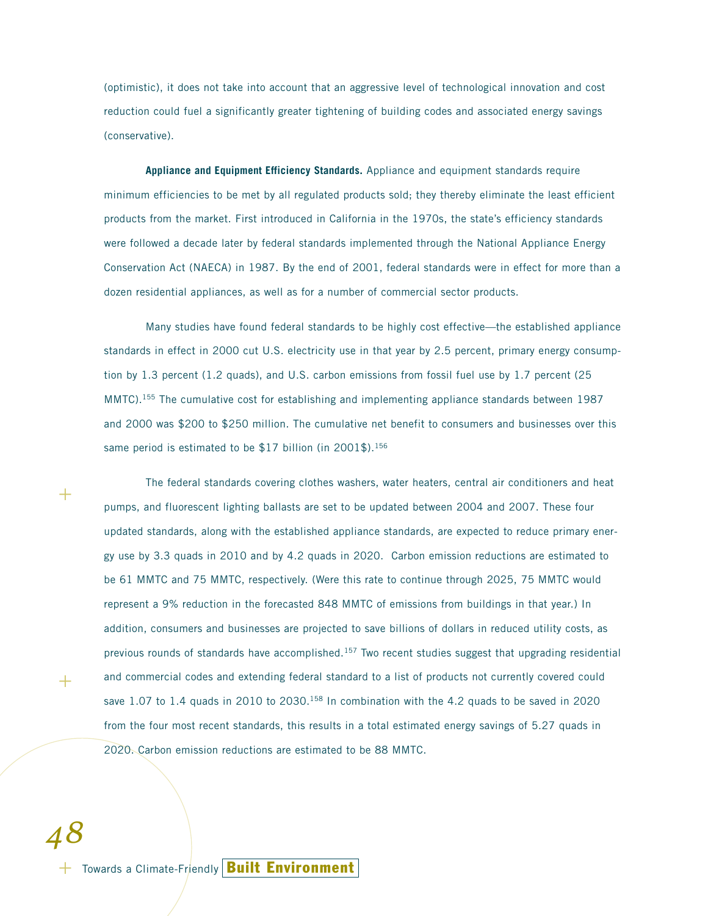(optimistic), it does not take into account that an aggressive level of technological innovation and cost reduction could fuel a significantly greater tightening of building codes and associated energy savings (conservative).

**Appliance and Equipment Efficiency Standards.** Appliance and equipment standards require minimum efficiencies to be met by all regulated products sold; they thereby eliminate the least efficient products from the market. First introduced in California in the 1970s, the state's efficiency standards were followed a decade later by federal standards implemented through the National Appliance Energy Conservation Act (NAECA) in 1987. By the end of 2001, federal standards were in effect for more than a dozen residential appliances, as well as for a number of commercial sector products.

Many studies have found federal standards to be highly cost effective—the established appliance standards in effect in 2000 cut U.S. electricity use in that year by 2.5 percent, primary energy consumption by 1.3 percent (1.2 quads), and U.S. carbon emissions from fossil fuel use by 1.7 percent (25 MMTC).[155] The cumulative cost for establishing and implementing appliance standards between 1987 and 2000 was $200 to $250 million. The cumulative net benefit to consumers and businesses over this same period is estimated to be $17 billion (in 2001$).[156]

The federal standards covering clothes washers, water heaters, central air conditioners and heat pumps, and fluorescent lighting ballasts are set to be updated between 2004 and 2007. These four updated standards, along with the established appliance standards, are expected to reduce primary energy use by 3.3 quads in 2010 and by 4.2 quads in 2020. Carbon emission reductions are estimated to be 61 MMTC and 75 MMTC, respectively. (Were this rate to continue through 2025, 75 MMTC would represent a 9% reduction in the forecasted 848 MMTC of emissions from buildings in that year.) In addition, consumers and businesses are projected to save billions of dollars in reduced utility costs, as previous rounds of standards have accomplished.[157] Two recent studies suggest that upgrading residential and commercial codes and extending federal standard to a list of products not currently covered could save 1.07 to 1.4 quads in 2010 to 2030.[158] In combination with the 4.2 quads to be saved in 2020 from the four most recent standards, this results in a total estimated energy savings of 5.27 quads in 2020. Carbon emission reductions are estimated to be 88 MMTC.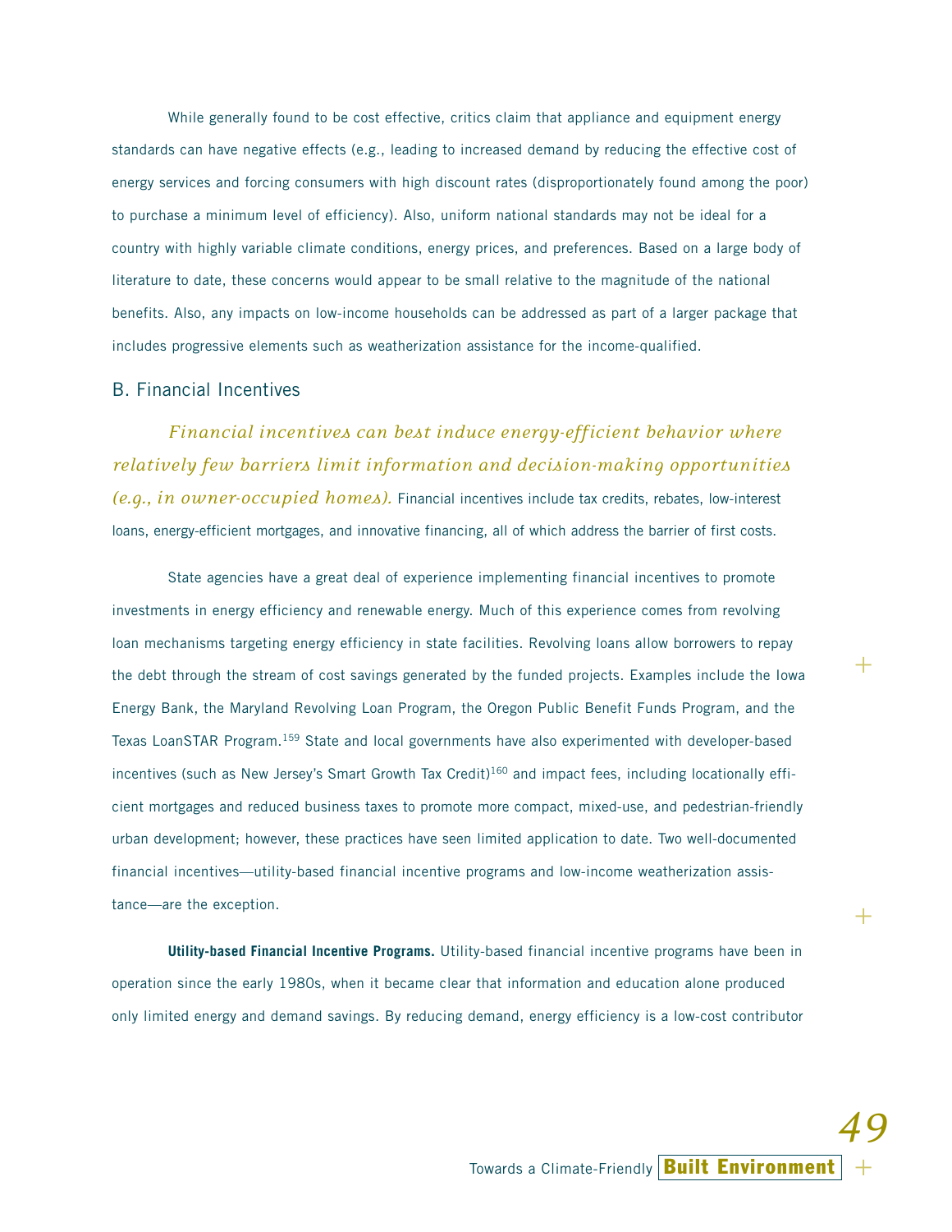While generally found to be cost effective, critics claim that appliance and equipment energy standards can have negative effects (e.g., leading to increased demand by reducing the effective cost of energy services and forcing consumers with high discount rates (disproportionately found among the poor) to purchase a minimum level of efficiency). Also, uniform national standards may not be ideal for a country with highly variable climate conditions, energy prices, and preferences. Based on a large body of literature to date, these concerns would appear to be small relative to the magnitude of the national benefits. Also, any impacts on low-income households can be addressed as part of a larger package that includes progressive elements such as weatherization assistance for the income-qualified.

## B. Financial Incentives

*Financial incentives can best induce energy-efficient behavior where relatively few barriers limit information and decision-making opportunities (e.g., in owner-occupied homes).* Financial incentives include tax credits, rebates, low-interest loans, energy-efficient mortgages, and innovative financing, all of which address the barrier of first costs.

State agencies have a great deal of experience implementing financial incentives to promote investments in energy efficiency and renewable energy. Much of this experience comes from revolving loan mechanisms targeting energy efficiency in state facilities. Revolving loans allow borrowers to repay the debt through the stream of cost savings generated by the funded projects. Examples include the Iowa Energy Bank, the Maryland Revolving Loan Program, the Oregon Public Benefit Funds Program, and the Texas LoanSTAR Program.[159] State and local governments have also experimented with developer-based incentives (such as New Jersey's Smart Growth Tax Credit)[160] and impact fees, including locationally efficient mortgages and reduced business taxes to promote more compact, mixed-use, and pedestrian-friendly urban development; however, these practices have seen limited application to date. Two well-documented financial incentives—utility-based financial incentive programs and low-income weatherization assistance—are the exception.

**Utility-based Financial Incentive Programs.** Utility-based financial incentive programs have been in operation since the early 1980s, when it became clear that information and education alone produced only limited energy and demand savings. By reducing demand, energy efficiency is a low-cost contributor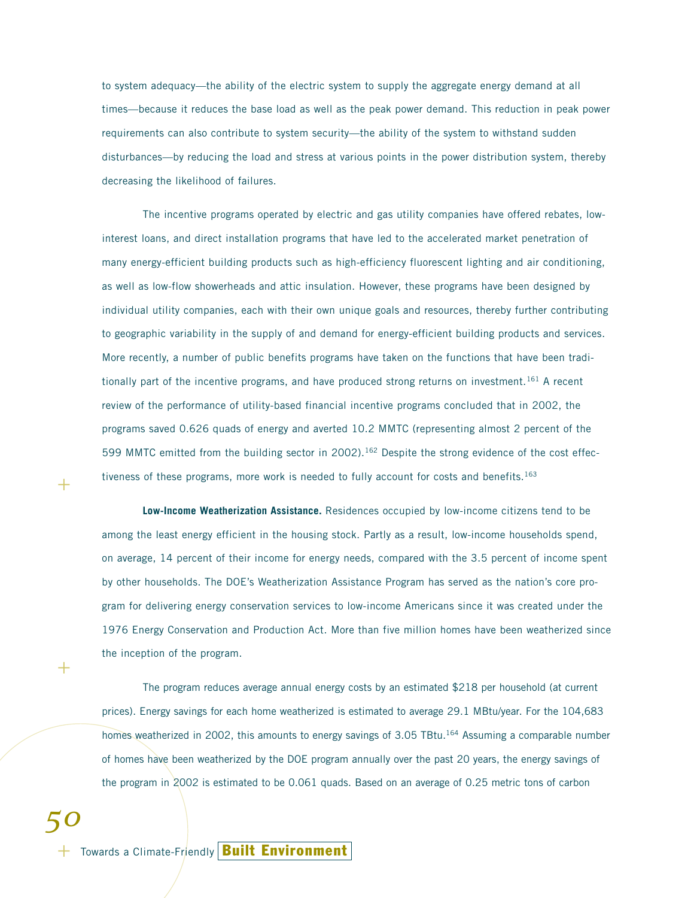to system adequacy—the ability of the electric system to supply the aggregate energy demand at all times—because it reduces the base load as well as the peak power demand. This reduction in peak power requirements can also contribute to system security—the ability of the system to withstand sudden disturbances—by reducing the load and stress at various points in the power distribution system, thereby decreasing the likelihood of failures.

The incentive programs operated by electric and gas utility companies have offered rebates, low-interest loans, and direct installation programs that have led to the accelerated market penetration of many energy-efficient building products such as high-efficiency fluorescent lighting and air conditioning, as well as low-flow showerheads and attic insulation. However, these programs have been designed by individual utility companies, each with their own unique goals and resources, thereby further contributing to geographic variability in the supply of and demand for energy-efficient building products and services. More recently, a number of public benefits programs have taken on the functions that have been traditionally part of the incentive programs, and have produced strong returns on investment.[161] A recent review of the performance of utility-based financial incentive programs concluded that in 2002, the programs saved 0.626 quads of energy and averted 10.2 MMTC (representing almost 2 percent of the 599 MMTC emitted from the building sector in 2002).[162] Despite the strong evidence of the cost effectiveness of these programs, more work is needed to fully account for costs and benefits.[163]

**Low-Income Weatherization Assistance.** Residences occupied by low-income citizens tend to be among the least energy efficient in the housing stock. Partly as a result, low-income households spend, on average, 14 percent of their income for energy needs, compared with the 3.5 percent of income spent by other households. The DOE's Weatherization Assistance Program has served as the nation's core program for delivering energy conservation services to low-income Americans since it was created under the 1976 Energy Conservation and Production Act. More than five million homes have been weatherized since the inception of the program.

The program reduces average annual energy costs by an estimated $218 per household (at current prices). Energy savings for each home weatherized is estimated to average 29.1 MBtu/year. For the 104,683 homes weatherized in 2002, this amounts to energy savings of 3.05 TBtu.[164] Assuming a comparable number of homes have been weatherized by the DOE program annually over the past 20 years, the energy savings of the program in 2002 is estimated to be 0.061 quads. Based on an average of 0.25 metric tons of carbon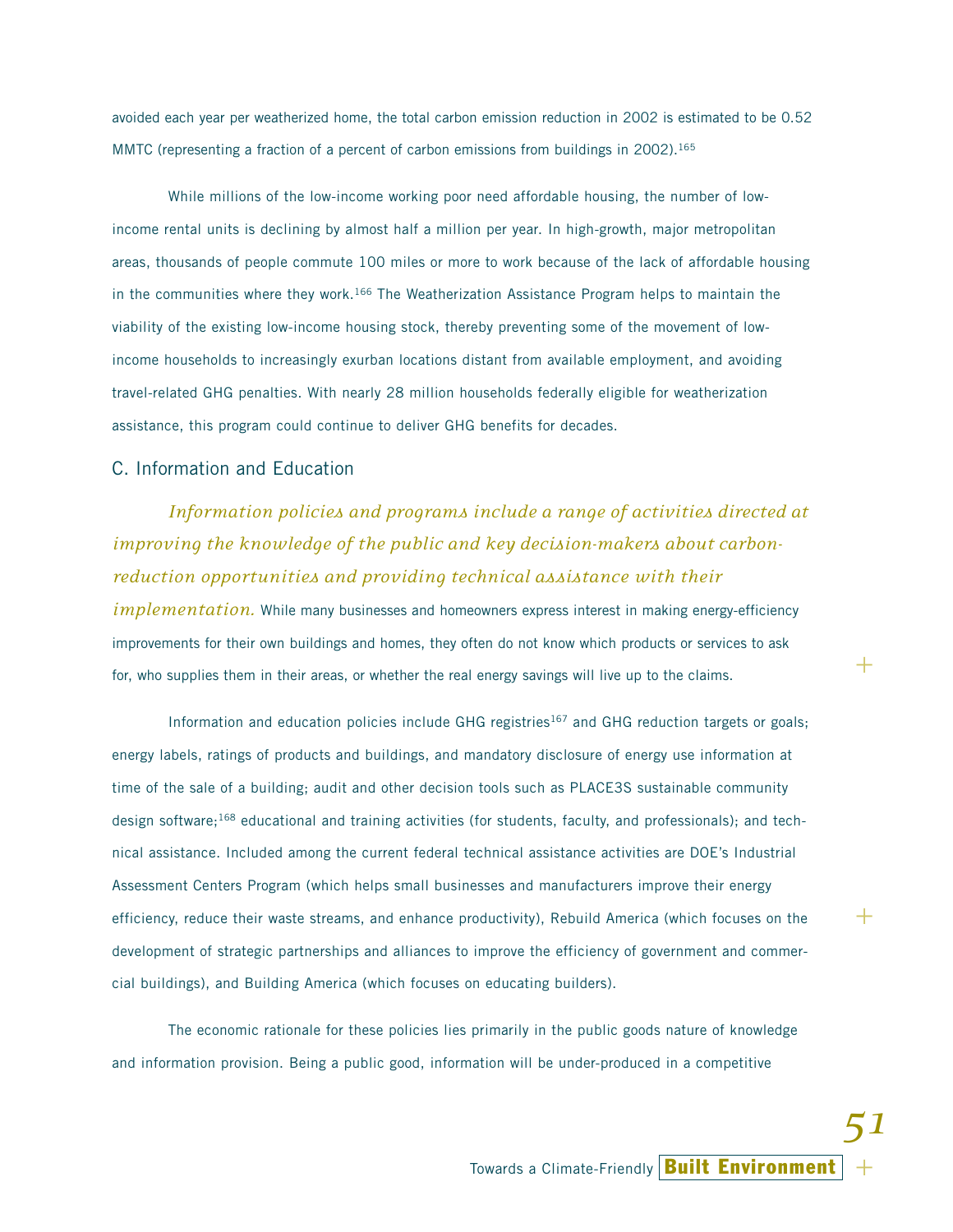avoided each year per weatherized home, the total carbon emission reduction in 2002 is estimated to be 0.52 MMTC (representing a fraction of a percent of carbon emissions from buildings in 2002).[165]

While millions of the low-income working poor need affordable housing, the number of low-income rental units is declining by almost half a million per year. In high-growth, major metropolitan areas, thousands of people commute 100 miles or more to work because of the lack of affordable housing in the communities where they work.[166] The Weatherization Assistance Program helps to maintain the viability of the existing low-income housing stock, thereby preventing some of the movement of low-income households to increasingly exurban locations distant from available employment, and avoiding travel-related GHG penalties. With nearly 28 million households federally eligible for weatherization assistance, this program could continue to deliver GHG benefits for decades.

## C. Information and Education

*Information policies and programs include a range of activities directed at improving the knowledge of the public and key decision-makers about carbon-reduction opportunities and providing technical assistance with their implementation.* While many businesses and homeowners express interest in making energy-efficiency improvements for their own buildings and homes, they often do not know which products or services to ask for, who supplies them in their areas, or whether the real energy savings will live up to the claims.

Information and education policies include GHG registries[167] and GHG reduction targets or goals; energy labels, ratings of products and buildings, and mandatory disclosure of energy use information at time of the sale of a building; audit and other decision tools such as PLACE3S sustainable community design software;[168] educational and training activities (for students, faculty, and professionals); and technical assistance. Included among the current federal technical assistance activities are DOE's Industrial Assessment Centers Program (which helps small businesses and manufacturers improve their energy efficiency, reduce their waste streams, and enhance productivity), Rebuild America (which focuses on the development of strategic partnerships and alliances to improve the efficiency of government and commercial buildings), and Building America (which focuses on educating builders).

The economic rationale for these policies lies primarily in the public goods nature of knowledge and information provision. Being a public good, information will be under-produced in a competitive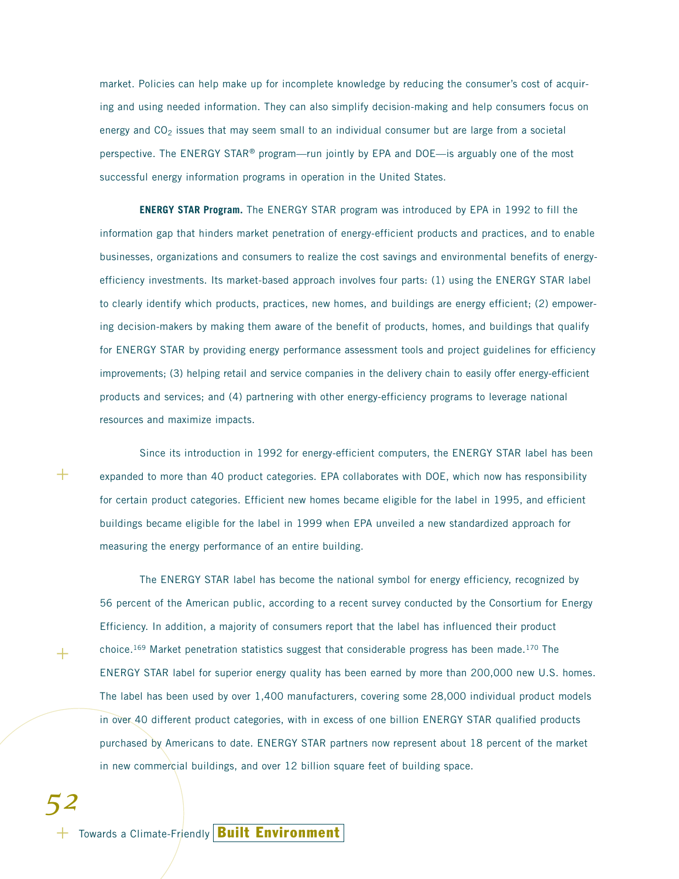market. Policies can help make up for incomplete knowledge by reducing the consumer's cost of acquiring and using needed information. They can also simplify decision-making and help consumers focus on energy and $CO_2$ issues that may seem small to an individual consumer but are large from a societal perspective. The ENERGY STAR® program—run jointly by EPA and DOE—is arguably one of the most successful energy information programs in operation in the United States.

**ENERGY STAR Program.** The ENERGY STAR program was introduced by EPA in 1992 to fill the information gap that hinders market penetration of energy-efficient products and practices, and to enable businesses, organizations and consumers to realize the cost savings and environmental benefits of energy-efficiency investments. Its market-based approach involves four parts: (1) using the ENERGY STAR label to clearly identify which products, practices, new homes, and buildings are energy efficient; (2) empowering decision-makers by making them aware of the benefit of products, homes, and buildings that qualify for ENERGY STAR by providing energy performance assessment tools and project guidelines for efficiency improvements; (3) helping retail and service companies in the delivery chain to easily offer energy-efficient products and services; and (4) partnering with other energy-efficiency programs to leverage national resources and maximize impacts.

Since its introduction in 1992 for energy-efficient computers, the ENERGY STAR label has been expanded to more than 40 product categories. EPA collaborates with DOE, which now has responsibility for certain product categories. Efficient new homes became eligible for the label in 1995, and efficient buildings became eligible for the label in 1999 when EPA unveiled a new standardized approach for measuring the energy performance of an entire building.

The ENERGY STAR label has become the national symbol for energy efficiency, recognized by 56 percent of the American public, according to a recent survey conducted by the Consortium for Energy Efficiency. In addition, a majority of consumers report that the label has influenced their product choice.[169] Market penetration statistics suggest that considerable progress has been made.[170] The ENERGY STAR label for superior energy quality has been earned by more than 200,000 new U.S. homes. The label has been used by over 1,400 manufacturers, covering some 28,000 individual product models in over 40 different product categories, with in excess of one billion ENERGY STAR qualified products purchased by Americans to date. ENERGY STAR partners now represent about 18 percent of the market in new commercial buildings, and over 12 billion square feet of building space.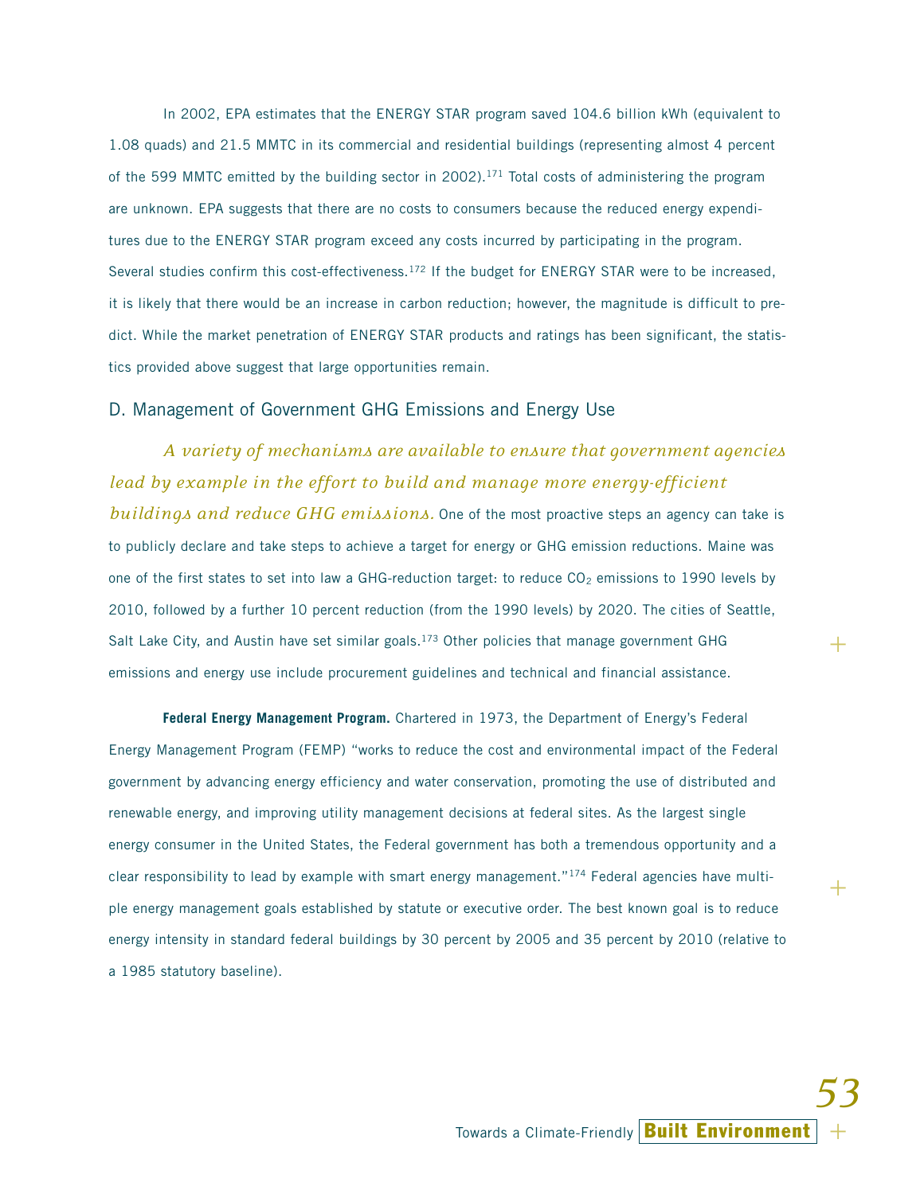In 2002, EPA estimates that the ENERGY STAR program saved 104.6 billion kWh (equivalent to 1.08 quads) and 21.5 MMTC in its commercial and residential buildings (representing almost 4 percent of the 599 MMTC emitted by the building sector in 2002).[171] Total costs of administering the program are unknown. EPA suggests that there are no costs to consumers because the reduced energy expenditures due to the ENERGY STAR program exceed any costs incurred by participating in the program. Several studies confirm this cost-effectiveness.[172] If the budget for ENERGY STAR were to be increased, it is likely that there would be an increase in carbon reduction; however, the magnitude is difficult to predict. While the market penetration of ENERGY STAR products and ratings has been significant, the statistics provided above suggest that large opportunities remain.

## D. Management of Government GHG Emissions and Energy Use

*A variety of mechanisms are available to ensure that government agencies lead by example in the effort to build and manage more energy-efficient buildings and reduce GHG emissions.* One of the most proactive steps an agency can take is to publicly declare and take steps to achieve a target for energy or GHG emission reductions. Maine was one of the first states to set into law a GHG-reduction target: to reduce $CO_2$ emissions to 1990 levels by 2010, followed by a further 10 percent reduction (from the 1990 levels) by 2020. The cities of Seattle, Salt Lake City, and Austin have set similar goals.[173] Other policies that manage government GHG emissions and energy use include procurement guidelines and technical and financial assistance.

**Federal Energy Management Program.** Chartered in 1973, the Department of Energy's Federal Energy Management Program (FEMP) "works to reduce the cost and environmental impact of the Federal government by advancing energy efficiency and water conservation, promoting the use of distributed and renewable energy, and improving utility management decisions at federal sites. As the largest single energy consumer in the United States, the Federal government has both a tremendous opportunity and a clear responsibility to lead by example with smart energy management."[174] Federal agencies have multiple energy management goals established by statute or executive order. The best known goal is to reduce energy intensity in standard federal buildings by 30 percent by 2005 and 35 percent by 2010 (relative to a 1985 statutory baseline).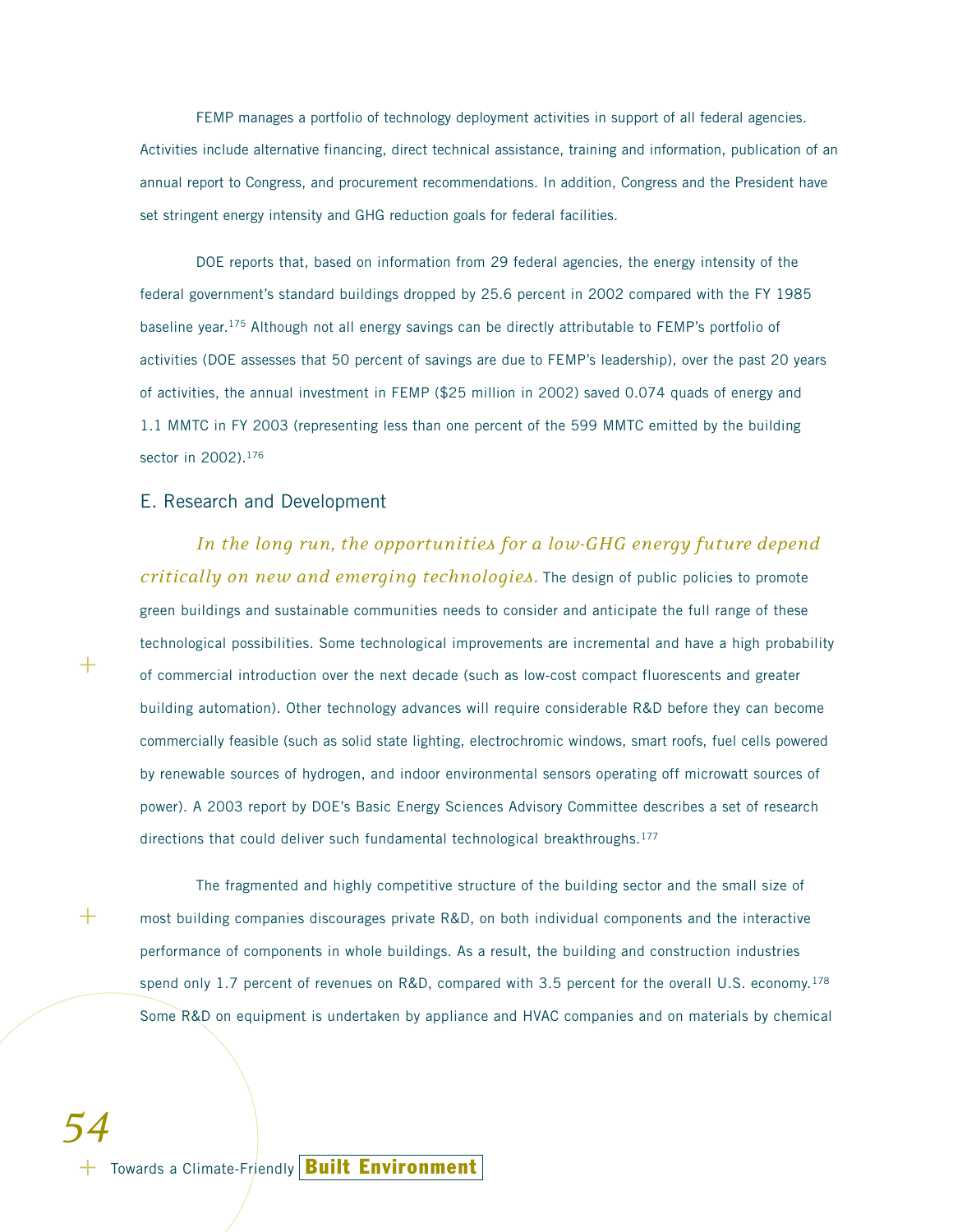FEMP manages a portfolio of technology deployment activities in support of all federal agencies. Activities include alternative financing, direct technical assistance, training and information, publication of an annual report to Congress, and procurement recommendations. In addition, Congress and the President have set stringent energy intensity and GHG reduction goals for federal facilities.

DOE reports that, based on information from 29 federal agencies, the energy intensity of the federal government's standard buildings dropped by 25.6 percent in 2002 compared with the FY 1985 baseline year.[175] Although not all energy savings can be directly attributable to FEMP's portfolio of activities (DOE assesses that 50 percent of savings are due to FEMP's leadership), over the past 20 years of activities, the annual investment in FEMP ($25 million in 2002) saved 0.074 quads of energy and 1.1 MMTC in FY 2003 (representing less than one percent of the 599 MMTC emitted by the building sector in 2002).[176]

## E. Research and Development

*In the long run, the opportunities for a low-GHG energy future depend critically on new and emerging technologies.* The design of public policies to promote green buildings and sustainable communities needs to consider and anticipate the full range of these technological possibilities. Some technological improvements are incremental and have a high probability of commercial introduction over the next decade (such as low-cost compact fluorescents and greater building automation). Other technology advances will require considerable R&D before they can become commercially feasible (such as solid state lighting, electrochromic windows, smart roofs, fuel cells powered by renewable sources of hydrogen, and indoor environmental sensors operating off microwatt sources of power). A 2003 report by DOE's Basic Energy Sciences Advisory Committee describes a set of research directions that could deliver such fundamental technological breakthroughs.[177]

The fragmented and highly competitive structure of the building sector and the small size of most building companies discourages private R&D, on both individual components and the interactive performance of components in whole buildings. As a result, the building and construction industries spend only 1.7 percent of revenues on R&D, compared with 3.5 percent for the overall U.S. economy.[178] Some R&D on equipment is undertaken by appliance and HVAC companies and on materials by chemical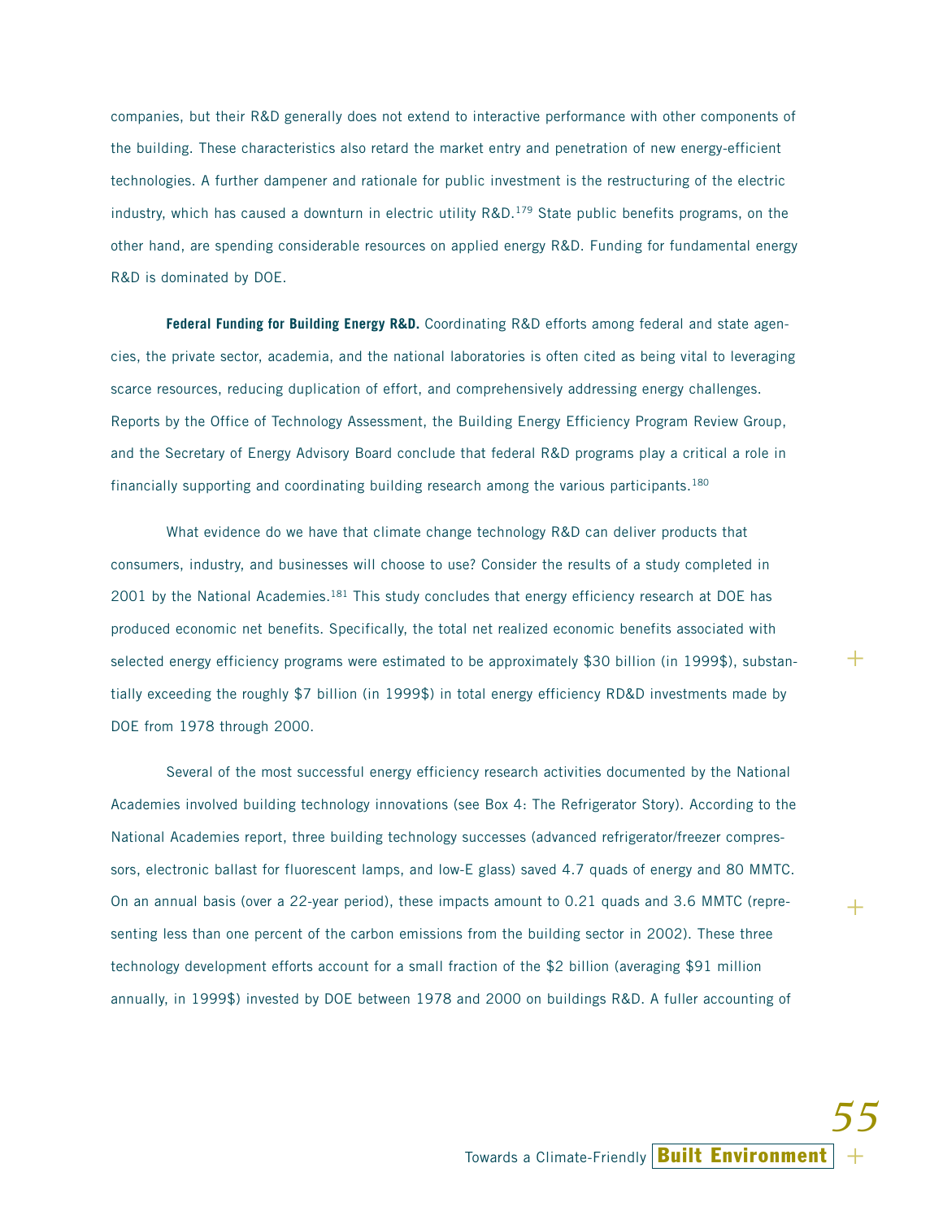companies, but their R&D generally does not extend to interactive performance with other components of the building. These characteristics also retard the market entry and penetration of new energy-efficient technologies. A further dampener and rationale for public investment is the restructuring of the electric industry, which has caused a downturn in electric utility R&D.[179] State public benefits programs, on the other hand, are spending considerable resources on applied energy R&D. Funding for fundamental energy R&D is dominated by DOE.

**Federal Funding for Building Energy R&D.** Coordinating R&D efforts among federal and state agencies, the private sector, academia, and the national laboratories is often cited as being vital to leveraging scarce resources, reducing duplication of effort, and comprehensively addressing energy challenges. Reports by the Office of Technology Assessment, the Building Energy Efficiency Program Review Group, and the Secretary of Energy Advisory Board conclude that federal R&D programs play a critical a role in financially supporting and coordinating building research among the various participants.[180]

What evidence do we have that climate change technology R&D can deliver products that consumers, industry, and businesses will choose to use? Consider the results of a study completed in 2001 by the National Academies.[181] This study concludes that energy efficiency research at DOE has produced economic net benefits. Specifically, the total net realized economic benefits associated with selected energy efficiency programs were estimated to be approximately $30 billion (in 1999$), substantially exceeding the roughly $7 billion (in 1999$) in total energy efficiency RD&D investments made by DOE from 1978 through 2000.

Several of the most successful energy efficiency research activities documented by the National Academies involved building technology innovations (see Box 4: The Refrigerator Story). According to the National Academies report, three building technology successes (advanced refrigerator/freezer compressors, electronic ballast for fluorescent lamps, and low-E glass) saved 4.7 quads of energy and 80 MMTC. On an annual basis (over a 22-year period), these impacts amount to 0.21 quads and 3.6 MMTC (representing less than one percent of the carbon emissions from the building sector in 2002). These three technology development efforts account for a small fraction of the $2 billion (averaging $91 million annually, in 1999$) invested by DOE between 1978 and 2000 on buildings R&D. A fuller accounting of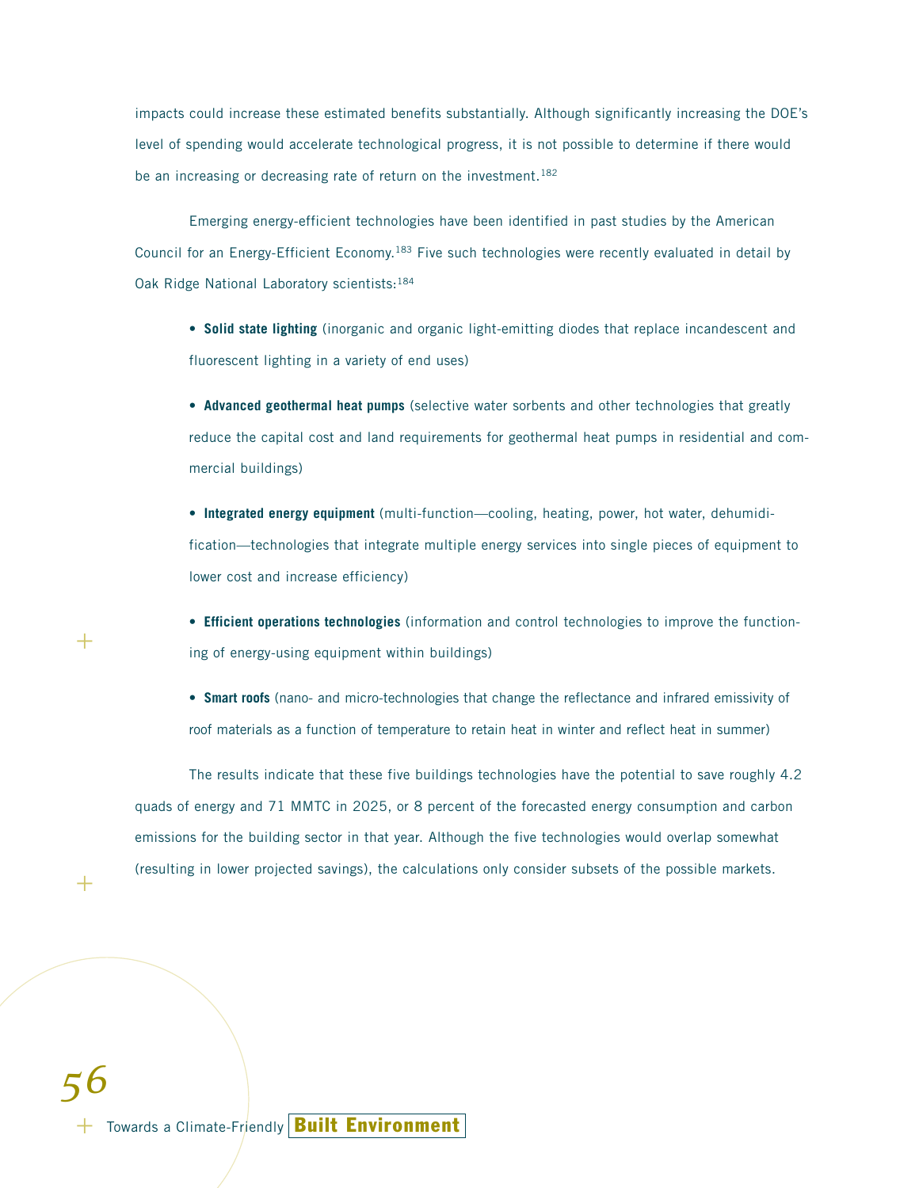impacts could increase these estimated benefits substantially. Although significantly increasing the DOE's level of spending would accelerate technological progress, it is not possible to determine if there would be an increasing or decreasing rate of return on the investment.[182]

Emerging energy-efficient technologies have been identified in past studies by the American Council for an Energy-Efficient Economy.[183] Five such technologies were recently evaluated in detail by Oak Ridge National Laboratory scientists:[184]

- **Solid state lighting** (inorganic and organic light-emitting diodes that replace incandescent and fluorescent lighting in a variety of end uses)
- **Advanced geothermal heat pumps** (selective water sorbents and other technologies that greatly reduce the capital cost and land requirements for geothermal heat pumps in residential and commercial buildings)
- **Integrated energy equipment** (multi-function—cooling, heating, power, hot water, dehumidification—technologies that integrate multiple energy services into single pieces of equipment to lower cost and increase efficiency)
- **Efficient operations technologies** (information and control technologies to improve the functioning of energy-using equipment within buildings)
- **Smart roofs** (nano- and micro-technologies that change the reflectance and infrared emissivity of roof materials as a function of temperature to retain heat in winter and reflect heat in summer)

The results indicate that these five buildings technologies have the potential to save roughly 4.2 quads of energy and 71 MMTC in 2025, or 8 percent of the forecasted energy consumption and carbon emissions for the building sector in that year. Although the five technologies would overlap somewhat (resulting in lower projected savings), the calculations only consider subsets of the possible markets.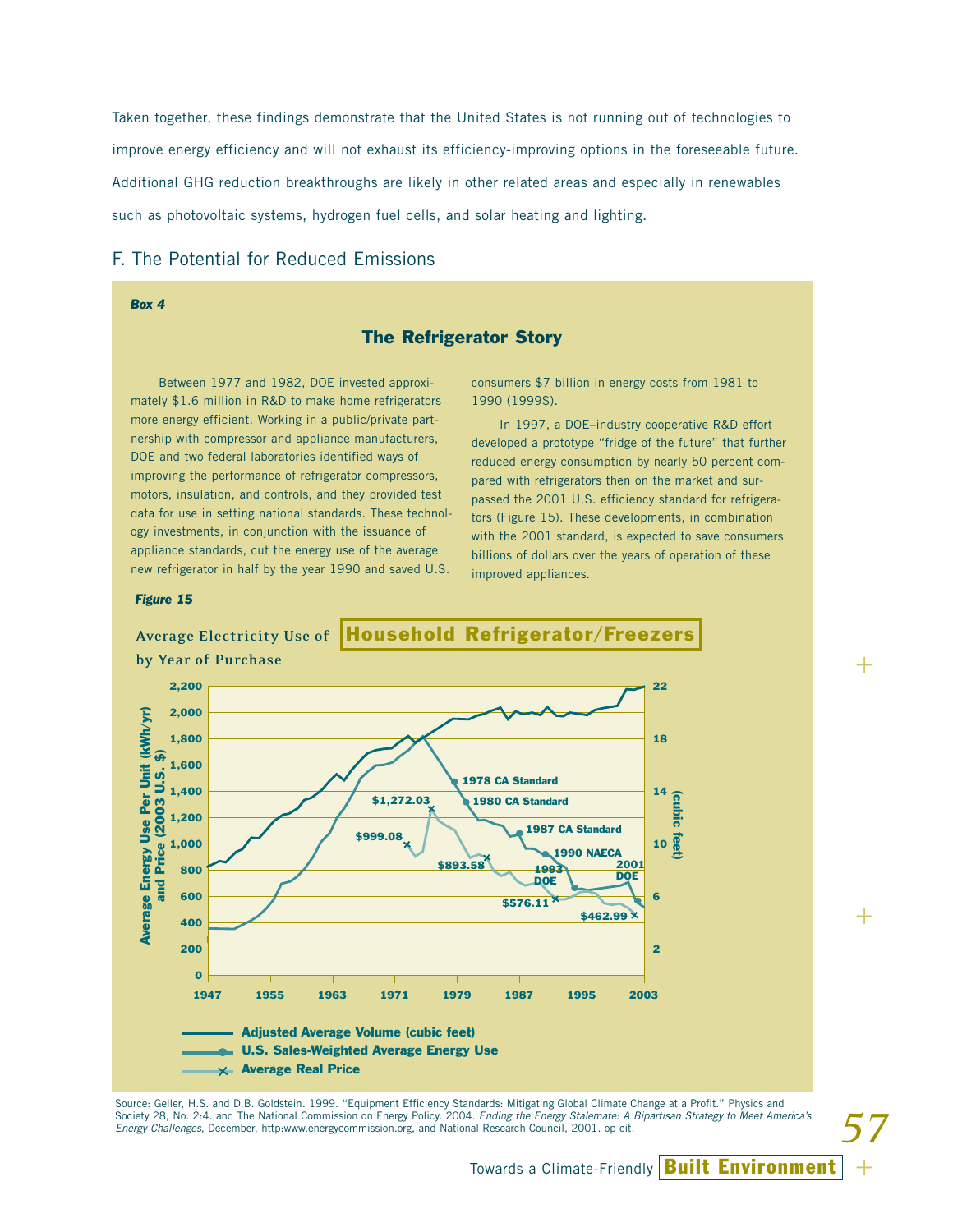Taken together, these findings demonstrate that the United States is not running out of technologies to improve energy efficiency and will not exhaust its efficiency-improving options in the foreseeable future. Additional GHG reduction breakthroughs are likely in other related areas and especially in renewables such as photovoltaic systems, hydrogen fuel cells, and solar heating and lighting.

## F. The Potential for Reduced Emissions

***Box 4***

### The Refrigerator Story

Between 1977 and 1982, DOE invested approximately $1.6 million in R&D to make home refrigerators more energy efficient. Working in a public/private partnership with compressor and appliance manufacturers, DOE and two federal laboratories identified ways of improving the performance of refrigerator compressors, motors, insulation, and controls, and they provided test data for use in setting national standards. These technology investments, in conjunction with the issuance of appliance standards, cut the energy use of the average new refrigerator in half by the year 1990 and saved U.S. consumers $7 billion in energy costs from 1981 to 1990 (1999$).

In 1997, a DOE–industry cooperative R&D effort developed a prototype "fridge of the future" that further reduced energy consumption by nearly 50 percent compared with refrigerators then on the market and surpassed the 2001 U.S. efficiency standard for refrigerators (Figure 15). These developments, in combination with the 2001 standard, is expected to save consumers billions of dollars over the years of operation of these improved appliances.

***Figure 15***

Average Electricity Use of **Household Refrigerator/Freezers** by Year of Purchase

Average Energy Use Per Unit (kWh/yr) and Price (2003 U.S. $)

2,200
2,000
1,800
1,600
1,400
1,200
1,000
800
600
400
200
0

(cubic feet)

22
18
14
10
6
2

1947
1955
1963
1971
1979
1987
1995
2003

1978 CA Standard
1980 CA Standard
1987 CA Standard
1990 NAECA
1993 DOE
2001 DOE

$1,272.03
$999.08
$893.58
$576.11
$462.99

Adjusted Average Volume (cubic feet)
U.S. Sales-Weighted Average Energy Use
Average Real Price

Source: Geller, H.S. and D.B. Goldstein. 1999. "Equipment Efficiency Standards: Mitigating Global Climate Change at a Profit." Physics and Society 28, No. 2:4. and The National Commission on Energy Policy. 2004. *Ending the Energy Stalemate: A Bipartisan Strategy to Meet America's Energy Challenges*, December, http:www.energycommission.org, and National Research Council, 2001. op cit.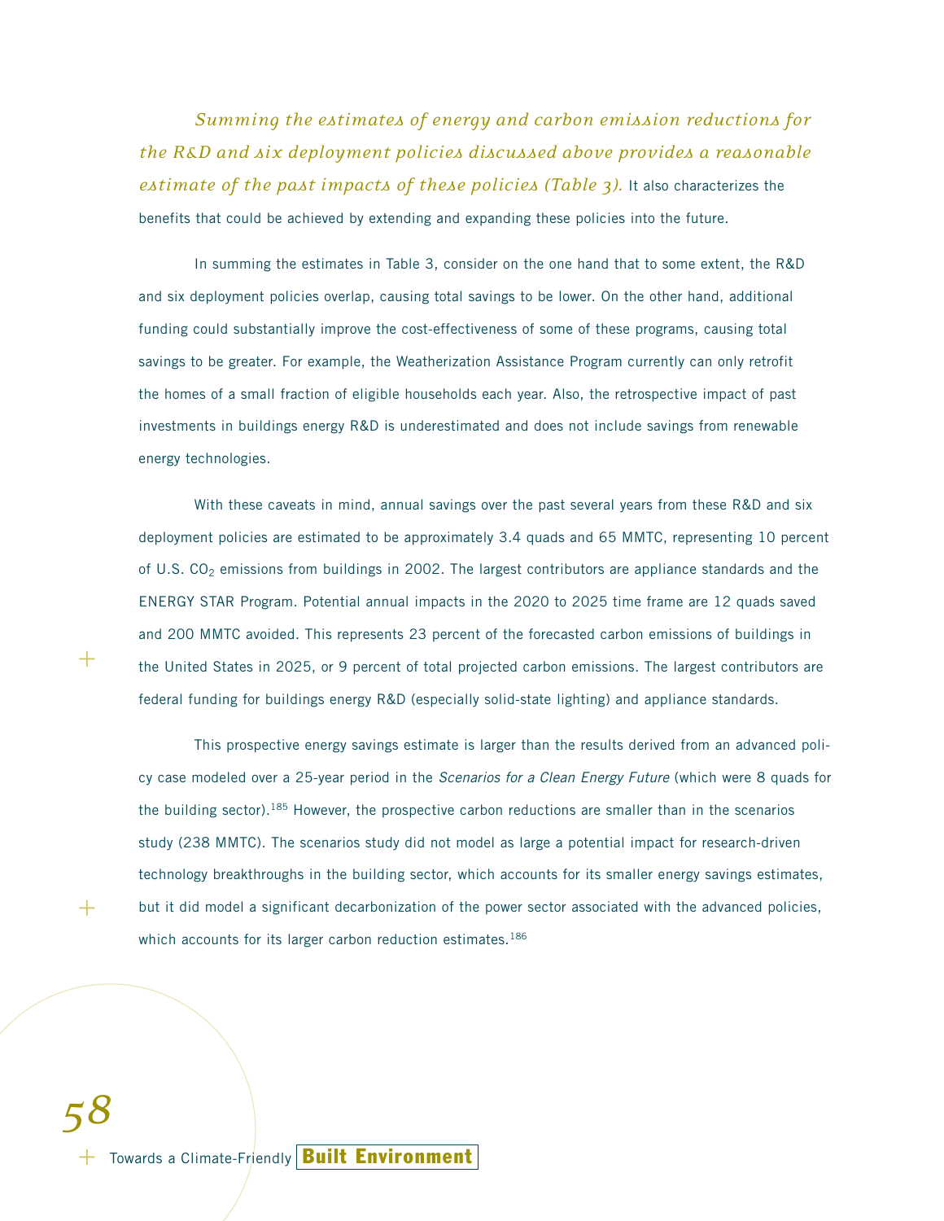*Summing the estimates of energy and carbon emission reductions for the R&D and six deployment policies discussed above provides a reasonable estimate of the past impacts of these policies (Table 3).* It also characterizes the benefits that could be achieved by extending and expanding these policies into the future.

In summing the estimates in Table 3, consider on the one hand that to some extent, the R&D and six deployment policies overlap, causing total savings to be lower. On the other hand, additional funding could substantially improve the cost-effectiveness of some of these programs, causing total savings to be greater. For example, the Weatherization Assistance Program currently can only retrofit the homes of a small fraction of eligible households each year. Also, the retrospective impact of past investments in buildings energy R&D is underestimated and does not include savings from renewable energy technologies.

With these caveats in mind, annual savings over the past several years from these R&D and six deployment policies are estimated to be approximately 3.4 quads and 65 MMTC, representing 10 percent of U.S. $CO_2$ emissions from buildings in 2002. The largest contributors are appliance standards and the ENERGY STAR Program. Potential annual impacts in the 2020 to 2025 time frame are 12 quads saved and 200 MMTC avoided. This represents 23 percent of the forecasted carbon emissions of buildings in the United States in 2025, or 9 percent of total projected carbon emissions. The largest contributors are federal funding for buildings energy R&D (especially solid-state lighting) and appliance standards.

This prospective energy savings estimate is larger than the results derived from an advanced policy case modeled over a 25-year period in the *Scenarios for a Clean Energy Future* (which were 8 quads for the building sector).[185] However, the prospective carbon reductions are smaller than in the scenarios study (238 MMTC). The scenarios study did not model as large a potential impact for research-driven technology breakthroughs in the building sector, which accounts for its smaller energy savings estimates, but it did model a significant decarbonization of the power sector associated with the advanced policies, which accounts for its larger carbon reduction estimates.[186]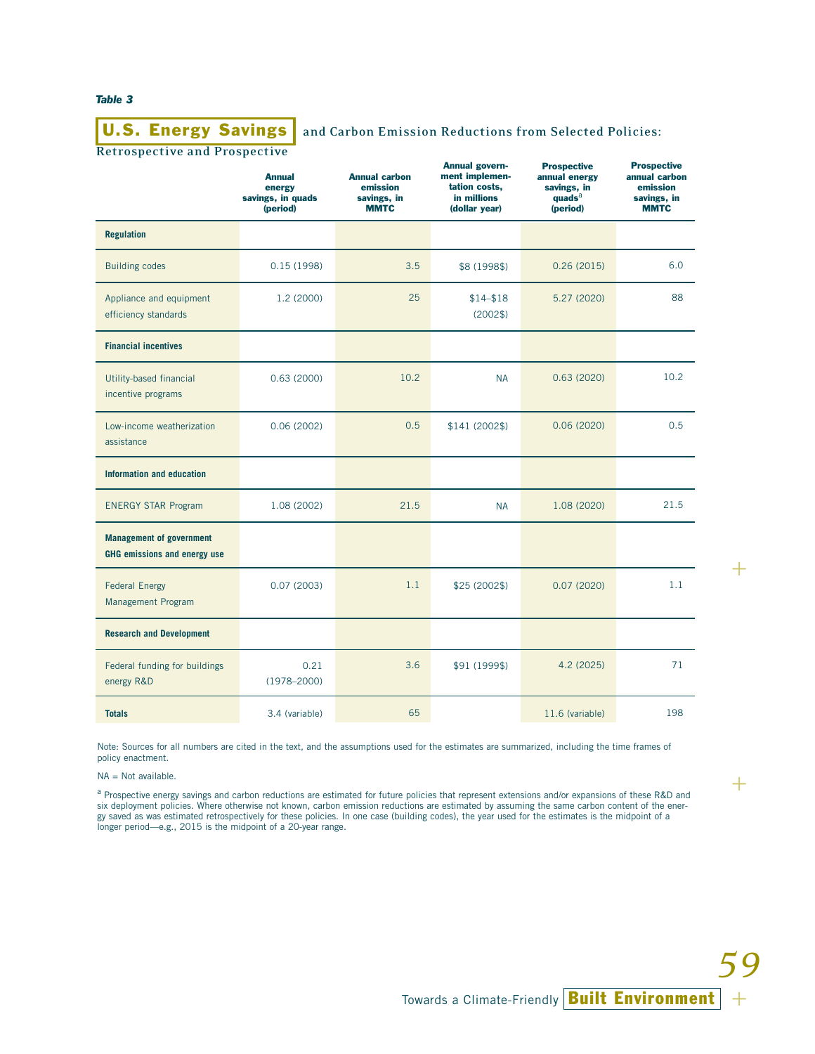*Table 3*

## U.S. Energy Savings and Carbon Emission Reductions from Selected Policies: Retrospective and Prospective

| | Annual energy savings, in quads (period) | Annual carbon emission savings, in MMTC | Annual government implementation costs, in millions (dollar year) | Prospective annual energy savings, in quads[a] (period) | Prospective annual carbon emission savings, in MMTC |
|---|---|---|---|---|---|
| **Regulation** | | | | | |
| Building codes | 0.15 (1998) | 3.5 | $8 (1998$) | 0.26 (2015) | 6.0 |
| Appliance and equipment efficiency standards | 1.2 (2000) | 25 | $14–$18 (2002$) | 5.27 (2020) | 88 |
| **Financial incentives** | | | | | |
| Utility-based financial incentive programs | 0.63 (2000) | 10.2 | NA | 0.63 (2020) | 10.2 |
| Low-income weatherization assistance | 0.06 (2002) | 0.5 | $141 (2002$) | 0.06 (2020) | 0.5 |
| **Information and education** | | | | | |
| ENERGY STAR Program | 1.08 (2002) | 21.5 | NA | 1.08 (2020) | 21.5 |
| **Management of government GHG emissions and energy use** | | | | | |
| Federal Energy Management Program | 0.07 (2003) | 1.1 | $25 (2002$) | 0.07 (2020) | 1.1 |
| **Research and Development** | | | | | |
| Federal funding for buildings energy R&D | 0.21 (1978–2000) | 3.6 | $91 (1999$) | 4.2 (2025) | 71 |
| **Totals** | 3.4 (variable) | 65 | | 11.6 (variable) | 198 |

Note: Sources for all numbers are cited in the text, and the assumptions used for the estimates are summarized, including the time frames of policy enactment.

NA = Not available.

[a] Prospective energy savings and carbon reductions are estimated for future policies that represent extensions and/or expansions of these R&D and six deployment policies. Where otherwise not known, carbon emission reductions are estimated by assuming the same carbon content of the energy saved as was estimated retrospectively for these policies. In one case (building codes), the year used for the estimates is the midpoint of a longer period—e.g., 2015 is the midpoint of a 20-year range.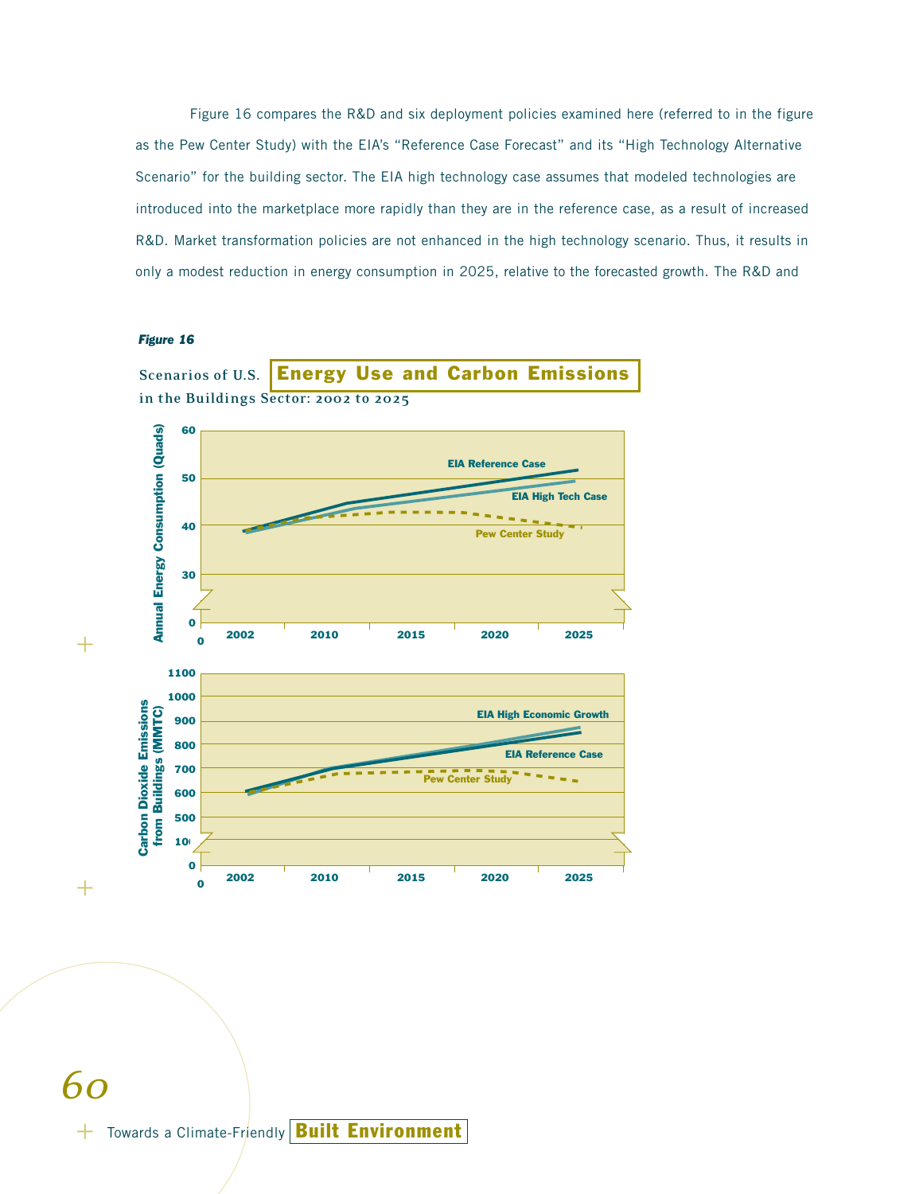Figure 16 compares the R&D and six deployment policies examined here (referred to in the figure as the Pew Center Study) with the EIA's "Reference Case Forecast" and its "High Technology Alternative Scenario" for the building sector. The EIA high technology case assumes that modeled technologies are introduced into the marketplace more rapidly than they are in the reference case, as a result of increased R&D. Market transformation policies are not enhanced in the high technology scenario. Thus, it results in only a modest reduction in energy consumption in 2025, relative to the forecasted growth. The R&D and

***Figure 16***

Scenarios of U.S. **Energy Use and Carbon Emissions** in the Buildings Sector: 2002 to 2025

Annual Energy Consumption (Quads)

60
50
40
30
0
0

2002
2010
2015
2020
2025

EIA Reference Case
EIA High Tech Case
Pew Center Study

Carbon Dioxide Emissions from Buildings (MMTC)

1100
1000
900
800
700
600
500
100
0
0

2002
2010
2015
2020
2025

EIA High Economic Growth
EIA Reference Case
Pew Center Study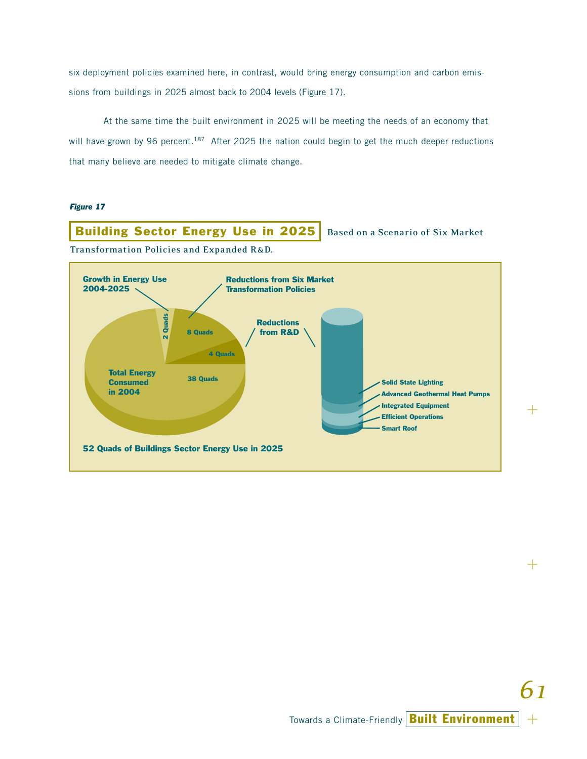six deployment policies examined here, in contrast, would bring energy consumption and carbon emissions from buildings in 2025 almost back to 2004 levels (Figure 17).

At the same time the built environment in 2025 will be meeting the needs of an economy that will have grown by 96 percent.[187] After 2025 the nation could begin to get the much deeper reductions that many believe are needed to mitigate climate change.

*Figure 17*

**Building Sector Energy Use in 2025** Based on a Scenario of Six Market Transformation Policies and Expanded R&D.

Growth in Energy Use 2004-2025

Reductions from Six Market Transformation Policies

Reductions from R&D

2 Quads

8 Quads

4 Quads

Total Energy Consumed in 2004

38 Quads

Solid State Lighting

Advanced Geothermal Heat Pumps

Integrated Equipment

Efficient Operations

Smart Roof

52 Quads of Buildings Sector Energy Use in 2025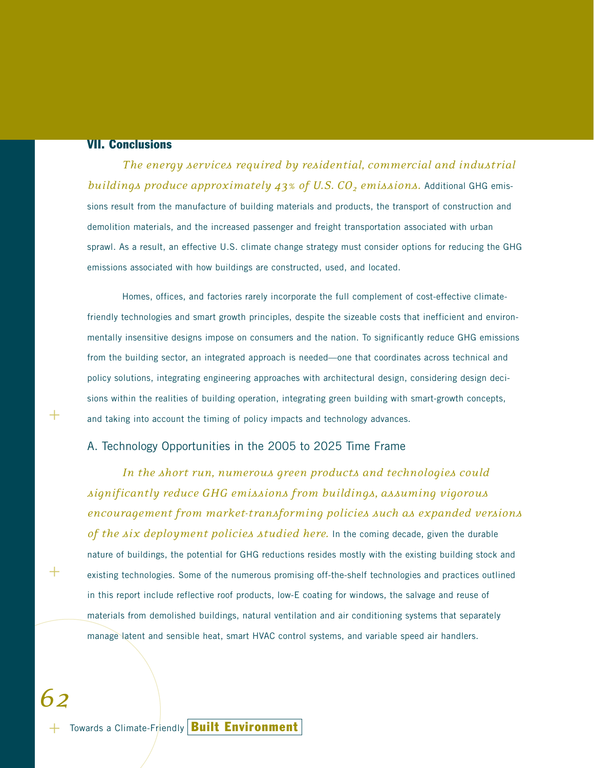## VII. Conclusions

*The energy services required by residential, commercial and industrial buildings produce approximately 43% of U.S. $CO_2$ emissions.* Additional GHG emissions result from the manufacture of building materials and products, the transport of construction and demolition materials, and the increased passenger and freight transportation associated with urban sprawl. As a result, an effective U.S. climate change strategy must consider options for reducing the GHG emissions associated with how buildings are constructed, used, and located.

Homes, offices, and factories rarely incorporate the full complement of cost-effective climate-friendly technologies and smart growth principles, despite the sizeable costs that inefficient and environmentally insensitive designs impose on consumers and the nation. To significantly reduce GHG emissions from the building sector, an integrated approach is needed—one that coordinates across technical and policy solutions, integrating engineering approaches with architectural design, considering design decisions within the realities of building operation, integrating green building with smart-growth concepts, and taking into account the timing of policy impacts and technology advances.

### A. Technology Opportunities in the 2005 to 2025 Time Frame

*In the short run, numerous green products and technologies could significantly reduce GHG emissions from buildings, assuming vigorous encouragement from market-transforming policies such as expanded versions of the six deployment policies studied here.* In the coming decade, given the durable nature of buildings, the potential for GHG reductions resides mostly with the existing building stock and existing technologies. Some of the numerous promising off-the-shelf technologies and practices outlined in this report include reflective roof products, low-E coating for windows, the salvage and reuse of materials from demolished buildings, natural ventilation and air conditioning systems that separately manage latent and sensible heat, smart HVAC control systems, and variable speed air handlers.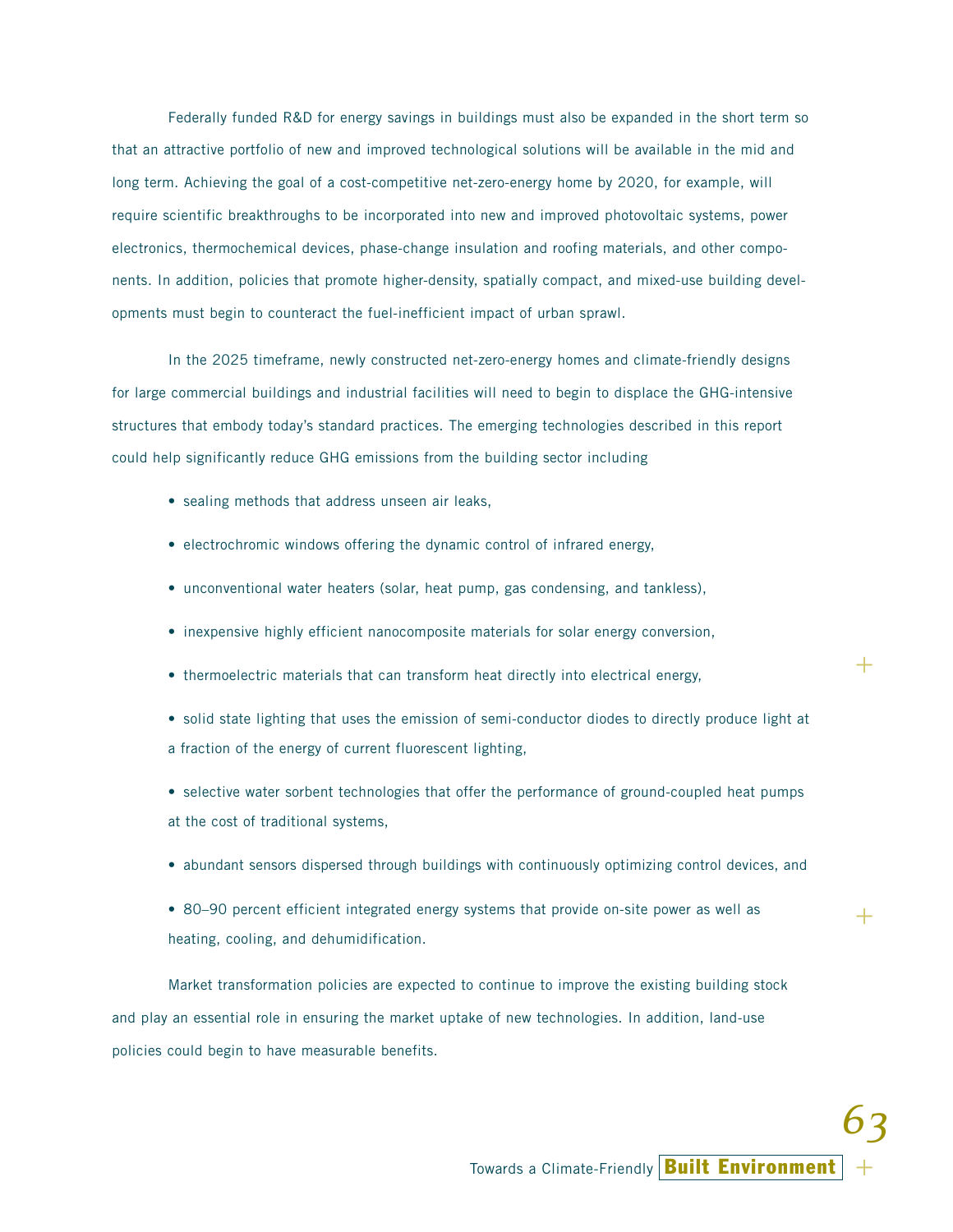Federally funded R&D for energy savings in buildings must also be expanded in the short term so that an attractive portfolio of new and improved technological solutions will be available in the mid and long term. Achieving the goal of a cost-competitive net-zero-energy home by 2020, for example, will require scientific breakthroughs to be incorporated into new and improved photovoltaic systems, power electronics, thermochemical devices, phase-change insulation and roofing materials, and other components. In addition, policies that promote higher-density, spatially compact, and mixed-use building developments must begin to counteract the fuel-inefficient impact of urban sprawl.

In the 2025 timeframe, newly constructed net-zero-energy homes and climate-friendly designs for large commercial buildings and industrial facilities will need to begin to displace the GHG-intensive structures that embody today's standard practices. The emerging technologies described in this report could help significantly reduce GHG emissions from the building sector including

- sealing methods that address unseen air leaks,
- electrochromic windows offering the dynamic control of infrared energy,
- unconventional water heaters (solar, heat pump, gas condensing, and tankless),
- inexpensive highly efficient nanocomposite materials for solar energy conversion,
- thermoelectric materials that can transform heat directly into electrical energy,
- solid state lighting that uses the emission of semi-conductor diodes to directly produce light at a fraction of the energy of current fluorescent lighting,
- selective water sorbent technologies that offer the performance of ground-coupled heat pumps at the cost of traditional systems,
- abundant sensors dispersed through buildings with continuously optimizing control devices, and
- 80–90 percent efficient integrated energy systems that provide on-site power as well as heating, cooling, and dehumidification.

Market transformation policies are expected to continue to improve the existing building stock and play an essential role in ensuring the market uptake of new technologies. In addition, land-use policies could begin to have measurable benefits.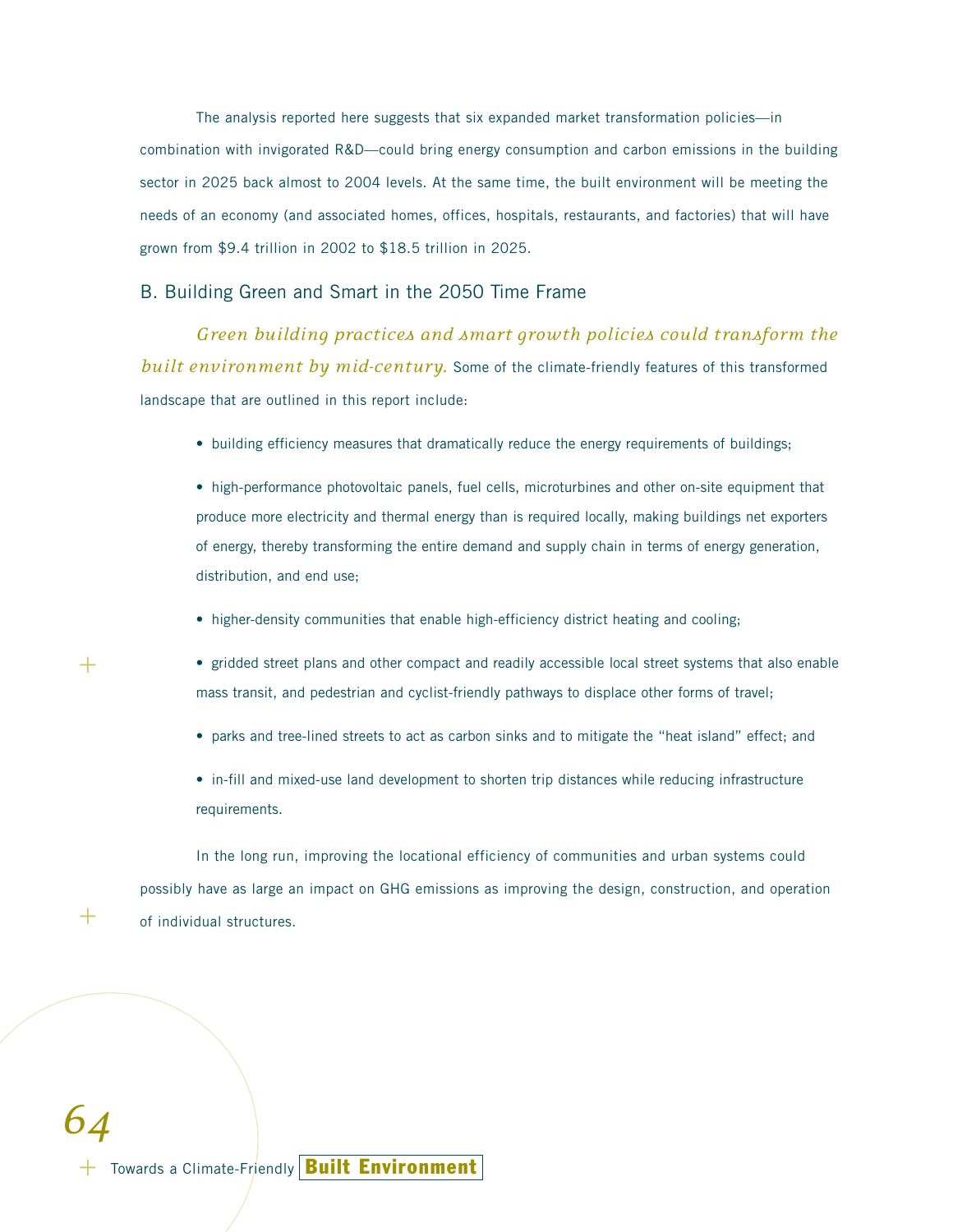The analysis reported here suggests that six expanded market transformation policies—in combination with invigorated R&D—could bring energy consumption and carbon emissions in the building sector in 2025 back almost to 2004 levels. At the same time, the built environment will be meeting the needs of an economy (and associated homes, offices, hospitals, restaurants, and factories) that will have grown from $9.4 trillion in 2002 to $18.5 trillion in 2025.

## B. Building Green and Smart in the 2050 Time Frame

*Green building practices and smart growth policies could transform the built environment by mid-century.* Some of the climate-friendly features of this transformed landscape that are outlined in this report include:

- building efficiency measures that dramatically reduce the energy requirements of buildings;
- high-performance photovoltaic panels, fuel cells, microturbines and other on-site equipment that produce more electricity and thermal energy than is required locally, making buildings net exporters of energy, thereby transforming the entire demand and supply chain in terms of energy generation, distribution, and end use;
- higher-density communities that enable high-efficiency district heating and cooling;
- gridded street plans and other compact and readily accessible local street systems that also enable mass transit, and pedestrian and cyclist-friendly pathways to displace other forms of travel;
- parks and tree-lined streets to act as carbon sinks and to mitigate the "heat island" effect; and
- in-fill and mixed-use land development to shorten trip distances while reducing infrastructure requirements.

In the long run, improving the locational efficiency of communities and urban systems could possibly have as large an impact on GHG emissions as improving the design, construction, and operation of individual structures.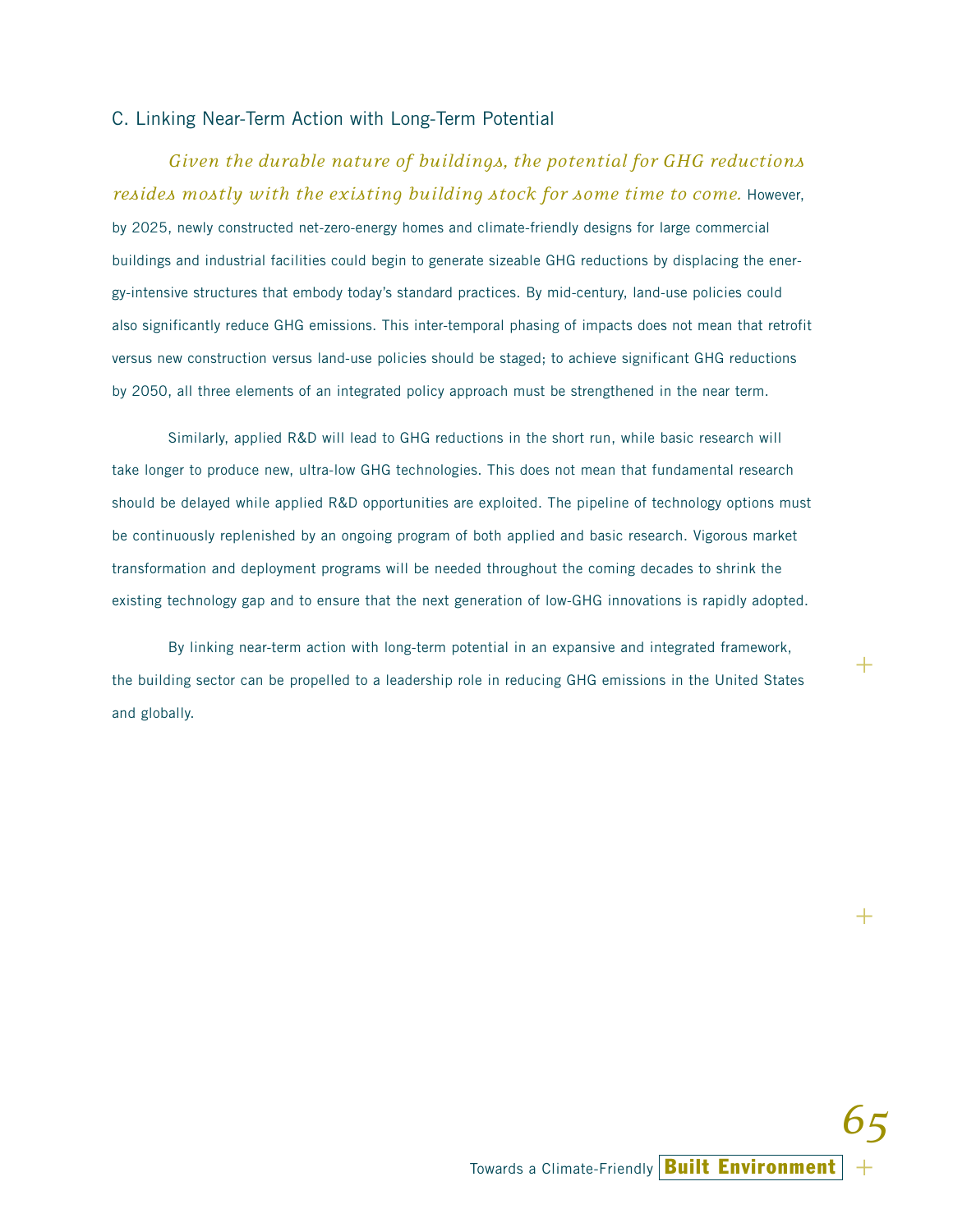## C. Linking Near-Term Action with Long-Term Potential

*Given the durable nature of buildings, the potential for GHG reductions resides mostly with the existing building stock for some time to come.* However, by 2025, newly constructed net-zero-energy homes and climate-friendly designs for large commercial buildings and industrial facilities could begin to generate sizeable GHG reductions by displacing the energy-intensive structures that embody today's standard practices. By mid-century, land-use policies could also significantly reduce GHG emissions. This inter-temporal phasing of impacts does not mean that retrofit versus new construction versus land-use policies should be staged; to achieve significant GHG reductions by 2050, all three elements of an integrated policy approach must be strengthened in the near term.

Similarly, applied R&D will lead to GHG reductions in the short run, while basic research will take longer to produce new, ultra-low GHG technologies. This does not mean that fundamental research should be delayed while applied R&D opportunities are exploited. The pipeline of technology options must be continuously replenished by an ongoing program of both applied and basic research. Vigorous market transformation and deployment programs will be needed throughout the coming decades to shrink the existing technology gap and to ensure that the next generation of low-GHG innovations is rapidly adopted.

By linking near-term action with long-term potential in an expansive and integrated framework, the building sector can be propelled to a leadership role in reducing GHG emissions in the United States and globally.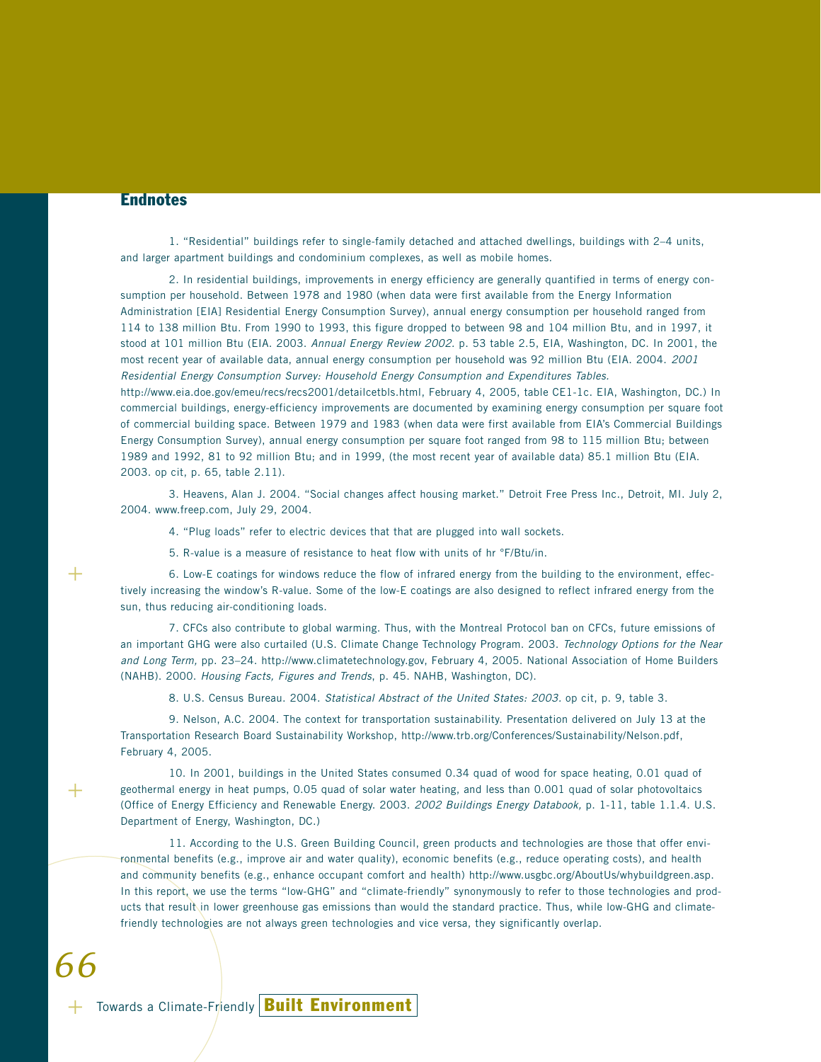## Endnotes

1. “Residential” buildings refer to single-family detached and attached dwellings, buildings with 2–4 units, and larger apartment buildings and condominium complexes, as well as mobile homes.

2. In residential buildings, improvements in energy efficiency are generally quantified in terms of energy consumption per household. Between 1978 and 1980 (when data were first available from the Energy Information Administration [EIA] Residential Energy Consumption Survey), annual energy consumption per household ranged from 114 to 138 million Btu. From 1990 to 1993, this figure dropped to between 98 and 104 million Btu, and in 1997, it stood at 101 million Btu (EIA. 2003. *Annual Energy Review 2002*. p. 53 table 2.5, EIA, Washington, DC. In 2001, the most recent year of available data, annual energy consumption per household was 92 million Btu (EIA. 2004. *2001 Residential Energy Consumption Survey: Household Energy Consumption and Expenditures Tables.* http://www.eia.doe.gov/emeu/recs/recs2001/detailcetbls.html, February 4, 2005, table CE1-1c. EIA, Washington, DC.) In commercial buildings, energy-efficiency improvements are documented by examining energy consumption per square foot of commercial building space. Between 1979 and 1983 (when data were first available from EIA’s Commercial Buildings Energy Consumption Survey), annual energy consumption per square foot ranged from 98 to 115 million Btu; between 1989 and 1992, 81 to 92 million Btu; and in 1999, (the most recent year of available data) 85.1 million Btu (EIA. 2003. op cit, p. 65, table 2.11).

3. Heavens, Alan J. 2004. “Social changes affect housing market.” Detroit Free Press Inc., Detroit, MI. July 2, 2004. www.freep.com, July 29, 2004.

4. “Plug loads” refer to electric devices that that are plugged into wall sockets.

5. R-value is a measure of resistance to heat flow with units of hr °F/Btu/in.

6. Low-E coatings for windows reduce the flow of infrared energy from the building to the environment, effectively increasing the window’s R-value. Some of the low-E coatings are also designed to reflect infrared energy from the sun, thus reducing air-conditioning loads.

7. CFCs also contribute to global warming. Thus, with the Montreal Protocol ban on CFCs, future emissions of an important GHG were also curtailed (U.S. Climate Change Technology Program. 2003. *Technology Options for the Near and Long Term,* pp. 23–24. http://www.climatetechnology.gov, February 4, 2005. National Association of Home Builders (NAHB). 2000. *Housing Facts, Figures and Trends*, p. 45. NAHB, Washington, DC).

8. U.S. Census Bureau. 2004. *Statistical Abstract of the United States: 2003.* op cit, p. 9, table 3.

9. Nelson, A.C. 2004. The context for transportation sustainability. Presentation delivered on July 13 at the Transportation Research Board Sustainability Workshop, http://www.trb.org/Conferences/Sustainability/Nelson.pdf, February 4, 2005.

10. In 2001, buildings in the United States consumed 0.34 quad of wood for space heating, 0.01 quad of geothermal energy in heat pumps, 0.05 quad of solar water heating, and less than 0.001 quad of solar photovoltaics (Office of Energy Efficiency and Renewable Energy. 2003. *2002 Buildings Energy Databook,* p. 1-11, table 1.1.4. U.S. Department of Energy, Washington, DC.)

11. According to the U.S. Green Building Council, green products and technologies are those that offer environmental benefits (e.g., improve air and water quality), economic benefits (e.g., reduce operating costs), and health and community benefits (e.g., enhance occupant comfort and health) http://www.usgbc.org/AboutUs/whybuildgreen.asp. In this report, we use the terms “low-GHG” and “climate-friendly” synonymously to refer to those technologies and products that result in lower greenhouse gas emissions than would the standard practice. Thus, while low-GHG and climate-friendly technologies are not always green technologies and vice versa, they significantly overlap.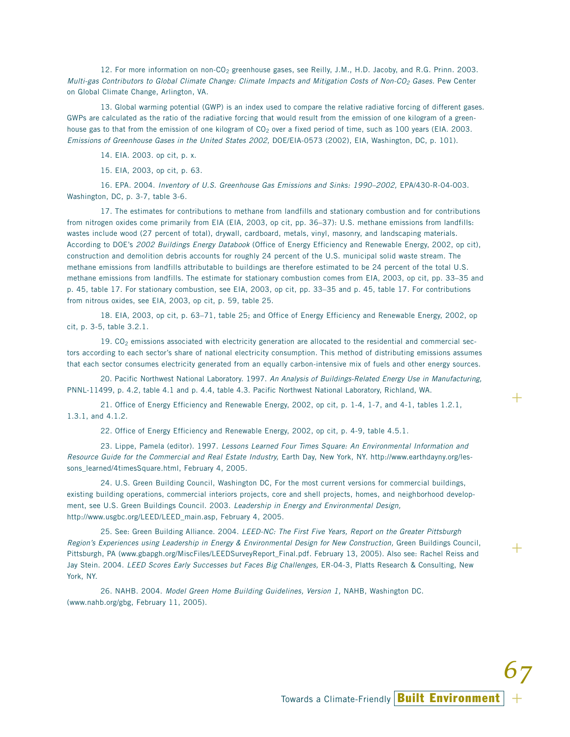12. For more information on non-$CO_2$ greenhouse gases, see Reilly, J.M., H.D. Jacoby, and R.G. Prinn. 2003. *Multi-gas Contributors to Global Climate Change: Climate Impacts and Mitigation Costs of Non-$CO_2$ Gases*. Pew Center on Global Climate Change, Arlington, VA.

13. Global warming potential (GWP) is an index used to compare the relative radiative forcing of different gases. GWPs are calculated as the ratio of the radiative forcing that would result from the emission of one kilogram of a greenhouse gas to that from the emission of one kilogram of $CO_2$ over a fixed period of time, such as 100 years (EIA. 2003. *Emissions of Greenhouse Gases in the United States 2002,* DOE/EIA-0573 (2002), EIA, Washington, DC, p. 101).

14. EIA. 2003. op cit, p. x.

15. EIA, 2003, op cit, p. 63.

16. EPA. 2004. *Inventory of U.S. Greenhouse Gas Emissions and Sinks: 1990–2002,* EPA/430-R-04-003. Washington, DC, p. 3-7, table 3-6.

17. The estimates for contributions to methane from landfills and stationary combustion and for contributions from nitrogen oxides come primarily from EIA (EIA, 2003, op cit, pp. 36–37): U.S. methane emissions from landfills: wastes include wood (27 percent of total), drywall, cardboard, metals, vinyl, masonry, and landscaping materials. According to DOE's *2002 Buildings Energy Databook* (Office of Energy Efficiency and Renewable Energy, 2002, op cit), construction and demolition debris accounts for roughly 24 percent of the U.S. municipal solid waste stream. The methane emissions from landfills attributable to buildings are therefore estimated to be 24 percent of the total U.S. methane emissions from landfills. The estimate for stationary combustion comes from EIA, 2003, op cit, pp. 33–35 and p. 45, table 17. For stationary combustion, see EIA, 2003, op cit, pp. 33–35 and p. 45, table 17. For contributions from nitrous oxides, see EIA, 2003, op cit, p. 59, table 25.

18. EIA, 2003, op cit, p. 63–71, table 25; and Office of Energy Efficiency and Renewable Energy, 2002, op cit, p. 3-5, table 3.2.1.

19. $CO_2$ emissions associated with electricity generation are allocated to the residential and commercial sectors according to each sector's share of national electricity consumption. This method of distributing emissions assumes that each sector consumes electricity generated from an equally carbon-intensive mix of fuels and other energy sources.

20. Pacific Northwest National Laboratory. 1997. *An Analysis of Buildings-Related Energy Use in Manufacturing,* PNNL-11499, p. 4.2, table 4.1 and p. 4.4, table 4.3. Pacific Northwest National Laboratory, Richland, WA.

21. Office of Energy Efficiency and Renewable Energy, 2002, op cit, p. 1-4, 1-7, and 4-1, tables 1.2.1, 1.3.1, and 4.1.2.

22. Office of Energy Efficiency and Renewable Energy, 2002, op cit, p. 4-9, table 4.5.1.

23. Lippe, Pamela (editor). 1997. *Lessons Learned Four Times Square: An Environmental Information and Resource Guide for the Commercial and Real Estate Industry,* Earth Day, New York, NY. http://www.earthdayny.org/lessons_learned/4timesSquare.html, February 4, 2005.

24. U.S. Green Building Council, Washington DC, For the most current versions for commercial buildings, existing building operations, commercial interiors projects, core and shell projects, homes, and neighborhood development, see U.S. Green Buildings Council. 2003. *Leadership in Energy and Environmental Design,* http://www.usgbc.org/LEED/LEED_main.asp, February 4, 2005.

25. See: Green Building Alliance. 2004. *LEED-NC: The First Five Years, Report on the Greater Pittsburgh Region's Experiences using Leadership in Energy & Environmental Design for New Construction,* Green Buildings Council, Pittsburgh, PA (www.gbapgh.org/MiscFiles/LEEDSurveyReport_Final.pdf. February 13, 2005). Also see: Rachel Reiss and Jay Stein. 2004. *LEED Scores Early Successes but Faces Big Challenges,* ER-04-3, Platts Research & Consulting, New York, NY.

26. NAHB. 2004. *Model Green Home Building Guidelines, Version 1,* NAHB, Washington DC. (www.nahb.org/gbg, February 11, 2005).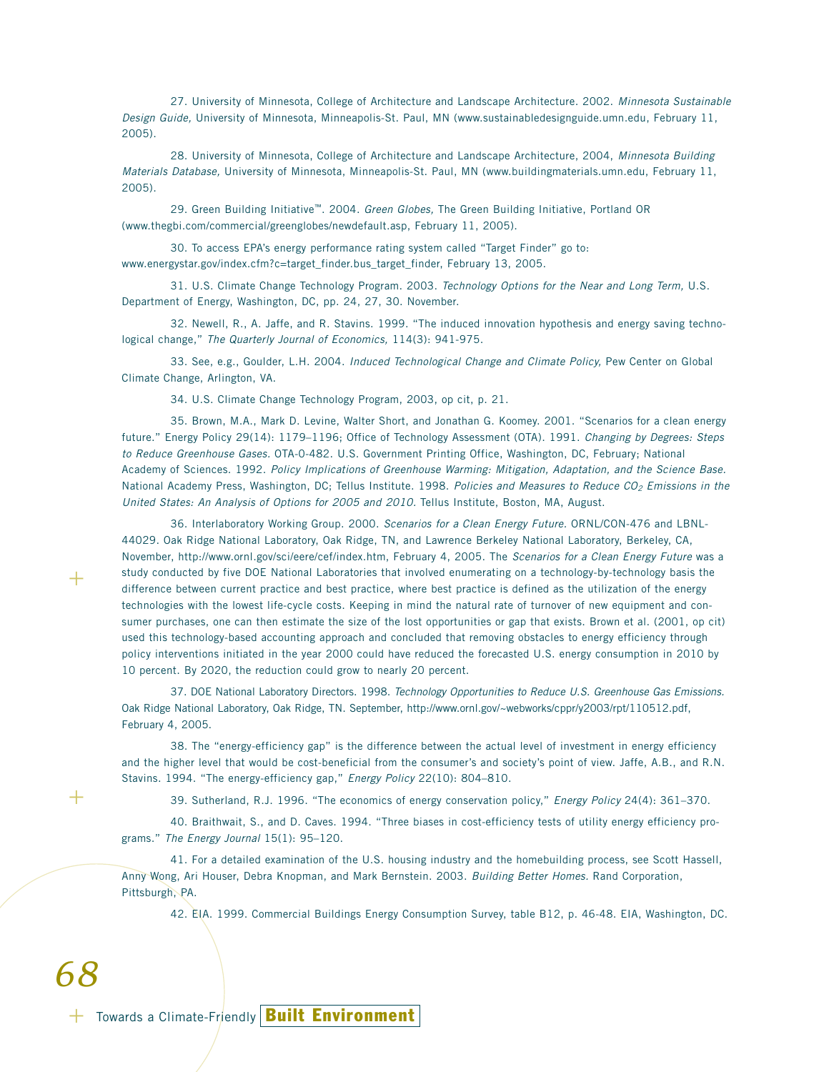27. University of Minnesota, College of Architecture and Landscape Architecture. 2002. *Minnesota Sustainable Design Guide,* University of Minnesota, Minneapolis-St. Paul, MN (www.sustainabledesignguide.umn.edu, February 11, 2005).

28. University of Minnesota, College of Architecture and Landscape Architecture, 2004, *Minnesota Building Materials Database,* University of Minnesota, Minneapolis-St. Paul, MN (www.buildingmaterials.umn.edu, February 11, 2005).

29. Green Building Initiative™. 2004. *Green Globes,* The Green Building Initiative, Portland OR (www.thegbi.com/commercial/greenglobes/newdefault.asp, February 11, 2005).

30. To access EPA's energy performance rating system called "Target Finder" go to: www.energystar.gov/index.cfm?c=target_finder.bus_target_finder, February 13, 2005.

31. U.S. Climate Change Technology Program. 2003. *Technology Options for the Near and Long Term,* U.S. Department of Energy, Washington, DC, pp. 24, 27, 30. November.

32. Newell, R., A. Jaffe, and R. Stavins. 1999. "The induced innovation hypothesis and energy saving technological change," *The Quarterly Journal of Economics,* 114(3): 941-975.

33. See, e.g., Goulder, L.H. 2004. *Induced Technological Change and Climate Policy,* Pew Center on Global Climate Change, Arlington, VA.

34. U.S. Climate Change Technology Program, 2003, op cit, p. 21.

35. Brown, M.A., Mark D. Levine, Walter Short, and Jonathan G. Koomey. 2001. "Scenarios for a clean energy future." Energy Policy 29(14): 1179–1196; Office of Technology Assessment (OTA). 1991. *Changing by Degrees: Steps to Reduce Greenhouse Gases.* OTA-0-482. U.S. Government Printing Office, Washington, DC, February; National Academy of Sciences. 1992. *Policy Implications of Greenhouse Warming: Mitigation, Adaptation, and the Science Base.* National Academy Press, Washington, DC; Tellus Institute. 1998. *Policies and Measures to Reduce $CO_2$ Emissions in the United States: An Analysis of Options for 2005 and 2010.* Tellus Institute, Boston, MA, August.

36. Interlaboratory Working Group. 2000. *Scenarios for a Clean Energy Future.* ORNL/CON-476 and LBNL-44029. Oak Ridge National Laboratory, Oak Ridge, TN, and Lawrence Berkeley National Laboratory, Berkeley, CA, November, http://www.ornl.gov/sci/eere/cef/index.htm, February 4, 2005. The *Scenarios for a Clean Energy Future* was a study conducted by five DOE National Laboratories that involved enumerating on a technology-by-technology basis the difference between current practice and best practice, where best practice is defined as the utilization of the energy technologies with the lowest life-cycle costs. Keeping in mind the natural rate of turnover of new equipment and consumer purchases, one can then estimate the size of the lost opportunities or gap that exists. Brown et al. (2001, op cit) used this technology-based accounting approach and concluded that removing obstacles to energy efficiency through policy interventions initiated in the year 2000 could have reduced the forecasted U.S. energy consumption in 2010 by 10 percent. By 2020, the reduction could grow to nearly 20 percent.

37. DOE National Laboratory Directors. 1998. *Technology Opportunities to Reduce U.S. Greenhouse Gas Emissions.* Oak Ridge National Laboratory, Oak Ridge, TN. September, http://www.ornl.gov/~webworks/cppr/y2003/rpt/110512.pdf, February 4, 2005.

38. The "energy-efficiency gap" is the difference between the actual level of investment in energy efficiency and the higher level that would be cost-beneficial from the consumer's and society's point of view. Jaffe, A.B., and R.N. Stavins. 1994. "The energy-efficiency gap," *Energy Policy* 22(10): 804–810.

39. Sutherland, R.J. 1996. "The economics of energy conservation policy," *Energy Policy* 24(4): 361–370.

40. Braithwait, S., and D. Caves. 1994. "Three biases in cost-efficiency tests of utility energy efficiency programs." *The Energy Journal* 15(1): 95–120.

41. For a detailed examination of the U.S. housing industry and the homebuilding process, see Scott Hassell, Anny Wong, Ari Houser, Debra Knopman, and Mark Bernstein. 2003. *Building Better Homes.* Rand Corporation, Pittsburgh, PA.

42. EIA. 1999. Commercial Buildings Energy Consumption Survey, table B12, p. 46-48. EIA, Washington, DC.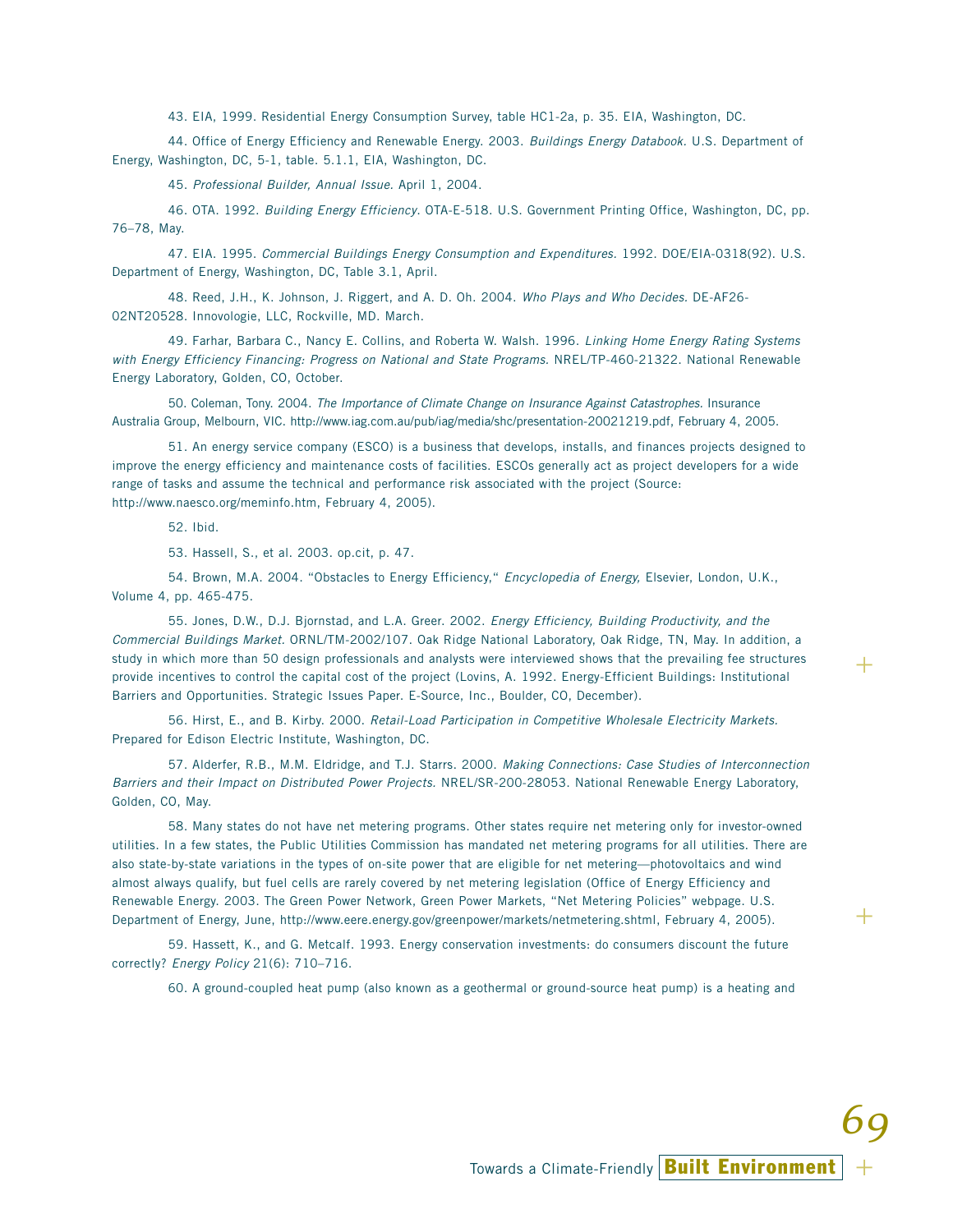43. EIA, 1999. Residential Energy Consumption Survey, table HC1-2a, p. 35. EIA, Washington, DC.

44. Office of Energy Efficiency and Renewable Energy. 2003. *Buildings Energy Databook.* U.S. Department of Energy, Washington, DC, 5-1, table. 5.1.1, EIA, Washington, DC.

45. *Professional Builder, Annual Issue.* April 1, 2004.

46. OTA. 1992. *Building Energy Efficiency*. OTA-E-518. U.S. Government Printing Office, Washington, DC, pp. 76–78, May.

47. EIA. 1995. *Commercial Buildings Energy Consumption and Expenditures.* 1992. DOE/EIA-0318(92). U.S. Department of Energy, Washington, DC, Table 3.1, April.

48. Reed, J.H., K. Johnson, J. Riggert, and A. D. Oh. 2004. *Who Plays and Who Decides.* DE-AF26-02NT20528. Innovologie, LLC, Rockville, MD. March.

49. Farhar, Barbara C., Nancy E. Collins, and Roberta W. Walsh. 1996. *Linking Home Energy Rating Systems with Energy Efficiency Financing: Progress on National and State Programs.* NREL/TP-460-21322. National Renewable Energy Laboratory, Golden, CO, October.

50. Coleman, Tony. 2004. *The Importance of Climate Change on Insurance Against Catastrophes.* Insurance Australia Group, Melbourn, VIC. http://www.iag.com.au/pub/iag/media/shc/presentation-20021219.pdf, February 4, 2005.

51. An energy service company (ESCO) is a business that develops, installs, and finances projects designed to improve the energy efficiency and maintenance costs of facilities. ESCOs generally act as project developers for a wide range of tasks and assume the technical and performance risk associated with the project (Source: http://www.naesco.org/meminfo.htm, February 4, 2005).

52. Ibid.

53. Hassell, S., et al. 2003. op.cit, p. 47.

54. Brown, M.A. 2004. "Obstacles to Energy Efficiency," *Encyclopedia of Energy,* Elsevier, London, U.K., Volume 4, pp. 465-475.

55. Jones, D.W., D.J. Bjornstad, and L.A. Greer. 2002. *Energy Efficiency, Building Productivity, and the Commercial Buildings Market.* ORNL/TM-2002/107. Oak Ridge National Laboratory, Oak Ridge, TN, May. In addition, a study in which more than 50 design professionals and analysts were interviewed shows that the prevailing fee structures provide incentives to control the capital cost of the project (Lovins, A. 1992. Energy-Efficient Buildings: Institutional Barriers and Opportunities. Strategic Issues Paper. E-Source, Inc., Boulder, CO, December).

56. Hirst, E., and B. Kirby. 2000. *Retail-Load Participation in Competitive Wholesale Electricity Markets.* Prepared for Edison Electric Institute, Washington, DC.

57. Alderfer, R.B., M.M. Eldridge, and T.J. Starrs. 2000. *Making Connections: Case Studies of Interconnection Barriers and their Impact on Distributed Power Projects.* NREL/SR-200-28053. National Renewable Energy Laboratory, Golden, CO, May.

58. Many states do not have net metering programs. Other states require net metering only for investor-owned utilities. In a few states, the Public Utilities Commission has mandated net metering programs for all utilities. There are also state-by-state variations in the types of on-site power that are eligible for net metering—photovoltaics and wind almost always qualify, but fuel cells are rarely covered by net metering legislation (Office of Energy Efficiency and Renewable Energy. 2003. The Green Power Network, Green Power Markets, "Net Metering Policies" webpage. U.S. Department of Energy, June, http://www.eere.energy.gov/greenpower/markets/netmetering.shtml, February 4, 2005).

59. Hassett, K., and G. Metcalf. 1993. Energy conservation investments: do consumers discount the future correctly? *Energy Policy* 21(6): 710–716.

60. A ground-coupled heat pump (also known as a geothermal or ground-source heat pump) is a heating and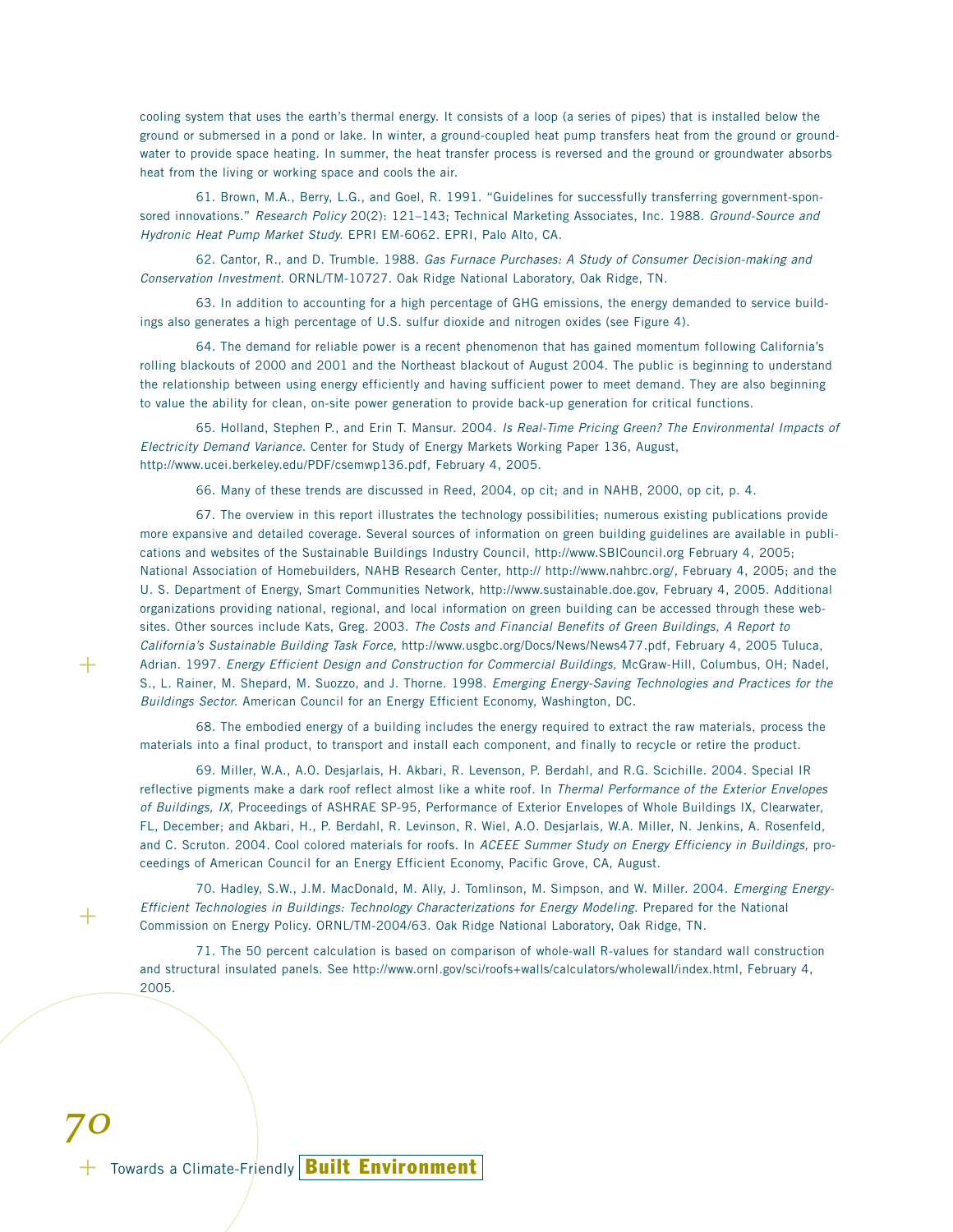cooling system that uses the earth's thermal energy. It consists of a loop (a series of pipes) that is installed below the ground or submersed in a pond or lake. In winter, a ground-coupled heat pump transfers heat from the ground or groundwater to provide space heating. In summer, the heat transfer process is reversed and the ground or groundwater absorbs heat from the living or working space and cools the air.

61. Brown, M.A., Berry, L.G., and Goel, R. 1991. "Guidelines for successfully transferring government-sponsored innovations." *Research Policy* 20(2): 121–143; Technical Marketing Associates, Inc. 1988. *Ground-Source and Hydronic Heat Pump Market Study.* EPRI EM-6062. EPRI, Palo Alto, CA.

62. Cantor, R., and D. Trumble. 1988. *Gas Furnace Purchases: A Study of Consumer Decision-making and Conservation Investment.* ORNL/TM-10727. Oak Ridge National Laboratory, Oak Ridge, TN.

63. In addition to accounting for a high percentage of GHG emissions, the energy demanded to service buildings also generates a high percentage of U.S. sulfur dioxide and nitrogen oxides (see Figure 4).

64. The demand for reliable power is a recent phenomenon that has gained momentum following California's rolling blackouts of 2000 and 2001 and the Northeast blackout of August 2004. The public is beginning to understand the relationship between using energy efficiently and having sufficient power to meet demand. They are also beginning to value the ability for clean, on-site power generation to provide back-up generation for critical functions.

65. Holland, Stephen P., and Erin T. Mansur. 2004. *Is Real-Time Pricing Green? The Environmental Impacts of Electricity Demand Variance.* Center for Study of Energy Markets Working Paper 136, August, http://www.ucei.berkeley.edu/PDF/csemwp136.pdf, February 4, 2005.

66. Many of these trends are discussed in Reed, 2004, op cit; and in NAHB, 2000, op cit, p. 4.

67. The overview in this report illustrates the technology possibilities; numerous existing publications provide more expansive and detailed coverage. Several sources of information on green building guidelines are available in publications and websites of the Sustainable Buildings Industry Council, http://www.SBICouncil.org February 4, 2005; National Association of Homebuilders, NAHB Research Center, http:// http://www.nahbrc.org/, February 4, 2005; and the U. S. Department of Energy, Smart Communities Network, http://www.sustainable.doe.gov, February 4, 2005. Additional organizations providing national, regional, and local information on green building can be accessed through these websites. Other sources include Kats, Greg. 2003. *The Costs and Financial Benefits of Green Buildings, A Report to California's Sustainable Building Task Force,* http://www.usgbc.org/Docs/News/News477.pdf, February 4, 2005 Tuluca, Adrian. 1997. *Energy Efficient Design and Construction for Commercial Buildings,* McGraw-Hill, Columbus, OH; Nadel, S., L. Rainer, M. Shepard, M. Suozzo, and J. Thorne. 1998. *Emerging Energy-Saving Technologies and Practices for the Buildings Sector.* American Council for an Energy Efficient Economy, Washington, DC.

68. The embodied energy of a building includes the energy required to extract the raw materials, process the materials into a final product, to transport and install each component, and finally to recycle or retire the product.

69. Miller, W.A., A.O. Desjarlais, H. Akbari, R. Levenson, P. Berdahl, and R.G. Scichille. 2004. Special IR reflective pigments make a dark roof reflect almost like a white roof. In *Thermal Performance of the Exterior Envelopes of Buildings, IX,* Proceedings of ASHRAE SP-95, Performance of Exterior Envelopes of Whole Buildings IX, Clearwater, FL, December; and Akbari, H., P. Berdahl, R. Levinson, R. Wiel, A.O. Desjarlais, W.A. Miller, N. Jenkins, A. Rosenfeld, and C. Scruton. 2004. Cool colored materials for roofs. In *ACEEE Summer Study on Energy Efficiency in Buildings,* proceedings of American Council for an Energy Efficient Economy, Pacific Grove, CA, August.

70. Hadley, S.W., J.M. MacDonald, M. Ally, J. Tomlinson, M. Simpson, and W. Miller. 2004. *Emerging Energy-Efficient Technologies in Buildings: Technology Characterizations for Energy Modeling.* Prepared for the National Commission on Energy Policy. ORNL/TM-2004/63. Oak Ridge National Laboratory, Oak Ridge, TN.

71. The 50 percent calculation is based on comparison of whole-wall R-values for standard wall construction and structural insulated panels. See http://www.ornl.gov/sci/roofs+walls/calculators/wholewall/index.html, February 4, 2005.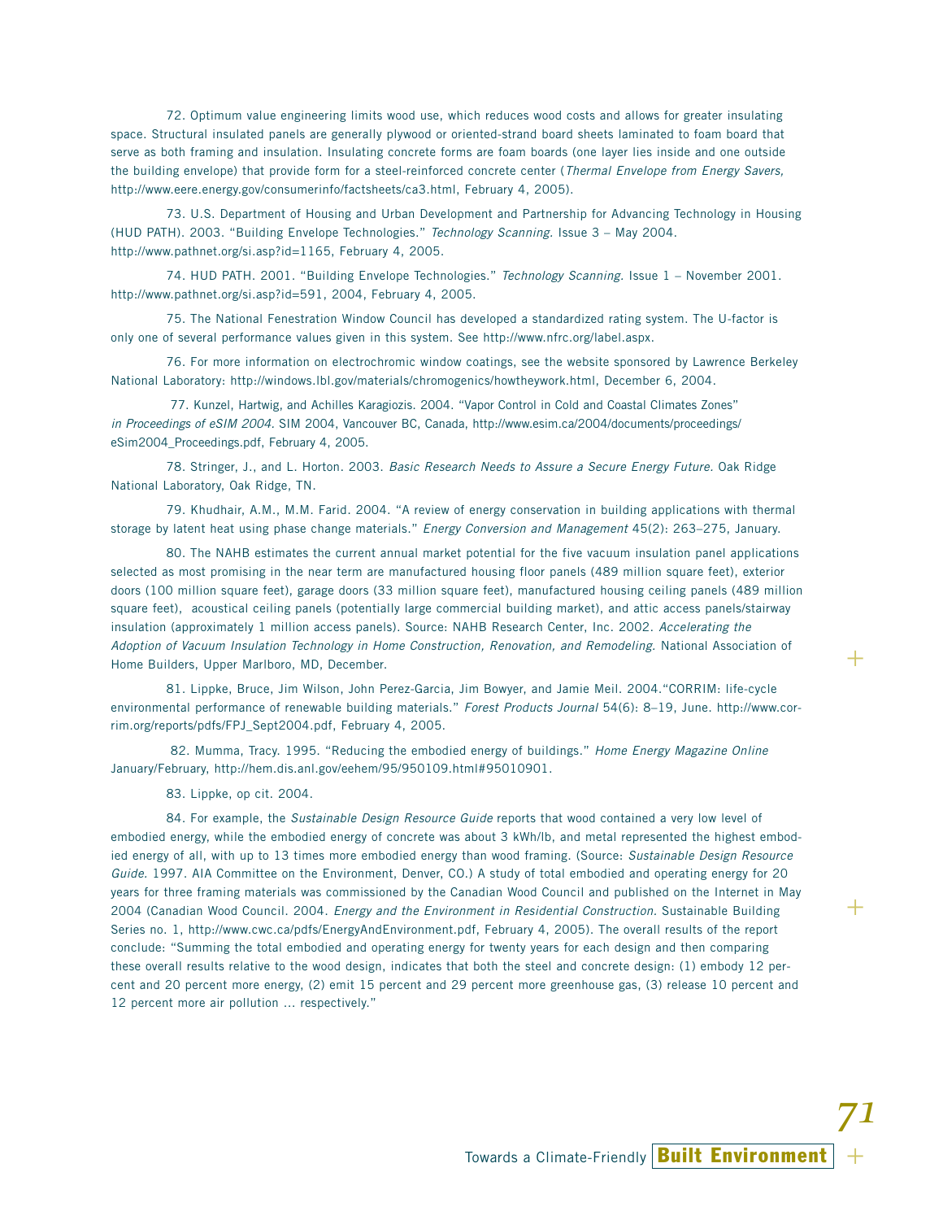72. Optimum value engineering limits wood use, which reduces wood costs and allows for greater insulating space. Structural insulated panels are generally plywood or oriented-strand board sheets laminated to foam board that serve as both framing and insulation. Insulating concrete forms are foam boards (one layer lies inside and one outside the building envelope) that provide form for a steel-reinforced concrete center (*Thermal Envelope from Energy Savers,* http://www.eere.energy.gov/consumerinfo/factsheets/ca3.html, February 4, 2005).

73. U.S. Department of Housing and Urban Development and Partnership for Advancing Technology in Housing (HUD PATH). 2003. "Building Envelope Technologies." *Technology Scanning.* Issue 3 – May 2004. http://www.pathnet.org/si.asp?id=1165, February 4, 2005.

74. HUD PATH. 2001. "Building Envelope Technologies." *Technology Scanning.* Issue 1 – November 2001. http://www.pathnet.org/si.asp?id=591, 2004, February 4, 2005.

75. The National Fenestration Window Council has developed a standardized rating system. The U-factor is only one of several performance values given in this system. See http://www.nfrc.org/label.aspx.

76. For more information on electrochromic window coatings, see the website sponsored by Lawrence Berkeley National Laboratory: http://windows.lbl.gov/materials/chromogenics/howtheywork.html, December 6, 2004.

77. Kunzel, Hartwig, and Achilles Karagiozis. 2004. "Vapor Control in Cold and Coastal Climates Zones" *in Proceedings of eSIM 2004.* SIM 2004, Vancouver BC, Canada, http://www.esim.ca/2004/documents/proceedings/eSim2004_Proceedings.pdf, February 4, 2005.

78. Stringer, J., and L. Horton. 2003. *Basic Research Needs to Assure a Secure Energy Future.* Oak Ridge National Laboratory, Oak Ridge, TN.

79. Khudhair, A.M., M.M. Farid. 2004. "A review of energy conservation in building applications with thermal storage by latent heat using phase change materials." *Energy Conversion and Management* 45(2): 263–275, January.

80. The NAHB estimates the current annual market potential for the five vacuum insulation panel applications selected as most promising in the near term are manufactured housing floor panels (489 million square feet), exterior doors (100 million square feet), garage doors (33 million square feet), manufactured housing ceiling panels (489 million square feet), acoustical ceiling panels (potentially large commercial building market), and attic access panels/stairway insulation (approximately 1 million access panels). Source: NAHB Research Center, Inc. 2002. *Accelerating the Adoption of Vacuum Insulation Technology in Home Construction, Renovation, and Remodeling.* National Association of Home Builders, Upper Marlboro, MD, December.

81. Lippke, Bruce, Jim Wilson, John Perez-Garcia, Jim Bowyer, and Jamie Meil. 2004."CORRIM: life-cycle environmental performance of renewable building materials." *Forest Products Journal* 54(6): 8–19, June. http://www.corrim.org/reports/pdfs/FPJ_Sept2004.pdf, February 4, 2005.

82. Mumma, Tracy. 1995. "Reducing the embodied energy of buildings." *Home Energy Magazine Online* January/February, http://hem.dis.anl.gov/eehem/95/950109.html#95010901.

83. Lippke, op cit. 2004.

84. For example, the *Sustainable Design Resource Guide* reports that wood contained a very low level of embodied energy, while the embodied energy of concrete was about 3 kWh/lb, and metal represented the highest embodied energy of all, with up to 13 times more embodied energy than wood framing. (Source: *Sustainable Design Resource Guide.* 1997. AIA Committee on the Environment, Denver, CO.) A study of total embodied and operating energy for 20 years for three framing materials was commissioned by the Canadian Wood Council and published on the Internet in May 2004 (Canadian Wood Council. 2004. *Energy and the Environment in Residential Construction.* Sustainable Building Series no. 1, http://www.cwc.ca/pdfs/EnergyAndEnvironment.pdf, February 4, 2005). The overall results of the report conclude: "Summing the total embodied and operating energy for twenty years for each design and then comparing these overall results relative to the wood design, indicates that both the steel and concrete design: (1) embody 12 percent and 20 percent more energy, (2) emit 15 percent and 29 percent more greenhouse gas, (3) release 10 percent and 12 percent more air pollution ... respectively."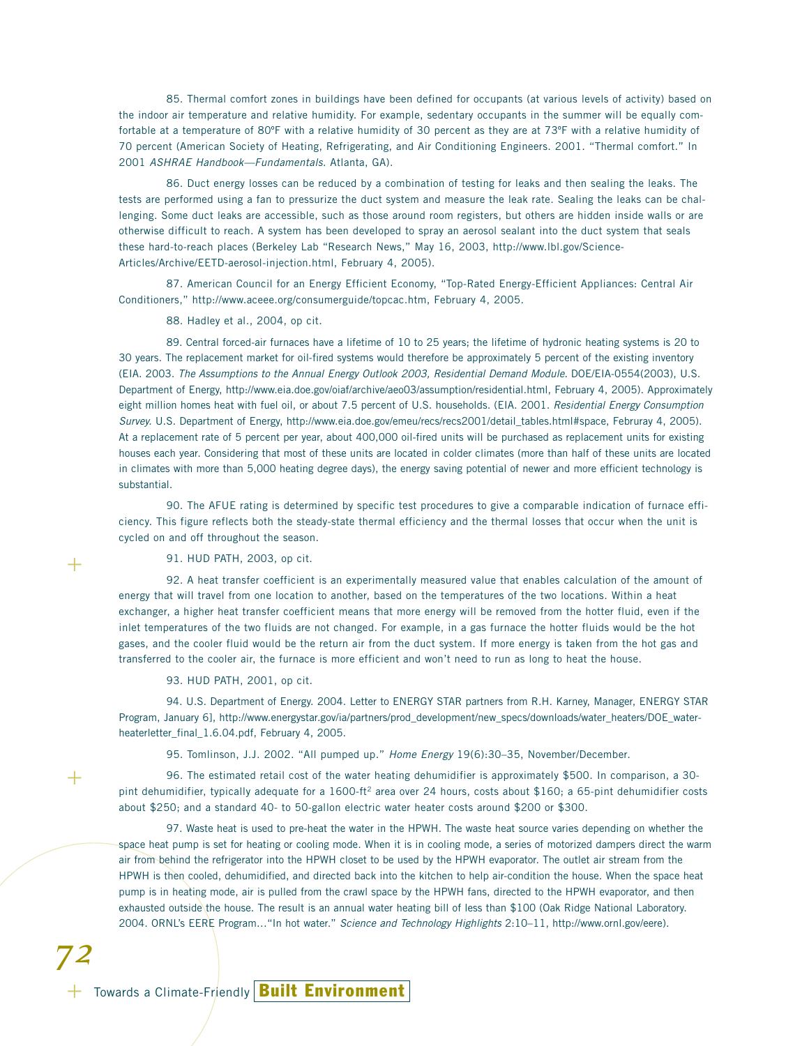85. Thermal comfort zones in buildings have been defined for occupants (at various levels of activity) based on the indoor air temperature and relative humidity. For example, sedentary occupants in the summer will be equally comfortable at a temperature of 80ºF with a relative humidity of 30 percent as they are at 73ºF with a relative humidity of 70 percent (American Society of Heating, Refrigerating, and Air Conditioning Engineers. 2001. "Thermal comfort." In 2001 *ASHRAE Handbook—Fundamentals*. Atlanta, GA).

86. Duct energy losses can be reduced by a combination of testing for leaks and then sealing the leaks. The tests are performed using a fan to pressurize the duct system and measure the leak rate. Sealing the leaks can be challenging. Some duct leaks are accessible, such as those around room registers, but others are hidden inside walls or are otherwise difficult to reach. A system has been developed to spray an aerosol sealant into the duct system that seals these hard-to-reach places (Berkeley Lab "Research News," May 16, 2003, http://www.lbl.gov/Science-Articles/Archive/EETD-aerosol-injection.html, February 4, 2005).

87. American Council for an Energy Efficient Economy, "Top-Rated Energy-Efficient Appliances: Central Air Conditioners," http://www.aceee.org/consumerguide/topcac.htm, February 4, 2005.

88. Hadley et al., 2004, op cit.

89. Central forced-air furnaces have a lifetime of 10 to 25 years; the lifetime of hydronic heating systems is 20 to 30 years. The replacement market for oil-fired systems would therefore be approximately 5 percent of the existing inventory (EIA. 2003. *The Assumptions to the Annual Energy Outlook 2003, Residential Demand Module.* DOE/EIA-0554(2003), U.S. Department of Energy, http://www.eia.doe.gov/oiaf/archive/aeo03/assumption/residential.html, February 4, 2005). Approximately eight million homes heat with fuel oil, or about 7.5 percent of U.S. households. (EIA. 2001. *Residential Energy Consumption Survey.* U.S. Department of Energy, http://www.eia.doe.gov/emeu/recs/recs2001/detail_tables.html#space, Februray 4, 2005). At a replacement rate of 5 percent per year, about 400,000 oil-fired units will be purchased as replacement units for existing houses each year. Considering that most of these units are located in colder climates (more than half of these units are located in climates with more than 5,000 heating degree days), the energy saving potential of newer and more efficient technology is substantial.

90. The AFUE rating is determined by specific test procedures to give a comparable indication of furnace efficiency. This figure reflects both the steady-state thermal efficiency and the thermal losses that occur when the unit is cycled on and off throughout the season.

91. HUD PATH, 2003, op cit.

92. A heat transfer coefficient is an experimentally measured value that enables calculation of the amount of energy that will travel from one location to another, based on the temperatures of the two locations. Within a heat exchanger, a higher heat transfer coefficient means that more energy will be removed from the hotter fluid, even if the inlet temperatures of the two fluids are not changed. For example, in a gas furnace the hotter fluids would be the hot gases, and the cooler fluid would be the return air from the duct system. If more energy is taken from the hot gas and transferred to the cooler air, the furnace is more efficient and won't need to run as long to heat the house.

93. HUD PATH, 2001, op cit.

94. U.S. Department of Energy. 2004. Letter to ENERGY STAR partners from R.H. Karney, Manager, ENERGY STAR Program, January 6], http://www.energystar.gov/ia/partners/prod_development/new_specs/downloads/water_heaters/DOE_waterheaterletter_final_1.6.04.pdf, February 4, 2005.

95. Tomlinson, J.J. 2002. "All pumped up." *Home Energy* 19(6):30–35, November/December.

96. The estimated retail cost of the water heating dehumidifier is approximately $500. In comparison, a 30-pint dehumidifier, typically adequate for a 1600-ft$^2$ area over 24 hours, costs about $160; a 65-pint dehumidifier costs about $250; and a standard 40- to 50-gallon electric water heater costs around $200 or $300.

97. Waste heat is used to pre-heat the water in the HPWH. The waste heat source varies depending on whether the space heat pump is set for heating or cooling mode. When it is in cooling mode, a series of motorized dampers direct the warm air from behind the refrigerator into the HPWH closet to be used by the HPWH evaporator. The outlet air stream from the HPWH is then cooled, dehumidified, and directed back into the kitchen to help air-condition the house. When the space heat pump is in heating mode, air is pulled from the crawl space by the HPWH fans, directed to the HPWH evaporator, and then exhausted outside the house. The result is an annual water heating bill of less than $100 (Oak Ridge National Laboratory. 2004. ORNL's EERE Program…"In hot water." *Science and Technology Highlights* 2:10–11, http://www.ornl.gov/eere).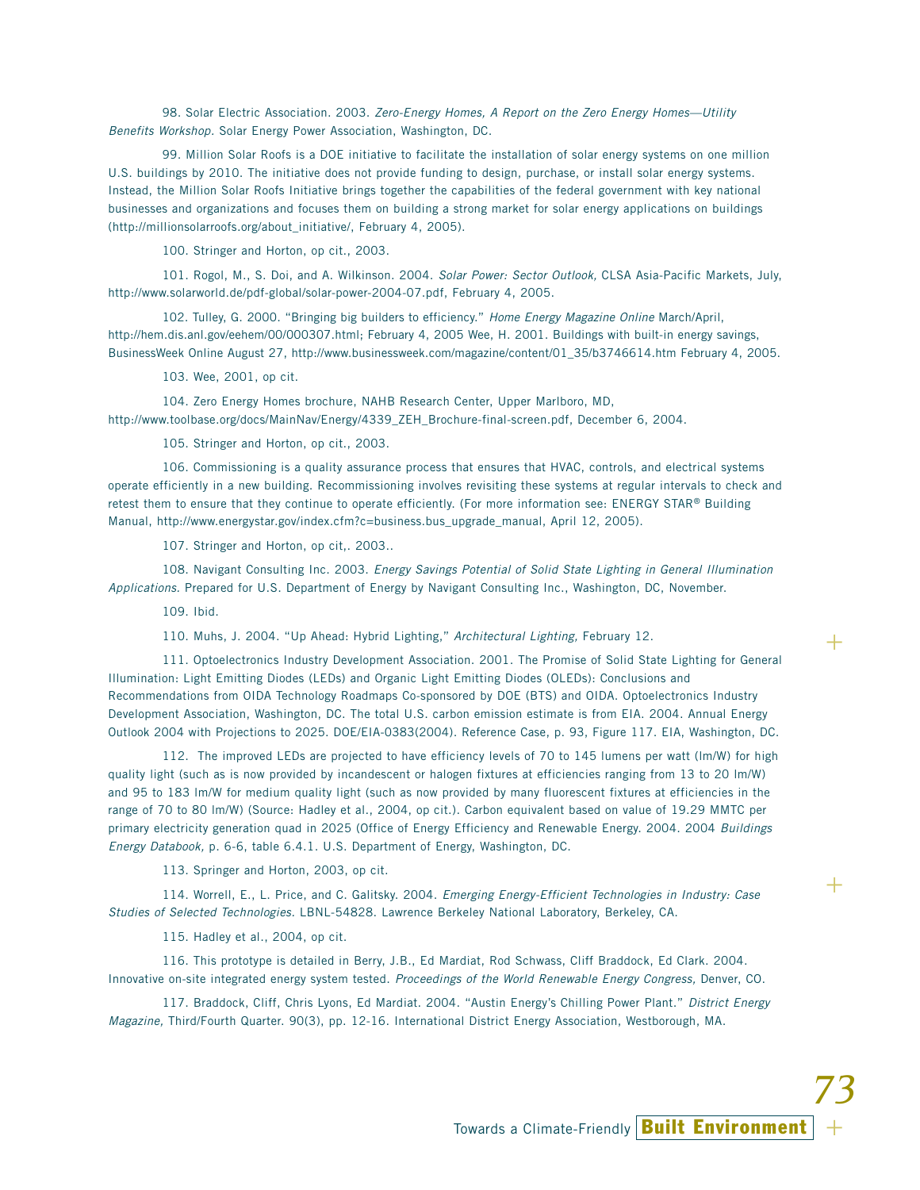98. Solar Electric Association. 2003. *Zero-Energy Homes, A Report on the Zero Energy Homes—Utility Benefits Workshop.* Solar Energy Power Association, Washington, DC.

99. Million Solar Roofs is a DOE initiative to facilitate the installation of solar energy systems on one million U.S. buildings by 2010. The initiative does not provide funding to design, purchase, or install solar energy systems. Instead, the Million Solar Roofs Initiative brings together the capabilities of the federal government with key national businesses and organizations and focuses them on building a strong market for solar energy applications on buildings (http://millionsolarroofs.org/about_initiative/, February 4, 2005).

100. Stringer and Horton, op cit., 2003.

101. Rogol, M., S. Doi, and A. Wilkinson. 2004. *Solar Power: Sector Outlook,* CLSA Asia-Pacific Markets, July, http://www.solarworld.de/pdf-global/solar-power-2004-07.pdf, February 4, 2005.

102. Tulley, G. 2000. "Bringing big builders to efficiency." *Home Energy Magazine Online* March/April, http://hem.dis.anl.gov/eehem/00/000307.html; February 4, 2005 Wee, H. 2001. Buildings with built-in energy savings, BusinessWeek Online August 27, http://www.businessweek.com/magazine/content/01_35/b3746614.htm February 4, 2005.

103. Wee, 2001, op cit.

104. Zero Energy Homes brochure, NAHB Research Center, Upper Marlboro, MD, http://www.toolbase.org/docs/MainNav/Energy/4339_ZEH_Brochure-final-screen.pdf, December 6, 2004.

105. Stringer and Horton, op cit., 2003.

106. Commissioning is a quality assurance process that ensures that HVAC, controls, and electrical systems operate efficiently in a new building. Recommissioning involves revisiting these systems at regular intervals to check and retest them to ensure that they continue to operate efficiently. (For more information see: ENERGY STAR® Building Manual, http://www.energystar.gov/index.cfm?c=business.bus_upgrade_manual, April 12, 2005).

107. Stringer and Horton, op cit,. 2003..

108. Navigant Consulting Inc. 2003. *Energy Savings Potential of Solid State Lighting in General Illumination Applications.* Prepared for U.S. Department of Energy by Navigant Consulting Inc., Washington, DC, November.

109. Ibid.

110. Muhs, J. 2004. "Up Ahead: Hybrid Lighting," *Architectural Lighting,* February 12.

111. Optoelectronics Industry Development Association. 2001. The Promise of Solid State Lighting for General Illumination: Light Emitting Diodes (LEDs) and Organic Light Emitting Diodes (OLEDs): Conclusions and Recommendations from OIDA Technology Roadmaps Co-sponsored by DOE (BTS) and OIDA. Optoelectronics Industry Development Association, Washington, DC. The total U.S. carbon emission estimate is from EIA. 2004. Annual Energy Outlook 2004 with Projections to 2025. DOE/EIA-0383(2004). Reference Case, p. 93, Figure 117. EIA, Washington, DC.

112. The improved LEDs are projected to have efficiency levels of 70 to 145 lumens per watt (lm/W) for high quality light (such as is now provided by incandescent or halogen fixtures at efficiencies ranging from 13 to 20 lm/W) and 95 to 183 lm/W for medium quality light (such as now provided by many fluorescent fixtures at efficiencies in the range of 70 to 80 lm/W) (Source: Hadley et al., 2004, op cit.). Carbon equivalent based on value of 19.29 MMTC per primary electricity generation quad in 2025 (Office of Energy Efficiency and Renewable Energy. 2004. 2004 *Buildings Energy Databook,* p. 6-6, table 6.4.1. U.S. Department of Energy, Washington, DC.

113. Springer and Horton, 2003, op cit.

114. Worrell, E., L. Price, and C. Galitsky. 2004. *Emerging Energy-Efficient Technologies in Industry: Case Studies of Selected Technologies.* LBNL-54828. Lawrence Berkeley National Laboratory, Berkeley, CA.

115. Hadley et al., 2004, op cit.

116. This prototype is detailed in Berry, J.B., Ed Mardiat, Rod Schwass, Cliff Braddock, Ed Clark. 2004. Innovative on-site integrated energy system tested. *Proceedings of the World Renewable Energy Congress,* Denver, CO.

117. Braddock, Cliff, Chris Lyons, Ed Mardiat. 2004. "Austin Energy's Chilling Power Plant." *District Energy Magazine,* Third/Fourth Quarter. 90(3), pp. 12-16. International District Energy Association, Westborough, MA.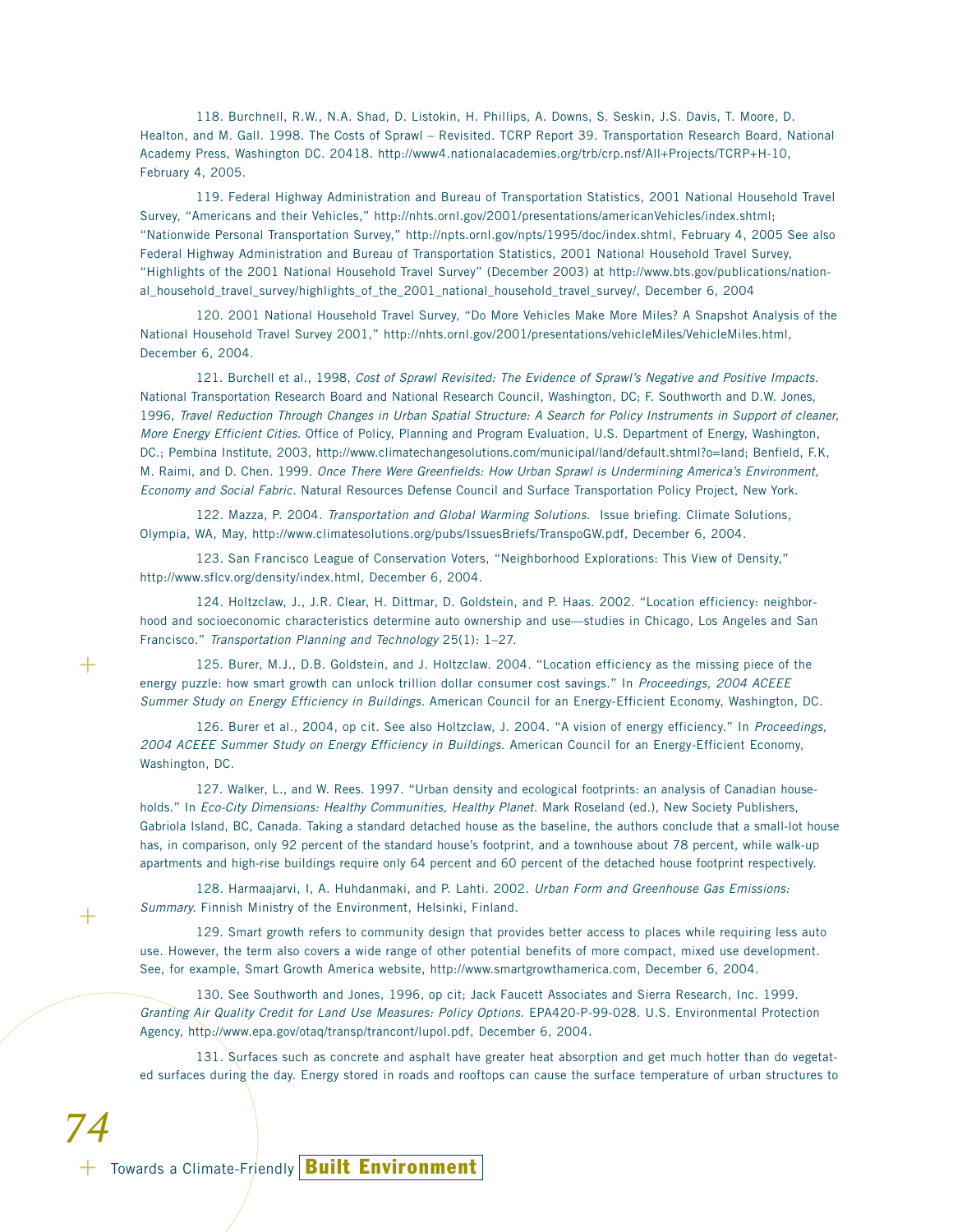118. Burchnell, R.W., N.A. Shad, D. Listokin, H. Phillips, A. Downs, S. Seskin, J.S. Davis, T. Moore, D. Healton, and M. Gall. 1998. The Costs of Sprawl – Revisited. TCRP Report 39. Transportation Research Board, National Academy Press, Washington DC. 20418. http://www4.nationalacademies.org/trb/crp.nsf/All+Projects/TCRP+H-10, February 4, 2005.

119. Federal Highway Administration and Bureau of Transportation Statistics, 2001 National Household Travel Survey, "Americans and their Vehicles," http://nhts.ornl.gov/2001/presentations/americanVehicles/index.shtml; "Nationwide Personal Transportation Survey," http://npts.ornl.gov/npts/1995/doc/index.shtml, February 4, 2005 See also Federal Highway Administration and Bureau of Transportation Statistics, 2001 National Household Travel Survey, "Highlights of the 2001 National Household Travel Survey" (December 2003) at http://www.bts.gov/publications/national_household_travel_survey/highlights_of_the_2001_national_household_travel_survey/, December 6, 2004

120. 2001 National Household Travel Survey, "Do More Vehicles Make More Miles? A Snapshot Analysis of the National Household Travel Survey 2001," http://nhts.ornl.gov/2001/presentations/vehicleMiles/VehicleMiles.html, December 6, 2004.

121. Burchell et al., 1998, *Cost of Sprawl Revisited: The Evidence of Sprawl's Negative and Positive Impacts.* National Transportation Research Board and National Research Council, Washington, DC; F. Southworth and D.W. Jones, 1996, *Travel Reduction Through Changes in Urban Spatial Structure: A Search for Policy Instruments in Support of cleaner, More Energy Efficient Cities.* Office of Policy, Planning and Program Evaluation, U.S. Department of Energy, Washington, DC.; Pembina Institute, 2003, http://www.climatechangesolutions.com/municipal/land/default.shtml?o=land; Benfield, F.K, M. Raimi, and D. Chen. 1999. *Once There Were Greenfields: How Urban Sprawl is Undermining America's Environment, Economy and Social Fabric.* Natural Resources Defense Council and Surface Transportation Policy Project, New York.

122. Mazza, P. 2004. *Transportation and Global Warming Solutions.* Issue briefing. Climate Solutions, Olympia, WA, May, http://www.climatesolutions.org/pubs/IssuesBriefs/TranspoGW.pdf, December 6, 2004.

123. San Francisco League of Conservation Voters, "Neighborhood Explorations: This View of Density," http://www.sflcv.org/density/index.html, December 6, 2004.

124. Holtzclaw, J., J.R. Clear, H. Dittmar, D. Goldstein, and P. Haas. 2002. "Location efficiency: neighborhood and socioeconomic characteristics determine auto ownership and use—studies in Chicago, Los Angeles and San Francisco." *Transportation Planning and Technology* 25(1): 1–27.

125. Burer, M.J., D.B. Goldstein, and J. Holtzclaw. 2004. "Location efficiency as the missing piece of the energy puzzle: how smart growth can unlock trillion dollar consumer cost savings." In *Proceedings, 2004 ACEEE Summer Study on Energy Efficiency in Buildings.* American Council for an Energy-Efficient Economy, Washington, DC.

126. Burer et al., 2004, op cit. See also Holtzclaw, J. 2004. "A vision of energy efficiency." In *Proceedings, 2004 ACEEE Summer Study on Energy Efficiency in Buildings.* American Council for an Energy-Efficient Economy, Washington, DC.

127. Walker, L., and W. Rees. 1997. "Urban density and ecological footprints: an analysis of Canadian households." In *Eco-City Dimensions: Healthy Communities, Healthy Planet.* Mark Roseland (ed.), New Society Publishers, Gabriola Island, BC, Canada. Taking a standard detached house as the baseline, the authors conclude that a small-lot house has, in comparison, only 92 percent of the standard house's footprint, and a townhouse about 78 percent, while walk-up apartments and high-rise buildings require only 64 percent and 60 percent of the detached house footprint respectively.

128. Harmaajarvi, I, A. Huhdanmaki, and P. Lahti. 2002. *Urban Form and Greenhouse Gas Emissions: Summary.* Finnish Ministry of the Environment, Helsinki, Finland.

129. Smart growth refers to community design that provides better access to places while requiring less auto use. However, the term also covers a wide range of other potential benefits of more compact, mixed use development. See, for example, Smart Growth America website, http://www.smartgrowthamerica.com, December 6, 2004.

130. See Southworth and Jones, 1996, op cit; Jack Faucett Associates and Sierra Research, Inc. 1999. *Granting Air Quality Credit for Land Use Measures: Policy Options.* EPA420-P-99-028. U.S. Environmental Protection Agency, http://www.epa.gov/otaq/transp/trancont/lupol.pdf, December 6, 2004.

131. Surfaces such as concrete and asphalt have greater heat absorption and get much hotter than do vegetated surfaces during the day. Energy stored in roads and rooftops can cause the surface temperature of urban structures to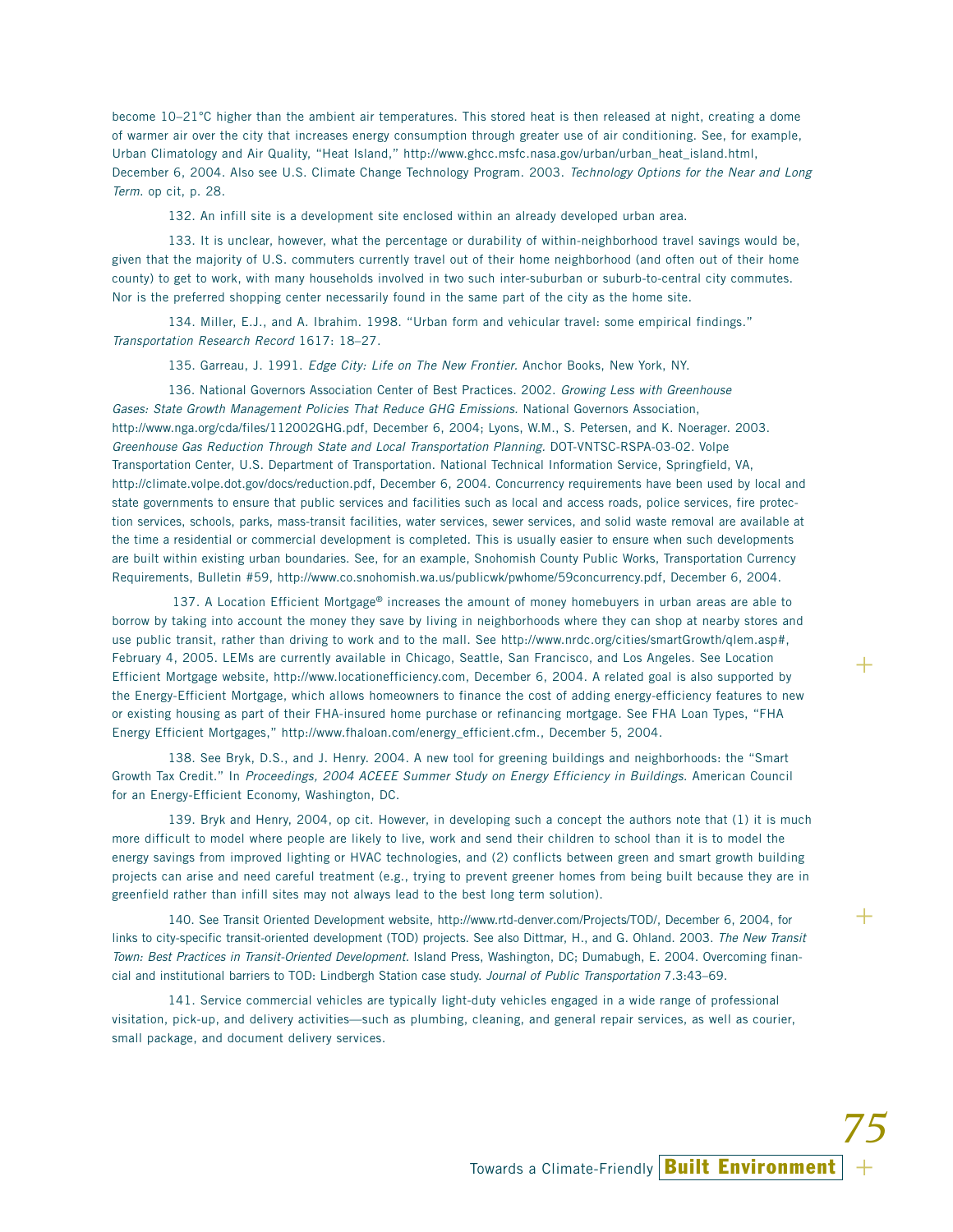become 10–21°C higher than the ambient air temperatures. This stored heat is then released at night, creating a dome of warmer air over the city that increases energy consumption through greater use of air conditioning. See, for example, Urban Climatology and Air Quality, "Heat Island," http://www.ghcc.msfc.nasa.gov/urban/urban_heat_island.html, December 6, 2004. Also see U.S. Climate Change Technology Program. 2003. *Technology Options for the Near and Long Term*. op cit, p. 28.

132. An infill site is a development site enclosed within an already developed urban area.

133. It is unclear, however, what the percentage or durability of within-neighborhood travel savings would be, given that the majority of U.S. commuters currently travel out of their home neighborhood (and often out of their home county) to get to work, with many households involved in two such inter-suburban or suburb-to-central city commutes. Nor is the preferred shopping center necessarily found in the same part of the city as the home site.

134. Miller, E.J., and A. Ibrahim. 1998. "Urban form and vehicular travel: some empirical findings." *Transportation Research Record* 1617: 18–27.

135. Garreau, J. 1991. *Edge City: Life on The New Frontier*. Anchor Books, New York, NY.

136. National Governors Association Center of Best Practices. 2002. *Growing Less with Greenhouse Gases: State Growth Management Policies That Reduce GHG Emissions*. National Governors Association, http://www.nga.org/cda/files/112002GHG.pdf, December 6, 2004; Lyons, W.M., S. Petersen, and K. Noerager. 2003. *Greenhouse Gas Reduction Through State and Local Transportation Planning*. DOT-VNTSC-RSPA-03-02. Volpe Transportation Center, U.S. Department of Transportation. National Technical Information Service, Springfield, VA, http://climate.volpe.dot.gov/docs/reduction.pdf, December 6, 2004. Concurrency requirements have been used by local and state governments to ensure that public services and facilities such as local and access roads, police services, fire protection services, schools, parks, mass-transit facilities, water services, sewer services, and solid waste removal are available at the time a residential or commercial development is completed. This is usually easier to ensure when such developments are built within existing urban boundaries. See, for an example, Snohomish County Public Works, Transportation Currency Requirements, Bulletin #59, http://www.co.snohomish.wa.us/publicwk/pwhome/59concurrency.pdf, December 6, 2004.

137. A Location Efficient Mortgage® increases the amount of money homebuyers in urban areas are able to borrow by taking into account the money they save by living in neighborhoods where they can shop at nearby stores and use public transit, rather than driving to work and to the mall. See http://www.nrdc.org/cities/smartGrowth/qlem.asp#, February 4, 2005. LEMs are currently available in Chicago, Seattle, San Francisco, and Los Angeles. See Location Efficient Mortgage website, http://www.locationefficiency.com, December 6, 2004. A related goal is also supported by the Energy-Efficient Mortgage, which allows homeowners to finance the cost of adding energy-efficiency features to new or existing housing as part of their FHA-insured home purchase or refinancing mortgage. See FHA Loan Types, "FHA Energy Efficient Mortgages," http://www.fhaloan.com/energy_efficient.cfm., December 5, 2004.

138. See Bryk, D.S., and J. Henry. 2004. A new tool for greening buildings and neighborhoods: the "Smart Growth Tax Credit." In *Proceedings, 2004 ACEEE Summer Study on Energy Efficiency in Buildings*. American Council for an Energy-Efficient Economy, Washington, DC.

139. Bryk and Henry, 2004, op cit. However, in developing such a concept the authors note that (1) it is much more difficult to model where people are likely to live, work and send their children to school than it is to model the energy savings from improved lighting or HVAC technologies, and (2) conflicts between green and smart growth building projects can arise and need careful treatment (e.g., trying to prevent greener homes from being built because they are in greenfield rather than infill sites may not always lead to the best long term solution).

140. See Transit Oriented Development website, http://www.rtd-denver.com/Projects/TOD/, December 6, 2004, for links to city-specific transit-oriented development (TOD) projects. See also Dittmar, H., and G. Ohland. 2003. *The New Transit Town: Best Practices in Transit-Oriented Development*. Island Press, Washington, DC; Dumabugh, E. 2004. Overcoming financial and institutional barriers to TOD: Lindbergh Station case study. *Journal of Public Transportation* 7.3:43–69.

141. Service commercial vehicles are typically light-duty vehicles engaged in a wide range of professional visitation, pick-up, and delivery activities—such as plumbing, cleaning, and general repair services, as well as courier, small package, and document delivery services.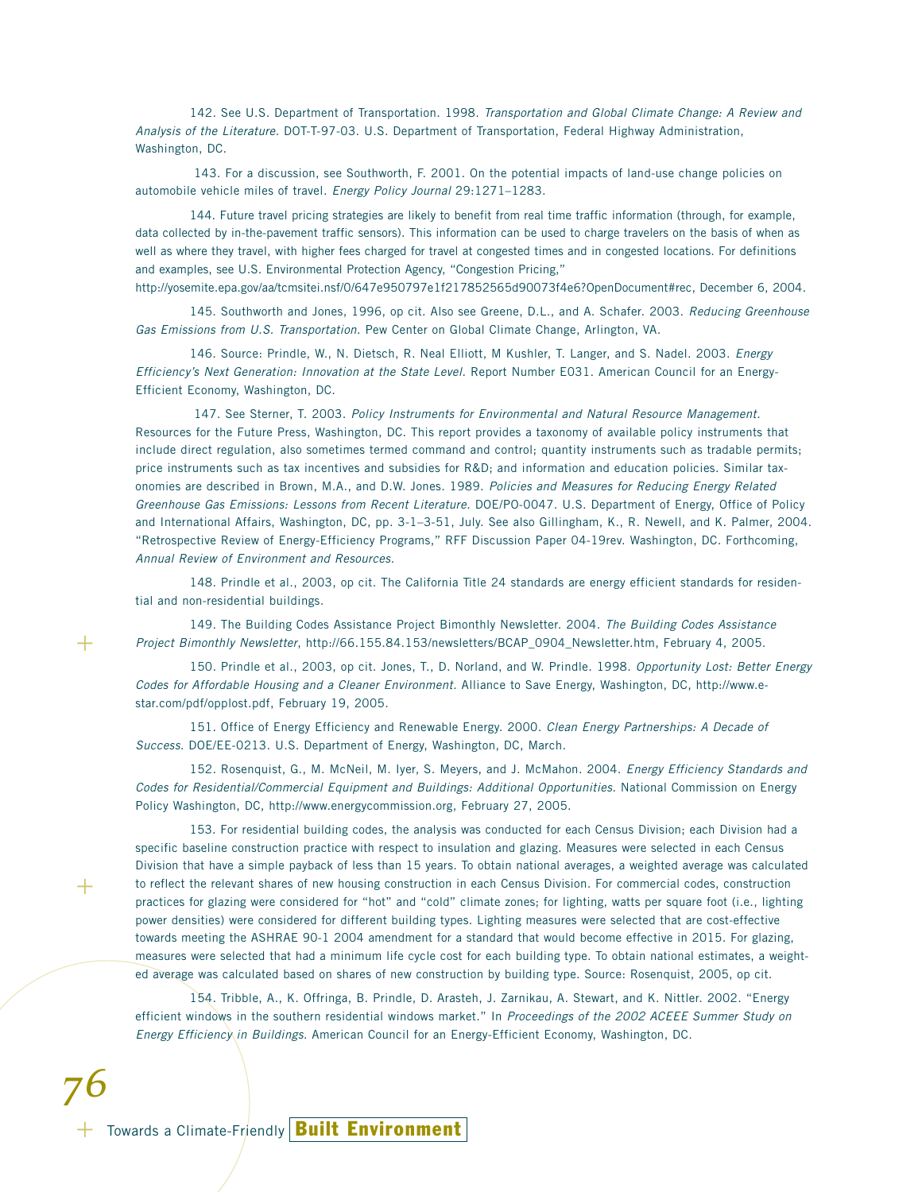142. See U.S. Department of Transportation. 1998. *Transportation and Global Climate Change: A Review and Analysis of the Literature.* DOT-T-97-03. U.S. Department of Transportation, Federal Highway Administration, Washington, DC.

143. For a discussion, see Southworth, F. 2001. On the potential impacts of land-use change policies on automobile vehicle miles of travel. *Energy Policy Journal* 29:1271–1283.

144. Future travel pricing strategies are likely to benefit from real time traffic information (through, for example, data collected by in-the-pavement traffic sensors). This information can be used to charge travelers on the basis of when as well as where they travel, with higher fees charged for travel at congested times and in congested locations. For definitions and examples, see U.S. Environmental Protection Agency, "Congestion Pricing," http://yosemite.epa.gov/aa/tcmsitei.nsf/0/647e950797e1f217852565d90073f4e6?OpenDocument#rec, December 6, 2004.

145. Southworth and Jones, 1996, op cit. Also see Greene, D.L., and A. Schafer. 2003. *Reducing Greenhouse Gas Emissions from U.S. Transportation.* Pew Center on Global Climate Change, Arlington, VA.

146. Source: Prindle, W., N. Dietsch, R. Neal Elliott, M Kushler, T. Langer, and S. Nadel. 2003. *Energy Efficiency's Next Generation: Innovation at the State Level.* Report Number E031. American Council for an Energy-Efficient Economy, Washington, DC.

147. See Sterner, T. 2003. *Policy Instruments for Environmental and Natural Resource Management.* Resources for the Future Press, Washington, DC. This report provides a taxonomy of available policy instruments that include direct regulation, also sometimes termed command and control; quantity instruments such as tradable permits; price instruments such as tax incentives and subsidies for R&D; and information and education policies. Similar taxonomies are described in Brown, M.A., and D.W. Jones. 1989. *Policies and Measures for Reducing Energy Related Greenhouse Gas Emissions: Lessons from Recent Literature.* DOE/PO-0047. U.S. Department of Energy, Office of Policy and International Affairs, Washington, DC, pp. 3-1–3-51, July. See also Gillingham, K., R. Newell, and K. Palmer, 2004. "Retrospective Review of Energy-Efficiency Programs," RFF Discussion Paper 04-19rev. Washington, DC. Forthcoming, *Annual Review of Environment and Resources.*

148. Prindle et al., 2003, op cit. The California Title 24 standards are energy efficient standards for residential and non-residential buildings.

149. The Building Codes Assistance Project Bimonthly Newsletter. 2004. *The Building Codes Assistance Project Bimonthly Newsletter*, http://66.155.84.153/newsletters/BCAP_0904_Newsletter.htm, February 4, 2005.

150. Prindle et al., 2003, op cit. Jones, T., D. Norland, and W. Prindle. 1998. *Opportunity Lost: Better Energy Codes for Affordable Housing and a Cleaner Environment.* Alliance to Save Energy, Washington, DC, http://www.e-star.com/pdf/opplost.pdf, February 19, 2005.

151. Office of Energy Efficiency and Renewable Energy. 2000. *Clean Energy Partnerships: A Decade of Success.* DOE/EE-0213. U.S. Department of Energy, Washington, DC, March.

152. Rosenquist, G., M. McNeil, M. Iyer, S. Meyers, and J. McMahon. 2004. *Energy Efficiency Standards and Codes for Residential/Commercial Equipment and Buildings: Additional Opportunities.* National Commission on Energy Policy Washington, DC, http://www.energycommission.org, February 27, 2005.

153. For residential building codes, the analysis was conducted for each Census Division; each Division had a specific baseline construction practice with respect to insulation and glazing. Measures were selected in each Census Division that have a simple payback of less than 15 years. To obtain national averages, a weighted average was calculated to reflect the relevant shares of new housing construction in each Census Division. For commercial codes, construction practices for glazing were considered for "hot" and "cold" climate zones; for lighting, watts per square foot (i.e., lighting power densities) were considered for different building types. Lighting measures were selected that are cost-effective towards meeting the ASHRAE 90-1 2004 amendment for a standard that would become effective in 2015. For glazing, measures were selected that had a minimum life cycle cost for each building type. To obtain national estimates, a weighted average was calculated based on shares of new construction by building type. Source: Rosenquist, 2005, op cit.

154. Tribble, A., K. Offringa, B. Prindle, D. Arasteh, J. Zarnikau, A. Stewart, and K. Nittler. 2002. "Energy efficient windows in the southern residential windows market." In *Proceedings of the 2002 ACEEE Summer Study on Energy Efficiency in Buildings.* American Council for an Energy-Efficient Economy, Washington, DC.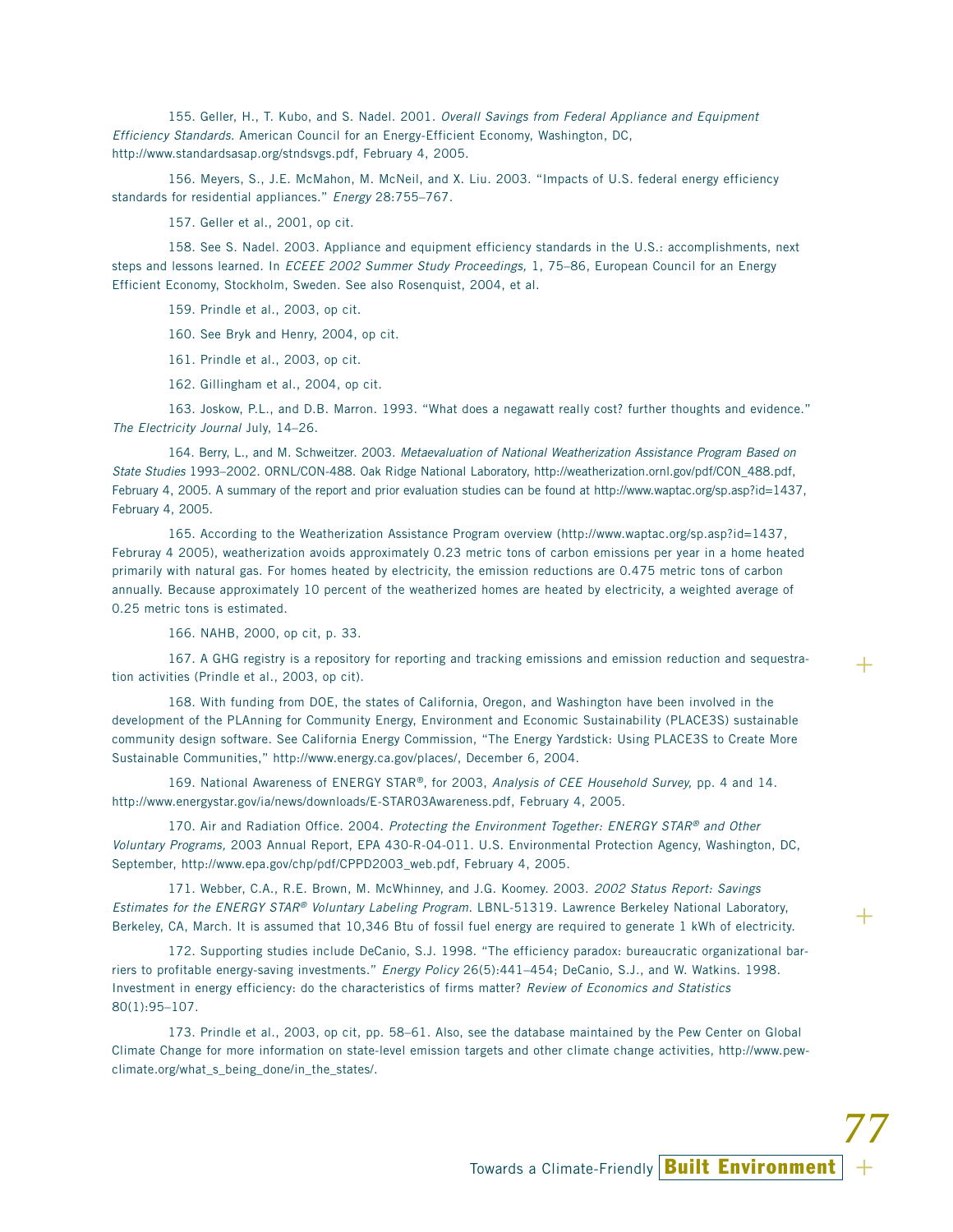155. Geller, H., T. Kubo, and S. Nadel. 2001. *Overall Savings from Federal Appliance and Equipment Efficiency Standards.* American Council for an Energy-Efficient Economy, Washington, DC, http://www.standardsasap.org/stndsvgs.pdf, February 4, 2005.

156. Meyers, S., J.E. McMahon, M. McNeil, and X. Liu. 2003. "Impacts of U.S. federal energy efficiency standards for residential appliances." *Energy* 28:755–767.

157. Geller et al., 2001, op cit.

158. See S. Nadel. 2003. Appliance and equipment efficiency standards in the U.S.: accomplishments, next steps and lessons learned. In *ECEEE 2002 Summer Study Proceedings,* 1, 75–86, European Council for an Energy Efficient Economy, Stockholm, Sweden. See also Rosenquist, 2004, et al.

159. Prindle et al., 2003, op cit.

160. See Bryk and Henry, 2004, op cit.

161. Prindle et al., 2003, op cit.

162. Gillingham et al., 2004, op cit.

163. Joskow, P.L., and D.B. Marron. 1993. "What does a negawatt really cost? further thoughts and evidence." *The Electricity Journal* July, 14–26.

164. Berry, L., and M. Schweitzer. 2003. *Metaevaluation of National Weatherization Assistance Program Based on State Studies* 1993–2002. ORNL/CON-488. Oak Ridge National Laboratory, http://weatherization.ornl.gov/pdf/CON_488.pdf, February 4, 2005. A summary of the report and prior evaluation studies can be found at http://www.waptac.org/sp.asp?id=1437, February 4, 2005.

165. According to the Weatherization Assistance Program overview (http://www.waptac.org/sp.asp?id=1437, Februray 4 2005), weatherization avoids approximately 0.23 metric tons of carbon emissions per year in a home heated primarily with natural gas. For homes heated by electricity, the emission reductions are 0.475 metric tons of carbon annually. Because approximately 10 percent of the weatherized homes are heated by electricity, a weighted average of 0.25 metric tons is estimated.

166. NAHB, 2000, op cit, p. 33.

167. A GHG registry is a repository for reporting and tracking emissions and emission reduction and sequestration activities (Prindle et al., 2003, op cit).

168. With funding from DOE, the states of California, Oregon, and Washington have been involved in the development of the PLAnning for Community Energy, Environment and Economic Sustainability (PLACE3S) sustainable community design software. See California Energy Commission, "The Energy Yardstick: Using PLACE3S to Create More Sustainable Communities," http://www.energy.ca.gov/places/, December 6, 2004.

169. National Awareness of ENERGY STAR®, for 2003, *Analysis of CEE Household Survey,* pp. 4 and 14. http://www.energystar.gov/ia/news/downloads/E-STAR03Awareness.pdf, February 4, 2005.

170. Air and Radiation Office. 2004. *Protecting the Environment Together: ENERGY STAR® and Other Voluntary Programs,* 2003 Annual Report, EPA 430-R-04-011. U.S. Environmental Protection Agency, Washington, DC, September, http://www.epa.gov/chp/pdf/CPPD2003_web.pdf, February 4, 2005.

171. Webber, C.A., R.E. Brown, M. McWhinney, and J.G. Koomey. 2003. *2002 Status Report: Savings Estimates for the ENERGY STAR® Voluntary Labeling Program.* LBNL-51319. Lawrence Berkeley National Laboratory, Berkeley, CA, March. It is assumed that 10,346 Btu of fossil fuel energy are required to generate 1 kWh of electricity.

172. Supporting studies include DeCanio, S.J. 1998. "The efficiency paradox: bureaucratic organizational barriers to profitable energy-saving investments." *Energy Policy* 26(5):441–454; DeCanio, S.J., and W. Watkins. 1998. Investment in energy efficiency: do the characteristics of firms matter? *Review of Economics and Statistics* 80(1):95–107.

173. Prindle et al., 2003, op cit, pp. 58–61. Also, see the database maintained by the Pew Center on Global Climate Change for more information on state-level emission targets and other climate change activities, http://www.pewclimate.org/what_s_being_done/in_the_states/.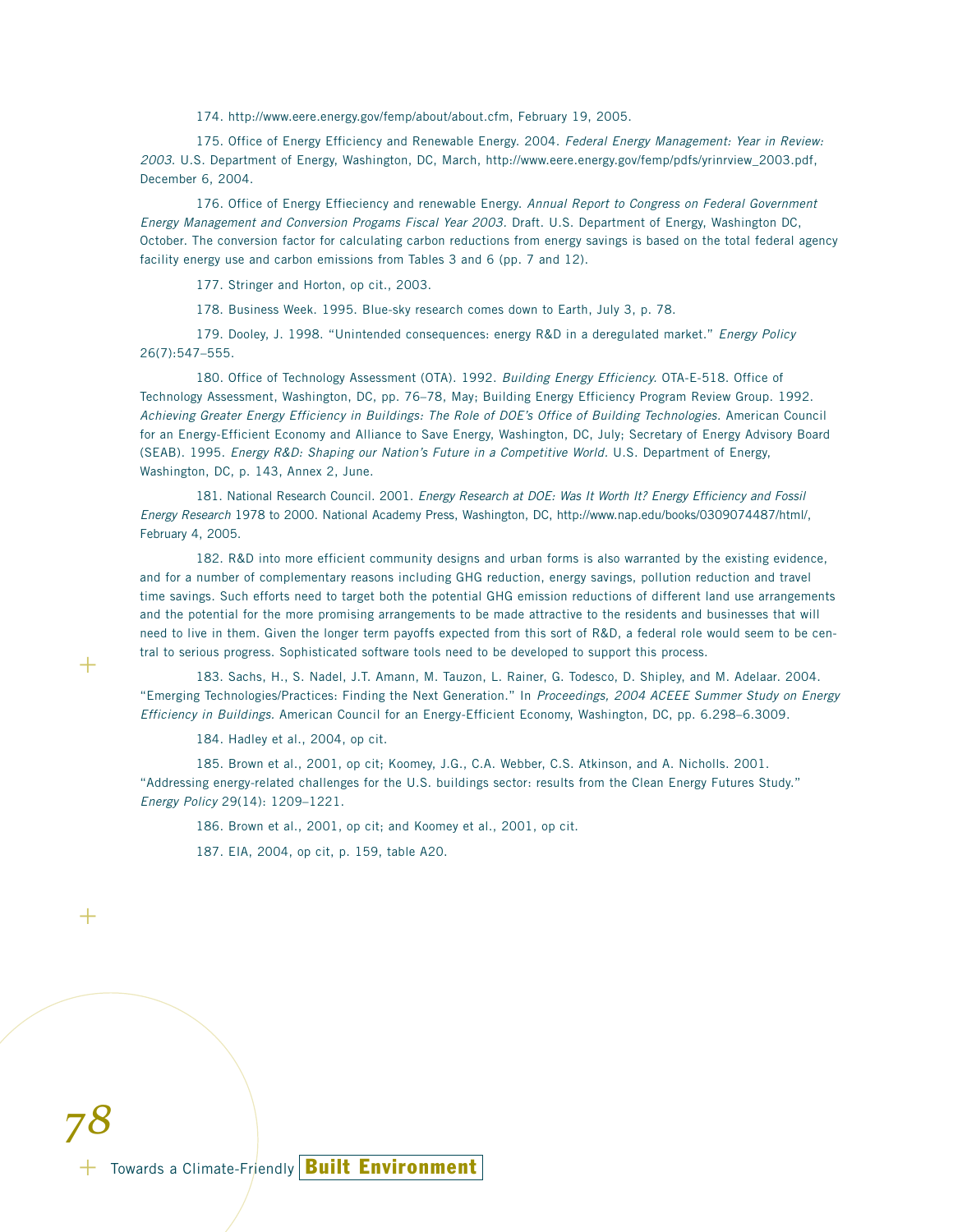174. http://www.eere.energy.gov/femp/about/about.cfm, February 19, 2005.

175. Office of Energy Efficiency and Renewable Energy. 2004. *Federal Energy Management: Year in Review: 2003.* U.S. Department of Energy, Washington, DC, March, http://www.eere.energy.gov/femp/pdfs/yrinrview_2003.pdf, December 6, 2004.

176. Office of Energy Effieciency and renewable Energy. *Annual Report to Congress on Federal Government Energy Management and Conversion Progams Fiscal Year 2003.* Draft. U.S. Department of Energy, Washington DC, October. The conversion factor for calculating carbon reductions from energy savings is based on the total federal agency facility energy use and carbon emissions from Tables 3 and 6 (pp. 7 and 12).

177. Stringer and Horton, op cit., 2003.

178. Business Week. 1995. Blue-sky research comes down to Earth, July 3, p. 78.

179. Dooley, J. 1998. "Unintended consequences: energy R&D in a deregulated market." *Energy Policy* 26(7):547–555.

180. Office of Technology Assessment (OTA). 1992. *Building Energy Efficiency.* OTA-E-518. Office of Technology Assessment, Washington, DC, pp. 76–78, May; Building Energy Efficiency Program Review Group. 1992. *Achieving Greater Energy Efficiency in Buildings: The Role of DOE's Office of Building Technologies.* American Council for an Energy-Efficient Economy and Alliance to Save Energy, Washington, DC, July; Secretary of Energy Advisory Board (SEAB). 1995. *Energy R&D: Shaping our Nation's Future in a Competitive World.* U.S. Department of Energy, Washington, DC, p. 143, Annex 2, June.

181. National Research Council. 2001. *Energy Research at DOE: Was It Worth It? Energy Efficiency and Fossil Energy Research* 1978 to 2000. National Academy Press, Washington, DC, http://www.nap.edu/books/0309074487/html/, February 4, 2005.

182. R&D into more efficient community designs and urban forms is also warranted by the existing evidence, and for a number of complementary reasons including GHG reduction, energy savings, pollution reduction and travel time savings. Such efforts need to target both the potential GHG emission reductions of different land use arrangements and the potential for the more promising arrangements to be made attractive to the residents and businesses that will need to live in them. Given the longer term payoffs expected from this sort of R&D, a federal role would seem to be central to serious progress. Sophisticated software tools need to be developed to support this process.

183. Sachs, H., S. Nadel, J.T. Amann, M. Tauzon, L. Rainer, G. Todesco, D. Shipley, and M. Adelaar. 2004. "Emerging Technologies/Practices: Finding the Next Generation." In *Proceedings, 2004 ACEEE Summer Study on Energy Efficiency in Buildings.* American Council for an Energy-Efficient Economy, Washington, DC, pp. 6.298–6.3009.

184. Hadley et al., 2004, op cit.

185. Brown et al., 2001, op cit; Koomey, J.G., C.A. Webber, C.S. Atkinson, and A. Nicholls. 2001. "Addressing energy-related challenges for the U.S. buildings sector: results from the Clean Energy Futures Study." *Energy Policy* 29(14): 1209–1221.

186. Brown et al., 2001, op cit; and Koomey et al., 2001, op cit.

187. EIA, 2004, op cit, p. 159, table A20.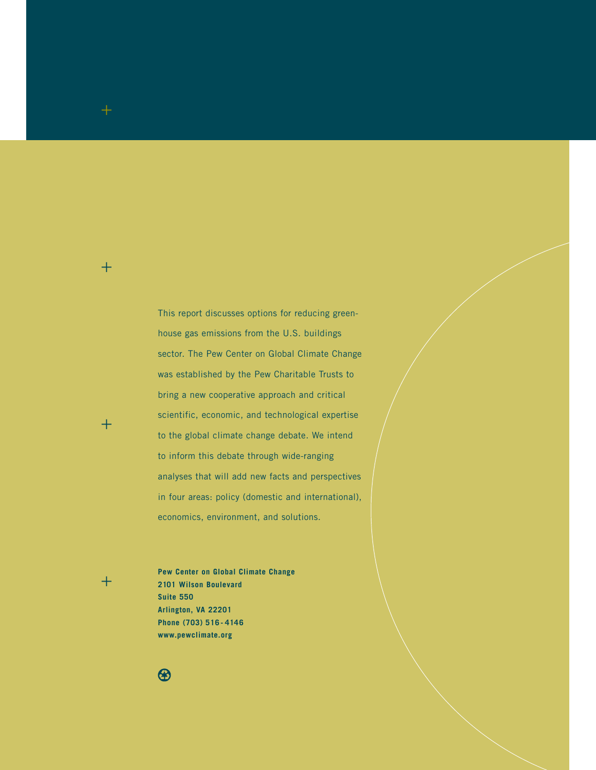This report discusses options for reducing greenhouse gas emissions from the U.S. buildings sector. The Pew Center on Global Climate Change was established by the Pew Charitable Trusts to bring a new cooperative approach and critical scientific, economic, and technological expertise to the global climate change debate. We intend to inform this debate through wide-ranging analyses that will add new facts and perspectives in four areas: policy (domestic and international), economics, environment, and solutions.

**Pew Center on Global Climate Change**
**2101 Wilson Boulevard**
**Suite 550**
**Arlington, VA 22201**
**Phone (703) 516-4146**
**www.pewclimate.org**